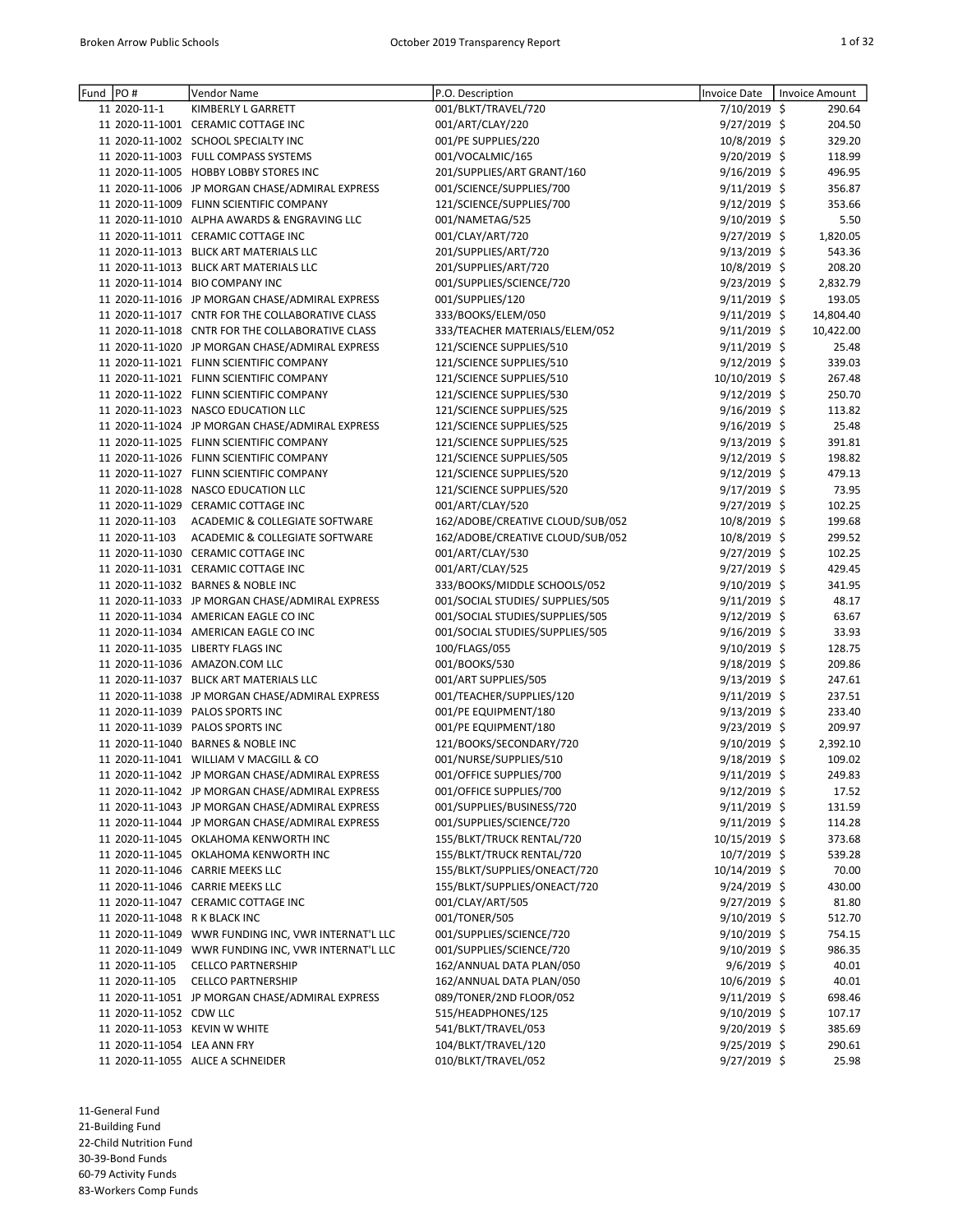| Fund | PO # | Vendor Name | P.O. Description | Invoice Date | Invoice Amount |
|---|---|---|---|---|---|
| 11 | 2020-11-1 | KIMBERLY L GARRETT | 001/BLKT/TRAVEL/720 | 7/10/2019 | $ 290.64 |
| 11 | 2020-11-1001 | CERAMIC COTTAGE INC | 001/ART/CLAY/220 | 9/27/2019 | $ 204.50 |
| 11 | 2020-11-1002 | SCHOOL SPECIALTY INC | 001/PE SUPPLIES/220 | 10/8/2019 | $ 329.20 |
| 11 | 2020-11-1003 | FULL COMPASS SYSTEMS | 001/VOCALMIC/165 | 9/20/2019 | $ 118.99 |
| 11 | 2020-11-1005 | HOBBY LOBBY STORES INC | 201/SUPPLIES/ART GRANT/160 | 9/16/2019 | $ 496.95 |
| 11 | 2020-11-1006 | JP MORGAN CHASE/ADMIRAL EXPRESS | 001/SCIENCE/SUPPLIES/700 | 9/11/2019 | $ 356.87 |
| 11 | 2020-11-1009 | FLINN SCIENTIFIC COMPANY | 121/SCIENCE/SUPPLIES/700 | 9/12/2019 | $ 353.66 |
| 11 | 2020-11-1010 | ALPHA AWARDS & ENGRAVING LLC | 001/NAMETAG/525 | 9/10/2019 | $ 5.50 |
| 11 | 2020-11-1011 | CERAMIC COTTAGE INC | 001/CLAY/ART/720 | 9/27/2019 | $ 1,820.05 |
| 11 | 2020-11-1013 | BLICK ART MATERIALS LLC | 201/SUPPLIES/ART/720 | 9/13/2019 | $ 543.36 |
| 11 | 2020-11-1013 | BLICK ART MATERIALS LLC | 201/SUPPLIES/ART/720 | 10/8/2019 | $ 208.20 |
| 11 | 2020-11-1014 | BIO COMPANY INC | 001/SUPPLIES/SCIENCE/720 | 9/23/2019 | $ 2,832.79 |
| 11 | 2020-11-1016 | JP MORGAN CHASE/ADMIRAL EXPRESS | 001/SUPPLIES/120 | 9/11/2019 | $ 193.05 |
| 11 | 2020-11-1017 | CNTR FOR THE COLLABORATIVE CLASS | 333/BOOKS/ELEM/050 | 9/11/2019 | $ 14,804.40 |
| 11 | 2020-11-1018 | CNTR FOR THE COLLABORATIVE CLASS | 333/TEACHER MATERIALS/ELEM/052 | 9/11/2019 | $ 10,422.00 |
| 11 | 2020-11-1020 | JP MORGAN CHASE/ADMIRAL EXPRESS | 121/SCIENCE SUPPLIES/510 | 9/11/2019 | $ 25.48 |
| 11 | 2020-11-1021 | FLINN SCIENTIFIC COMPANY | 121/SCIENCE SUPPLIES/510 | 9/12/2019 | $ 339.03 |
| 11 | 2020-11-1021 | FLINN SCIENTIFIC COMPANY | 121/SCIENCE SUPPLIES/510 | 10/10/2019 | $ 267.48 |
| 11 | 2020-11-1022 | FLINN SCIENTIFIC COMPANY | 121/SCIENCE SUPPLIES/530 | 9/12/2019 | $ 250.70 |
| 11 | 2020-11-1023 | NASCO EDUCATION LLC | 121/SCIENCE SUPPLIES/525 | 9/16/2019 | $ 113.82 |
| 11 | 2020-11-1024 | JP MORGAN CHASE/ADMIRAL EXPRESS | 121/SCIENCE SUPPLIES/525 | 9/16/2019 | $ 25.48 |
| 11 | 2020-11-1025 | FLINN SCIENTIFIC COMPANY | 121/SCIENCE SUPPLIES/525 | 9/13/2019 | $ 391.81 |
| 11 | 2020-11-1026 | FLINN SCIENTIFIC COMPANY | 121/SCIENCE SUPPLIES/505 | 9/12/2019 | $ 198.82 |
| 11 | 2020-11-1027 | FLINN SCIENTIFIC COMPANY | 121/SCIENCE SUPPLIES/520 | 9/12/2019 | $ 479.13 |
| 11 | 2020-11-1028 | NASCO EDUCATION LLC | 121/SCIENCE SUPPLIES/520 | 9/17/2019 | $ 73.95 |
| 11 | 2020-11-1029 | CERAMIC COTTAGE INC | 001/ART/CLAY/520 | 9/27/2019 | $ 102.25 |
| 11 | 2020-11-103 | ACADEMIC & COLLEGIATE SOFTWARE | 162/ADOBE/CREATIVE CLOUD/SUB/052 | 10/8/2019 | $ 199.68 |
| 11 | 2020-11-103 | ACADEMIC & COLLEGIATE SOFTWARE | 162/ADOBE/CREATIVE CLOUD/SUB/052 | 10/8/2019 | $ 299.52 |
| 11 | 2020-11-1030 | CERAMIC COTTAGE INC | 001/ART/CLAY/530 | 9/27/2019 | $ 102.25 |
| 11 | 2020-11-1031 | CERAMIC COTTAGE INC | 001/ART/CLAY/525 | 9/27/2019 | $ 429.45 |
| 11 | 2020-11-1032 | BARNES & NOBLE INC | 333/BOOKS/MIDDLE SCHOOLS/052 | 9/10/2019 | $ 341.95 |
| 11 | 2020-11-1033 | JP MORGAN CHASE/ADMIRAL EXPRESS | 001/SOCIAL STUDIES/ SUPPLIES/505 | 9/11/2019 | $ 48.17 |
| 11 | 2020-11-1034 | AMERICAN EAGLE CO INC | 001/SOCIAL STUDIES/SUPPLIES/505 | 9/12/2019 | $ 63.67 |
| 11 | 2020-11-1034 | AMERICAN EAGLE CO INC | 001/SOCIAL STUDIES/SUPPLIES/505 | 9/16/2019 | $ 33.93 |
| 11 | 2020-11-1035 | LIBERTY FLAGS INC | 100/FLAGS/055 | 9/10/2019 | $ 128.75 |
| 11 | 2020-11-1036 | AMAZON.COM LLC | 001/BOOKS/530 | 9/18/2019 | $ 209.86 |
| 11 | 2020-11-1037 | BLICK ART MATERIALS LLC | 001/ART SUPPLIES/505 | 9/13/2019 | $ 247.61 |
| 11 | 2020-11-1038 | JP MORGAN CHASE/ADMIRAL EXPRESS | 001/TEACHER/SUPPLIES/120 | 9/11/2019 | $ 237.51 |
| 11 | 2020-11-1039 | PALOS SPORTS INC | 001/PE EQUIPMENT/180 | 9/13/2019 | $ 233.40 |
| 11 | 2020-11-1039 | PALOS SPORTS INC | 001/PE EQUIPMENT/180 | 9/23/2019 | $ 209.97 |
| 11 | 2020-11-1040 | BARNES & NOBLE INC | 121/BOOKS/SECONDARY/720 | 9/10/2019 | $ 2,392.10 |
| 11 | 2020-11-1041 | WILLIAM V MACGILL & CO | 001/NURSE/SUPPLIES/510 | 9/18/2019 | $ 109.02 |
| 11 | 2020-11-1042 | JP MORGAN CHASE/ADMIRAL EXPRESS | 001/OFFICE SUPPLIES/700 | 9/11/2019 | $ 249.83 |
| 11 | 2020-11-1042 | JP MORGAN CHASE/ADMIRAL EXPRESS | 001/OFFICE SUPPLIES/700 | 9/12/2019 | $ 17.52 |
| 11 | 2020-11-1043 | JP MORGAN CHASE/ADMIRAL EXPRESS | 001/SUPPLIES/BUSINESS/720 | 9/11/2019 | $ 131.59 |
| 11 | 2020-11-1044 | JP MORGAN CHASE/ADMIRAL EXPRESS | 001/SUPPLIES/SCIENCE/720 | 9/11/2019 | $ 114.28 |
| 11 | 2020-11-1045 | OKLAHOMA KENWORTH INC | 155/BLKT/TRUCK RENTAL/720 | 10/15/2019 | $ 373.68 |
| 11 | 2020-11-1045 | OKLAHOMA KENWORTH INC | 155/BLKT/TRUCK RENTAL/720 | 10/7/2019 | $ 539.28 |
| 11 | 2020-11-1046 | CARRIE MEEKS LLC | 155/BLKT/SUPPLIES/ONEACT/720 | 10/14/2019 | $ 70.00 |
| 11 | 2020-11-1046 | CARRIE MEEKS LLC | 155/BLKT/SUPPLIES/ONEACT/720 | 9/24/2019 | $ 430.00 |
| 11 | 2020-11-1047 | CERAMIC COTTAGE INC | 001/CLAY/ART/505 | 9/27/2019 | $ 81.80 |
| 11 | 2020-11-1048 | R K BLACK INC | 001/TONER/505 | 9/10/2019 | $ 512.70 |
| 11 | 2020-11-1049 | WWR FUNDING INC, VWR INTERNAT'L LLC | 001/SUPPLIES/SCIENCE/720 | 9/10/2019 | $ 754.15 |
| 11 | 2020-11-1049 | WWR FUNDING INC, VWR INTERNAT'L LLC | 001/SUPPLIES/SCIENCE/720 | 9/10/2019 | $ 986.35 |
| 11 | 2020-11-105 | CELLCO PARTNERSHIP | 162/ANNUAL DATA PLAN/050 | 9/6/2019 | $ 40.01 |
| 11 | 2020-11-105 | CELLCO PARTNERSHIP | 162/ANNUAL DATA PLAN/050 | 10/6/2019 | $ 40.01 |
| 11 | 2020-11-1051 | JP MORGAN CHASE/ADMIRAL EXPRESS | 089/TONER/2ND FLOOR/052 | 9/11/2019 | $ 698.46 |
| 11 | 2020-11-1052 | CDW LLC | 515/HEADPHONES/125 | 9/10/2019 | $ 107.17 |
| 11 | 2020-11-1053 | KEVIN W WHITE | 541/BLKT/TRAVEL/053 | 9/20/2019 | $ 385.69 |
| 11 | 2020-11-1054 | LEA ANN FRY | 104/BLKT/TRAVEL/120 | 9/25/2019 | $ 290.61 |
| 11 | 2020-11-1055 | ALICE A SCHNEIDER | 010/BLKT/TRAVEL/052 | 9/27/2019 | $ 25.98 |

11-General Fund
21-Building Fund
22-Child Nutrition Fund
30-39-Bond Funds
60-79 Activity Funds
83-Workers Comp Funds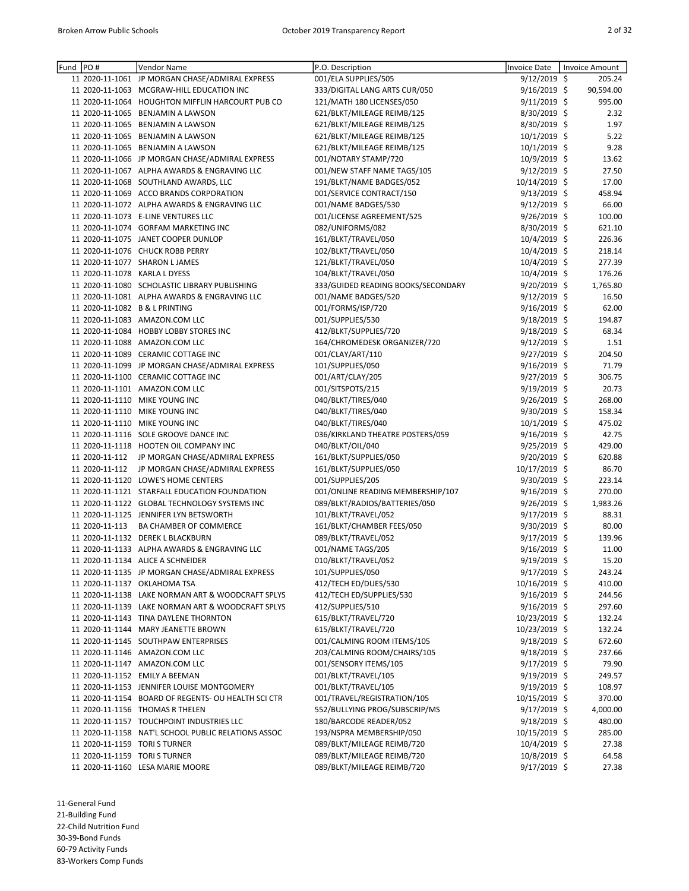| Fund | PO # | Vendor Name | P.O. Description | Invoice Date | Invoice Amount |
|---|---|---|---|---|---|
| 11 | 2020-11-1061 | JP MORGAN CHASE/ADMIRAL EXPRESS | 001/ELA SUPPLIES/505 | 9/12/2019 | $ 205.24 |
| 11 | 2020-11-1063 | MCGRAW-HILL EDUCATION INC | 333/DIGITAL LANG ARTS CUR/050 | 9/16/2019 | $ 90,594.00 |
| 11 | 2020-11-1064 | HOUGHTON MIFFLIN HARCOURT PUB CO | 121/MATH 180 LICENSES/050 | 9/11/2019 | $ 995.00 |
| 11 | 2020-11-1065 | BENJAMIN A LAWSON | 621/BLKT/MILEAGE REIMB/125 | 8/30/2019 | $ 2.32 |
| 11 | 2020-11-1065 | BENJAMIN A LAWSON | 621/BLKT/MILEAGE REIMB/125 | 8/30/2019 | $ 1.97 |
| 11 | 2020-11-1065 | BENJAMIN A LAWSON | 621/BLKT/MILEAGE REIMB/125 | 10/1/2019 | $ 5.22 |
| 11 | 2020-11-1065 | BENJAMIN A LAWSON | 621/BLKT/MILEAGE REIMB/125 | 10/1/2019 | $ 9.28 |
| 11 | 2020-11-1066 | JP MORGAN CHASE/ADMIRAL EXPRESS | 001/NOTARY STAMP/720 | 10/9/2019 | $ 13.62 |
| 11 | 2020-11-1067 | ALPHA AWARDS & ENGRAVING LLC | 001/NEW STAFF NAME TAGS/105 | 9/12/2019 | $ 27.50 |
| 11 | 2020-11-1068 | SOUTHLAND AWARDS, LLC | 191/BLKT/NAME BADGES/052 | 10/14/2019 | $ 17.00 |
| 11 | 2020-11-1069 | ACCO BRANDS CORPORATION | 001/SERVICE CONTRACT/150 | 9/13/2019 | $ 458.94 |
| 11 | 2020-11-1072 | ALPHA AWARDS & ENGRAVING LLC | 001/NAME BADGES/530 | 9/12/2019 | $ 66.00 |
| 11 | 2020-11-1073 | E-LINE VENTURES LLC | 001/LICENSE AGREEMENT/525 | 9/26/2019 | $ 100.00 |
| 11 | 2020-11-1074 | GORFAM MARKETING INC | 082/UNIFORMS/082 | 8/30/2019 | $ 621.10 |
| 11 | 2020-11-1075 | JANET COOPER DUNLOP | 161/BLKT/TRAVEL/050 | 10/4/2019 | $ 226.36 |
| 11 | 2020-11-1076 | CHUCK ROBB PERRY | 102/BLKT/TRAVEL/050 | 10/4/2019 | $ 218.14 |
| 11 | 2020-11-1077 | SHARON L JAMES | 121/BLKT/TRAVEL/050 | 10/4/2019 | $ 277.39 |
| 11 | 2020-11-1078 | KARLA L DYESS | 104/BLKT/TRAVEL/050 | 10/4/2019 | $ 176.26 |
| 11 | 2020-11-1080 | SCHOLASTIC LIBRARY PUBLISHING | 333/GUIDED READING BOOKS/SECONDARY | 9/20/2019 | $ 1,765.80 |
| 11 | 2020-11-1081 | ALPHA AWARDS & ENGRAVING LLC | 001/NAME BADGES/520 | 9/12/2019 | $ 16.50 |
| 11 | 2020-11-1082 | B & L PRINTING | 001/FORMS/ISP/720 | 9/16/2019 | $ 62.00 |
| 11 | 2020-11-1083 | AMAZON.COM LLC | 001/SUPPLIES/530 | 9/18/2019 | $ 194.87 |
| 11 | 2020-11-1084 | HOBBY LOBBY STORES INC | 412/BLKT/SUPPLIES/720 | 9/18/2019 | $ 68.34 |
| 11 | 2020-11-1088 | AMAZON.COM LLC | 164/CHROMEDESK ORGANIZER/720 | 9/12/2019 | $ 1.51 |
| 11 | 2020-11-1089 | CERAMIC COTTAGE INC | 001/CLAY/ART/110 | 9/27/2019 | $ 204.50 |
| 11 | 2020-11-1099 | JP MORGAN CHASE/ADMIRAL EXPRESS | 101/SUPPLIES/050 | 9/16/2019 | $ 71.79 |
| 11 | 2020-11-1100 | CERAMIC COTTAGE INC | 001/ART/CLAY/205 | 9/27/2019 | $ 306.75 |
| 11 | 2020-11-1101 | AMAZON.COM LLC | 001/SITSPOTS/215 | 9/19/2019 | $ 20.73 |
| 11 | 2020-11-1110 | MIKE YOUNG INC | 040/BLKT/TIRES/040 | 9/26/2019 | $ 268.00 |
| 11 | 2020-11-1110 | MIKE YOUNG INC | 040/BLKT/TIRES/040 | 9/30/2019 | $ 158.34 |
| 11 | 2020-11-1110 | MIKE YOUNG INC | 040/BLKT/TIRES/040 | 10/1/2019 | $ 475.02 |
| 11 | 2020-11-1116 | SOLE GROOVE DANCE INC | 036/KIRKLAND THEATRE POSTERS/059 | 9/16/2019 | $ 42.75 |
| 11 | 2020-11-1118 | HOOTEN OIL COMPANY INC | 040/BLKT/OIL/040 | 9/25/2019 | $ 429.00 |
| 11 | 2020-11-112 | JP MORGAN CHASE/ADMIRAL EXPRESS | 161/BLKT/SUPPLIES/050 | 9/20/2019 | $ 620.88 |
| 11 | 2020-11-112 | JP MORGAN CHASE/ADMIRAL EXPRESS | 161/BLKT/SUPPLIES/050 | 10/17/2019 | $ 86.70 |
| 11 | 2020-11-1120 | LOWE'S HOME CENTERS | 001/SUPPLIES/205 | 9/30/2019 | $ 223.14 |
| 11 | 2020-11-1121 | STARFALL EDUCATION FOUNDATION | 001/ONLINE READING MEMBERSHIP/107 | 9/16/2019 | $ 270.00 |
| 11 | 2020-11-1122 | GLOBAL TECHNOLOGY SYSTEMS INC | 089/BLKT/RADIOS/BATTERIES/050 | 9/26/2019 | $ 1,983.26 |
| 11 | 2020-11-1125 | JENNIFER LYN BETSWORTH | 101/BLKT/TRAVEL/052 | 9/17/2019 | $ 88.31 |
| 11 | 2020-11-113 | BA CHAMBER OF COMMERCE | 161/BLKT/CHAMBER FEES/050 | 9/30/2019 | $ 80.00 |
| 11 | 2020-11-1132 | DEREK L BLACKBURN | 089/BLKT/TRAVEL/052 | 9/17/2019 | $ 139.96 |
| 11 | 2020-11-1133 | ALPHA AWARDS & ENGRAVING LLC | 001/NAME TAGS/205 | 9/16/2019 | $ 11.00 |
| 11 | 2020-11-1134 | ALICE A SCHNEIDER | 010/BLKT/TRAVEL/052 | 9/19/2019 | $ 15.20 |
| 11 | 2020-11-1135 | JP MORGAN CHASE/ADMIRAL EXPRESS | 101/SUPPLIES/050 | 9/17/2019 | $ 243.24 |
| 11 | 2020-11-1137 | OKLAHOMA TSA | 412/TECH ED/DUES/530 | 10/16/2019 | $ 410.00 |
| 11 | 2020-11-1138 | LAKE NORMAN ART & WOODCRAFT SPLYS | 412/TECH ED/SUPPLIES/530 | 9/16/2019 | $ 244.56 |
| 11 | 2020-11-1139 | LAKE NORMAN ART & WOODCRAFT SPLYS | 412/SUPPLIES/510 | 9/16/2019 | $ 297.60 |
| 11 | 2020-11-1143 | TINA DAYLENE THORNTON | 615/BLKT/TRAVEL/720 | 10/23/2019 | $ 132.24 |
| 11 | 2020-11-1144 | MARY JEANETTE BROWN | 615/BLKT/TRAVEL/720 | 10/23/2019 | $ 132.24 |
| 11 | 2020-11-1145 | SOUTHPAW ENTERPRISES | 001/CALMING ROOM ITEMS/105 | 9/18/2019 | $ 672.60 |
| 11 | 2020-11-1146 | AMAZON.COM LLC | 203/CALMING ROOM/CHAIRS/105 | 9/18/2019 | $ 237.66 |
| 11 | 2020-11-1147 | AMAZON.COM LLC | 001/SENSORY ITEMS/105 | 9/17/2019 | $ 79.90 |
| 11 | 2020-11-1152 | EMILY A BEEMAN | 001/BLKT/TRAVEL/105 | 9/19/2019 | $ 249.57 |
| 11 | 2020-11-1153 | JENNIFER LOUISE MONTGOMERY | 001/BLKT/TRAVEL/105 | 9/19/2019 | $ 108.97 |
| 11 | 2020-11-1154 | BOARD OF REGENTS- OU HEALTH SCI CTR | 001/TRAVEL/REGISTRATION/105 | 10/15/2019 | $ 370.00 |
| 11 | 2020-11-1156 | THOMAS R THELEN | 552/BULLYING PROG/SUBSCRIP/MS | 9/17/2019 | $ 4,000.00 |
| 11 | 2020-11-1157 | TOUCHPOINT INDUSTRIES LLC | 180/BARCODE READER/052 | 9/18/2019 | $ 480.00 |
| 11 | 2020-11-1158 | NAT'L SCHOOL PUBLIC RELATIONS ASSOC | 193/NSPRA MEMBERSHIP/050 | 10/15/2019 | $ 285.00 |
| 11 | 2020-11-1159 | TORI S TURNER | 089/BLKT/MILEAGE REIMB/720 | 10/4/2019 | $ 27.38 |
| 11 | 2020-11-1159 | TORI S TURNER | 089/BLKT/MILEAGE REIMB/720 | 10/8/2019 | $ 64.58 |
| 11 | 2020-11-1160 | LESA MARIE MOORE | 089/BLKT/MILEAGE REIMB/720 | 9/17/2019 | $ 27.38 |

11-General Fund
21-Building Fund
22-Child Nutrition Fund
30-39-Bond Funds
60-79 Activity Funds
83-Workers Comp Funds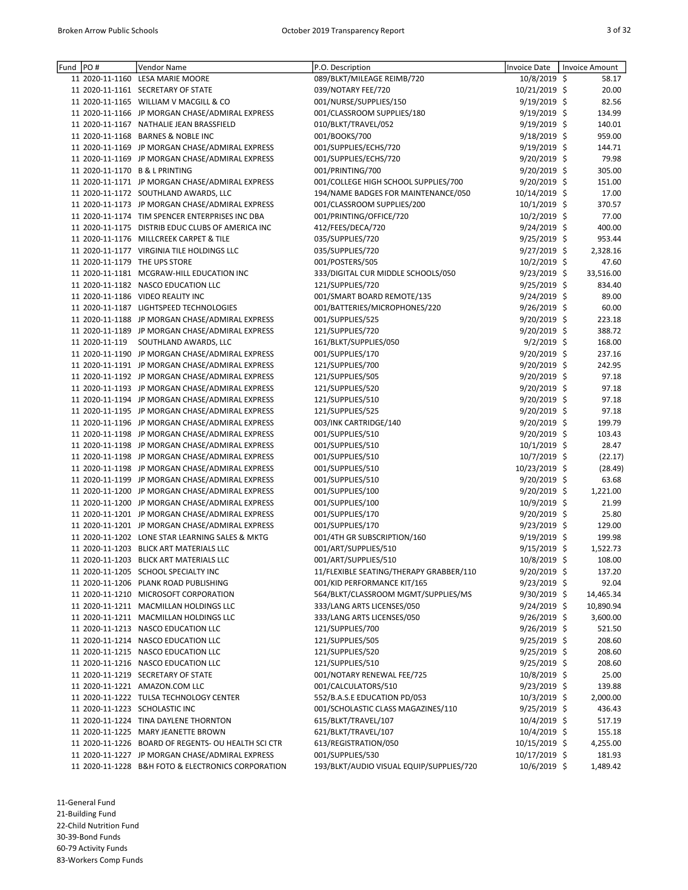| Fund | PO # | Vendor Name | P.O. Description | Invoice Date | Invoice Amount |
|---|---|---|---|---|---|
| 11 | 2020-11-1160 | LESA MARIE MOORE | 089/BLKT/MILEAGE REIMB/720 | 10/8/2019 | $ 58.17 |
| 11 | 2020-11-1161 | SECRETARY OF STATE | 039/NOTARY FEE/720 | 10/21/2019 | $ 20.00 |
| 11 | 2020-11-1165 | WILLIAM V MACGILL & CO | 001/NURSE/SUPPLIES/150 | 9/19/2019 | $ 82.56 |
| 11 | 2020-11-1166 | JP MORGAN CHASE/ADMIRAL EXPRESS | 001/CLASSROOM SUPPLIES/180 | 9/19/2019 | $ 134.99 |
| 11 | 2020-11-1167 | NATHALIE JEAN BRASSFIELD | 010/BLKT/TRAVEL/052 | 9/19/2019 | $ 140.01 |
| 11 | 2020-11-1168 | BARNES & NOBLE INC | 001/BOOKS/700 | 9/18/2019 | $ 959.00 |
| 11 | 2020-11-1169 | JP MORGAN CHASE/ADMIRAL EXPRESS | 001/SUPPLIES/ECHS/720 | 9/19/2019 | $ 144.71 |
| 11 | 2020-11-1169 | JP MORGAN CHASE/ADMIRAL EXPRESS | 001/SUPPLIES/ECHS/720 | 9/20/2019 | $ 79.98 |
| 11 | 2020-11-1170 | B & L PRINTING | 001/PRINTING/700 | 9/20/2019 | $ 305.00 |
| 11 | 2020-11-1171 | JP MORGAN CHASE/ADMIRAL EXPRESS | 001/COLLEGE HIGH SCHOOL SUPPLIES/700 | 9/20/2019 | $ 151.00 |
| 11 | 2020-11-1172 | SOUTHLAND AWARDS, LLC | 194/NAME BADGES FOR MAINTENANCE/050 | 10/14/2019 | $ 17.00 |
| 11 | 2020-11-1173 | JP MORGAN CHASE/ADMIRAL EXPRESS | 001/CLASSROOM SUPPLIES/200 | 10/1/2019 | $ 370.57 |
| 11 | 2020-11-1174 | TIM SPENCER ENTERPRISES INC DBA | 001/PRINTING/OFFICE/720 | 10/2/2019 | $ 77.00 |
| 11 | 2020-11-1175 | DISTRIB EDUC CLUBS OF AMERICA INC | 412/FEES/DECA/720 | 9/24/2019 | $ 400.00 |
| 11 | 2020-11-1176 | MILLCREEK CARPET & TILE | 035/SUPPLIES/720 | 9/25/2019 | $ 953.44 |
| 11 | 2020-11-1177 | VIRGINIA TILE HOLDINGS LLC | 035/SUPPLIES/720 | 9/27/2019 | $ 2,328.16 |
| 11 | 2020-11-1179 | THE UPS STORE | 001/POSTERS/505 | 10/2/2019 | $ 47.60 |
| 11 | 2020-11-1181 | MCGRAW-HILL EDUCATION INC | 333/DIGITAL CUR MIDDLE SCHOOLS/050 | 9/23/2019 | $ 33,516.00 |
| 11 | 2020-11-1182 | NASCO EDUCATION LLC | 121/SUPPLIES/720 | 9/25/2019 | $ 834.40 |
| 11 | 2020-11-1186 | VIDEO REALITY INC | 001/SMART BOARD REMOTE/135 | 9/24/2019 | $ 89.00 |
| 11 | 2020-11-1187 | LIGHTSPEED TECHNOLOGIES | 001/BATTERIES/MICROPHONES/220 | 9/26/2019 | $ 60.00 |
| 11 | 2020-11-1188 | JP MORGAN CHASE/ADMIRAL EXPRESS | 001/SUPPLIES/525 | 9/20/2019 | $ 223.18 |
| 11 | 2020-11-1189 | JP MORGAN CHASE/ADMIRAL EXPRESS | 121/SUPPLIES/720 | 9/20/2019 | $ 388.72 |
| 11 | 2020-11-119 | SOUTHLAND AWARDS, LLC | 161/BLKT/SUPPLIES/050 | 9/2/2019 | $ 168.00 |
| 11 | 2020-11-1190 | JP MORGAN CHASE/ADMIRAL EXPRESS | 001/SUPPLIES/170 | 9/20/2019 | $ 237.16 |
| 11 | 2020-11-1191 | JP MORGAN CHASE/ADMIRAL EXPRESS | 121/SUPPLIES/700 | 9/20/2019 | $ 242.95 |
| 11 | 2020-11-1192 | JP MORGAN CHASE/ADMIRAL EXPRESS | 121/SUPPLIES/505 | 9/20/2019 | $ 97.18 |
| 11 | 2020-11-1193 | JP MORGAN CHASE/ADMIRAL EXPRESS | 121/SUPPLIES/520 | 9/20/2019 | $ 97.18 |
| 11 | 2020-11-1194 | JP MORGAN CHASE/ADMIRAL EXPRESS | 121/SUPPLIES/510 | 9/20/2019 | $ 97.18 |
| 11 | 2020-11-1195 | JP MORGAN CHASE/ADMIRAL EXPRESS | 121/SUPPLIES/525 | 9/20/2019 | $ 97.18 |
| 11 | 2020-11-1196 | JP MORGAN CHASE/ADMIRAL EXPRESS | 003/INK CARTRIDGE/140 | 9/20/2019 | $ 199.79 |
| 11 | 2020-11-1198 | JP MORGAN CHASE/ADMIRAL EXPRESS | 001/SUPPLIES/510 | 9/20/2019 | $ 103.43 |
| 11 | 2020-11-1198 | JP MORGAN CHASE/ADMIRAL EXPRESS | 001/SUPPLIES/510 | 10/1/2019 | $ 28.47 |
| 11 | 2020-11-1198 | JP MORGAN CHASE/ADMIRAL EXPRESS | 001/SUPPLIES/510 | 10/7/2019 | $ (22.17) |
| 11 | 2020-11-1198 | JP MORGAN CHASE/ADMIRAL EXPRESS | 001/SUPPLIES/510 | 10/23/2019 | $ (28.49) |
| 11 | 2020-11-1199 | JP MORGAN CHASE/ADMIRAL EXPRESS | 001/SUPPLIES/510 | 9/20/2019 | $ 63.68 |
| 11 | 2020-11-1200 | JP MORGAN CHASE/ADMIRAL EXPRESS | 001/SUPPLIES/100 | 9/20/2019 | $ 1,221.00 |
| 11 | 2020-11-1200 | JP MORGAN CHASE/ADMIRAL EXPRESS | 001/SUPPLIES/100 | 10/9/2019 | $ 21.99 |
| 11 | 2020-11-1201 | JP MORGAN CHASE/ADMIRAL EXPRESS | 001/SUPPLIES/170 | 9/20/2019 | $ 25.80 |
| 11 | 2020-11-1201 | JP MORGAN CHASE/ADMIRAL EXPRESS | 001/SUPPLIES/170 | 9/23/2019 | $ 129.00 |
| 11 | 2020-11-1202 | LONE STAR LEARNING SALES & MKTG | 001/4TH GR SUBSCRIPTION/160 | 9/19/2019 | $ 199.98 |
| 11 | 2020-11-1203 | BLICK ART MATERIALS LLC | 001/ART/SUPPLIES/510 | 9/15/2019 | $ 1,522.73 |
| 11 | 2020-11-1203 | BLICK ART MATERIALS LLC | 001/ART/SUPPLIES/510 | 10/8/2019 | $ 108.00 |
| 11 | 2020-11-1205 | SCHOOL SPECIALTY INC | 11/FLEXIBLE SEATING/THERAPY GRABBER/110 | 9/20/2019 | $ 137.20 |
| 11 | 2020-11-1206 | PLANK ROAD PUBLISHING | 001/KID PERFORMANCE KIT/165 | 9/23/2019 | $ 92.04 |
| 11 | 2020-11-1210 | MICROSOFT CORPORATION | 564/BLKT/CLASSROOM MGMT/SUPPLIES/MS | 9/30/2019 | $ 14,465.34 |
| 11 | 2020-11-1211 | MACMILLAN HOLDINGS LLC | 333/LANG ARTS LICENSES/050 | 9/24/2019 | $ 10,890.94 |
| 11 | 2020-11-1211 | MACMILLAN HOLDINGS LLC | 333/LANG ARTS LICENSES/050 | 9/26/2019 | $ 3,600.00 |
| 11 | 2020-11-1213 | NASCO EDUCATION LLC | 121/SUPPLIES/700 | 9/26/2019 | $ 521.50 |
| 11 | 2020-11-1214 | NASCO EDUCATION LLC | 121/SUPPLIES/505 | 9/25/2019 | $ 208.60 |
| 11 | 2020-11-1215 | NASCO EDUCATION LLC | 121/SUPPLIES/520 | 9/25/2019 | $ 208.60 |
| 11 | 2020-11-1216 | NASCO EDUCATION LLC | 121/SUPPLIES/510 | 9/25/2019 | $ 208.60 |
| 11 | 2020-11-1219 | SECRETARY OF STATE | 001/NOTARY RENEWAL FEE/725 | 10/8/2019 | $ 25.00 |
| 11 | 2020-11-1221 | AMAZON.COM LLC | 001/CALCULATORS/510 | 9/23/2019 | $ 139.88 |
| 11 | 2020-11-1222 | TULSA TECHNOLOGY CENTER | 552/B.A.S.E EDUCATION PD/053 | 10/3/2019 | $ 2,000.00 |
| 11 | 2020-11-1223 | SCHOLASTIC INC | 001/SCHOLASTIC CLASS MAGAZINES/110 | 9/25/2019 | $ 436.43 |
| 11 | 2020-11-1224 | TINA DAYLENE THORNTON | 615/BLKT/TRAVEL/107 | 10/4/2019 | $ 517.19 |
| 11 | 2020-11-1225 | MARY JEANETTE BROWN | 621/BLKT/TRAVEL/107 | 10/4/2019 | $ 155.18 |
| 11 | 2020-11-1226 | BOARD OF REGENTS- OU HEALTH SCI CTR | 613/REGISTRATION/050 | 10/15/2019 | $ 4,255.00 |
| 11 | 2020-11-1227 | JP MORGAN CHASE/ADMIRAL EXPRESS | 001/SUPPLIES/530 | 10/17/2019 | $ 181.93 |
| 11 | 2020-11-1228 | B&H FOTO & ELECTRONICS CORPORATION | 193/BLKT/AUDIO VISUAL EQUIP/SUPPLIES/720 | 10/6/2019 | $ 1,489.42 |

11-General Fund
21-Building Fund
22-Child Nutrition Fund
30-39-Bond Funds
60-79 Activity Funds
83-Workers Comp Funds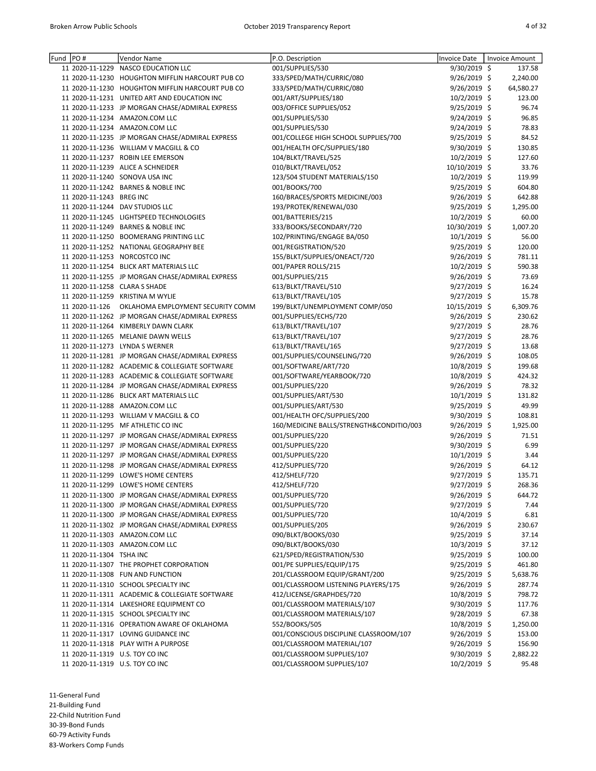| Fund | PO # | Vendor Name | P.O. Description | Invoice Date | Invoice Amount |
|---|---|---|---|---|---|
| 11 | 2020-11-1229 | NASCO EDUCATION LLC | 001/SUPPLIES/530 | 9/30/2019 | $ 137.58 |
| 11 | 2020-11-1230 | HOUGHTON MIFFLIN HARCOURT PUB CO | 333/SPED/MATH/CURRIC/080 | 9/26/2019 | $ 2,240.00 |
| 11 | 2020-11-1230 | HOUGHTON MIFFLIN HARCOURT PUB CO | 333/SPED/MATH/CURRIC/080 | 9/26/2019 | $ 64,580.27 |
| 11 | 2020-11-1231 | UNITED ART AND EDUCATION INC | 001/ART/SUPPLIES/180 | 10/2/2019 | $ 123.00 |
| 11 | 2020-11-1233 | JP MORGAN CHASE/ADMIRAL EXPRESS | 003/OFFICE SUPPLIES/052 | 9/25/2019 | $ 96.74 |
| 11 | 2020-11-1234 | AMAZON.COM LLC | 001/SUPPLIES/530 | 9/24/2019 | $ 96.85 |
| 11 | 2020-11-1234 | AMAZON.COM LLC | 001/SUPPLIES/530 | 9/24/2019 | $ 78.83 |
| 11 | 2020-11-1235 | JP MORGAN CHASE/ADMIRAL EXPRESS | 001/COLLEGE HIGH SCHOOL SUPPLIES/700 | 9/25/2019 | $ 84.52 |
| 11 | 2020-11-1236 | WILLIAM V MACGILL & CO | 001/HEALTH OFC/SUPPLIES/180 | 9/30/2019 | $ 130.85 |
| 11 | 2020-11-1237 | ROBIN LEE EMERSON | 104/BLKT/TRAVEL/525 | 10/2/2019 | $ 127.60 |
| 11 | 2020-11-1239 | ALICE A SCHNEIDER | 010/BLKT/TRAVEL/052 | 10/10/2019 | $ 33.76 |
| 11 | 2020-11-1240 | SONOVA USA INC | 123/504 STUDENT MATERIALS/150 | 10/2/2019 | $ 119.99 |
| 11 | 2020-11-1242 | BARNES & NOBLE INC | 001/BOOKS/700 | 9/25/2019 | $ 604.80 |
| 11 | 2020-11-1243 | BREG INC | 160/BRACES/SPORTS MEDICINE/003 | 9/26/2019 | $ 642.88 |
| 11 | 2020-11-1244 | DAV STUDIOS LLC | 193/PROTEK/RENEWAL/030 | 9/25/2019 | $ 1,295.00 |
| 11 | 2020-11-1245 | LIGHTSPEED TECHNOLOGIES | 001/BATTERIES/215 | 10/2/2019 | $ 60.00 |
| 11 | 2020-11-1249 | BARNES & NOBLE INC | 333/BOOKS/SECONDARY/720 | 10/30/2019 | $ 1,007.20 |
| 11 | 2020-11-1250 | BOOMERANG PRINTING LLC | 102/PRINTING/ENGAGE BA/050 | 10/1/2019 | $ 56.00 |
| 11 | 2020-11-1252 | NATIONAL GEOGRAPHY BEE | 001/REGISTRATION/520 | 9/25/2019 | $ 120.00 |
| 11 | 2020-11-1253 | NORCOSTCO INC | 155/BLKT/SUPPLIES/ONEACT/720 | 9/26/2019 | $ 781.11 |
| 11 | 2020-11-1254 | BLICK ART MATERIALS LLC | 001/PAPER ROLLS/215 | 10/2/2019 | $ 590.38 |
| 11 | 2020-11-1255 | JP MORGAN CHASE/ADMIRAL EXPRESS | 001/SUPPLIES/215 | 9/26/2019 | $ 73.69 |
| 11 | 2020-11-1258 | CLARA S SHADE | 613/BLKT/TRAVEL/510 | 9/27/2019 | $ 16.24 |
| 11 | 2020-11-1259 | KRISTINA M WYLIE | 613/BLKT/TRAVEL/105 | 9/27/2019 | $ 15.78 |
| 11 | 2020-11-126 | OKLAHOMA EMPLOYMENT SECURITY COMM | 199/BLKT/UNEMPLOYMENT COMP/050 | 10/15/2019 | $ 6,309.76 |
| 11 | 2020-11-1262 | JP MORGAN CHASE/ADMIRAL EXPRESS | 001/SUPPLIES/ECHS/720 | 9/26/2019 | $ 230.62 |
| 11 | 2020-11-1264 | KIMBERLY DAWN CLARK | 613/BLKT/TRAVEL/107 | 9/27/2019 | $ 28.76 |
| 11 | 2020-11-1265 | MELANIE DAWN WELLS | 613/BLKT/TRAVEL/107 | 9/27/2019 | $ 28.76 |
| 11 | 2020-11-1273 | LYNDA S WERNER | 613/BLKT/TRAVEL/165 | 9/27/2019 | $ 13.68 |
| 11 | 2020-11-1281 | JP MORGAN CHASE/ADMIRAL EXPRESS | 001/SUPPLIES/COUNSELING/720 | 9/26/2019 | $ 108.05 |
| 11 | 2020-11-1282 | ACADEMIC & COLLEGIATE SOFTWARE | 001/SOFTWARE/ART/720 | 10/8/2019 | $ 199.68 |
| 11 | 2020-11-1283 | ACADEMIC & COLLEGIATE SOFTWARE | 001/SOFTWARE/YEARBOOK/720 | 10/8/2019 | $ 424.32 |
| 11 | 2020-11-1284 | JP MORGAN CHASE/ADMIRAL EXPRESS | 001/SUPPLIES/220 | 9/26/2019 | $ 78.32 |
| 11 | 2020-11-1286 | BLICK ART MATERIALS LLC | 001/SUPPLIES/ART/530 | 10/1/2019 | $ 131.82 |
| 11 | 2020-11-1288 | AMAZON.COM LLC | 001/SUPPLIES/ART/530 | 9/25/2019 | $ 49.99 |
| 11 | 2020-11-1293 | WILLIAM V MACGILL & CO | 001/HEALTH OFC/SUPPLIES/200 | 9/30/2019 | $ 108.81 |
| 11 | 2020-11-1295 | MF ATHLETIC CO INC | 160/MEDICINE BALLS/STRENGTH&CONDITIO/003 | 9/26/2019 | $ 1,925.00 |
| 11 | 2020-11-1297 | JP MORGAN CHASE/ADMIRAL EXPRESS | 001/SUPPLIES/220 | 9/26/2019 | $ 71.51 |
| 11 | 2020-11-1297 | JP MORGAN CHASE/ADMIRAL EXPRESS | 001/SUPPLIES/220 | 9/30/2019 | $ 6.99 |
| 11 | 2020-11-1297 | JP MORGAN CHASE/ADMIRAL EXPRESS | 001/SUPPLIES/220 | 10/1/2019 | $ 3.44 |
| 11 | 2020-11-1298 | JP MORGAN CHASE/ADMIRAL EXPRESS | 412/SUPPLIES/720 | 9/26/2019 | $ 64.12 |
| 11 | 2020-11-1299 | LOWE'S HOME CENTERS | 412/SHELF/720 | 9/27/2019 | $ 135.71 |
| 11 | 2020-11-1299 | LOWE'S HOME CENTERS | 412/SHELF/720 | 9/27/2019 | $ 268.36 |
| 11 | 2020-11-1300 | JP MORGAN CHASE/ADMIRAL EXPRESS | 001/SUPPLIES/720 | 9/26/2019 | $ 644.72 |
| 11 | 2020-11-1300 | JP MORGAN CHASE/ADMIRAL EXPRESS | 001/SUPPLIES/720 | 9/27/2019 | $ 7.44 |
| 11 | 2020-11-1300 | JP MORGAN CHASE/ADMIRAL EXPRESS | 001/SUPPLIES/720 | 10/4/2019 | $ 6.81 |
| 11 | 2020-11-1302 | JP MORGAN CHASE/ADMIRAL EXPRESS | 001/SUPPLIES/205 | 9/26/2019 | $ 230.67 |
| 11 | 2020-11-1303 | AMAZON.COM LLC | 090/BLKT/BOOKS/030 | 9/25/2019 | $ 37.14 |
| 11 | 2020-11-1303 | AMAZON.COM LLC | 090/BLKT/BOOKS/030 | 10/3/2019 | $ 37.12 |
| 11 | 2020-11-1304 | TSHA INC | 621/SPED/REGISTRATION/530 | 9/25/2019 | $ 100.00 |
| 11 | 2020-11-1307 | THE PROPHET CORPORATION | 001/PE SUPPLIES/EQUIP/175 | 9/25/2019 | $ 461.80 |
| 11 | 2020-11-1308 | FUN AND FUNCTION | 201/CLASSROOM EQUIP/GRANT/200 | 9/25/2019 | $ 5,638.76 |
| 11 | 2020-11-1310 | SCHOOL SPECIALTY INC | 001/CLASSROOM LISTENING PLAYERS/175 | 9/26/2019 | $ 287.74 |
| 11 | 2020-11-1311 | ACADEMIC & COLLEGIATE SOFTWARE | 412/LICENSE/GRAPHDES/720 | 10/8/2019 | $ 798.72 |
| 11 | 2020-11-1314 | LAKESHORE EQUIPMENT CO | 001/CLASSROOM MATERIALS/107 | 9/30/2019 | $ 117.76 |
| 11 | 2020-11-1315 | SCHOOL SPECIALTY INC | 001/CLASSROOM MATERIALS/107 | 9/28/2019 | $ 67.38 |
| 11 | 2020-11-1316 | OPERATION AWARE OF OKLAHOMA | 552/BOOKS/505 | 10/8/2019 | $ 1,250.00 |
| 11 | 2020-11-1317 | LOVING GUIDANCE INC | 001/CONSCIOUS DISCIPLINE CLASSROOM/107 | 9/26/2019 | $ 153.00 |
| 11 | 2020-11-1318 | PLAY WITH A PURPOSE | 001/CLASSROOM MATERIAL/107 | 9/26/2019 | $ 156.90 |
| 11 | 2020-11-1319 | U.S. TOY CO INC | 001/CLASSROOM SUPPLIES/107 | 9/30/2019 | $ 2,882.22 |
| 11 | 2020-11-1319 | U.S. TOY CO INC | 001/CLASSROOM SUPPLIES/107 | 10/2/2019 | $ 95.48 |

11-General Fund
21-Building Fund
22-Child Nutrition Fund
30-39-Bond Funds
60-79 Activity Funds
83-Workers Comp Funds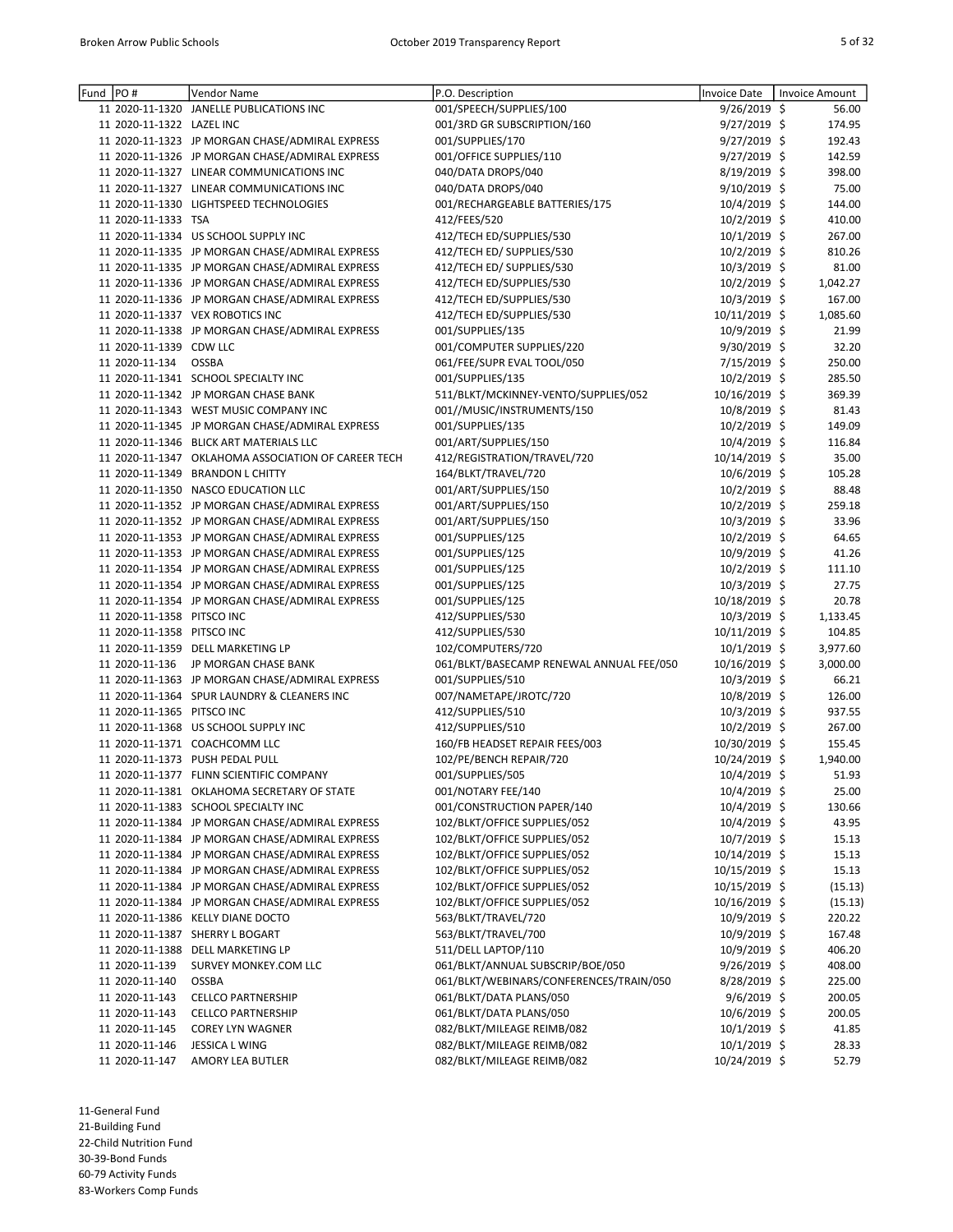| Fund | PO # | Vendor Name | P.O. Description | Invoice Date | Invoice Amount |
|---|---|---|---|---|---|
| 11 | 2020-11-1320 | JANELLE PUBLICATIONS INC | 001/SPEECH/SUPPLIES/100 | 9/26/2019 | $ 56.00 |
| 11 | 2020-11-1322 | LAZEL INC | 001/3RD GR SUBSCRIPTION/160 | 9/27/2019 | $ 174.95 |
| 11 | 2020-11-1323 | JP MORGAN CHASE/ADMIRAL EXPRESS | 001/SUPPLIES/170 | 9/27/2019 | $ 192.43 |
| 11 | 2020-11-1326 | JP MORGAN CHASE/ADMIRAL EXPRESS | 001/OFFICE SUPPLIES/110 | 9/27/2019 | $ 142.59 |
| 11 | 2020-11-1327 | LINEAR COMMUNICATIONS INC | 040/DATA DROPS/040 | 8/19/2019 | $ 398.00 |
| 11 | 2020-11-1327 | LINEAR COMMUNICATIONS INC | 040/DATA DROPS/040 | 9/10/2019 | $ 75.00 |
| 11 | 2020-11-1330 | LIGHTSPEED TECHNOLOGIES | 001/RECHARGEABLE BATTERIES/175 | 10/4/2019 | $ 144.00 |
| 11 | 2020-11-1333 | TSA | 412/FEES/520 | 10/2/2019 | $ 410.00 |
| 11 | 2020-11-1334 | US SCHOOL SUPPLY INC | 412/TECH ED/SUPPLIES/530 | 10/1/2019 | $ 267.00 |
| 11 | 2020-11-1335 | JP MORGAN CHASE/ADMIRAL EXPRESS | 412/TECH ED/ SUPPLIES/530 | 10/2/2019 | $ 810.26 |
| 11 | 2020-11-1335 | JP MORGAN CHASE/ADMIRAL EXPRESS | 412/TECH ED/ SUPPLIES/530 | 10/3/2019 | $ 81.00 |
| 11 | 2020-11-1336 | JP MORGAN CHASE/ADMIRAL EXPRESS | 412/TECH ED/SUPPLIES/530 | 10/2/2019 | $ 1,042.27 |
| 11 | 2020-11-1336 | JP MORGAN CHASE/ADMIRAL EXPRESS | 412/TECH ED/SUPPLIES/530 | 10/3/2019 | $ 167.00 |
| 11 | 2020-11-1337 | VEX ROBOTICS INC | 412/TECH ED/SUPPLIES/530 | 10/11/2019 | $ 1,085.60 |
| 11 | 2020-11-1338 | JP MORGAN CHASE/ADMIRAL EXPRESS | 001/SUPPLIES/135 | 10/9/2019 | $ 21.99 |
| 11 | 2020-11-1339 | CDW LLC | 001/COMPUTER SUPPLIES/220 | 9/30/2019 | $ 32.20 |
| 11 | 2020-11-134 | OSSBA | 061/FEE/SUPR EVAL TOOL/050 | 7/15/2019 | $ 250.00 |
| 11 | 2020-11-1341 | SCHOOL SPECIALTY INC | 001/SUPPLIES/135 | 10/2/2019 | $ 285.50 |
| 11 | 2020-11-1342 | JP MORGAN CHASE BANK | 511/BLKT/MCKINNEY-VENTO/SUPPLIES/052 | 10/16/2019 | $ 369.39 |
| 11 | 2020-11-1343 | WEST MUSIC COMPANY INC | 001//MUSIC/INSTRUMENTS/150 | 10/8/2019 | $ 81.43 |
| 11 | 2020-11-1345 | JP MORGAN CHASE/ADMIRAL EXPRESS | 001/SUPPLIES/135 | 10/2/2019 | $ 149.09 |
| 11 | 2020-11-1346 | BLICK ART MATERIALS LLC | 001/ART/SUPPLIES/150 | 10/4/2019 | $ 116.84 |
| 11 | 2020-11-1347 | OKLAHOMA ASSOCIATION OF CAREER TECH | 412/REGISTRATION/TRAVEL/720 | 10/14/2019 | $ 35.00 |
| 11 | 2020-11-1349 | BRANDON L CHITTY | 164/BLKT/TRAVEL/720 | 10/6/2019 | $ 105.28 |
| 11 | 2020-11-1350 | NASCO EDUCATION LLC | 001/ART/SUPPLIES/150 | 10/2/2019 | $ 88.48 |
| 11 | 2020-11-1352 | JP MORGAN CHASE/ADMIRAL EXPRESS | 001/ART/SUPPLIES/150 | 10/2/2019 | $ 259.18 |
| 11 | 2020-11-1352 | JP MORGAN CHASE/ADMIRAL EXPRESS | 001/ART/SUPPLIES/150 | 10/3/2019 | $ 33.96 |
| 11 | 2020-11-1353 | JP MORGAN CHASE/ADMIRAL EXPRESS | 001/SUPPLIES/125 | 10/2/2019 | $ 64.65 |
| 11 | 2020-11-1353 | JP MORGAN CHASE/ADMIRAL EXPRESS | 001/SUPPLIES/125 | 10/9/2019 | $ 41.26 |
| 11 | 2020-11-1354 | JP MORGAN CHASE/ADMIRAL EXPRESS | 001/SUPPLIES/125 | 10/2/2019 | $ 111.10 |
| 11 | 2020-11-1354 | JP MORGAN CHASE/ADMIRAL EXPRESS | 001/SUPPLIES/125 | 10/3/2019 | $ 27.75 |
| 11 | 2020-11-1354 | JP MORGAN CHASE/ADMIRAL EXPRESS | 001/SUPPLIES/125 | 10/18/2019 | $ 20.78 |
| 11 | 2020-11-1358 | PITSCO INC | 412/SUPPLIES/530 | 10/3/2019 | $ 1,133.45 |
| 11 | 2020-11-1358 | PITSCO INC | 412/SUPPLIES/530 | 10/11/2019 | $ 104.85 |
| 11 | 2020-11-1359 | DELL MARKETING LP | 102/COMPUTERS/720 | 10/1/2019 | $ 3,977.60 |
| 11 | 2020-11-136 | JP MORGAN CHASE BANK | 061/BLKT/BASECAMP RENEWAL ANNUAL FEE/050 | 10/16/2019 | $ 3,000.00 |
| 11 | 2020-11-1363 | JP MORGAN CHASE/ADMIRAL EXPRESS | 001/SUPPLIES/510 | 10/3/2019 | $ 66.21 |
| 11 | 2020-11-1364 | SPUR LAUNDRY & CLEANERS INC | 007/NAMETAPE/JROTC/720 | 10/8/2019 | $ 126.00 |
| 11 | 2020-11-1365 | PITSCO INC | 412/SUPPLIES/510 | 10/3/2019 | $ 937.55 |
| 11 | 2020-11-1368 | US SCHOOL SUPPLY INC | 412/SUPPLIES/510 | 10/2/2019 | $ 267.00 |
| 11 | 2020-11-1371 | COACHCOMM LLC | 160/FB HEADSET REPAIR FEES/003 | 10/30/2019 | $ 155.45 |
| 11 | 2020-11-1373 | PUSH PEDAL PULL | 102/PE/BENCH REPAIR/720 | 10/24/2019 | $ 1,940.00 |
| 11 | 2020-11-1377 | FLINN SCIENTIFIC COMPANY | 001/SUPPLIES/505 | 10/4/2019 | $ 51.93 |
| 11 | 2020-11-1381 | OKLAHOMA SECRETARY OF STATE | 001/NOTARY FEE/140 | 10/4/2019 | $ 25.00 |
| 11 | 2020-11-1383 | SCHOOL SPECIALTY INC | 001/CONSTRUCTION PAPER/140 | 10/4/2019 | $ 130.66 |
| 11 | 2020-11-1384 | JP MORGAN CHASE/ADMIRAL EXPRESS | 102/BLKT/OFFICE SUPPLIES/052 | 10/4/2019 | $ 43.95 |
| 11 | 2020-11-1384 | JP MORGAN CHASE/ADMIRAL EXPRESS | 102/BLKT/OFFICE SUPPLIES/052 | 10/7/2019 | $ 15.13 |
| 11 | 2020-11-1384 | JP MORGAN CHASE/ADMIRAL EXPRESS | 102/BLKT/OFFICE SUPPLIES/052 | 10/14/2019 | $ 15.13 |
| 11 | 2020-11-1384 | JP MORGAN CHASE/ADMIRAL EXPRESS | 102/BLKT/OFFICE SUPPLIES/052 | 10/15/2019 | $ 15.13 |
| 11 | 2020-11-1384 | JP MORGAN CHASE/ADMIRAL EXPRESS | 102/BLKT/OFFICE SUPPLIES/052 | 10/15/2019 | $ (15.13) |
| 11 | 2020-11-1384 | JP MORGAN CHASE/ADMIRAL EXPRESS | 102/BLKT/OFFICE SUPPLIES/052 | 10/16/2019 | $ (15.13) |
| 11 | 2020-11-1386 | KELLY DIANE DOCTO | 563/BLKT/TRAVEL/720 | 10/9/2019 | $ 220.22 |
| 11 | 2020-11-1387 | SHERRY L BOGART | 563/BLKT/TRAVEL/700 | 10/9/2019 | $ 167.48 |
| 11 | 2020-11-1388 | DELL MARKETING LP | 511/DELL LAPTOP/110 | 10/9/2019 | $ 406.20 |
| 11 | 2020-11-139 | SURVEY MONKEY.COM LLC | 061/BLKT/ANNUAL SUBSCRIP/BOE/050 | 9/26/2019 | $ 408.00 |
| 11 | 2020-11-140 | OSSBA | 061/BLKT/WEBINARS/CONFERENCES/TRAIN/050 | 8/28/2019 | $ 225.00 |
| 11 | 2020-11-143 | CELLCO PARTNERSHIP | 061/BLKT/DATA PLANS/050 | 9/6/2019 | $ 200.05 |
| 11 | 2020-11-143 | CELLCO PARTNERSHIP | 061/BLKT/DATA PLANS/050 | 10/6/2019 | $ 200.05 |
| 11 | 2020-11-145 | COREY LYN WAGNER | 082/BLKT/MILEAGE REIMB/082 | 10/1/2019 | $ 41.85 |
| 11 | 2020-11-146 | JESSICA L WING | 082/BLKT/MILEAGE REIMB/082 | 10/1/2019 | $ 28.33 |
| 11 | 2020-11-147 | AMORY LEA BUTLER | 082/BLKT/MILEAGE REIMB/082 | 10/24/2019 | $ 52.79 |

11-General Fund
21-Building Fund
22-Child Nutrition Fund
30-39-Bond Funds
60-79 Activity Funds
83-Workers Comp Funds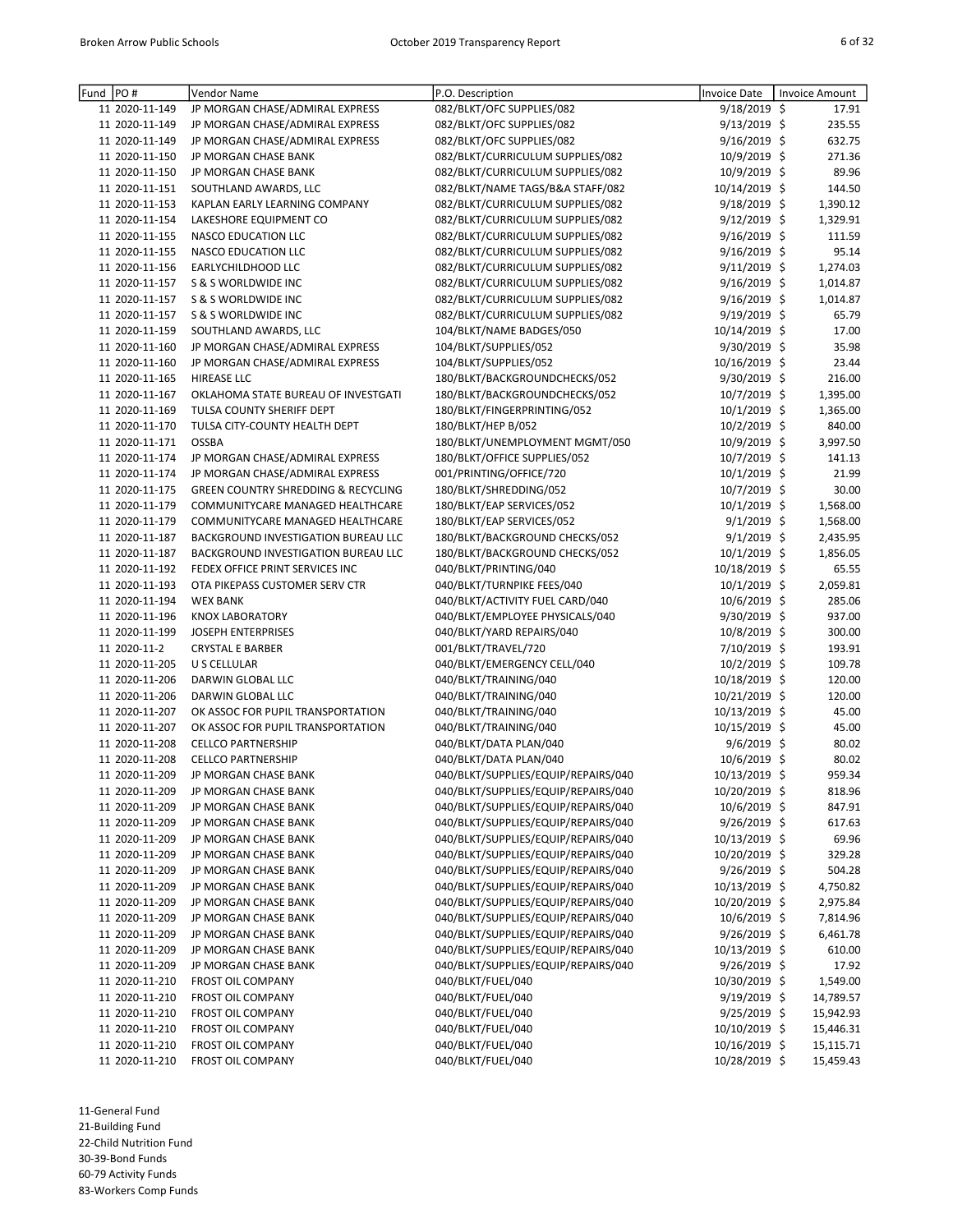| Fund | PO # | Vendor Name | P.O. Description | Invoice Date | Invoice Amount |
|---|---|---|---|---|---|
| 11 | 2020-11-149 | JP MORGAN CHASE/ADMIRAL EXPRESS | 082/BLKT/OFC SUPPLIES/082 | 9/18/2019 | $ 17.91 |
| 11 | 2020-11-149 | JP MORGAN CHASE/ADMIRAL EXPRESS | 082/BLKT/OFC SUPPLIES/082 | 9/13/2019 | $ 235.55 |
| 11 | 2020-11-149 | JP MORGAN CHASE/ADMIRAL EXPRESS | 082/BLKT/OFC SUPPLIES/082 | 9/16/2019 | $ 632.75 |
| 11 | 2020-11-150 | JP MORGAN CHASE BANK | 082/BLKT/CURRICULUM SUPPLIES/082 | 10/9/2019 | $ 271.36 |
| 11 | 2020-11-150 | JP MORGAN CHASE BANK | 082/BLKT/CURRICULUM SUPPLIES/082 | 10/9/2019 | $ 89.96 |
| 11 | 2020-11-151 | SOUTHLAND AWARDS, LLC | 082/BLKT/NAME TAGS/B&A STAFF/082 | 10/14/2019 | $ 144.50 |
| 11 | 2020-11-153 | KAPLAN EARLY LEARNING COMPANY | 082/BLKT/CURRICULUM SUPPLIES/082 | 9/18/2019 | $ 1,390.12 |
| 11 | 2020-11-154 | LAKESHORE EQUIPMENT CO | 082/BLKT/CURRICULUM SUPPLIES/082 | 9/12/2019 | $ 1,329.91 |
| 11 | 2020-11-155 | NASCO EDUCATION LLC | 082/BLKT/CURRICULUM SUPPLIES/082 | 9/16/2019 | $ 111.59 |
| 11 | 2020-11-155 | NASCO EDUCATION LLC | 082/BLKT/CURRICULUM SUPPLIES/082 | 9/16/2019 | $ 95.14 |
| 11 | 2020-11-156 | EARLYCHILDHOOD LLC | 082/BLKT/CURRICULUM SUPPLIES/082 | 9/11/2019 | $ 1,274.03 |
| 11 | 2020-11-157 | S & S WORLDWIDE INC | 082/BLKT/CURRICULUM SUPPLIES/082 | 9/16/2019 | $ 1,014.87 |
| 11 | 2020-11-157 | S & S WORLDWIDE INC | 082/BLKT/CURRICULUM SUPPLIES/082 | 9/16/2019 | $ 1,014.87 |
| 11 | 2020-11-157 | S & S WORLDWIDE INC | 082/BLKT/CURRICULUM SUPPLIES/082 | 9/19/2019 | $ 65.79 |
| 11 | 2020-11-159 | SOUTHLAND AWARDS, LLC | 104/BLKT/NAME BADGES/050 | 10/14/2019 | $ 17.00 |
| 11 | 2020-11-160 | JP MORGAN CHASE/ADMIRAL EXPRESS | 104/BLKT/SUPPLIES/052 | 9/30/2019 | $ 35.98 |
| 11 | 2020-11-160 | JP MORGAN CHASE/ADMIRAL EXPRESS | 104/BLKT/SUPPLIES/052 | 10/16/2019 | $ 23.44 |
| 11 | 2020-11-165 | HIREASE LLC | 180/BLKT/BACKGROUNDCHECKS/052 | 9/30/2019 | $ 216.00 |
| 11 | 2020-11-167 | OKLAHOMA STATE BUREAU OF INVESTGATI | 180/BLKT/BACKGROUNDCHECKS/052 | 10/7/2019 | $ 1,395.00 |
| 11 | 2020-11-169 | TULSA COUNTY SHERIFF DEPT | 180/BLKT/FINGERPRINTING/052 | 10/1/2019 | $ 1,365.00 |
| 11 | 2020-11-170 | TULSA CITY-COUNTY HEALTH DEPT | 180/BLKT/HEP B/052 | 10/2/2019 | $ 840.00 |
| 11 | 2020-11-171 | OSSBA | 180/BLKT/UNEMPLOYMENT MGMT/050 | 10/9/2019 | $ 3,997.50 |
| 11 | 2020-11-174 | JP MORGAN CHASE/ADMIRAL EXPRESS | 180/BLKT/OFFICE SUPPLIES/052 | 10/7/2019 | $ 141.13 |
| 11 | 2020-11-174 | JP MORGAN CHASE/ADMIRAL EXPRESS | 001/PRINTING/OFFICE/720 | 10/1/2019 | $ 21.99 |
| 11 | 2020-11-175 | GREEN COUNTRY SHREDDING & RECYCLING | 180/BLKT/SHREDDING/052 | 10/7/2019 | $ 30.00 |
| 11 | 2020-11-179 | COMMUNITYCARE MANAGED HEALTHCARE | 180/BLKT/EAP SERVICES/052 | 10/1/2019 | $ 1,568.00 |
| 11 | 2020-11-179 | COMMUNITYCARE MANAGED HEALTHCARE | 180/BLKT/EAP SERVICES/052 | 9/1/2019 | $ 1,568.00 |
| 11 | 2020-11-187 | BACKGROUND INVESTIGATION BUREAU LLC | 180/BLKT/BACKGROUND CHECKS/052 | 9/1/2019 | $ 2,435.95 |
| 11 | 2020-11-187 | BACKGROUND INVESTIGATION BUREAU LLC | 180/BLKT/BACKGROUND CHECKS/052 | 10/1/2019 | $ 1,856.05 |
| 11 | 2020-11-192 | FEDEX OFFICE PRINT SERVICES INC | 040/BLKT/PRINTING/040 | 10/18/2019 | $ 65.55 |
| 11 | 2020-11-193 | OTA PIKEPASS CUSTOMER SERV CTR | 040/BLKT/TURNPIKE FEES/040 | 10/1/2019 | $ 2,059.81 |
| 11 | 2020-11-194 | WEX BANK | 040/BLKT/ACTIVITY FUEL CARD/040 | 10/6/2019 | $ 285.06 |
| 11 | 2020-11-196 | KNOX LABORATORY | 040/BLKT/EMPLOYEE PHYSICALS/040 | 9/30/2019 | $ 937.00 |
| 11 | 2020-11-199 | JOSEPH ENTERPRISES | 040/BLKT/YARD REPAIRS/040 | 10/8/2019 | $ 300.00 |
| 11 | 2020-11-2 | CRYSTAL E BARBER | 001/BLKT/TRAVEL/720 | 7/10/2019 | $ 193.91 |
| 11 | 2020-11-205 | U S CELLULAR | 040/BLKT/EMERGENCY CELL/040 | 10/2/2019 | $ 109.78 |
| 11 | 2020-11-206 | DARWIN GLOBAL LLC | 040/BLKT/TRAINING/040 | 10/18/2019 | $ 120.00 |
| 11 | 2020-11-206 | DARWIN GLOBAL LLC | 040/BLKT/TRAINING/040 | 10/21/2019 | $ 120.00 |
| 11 | 2020-11-207 | OK ASSOC FOR PUPIL TRANSPORTATION | 040/BLKT/TRAINING/040 | 10/13/2019 | $ 45.00 |
| 11 | 2020-11-207 | OK ASSOC FOR PUPIL TRANSPORTATION | 040/BLKT/TRAINING/040 | 10/15/2019 | $ 45.00 |
| 11 | 2020-11-208 | CELLCO PARTNERSHIP | 040/BLKT/DATA PLAN/040 | 9/6/2019 | $ 80.02 |
| 11 | 2020-11-208 | CELLCO PARTNERSHIP | 040/BLKT/DATA PLAN/040 | 10/6/2019 | $ 80.02 |
| 11 | 2020-11-209 | JP MORGAN CHASE BANK | 040/BLKT/SUPPLIES/EQUIP/REPAIRS/040 | 10/13/2019 | $ 959.34 |
| 11 | 2020-11-209 | JP MORGAN CHASE BANK | 040/BLKT/SUPPLIES/EQUIP/REPAIRS/040 | 10/20/2019 | $ 818.96 |
| 11 | 2020-11-209 | JP MORGAN CHASE BANK | 040/BLKT/SUPPLIES/EQUIP/REPAIRS/040 | 10/6/2019 | $ 847.91 |
| 11 | 2020-11-209 | JP MORGAN CHASE BANK | 040/BLKT/SUPPLIES/EQUIP/REPAIRS/040 | 9/26/2019 | $ 617.63 |
| 11 | 2020-11-209 | JP MORGAN CHASE BANK | 040/BLKT/SUPPLIES/EQUIP/REPAIRS/040 | 10/13/2019 | $ 69.96 |
| 11 | 2020-11-209 | JP MORGAN CHASE BANK | 040/BLKT/SUPPLIES/EQUIP/REPAIRS/040 | 10/20/2019 | $ 329.28 |
| 11 | 2020-11-209 | JP MORGAN CHASE BANK | 040/BLKT/SUPPLIES/EQUIP/REPAIRS/040 | 9/26/2019 | $ 504.28 |
| 11 | 2020-11-209 | JP MORGAN CHASE BANK | 040/BLKT/SUPPLIES/EQUIP/REPAIRS/040 | 10/13/2019 | $ 4,750.82 |
| 11 | 2020-11-209 | JP MORGAN CHASE BANK | 040/BLKT/SUPPLIES/EQUIP/REPAIRS/040 | 10/20/2019 | $ 2,975.84 |
| 11 | 2020-11-209 | JP MORGAN CHASE BANK | 040/BLKT/SUPPLIES/EQUIP/REPAIRS/040 | 10/6/2019 | $ 7,814.96 |
| 11 | 2020-11-209 | JP MORGAN CHASE BANK | 040/BLKT/SUPPLIES/EQUIP/REPAIRS/040 | 9/26/2019 | $ 6,461.78 |
| 11 | 2020-11-209 | JP MORGAN CHASE BANK | 040/BLKT/SUPPLIES/EQUIP/REPAIRS/040 | 10/13/2019 | $ 610.00 |
| 11 | 2020-11-209 | JP MORGAN CHASE BANK | 040/BLKT/SUPPLIES/EQUIP/REPAIRS/040 | 9/26/2019 | $ 17.92 |
| 11 | 2020-11-210 | FROST OIL COMPANY | 040/BLKT/FUEL/040 | 10/30/2019 | $ 1,549.00 |
| 11 | 2020-11-210 | FROST OIL COMPANY | 040/BLKT/FUEL/040 | 9/19/2019 | $ 14,789.57 |
| 11 | 2020-11-210 | FROST OIL COMPANY | 040/BLKT/FUEL/040 | 9/25/2019 | $ 15,942.93 |
| 11 | 2020-11-210 | FROST OIL COMPANY | 040/BLKT/FUEL/040 | 10/10/2019 | $ 15,446.31 |
| 11 | 2020-11-210 | FROST OIL COMPANY | 040/BLKT/FUEL/040 | 10/16/2019 | $ 15,115.71 |
| 11 | 2020-11-210 | FROST OIL COMPANY | 040/BLKT/FUEL/040 | 10/28/2019 | $ 15,459.43 |

11-General Fund
21-Building Fund
22-Child Nutrition Fund
30-39-Bond Funds
60-79 Activity Funds
83-Workers Comp Funds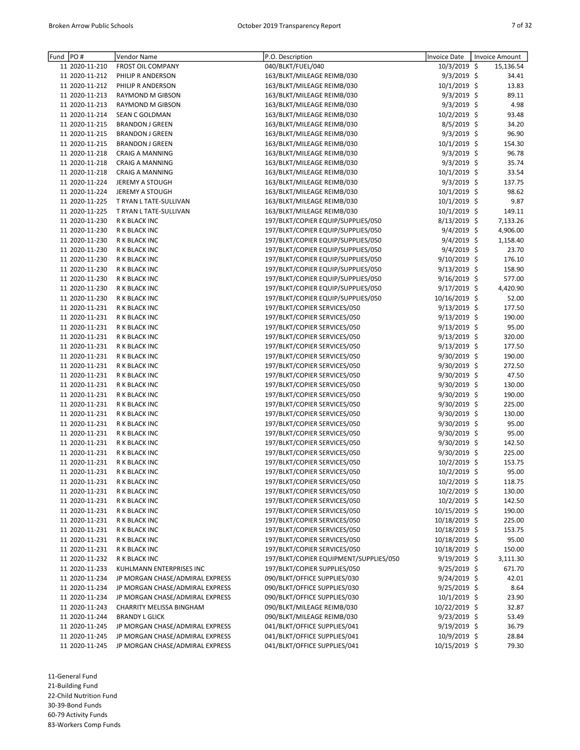| Fund | PO # | Vendor Name | P.O. Description | Invoice Date | Invoice Amount |
|---|---|---|---|---|---|
| 11 | 2020-11-210 | FROST OIL COMPANY | 040/BLKT/FUEL/040 | 10/3/2019 | $ 15,136.54 |
| 11 | 2020-11-212 | PHILIP R ANDERSON | 163/BLKT/MILEAGE REIMB/030 | 9/3/2019 | $ 34.41 |
| 11 | 2020-11-212 | PHILIP R ANDERSON | 163/BLKT/MILEAGE REIMB/030 | 10/1/2019 | $ 13.83 |
| 11 | 2020-11-213 | RAYMOND M GIBSON | 163/BLKT/MILEAGE REIMB/030 | 9/3/2019 | $ 89.11 |
| 11 | 2020-11-213 | RAYMOND M GIBSON | 163/BLKT/MILEAGE REIMB/030 | 9/3/2019 | $ 4.98 |
| 11 | 2020-11-214 | SEAN C GOLDMAN | 163/BLKT/MILEAGE REIMB/030 | 10/2/2019 | $ 93.48 |
| 11 | 2020-11-215 | BRANDON J GREEN | 163/BLKT/MILEAGE REIMB/030 | 8/5/2019 | $ 34.20 |
| 11 | 2020-11-215 | BRANDON J GREEN | 163/BLKT/MILEAGE REIMB/030 | 9/3/2019 | $ 96.90 |
| 11 | 2020-11-215 | BRANDON J GREEN | 163/BLKT/MILEAGE REIMB/030 | 10/1/2019 | $ 154.30 |
| 11 | 2020-11-218 | CRAIG A MANNING | 163/BLKT/MILEAGE REIMB/030 | 9/3/2019 | $ 96.78 |
| 11 | 2020-11-218 | CRAIG A MANNING | 163/BLKT/MILEAGE REIMB/030 | 9/3/2019 | $ 35.74 |
| 11 | 2020-11-218 | CRAIG A MANNING | 163/BLKT/MILEAGE REIMB/030 | 10/1/2019 | $ 33.54 |
| 11 | 2020-11-224 | JEREMY A STOUGH | 163/BLKT/MILEAGE REIMB/030 | 9/3/2019 | $ 137.75 |
| 11 | 2020-11-224 | JEREMY A STOUGH | 163/BLKT/MILEAGE REIMB/030 | 10/1/2019 | $ 98.62 |
| 11 | 2020-11-225 | T RYAN L TATE-SULLIVAN | 163/BLKT/MILEAGE REIMB/030 | 10/1/2019 | $ 9.87 |
| 11 | 2020-11-225 | T RYAN L TATE-SULLIVAN | 163/BLKT/MILEAGE REIMB/030 | 10/1/2019 | $ 149.11 |
| 11 | 2020-11-230 | R K BLACK INC | 197/BLKT/COPIER EQUIP/SUPPLIES/050 | 8/13/2019 | $ 7,133.26 |
| 11 | 2020-11-230 | R K BLACK INC | 197/BLKT/COPIER EQUIP/SUPPLIES/050 | 9/4/2019 | $ 4,906.00 |
| 11 | 2020-11-230 | R K BLACK INC | 197/BLKT/COPIER EQUIP/SUPPLIES/050 | 9/4/2019 | $ 1,158.40 |
| 11 | 2020-11-230 | R K BLACK INC | 197/BLKT/COPIER EQUIP/SUPPLIES/050 | 9/4/2019 | $ 23.70 |
| 11 | 2020-11-230 | R K BLACK INC | 197/BLKT/COPIER EQUIP/SUPPLIES/050 | 9/10/2019 | $ 176.10 |
| 11 | 2020-11-230 | R K BLACK INC | 197/BLKT/COPIER EQUIP/SUPPLIES/050 | 9/13/2019 | $ 158.90 |
| 11 | 2020-11-230 | R K BLACK INC | 197/BLKT/COPIER EQUIP/SUPPLIES/050 | 9/16/2019 | $ 577.00 |
| 11 | 2020-11-230 | R K BLACK INC | 197/BLKT/COPIER EQUIP/SUPPLIES/050 | 9/17/2019 | $ 4,420.90 |
| 11 | 2020-11-230 | R K BLACK INC | 197/BLKT/COPIER EQUIP/SUPPLIES/050 | 10/16/2019 | $ 52.00 |
| 11 | 2020-11-231 | R K BLACK INC | 197/BLKT/COPIER SERVICES/050 | 9/13/2019 | $ 177.50 |
| 11 | 2020-11-231 | R K BLACK INC | 197/BLKT/COPIER SERVICES/050 | 9/13/2019 | $ 190.00 |
| 11 | 2020-11-231 | R K BLACK INC | 197/BLKT/COPIER SERVICES/050 | 9/13/2019 | $ 95.00 |
| 11 | 2020-11-231 | R K BLACK INC | 197/BLKT/COPIER SERVICES/050 | 9/13/2019 | $ 320.00 |
| 11 | 2020-11-231 | R K BLACK INC | 197/BLKT/COPIER SERVICES/050 | 9/13/2019 | $ 177.50 |
| 11 | 2020-11-231 | R K BLACK INC | 197/BLKT/COPIER SERVICES/050 | 9/30/2019 | $ 190.00 |
| 11 | 2020-11-231 | R K BLACK INC | 197/BLKT/COPIER SERVICES/050 | 9/30/2019 | $ 272.50 |
| 11 | 2020-11-231 | R K BLACK INC | 197/BLKT/COPIER SERVICES/050 | 9/30/2019 | $ 47.50 |
| 11 | 2020-11-231 | R K BLACK INC | 197/BLKT/COPIER SERVICES/050 | 9/30/2019 | $ 130.00 |
| 11 | 2020-11-231 | R K BLACK INC | 197/BLKT/COPIER SERVICES/050 | 9/30/2019 | $ 190.00 |
| 11 | 2020-11-231 | R K BLACK INC | 197/BLKT/COPIER SERVICES/050 | 9/30/2019 | $ 225.00 |
| 11 | 2020-11-231 | R K BLACK INC | 197/BLKT/COPIER SERVICES/050 | 9/30/2019 | $ 130.00 |
| 11 | 2020-11-231 | R K BLACK INC | 197/BLKT/COPIER SERVICES/050 | 9/30/2019 | $ 95.00 |
| 11 | 2020-11-231 | R K BLACK INC | 197/BLKT/COPIER SERVICES/050 | 9/30/2019 | $ 95.00 |
| 11 | 2020-11-231 | R K BLACK INC | 197/BLKT/COPIER SERVICES/050 | 9/30/2019 | $ 142.50 |
| 11 | 2020-11-231 | R K BLACK INC | 197/BLKT/COPIER SERVICES/050 | 9/30/2019 | $ 225.00 |
| 11 | 2020-11-231 | R K BLACK INC | 197/BLKT/COPIER SERVICES/050 | 10/2/2019 | $ 153.75 |
| 11 | 2020-11-231 | R K BLACK INC | 197/BLKT/COPIER SERVICES/050 | 10/2/2019 | $ 95.00 |
| 11 | 2020-11-231 | R K BLACK INC | 197/BLKT/COPIER SERVICES/050 | 10/2/2019 | $ 118.75 |
| 11 | 2020-11-231 | R K BLACK INC | 197/BLKT/COPIER SERVICES/050 | 10/2/2019 | $ 130.00 |
| 11 | 2020-11-231 | R K BLACK INC | 197/BLKT/COPIER SERVICES/050 | 10/2/2019 | $ 142.50 |
| 11 | 2020-11-231 | R K BLACK INC | 197/BLKT/COPIER SERVICES/050 | 10/15/2019 | $ 190.00 |
| 11 | 2020-11-231 | R K BLACK INC | 197/BLKT/COPIER SERVICES/050 | 10/18/2019 | $ 225.00 |
| 11 | 2020-11-231 | R K BLACK INC | 197/BLKT/COPIER SERVICES/050 | 10/18/2019 | $ 153.75 |
| 11 | 2020-11-231 | R K BLACK INC | 197/BLKT/COPIER SERVICES/050 | 10/18/2019 | $ 95.00 |
| 11 | 2020-11-231 | R K BLACK INC | 197/BLKT/COPIER SERVICES/050 | 10/18/2019 | $ 150.00 |
| 11 | 2020-11-232 | R K BLACK INC | 197/BLKT/COPIER EQUIPMENT/SUPPLIES/050 | 9/19/2019 | $ 3,111.30 |
| 11 | 2020-11-233 | KUHLMANN ENTERPRISES INC | 197/BLKT/COPIER SUPPLIES/050 | 9/25/2019 | $ 671.70 |
| 11 | 2020-11-234 | JP MORGAN CHASE/ADMIRAL EXPRESS | 090/BLKT/OFFICE SUPPLIES/030 | 9/24/2019 | $ 42.01 |
| 11 | 2020-11-234 | JP MORGAN CHASE/ADMIRAL EXPRESS | 090/BLKT/OFFICE SUPPLIES/030 | 9/25/2019 | $ 8.64 |
| 11 | 2020-11-234 | JP MORGAN CHASE/ADMIRAL EXPRESS | 090/BLKT/OFFICE SUPPLIES/030 | 10/1/2019 | $ 23.90 |
| 11 | 2020-11-243 | CHARRITY MELISSA BINGHAM | 090/BLKT/MILEAGE REIMB/030 | 10/22/2019 | $ 32.87 |
| 11 | 2020-11-244 | BRANDY L GLICK | 090/BLKT/MILEAGE REIMB/030 | 9/23/2019 | $ 53.49 |
| 11 | 2020-11-245 | JP MORGAN CHASE/ADMIRAL EXPRESS | 041/BLKT/OFFICE SUPPLIES/041 | 9/19/2019 | $ 36.79 |
| 11 | 2020-11-245 | JP MORGAN CHASE/ADMIRAL EXPRESS | 041/BLKT/OFFICE SUPPLIES/041 | 10/9/2019 | $ 28.84 |
| 11 | 2020-11-245 | JP MORGAN CHASE/ADMIRAL EXPRESS | 041/BLKT/OFFICE SUPPLIES/041 | 10/15/2019 | $ 79.30 |

11-General Fund
21-Building Fund
22-Child Nutrition Fund
30-39-Bond Funds
60-79 Activity Funds
83-Workers Comp Funds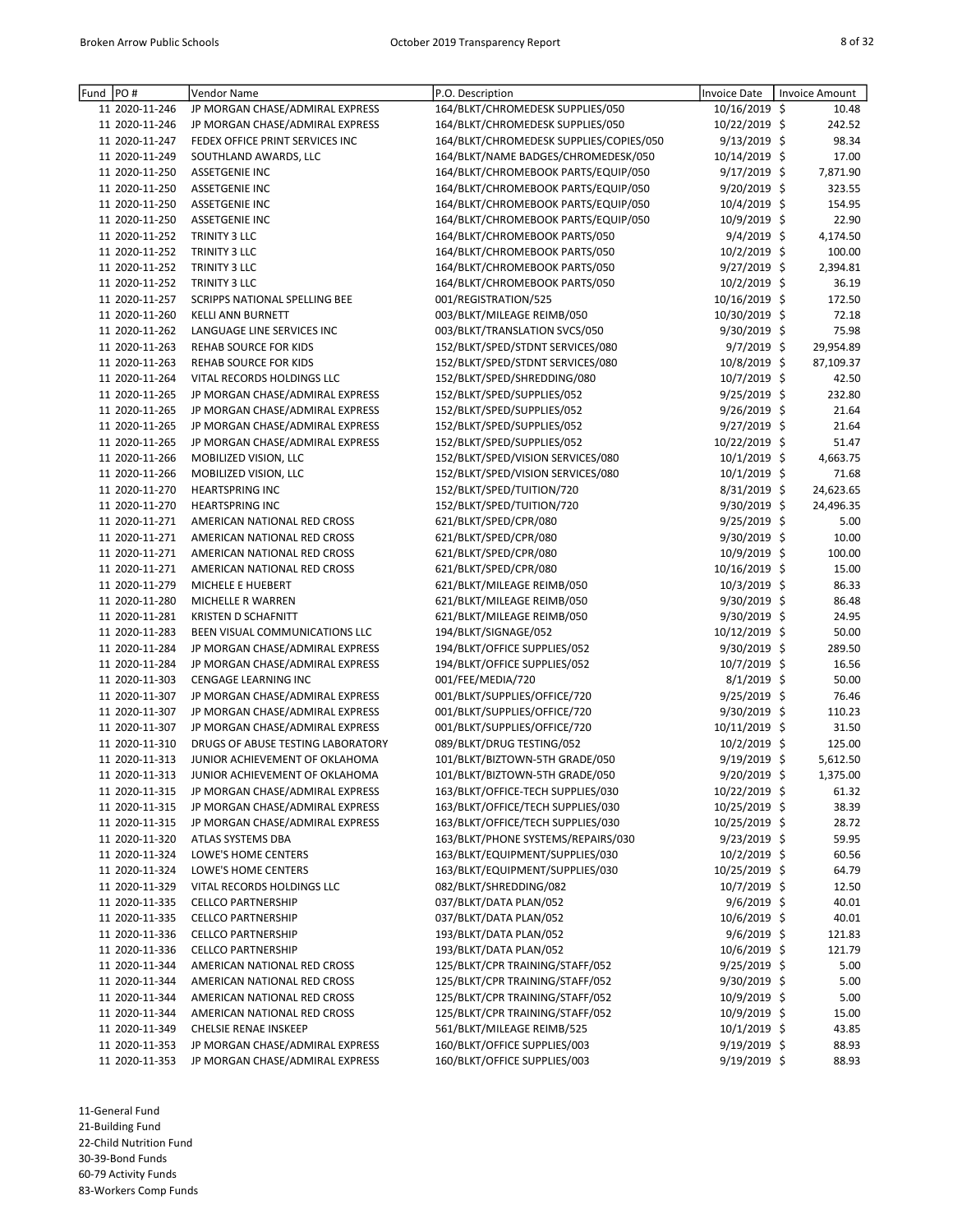| Fund | PO # | Vendor Name | P.O. Description | Invoice Date | Invoice Amount |
|---|---|---|---|---|---|
| 11 | 2020-11-246 | JP MORGAN CHASE/ADMIRAL EXPRESS | 164/BLKT/CHROMEDESK SUPPLIES/050 | 10/16/2019 | $ 10.48 |
| 11 | 2020-11-246 | JP MORGAN CHASE/ADMIRAL EXPRESS | 164/BLKT/CHROMEDESK SUPPLIES/050 | 10/22/2019 | $ 242.52 |
| 11 | 2020-11-247 | FEDEX OFFICE PRINT SERVICES INC | 164/BLKT/CHROMEDESK SUPPLIES/COPIES/050 | 9/13/2019 | $ 98.34 |
| 11 | 2020-11-249 | SOUTHLAND AWARDS, LLC | 164/BLKT/NAME BADGES/CHROMEDESK/050 | 10/14/2019 | $ 17.00 |
| 11 | 2020-11-250 | ASSETGENIE INC | 164/BLKT/CHROMEBOOK PARTS/EQUIP/050 | 9/17/2019 | $ 7,871.90 |
| 11 | 2020-11-250 | ASSETGENIE INC | 164/BLKT/CHROMEBOOK PARTS/EQUIP/050 | 9/20/2019 | $ 323.55 |
| 11 | 2020-11-250 | ASSETGENIE INC | 164/BLKT/CHROMEBOOK PARTS/EQUIP/050 | 10/4/2019 | $ 154.95 |
| 11 | 2020-11-250 | ASSETGENIE INC | 164/BLKT/CHROMEBOOK PARTS/EQUIP/050 | 10/9/2019 | $ 22.90 |
| 11 | 2020-11-252 | TRINITY 3 LLC | 164/BLKT/CHROMEBOOK PARTS/050 | 9/4/2019 | $ 4,174.50 |
| 11 | 2020-11-252 | TRINITY 3 LLC | 164/BLKT/CHROMEBOOK PARTS/050 | 10/2/2019 | $ 100.00 |
| 11 | 2020-11-252 | TRINITY 3 LLC | 164/BLKT/CHROMEBOOK PARTS/050 | 9/27/2019 | $ 2,394.81 |
| 11 | 2020-11-252 | TRINITY 3 LLC | 164/BLKT/CHROMEBOOK PARTS/050 | 10/2/2019 | $ 36.19 |
| 11 | 2020-11-257 | SCRIPPS NATIONAL SPELLING BEE | 001/REGISTRATION/525 | 10/16/2019 | $ 172.50 |
| 11 | 2020-11-260 | KELLI ANN BURNETT | 003/BLKT/MILEAGE REIMB/050 | 10/30/2019 | $ 72.18 |
| 11 | 2020-11-262 | LANGUAGE LINE SERVICES INC | 003/BLKT/TRANSLATION SVCS/050 | 9/30/2019 | $ 75.98 |
| 11 | 2020-11-263 | REHAB SOURCE FOR KIDS | 152/BLKT/SPED/STDNT SERVICES/080 | 9/7/2019 | $ 29,954.89 |
| 11 | 2020-11-263 | REHAB SOURCE FOR KIDS | 152/BLKT/SPED/STDNT SERVICES/080 | 10/8/2019 | $ 87,109.37 |
| 11 | 2020-11-264 | VITAL RECORDS HOLDINGS LLC | 152/BLKT/SPED/SHREDDING/080 | 10/7/2019 | $ 42.50 |
| 11 | 2020-11-265 | JP MORGAN CHASE/ADMIRAL EXPRESS | 152/BLKT/SPED/SUPPLIES/052 | 9/25/2019 | $ 232.80 |
| 11 | 2020-11-265 | JP MORGAN CHASE/ADMIRAL EXPRESS | 152/BLKT/SPED/SUPPLIES/052 | 9/26/2019 | $ 21.64 |
| 11 | 2020-11-265 | JP MORGAN CHASE/ADMIRAL EXPRESS | 152/BLKT/SPED/SUPPLIES/052 | 9/27/2019 | $ 21.64 |
| 11 | 2020-11-265 | JP MORGAN CHASE/ADMIRAL EXPRESS | 152/BLKT/SPED/SUPPLIES/052 | 10/22/2019 | $ 51.47 |
| 11 | 2020-11-266 | MOBILIZED VISION, LLC | 152/BLKT/SPED/VISION SERVICES/080 | 10/1/2019 | $ 4,663.75 |
| 11 | 2020-11-266 | MOBILIZED VISION, LLC | 152/BLKT/SPED/VISION SERVICES/080 | 10/1/2019 | $ 71.68 |
| 11 | 2020-11-270 | HEARTSPRING INC | 152/BLKT/SPED/TUITION/720 | 8/31/2019 | $ 24,623.65 |
| 11 | 2020-11-270 | HEARTSPRING INC | 152/BLKT/SPED/TUITION/720 | 9/30/2019 | $ 24,496.35 |
| 11 | 2020-11-271 | AMERICAN NATIONAL RED CROSS | 621/BLKT/SPED/CPR/080 | 9/25/2019 | $ 5.00 |
| 11 | 2020-11-271 | AMERICAN NATIONAL RED CROSS | 621/BLKT/SPED/CPR/080 | 9/30/2019 | $ 10.00 |
| 11 | 2020-11-271 | AMERICAN NATIONAL RED CROSS | 621/BLKT/SPED/CPR/080 | 10/9/2019 | $ 100.00 |
| 11 | 2020-11-271 | AMERICAN NATIONAL RED CROSS | 621/BLKT/SPED/CPR/080 | 10/16/2019 | $ 15.00 |
| 11 | 2020-11-279 | MICHELE E HUEBERT | 621/BLKT/MILEAGE REIMB/050 | 10/3/2019 | $ 86.33 |
| 11 | 2020-11-280 | MICHELLE R WARREN | 621/BLKT/MILEAGE REIMB/050 | 9/30/2019 | $ 86.48 |
| 11 | 2020-11-281 | KRISTEN D SCHAFNITT | 621/BLKT/MILEAGE REIMB/050 | 9/30/2019 | $ 24.95 |
| 11 | 2020-11-283 | BEEN VISUAL COMMUNICATIONS LLC | 194/BLKT/SIGNAGE/052 | 10/12/2019 | $ 50.00 |
| 11 | 2020-11-284 | JP MORGAN CHASE/ADMIRAL EXPRESS | 194/BLKT/OFFICE SUPPLIES/052 | 9/30/2019 | $ 289.50 |
| 11 | 2020-11-284 | JP MORGAN CHASE/ADMIRAL EXPRESS | 194/BLKT/OFFICE SUPPLIES/052 | 10/7/2019 | $ 16.56 |
| 11 | 2020-11-303 | CENGAGE LEARNING INC | 001/FEE/MEDIA/720 | 8/1/2019 | $ 50.00 |
| 11 | 2020-11-307 | JP MORGAN CHASE/ADMIRAL EXPRESS | 001/BLKT/SUPPLIES/OFFICE/720 | 9/25/2019 | $ 76.46 |
| 11 | 2020-11-307 | JP MORGAN CHASE/ADMIRAL EXPRESS | 001/BLKT/SUPPLIES/OFFICE/720 | 9/30/2019 | $ 110.23 |
| 11 | 2020-11-307 | JP MORGAN CHASE/ADMIRAL EXPRESS | 001/BLKT/SUPPLIES/OFFICE/720 | 10/11/2019 | $ 31.50 |
| 11 | 2020-11-310 | DRUGS OF ABUSE TESTING LABORATORY | 089/BLKT/DRUG TESTING/052 | 10/2/2019 | $ 125.00 |
| 11 | 2020-11-313 | JUNIOR ACHIEVEMENT OF OKLAHOMA | 101/BLKT/BIZTOWN-5TH GRADE/050 | 9/19/2019 | $ 5,612.50 |
| 11 | 2020-11-313 | JUNIOR ACHIEVEMENT OF OKLAHOMA | 101/BLKT/BIZTOWN-5TH GRADE/050 | 9/20/2019 | $ 1,375.00 |
| 11 | 2020-11-315 | JP MORGAN CHASE/ADMIRAL EXPRESS | 163/BLKT/OFFICE-TECH SUPPLIES/030 | 10/22/2019 | $ 61.32 |
| 11 | 2020-11-315 | JP MORGAN CHASE/ADMIRAL EXPRESS | 163/BLKT/OFFICE/TECH SUPPLIES/030 | 10/25/2019 | $ 38.39 |
| 11 | 2020-11-315 | JP MORGAN CHASE/ADMIRAL EXPRESS | 163/BLKT/OFFICE/TECH SUPPLIES/030 | 10/25/2019 | $ 28.72 |
| 11 | 2020-11-320 | ATLAS SYSTEMS DBA | 163/BLKT/PHONE SYSTEMS/REPAIRS/030 | 9/23/2019 | $ 59.95 |
| 11 | 2020-11-324 | LOWE'S HOME CENTERS | 163/BLKT/EQUIPMENT/SUPPLIES/030 | 10/2/2019 | $ 60.56 |
| 11 | 2020-11-324 | LOWE'S HOME CENTERS | 163/BLKT/EQUIPMENT/SUPPLIES/030 | 10/25/2019 | $ 64.79 |
| 11 | 2020-11-329 | VITAL RECORDS HOLDINGS LLC | 082/BLKT/SHREDDING/082 | 10/7/2019 | $ 12.50 |
| 11 | 2020-11-335 | CELLCO PARTNERSHIP | 037/BLKT/DATA PLAN/052 | 9/6/2019 | $ 40.01 |
| 11 | 2020-11-335 | CELLCO PARTNERSHIP | 037/BLKT/DATA PLAN/052 | 10/6/2019 | $ 40.01 |
| 11 | 2020-11-336 | CELLCO PARTNERSHIP | 193/BLKT/DATA PLAN/052 | 9/6/2019 | $ 121.83 |
| 11 | 2020-11-336 | CELLCO PARTNERSHIP | 193/BLKT/DATA PLAN/052 | 10/6/2019 | $ 121.79 |
| 11 | 2020-11-344 | AMERICAN NATIONAL RED CROSS | 125/BLKT/CPR TRAINING/STAFF/052 | 9/25/2019 | $ 5.00 |
| 11 | 2020-11-344 | AMERICAN NATIONAL RED CROSS | 125/BLKT/CPR TRAINING/STAFF/052 | 9/30/2019 | $ 5.00 |
| 11 | 2020-11-344 | AMERICAN NATIONAL RED CROSS | 125/BLKT/CPR TRAINING/STAFF/052 | 10/9/2019 | $ 5.00 |
| 11 | 2020-11-344 | AMERICAN NATIONAL RED CROSS | 125/BLKT/CPR TRAINING/STAFF/052 | 10/9/2019 | $ 15.00 |
| 11 | 2020-11-349 | CHELSIE RENAE INSKEEP | 561/BLKT/MILEAGE REIMB/525 | 10/1/2019 | $ 43.85 |
| 11 | 2020-11-353 | JP MORGAN CHASE/ADMIRAL EXPRESS | 160/BLKT/OFFICE SUPPLIES/003 | 9/19/2019 | $ 88.93 |
| 11 | 2020-11-353 | JP MORGAN CHASE/ADMIRAL EXPRESS | 160/BLKT/OFFICE SUPPLIES/003 | 9/19/2019 | $ 88.93 |

11-General Fund
21-Building Fund
22-Child Nutrition Fund
30-39-Bond Funds
60-79 Activity Funds
83-Workers Comp Funds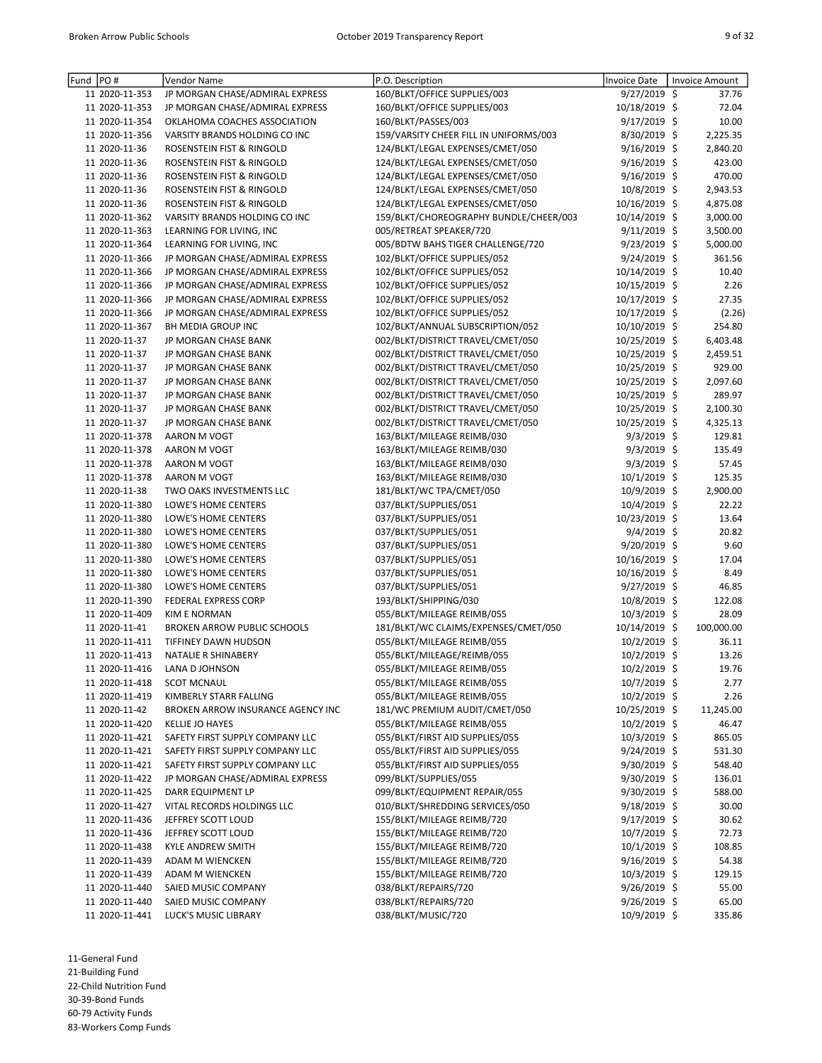| Fund | PO # | Vendor Name | P.O. Description | Invoice Date | Invoice Amount |
|---|---|---|---|---|---|
| 11 | 2020-11-353 | JP MORGAN CHASE/ADMIRAL EXPRESS | 160/BLKT/OFFICE SUPPLIES/003 | 9/27/2019 | $ 37.76 |
| 11 | 2020-11-353 | JP MORGAN CHASE/ADMIRAL EXPRESS | 160/BLKT/OFFICE SUPPLIES/003 | 10/18/2019 | $ 72.04 |
| 11 | 2020-11-354 | OKLAHOMA COACHES ASSOCIATION | 160/BLKT/PASSES/003 | 9/17/2019 | $ 10.00 |
| 11 | 2020-11-356 | VARSITY BRANDS HOLDING CO INC | 159/VARSITY CHEER FILL IN UNIFORMS/003 | 8/30/2019 | $ 2,225.35 |
| 11 | 2020-11-36 | ROSENSTEIN FIST & RINGOLD | 124/BLKT/LEGAL EXPENSES/CMET/050 | 9/16/2019 | $ 2,840.20 |
| 11 | 2020-11-36 | ROSENSTEIN FIST & RINGOLD | 124/BLKT/LEGAL EXPENSES/CMET/050 | 9/16/2019 | $ 423.00 |
| 11 | 2020-11-36 | ROSENSTEIN FIST & RINGOLD | 124/BLKT/LEGAL EXPENSES/CMET/050 | 9/16/2019 | $ 470.00 |
| 11 | 2020-11-36 | ROSENSTEIN FIST & RINGOLD | 124/BLKT/LEGAL EXPENSES/CMET/050 | 10/8/2019 | $ 2,943.53 |
| 11 | 2020-11-36 | ROSENSTEIN FIST & RINGOLD | 124/BLKT/LEGAL EXPENSES/CMET/050 | 10/16/2019 | $ 4,875.08 |
| 11 | 2020-11-362 | VARSITY BRANDS HOLDING CO INC | 159/BLKT/CHOREOGRAPHY BUNDLE/CHEER/003 | 10/14/2019 | $ 3,000.00 |
| 11 | 2020-11-363 | LEARNING FOR LIVING, INC | 005/RETREAT SPEAKER/720 | 9/11/2019 | $ 3,500.00 |
| 11 | 2020-11-364 | LEARNING FOR LIVING, INC | 005/BDTW BAHS TIGER CHALLENGE/720 | 9/23/2019 | $ 5,000.00 |
| 11 | 2020-11-366 | JP MORGAN CHASE/ADMIRAL EXPRESS | 102/BLKT/OFFICE SUPPLIES/052 | 9/24/2019 | $ 361.56 |
| 11 | 2020-11-366 | JP MORGAN CHASE/ADMIRAL EXPRESS | 102/BLKT/OFFICE SUPPLIES/052 | 10/14/2019 | $ 10.40 |
| 11 | 2020-11-366 | JP MORGAN CHASE/ADMIRAL EXPRESS | 102/BLKT/OFFICE SUPPLIES/052 | 10/15/2019 | $ 2.26 |
| 11 | 2020-11-366 | JP MORGAN CHASE/ADMIRAL EXPRESS | 102/BLKT/OFFICE SUPPLIES/052 | 10/17/2019 | $ 27.35 |
| 11 | 2020-11-366 | JP MORGAN CHASE/ADMIRAL EXPRESS | 102/BLKT/OFFICE SUPPLIES/052 | 10/17/2019 | $ (2.26) |
| 11 | 2020-11-367 | BH MEDIA GROUP INC | 102/BLKT/ANNUAL SUBSCRIPTION/052 | 10/10/2019 | $ 254.80 |
| 11 | 2020-11-37 | JP MORGAN CHASE BANK | 002/BLKT/DISTRICT TRAVEL/CMET/050 | 10/25/2019 | $ 6,403.48 |
| 11 | 2020-11-37 | JP MORGAN CHASE BANK | 002/BLKT/DISTRICT TRAVEL/CMET/050 | 10/25/2019 | $ 2,459.51 |
| 11 | 2020-11-37 | JP MORGAN CHASE BANK | 002/BLKT/DISTRICT TRAVEL/CMET/050 | 10/25/2019 | $ 929.00 |
| 11 | 2020-11-37 | JP MORGAN CHASE BANK | 002/BLKT/DISTRICT TRAVEL/CMET/050 | 10/25/2019 | $ 2,097.60 |
| 11 | 2020-11-37 | JP MORGAN CHASE BANK | 002/BLKT/DISTRICT TRAVEL/CMET/050 | 10/25/2019 | $ 289.97 |
| 11 | 2020-11-37 | JP MORGAN CHASE BANK | 002/BLKT/DISTRICT TRAVEL/CMET/050 | 10/25/2019 | $ 2,100.30 |
| 11 | 2020-11-37 | JP MORGAN CHASE BANK | 002/BLKT/DISTRICT TRAVEL/CMET/050 | 10/25/2019 | $ 4,325.13 |
| 11 | 2020-11-378 | AARON M VOGT | 163/BLKT/MILEAGE REIMB/030 | 9/3/2019 | $ 129.81 |
| 11 | 2020-11-378 | AARON M VOGT | 163/BLKT/MILEAGE REIMB/030 | 9/3/2019 | $ 135.49 |
| 11 | 2020-11-378 | AARON M VOGT | 163/BLKT/MILEAGE REIMB/030 | 9/3/2019 | $ 57.45 |
| 11 | 2020-11-378 | AARON M VOGT | 163/BLKT/MILEAGE REIMB/030 | 10/1/2019 | $ 125.35 |
| 11 | 2020-11-38 | TWO OAKS INVESTMENTS LLC | 181/BLKT/WC TPA/CMET/050 | 10/9/2019 | $ 2,900.00 |
| 11 | 2020-11-380 | LOWE'S HOME CENTERS | 037/BLKT/SUPPLIES/051 | 10/4/2019 | $ 22.22 |
| 11 | 2020-11-380 | LOWE'S HOME CENTERS | 037/BLKT/SUPPLIES/051 | 10/23/2019 | $ 13.64 |
| 11 | 2020-11-380 | LOWE'S HOME CENTERS | 037/BLKT/SUPPLIES/051 | 9/4/2019 | $ 20.82 |
| 11 | 2020-11-380 | LOWE'S HOME CENTERS | 037/BLKT/SUPPLIES/051 | 9/20/2019 | $ 9.60 |
| 11 | 2020-11-380 | LOWE'S HOME CENTERS | 037/BLKT/SUPPLIES/051 | 10/16/2019 | $ 17.04 |
| 11 | 2020-11-380 | LOWE'S HOME CENTERS | 037/BLKT/SUPPLIES/051 | 10/16/2019 | $ 8.49 |
| 11 | 2020-11-380 | LOWE'S HOME CENTERS | 037/BLKT/SUPPLIES/051 | 9/27/2019 | $ 46.85 |
| 11 | 2020-11-390 | FEDERAL EXPRESS CORP | 193/BLKT/SHIPPING/030 | 10/8/2019 | $ 122.08 |
| 11 | 2020-11-409 | KIM E NORMAN | 055/BLKT/MILEAGE REIMB/055 | 10/3/2019 | $ 28.09 |
| 11 | 2020-11-41 | BROKEN ARROW PUBLIC SCHOOLS | 181/BLKT/WC CLAIMS/EXPENSES/CMET/050 | 10/14/2019 | $ 100,000.00 |
| 11 | 2020-11-411 | TIFFINEY DAWN HUDSON | 055/BLKT/MILEAGE REIMB/055 | 10/2/2019 | $ 36.11 |
| 11 | 2020-11-413 | NATALIE R SHINABERY | 055/BLKT/MILEAGE/REIMB/055 | 10/2/2019 | $ 13.26 |
| 11 | 2020-11-416 | LANA D JOHNSON | 055/BLKT/MILEAGE REIMB/055 | 10/2/2019 | $ 19.76 |
| 11 | 2020-11-418 | SCOT MCNAUL | 055/BLKT/MILEAGE REIMB/055 | 10/7/2019 | $ 2.77 |
| 11 | 2020-11-419 | KIMBERLY STARR FALLING | 055/BLKT/MILEAGE REIMB/055 | 10/2/2019 | $ 2.26 |
| 11 | 2020-11-42 | BROKEN ARROW INSURANCE AGENCY INC | 181/WC PREMIUM AUDIT/CMET/050 | 10/25/2019 | $ 11,245.00 |
| 11 | 2020-11-420 | KELLIE JO HAYES | 055/BLKT/MILEAGE REIMB/055 | 10/2/2019 | $ 46.47 |
| 11 | 2020-11-421 | SAFETY FIRST SUPPLY COMPANY LLC | 055/BLKT/FIRST AID SUPPLIES/055 | 10/3/2019 | $ 865.05 |
| 11 | 2020-11-421 | SAFETY FIRST SUPPLY COMPANY LLC | 055/BLKT/FIRST AID SUPPLIES/055 | 9/24/2019 | $ 531.30 |
| 11 | 2020-11-421 | SAFETY FIRST SUPPLY COMPANY LLC | 055/BLKT/FIRST AID SUPPLIES/055 | 9/30/2019 | $ 548.40 |
| 11 | 2020-11-422 | JP MORGAN CHASE/ADMIRAL EXPRESS | 099/BLKT/SUPPLIES/055 | 9/30/2019 | $ 136.01 |
| 11 | 2020-11-425 | DARR EQUIPMENT LP | 099/BLKT/EQUIPMENT REPAIR/055 | 9/30/2019 | $ 588.00 |
| 11 | 2020-11-427 | VITAL RECORDS HOLDINGS LLC | 010/BLKT/SHREDDING SERVICES/050 | 9/18/2019 | $ 30.00 |
| 11 | 2020-11-436 | JEFFREY SCOTT LOUD | 155/BLKT/MILEAGE REIMB/720 | 9/17/2019 | $ 30.62 |
| 11 | 2020-11-436 | JEFFREY SCOTT LOUD | 155/BLKT/MILEAGE REIMB/720 | 10/7/2019 | $ 72.73 |
| 11 | 2020-11-438 | KYLE ANDREW SMITH | 155/BLKT/MILEAGE REIMB/720 | 10/1/2019 | $ 108.85 |
| 11 | 2020-11-439 | ADAM M WIENCKEN | 155/BLKT/MILEAGE REIMB/720 | 9/16/2019 | $ 54.38 |
| 11 | 2020-11-439 | ADAM M WIENCKEN | 155/BLKT/MILEAGE REIMB/720 | 10/3/2019 | $ 129.15 |
| 11 | 2020-11-440 | SAIED MUSIC COMPANY | 038/BLKT/REPAIRS/720 | 9/26/2019 | $ 55.00 |
| 11 | 2020-11-440 | SAIED MUSIC COMPANY | 038/BLKT/REPAIRS/720 | 9/26/2019 | $ 65.00 |
| 11 | 2020-11-441 | LUCK'S MUSIC LIBRARY | 038/BLKT/MUSIC/720 | 10/9/2019 | $ 335.86 |

11-General Fund
21-Building Fund
22-Child Nutrition Fund
30-39-Bond Funds
60-79 Activity Funds
83-Workers Comp Funds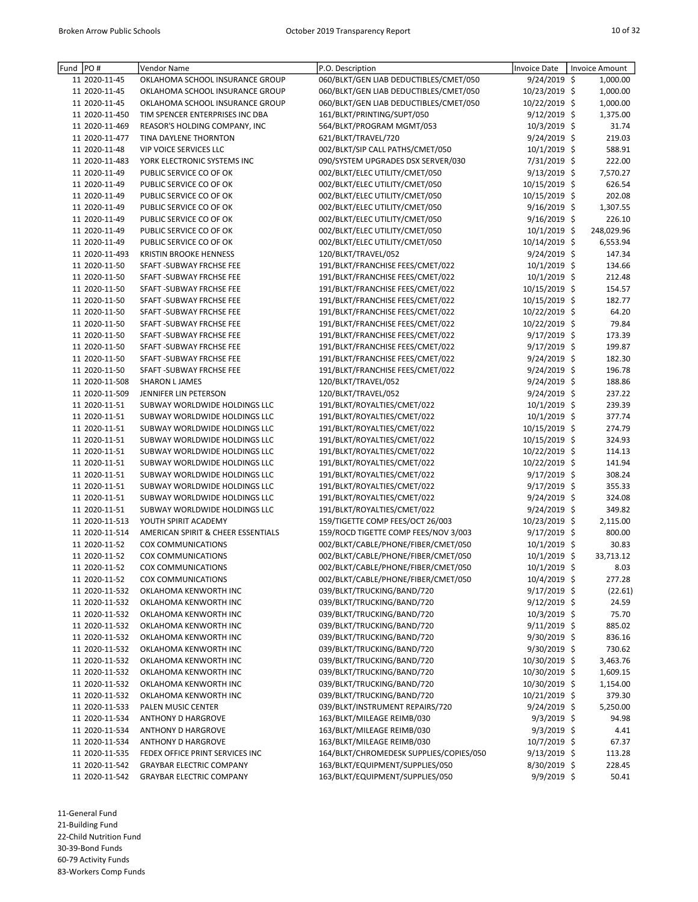| Fund | PO # | Vendor Name | P.O. Description | Invoice Date | Invoice Amount |
|---|---|---|---|---|---|
| 11 | 2020-11-45 | OKLAHOMA SCHOOL INSURANCE GROUP | 060/BLKT/GEN LIAB DEDUCTIBLES/CMET/050 | 9/24/2019 | $ 1,000.00 |
| 11 | 2020-11-45 | OKLAHOMA SCHOOL INSURANCE GROUP | 060/BLKT/GEN LIAB DEDUCTIBLES/CMET/050 | 10/23/2019 | $ 1,000.00 |
| 11 | 2020-11-45 | OKLAHOMA SCHOOL INSURANCE GROUP | 060/BLKT/GEN LIAB DEDUCTIBLES/CMET/050 | 10/22/2019 | $ 1,000.00 |
| 11 | 2020-11-450 | TIM SPENCER ENTERPRISES INC DBA | 161/BLKT/PRINTING/SUPT/050 | 9/12/2019 | $ 1,375.00 |
| 11 | 2020-11-469 | REASOR'S HOLDING COMPANY, INC | 564/BLKT/PROGRAM MGMT/053 | 10/3/2019 | $ 31.74 |
| 11 | 2020-11-477 | TINA DAYLENE THORNTON | 621/BLKT/TRAVEL/720 | 9/24/2019 | $ 219.03 |
| 11 | 2020-11-48 | VIP VOICE SERVICES LLC | 002/BLKT/SIP CALL PATHS/CMET/050 | 10/1/2019 | $ 588.91 |
| 11 | 2020-11-483 | YORK ELECTRONIC SYSTEMS INC | 090/SYSTEM UPGRADES DSX SERVER/030 | 7/31/2019 | $ 222.00 |
| 11 | 2020-11-49 | PUBLIC SERVICE CO OF OK | 002/BLKT/ELEC UTILITY/CMET/050 | 9/13/2019 | $ 7,570.27 |
| 11 | 2020-11-49 | PUBLIC SERVICE CO OF OK | 002/BLKT/ELEC UTILITY/CMET/050 | 10/15/2019 | $ 626.54 |
| 11 | 2020-11-49 | PUBLIC SERVICE CO OF OK | 002/BLKT/ELEC UTILITY/CMET/050 | 10/15/2019 | $ 202.08 |
| 11 | 2020-11-49 | PUBLIC SERVICE CO OF OK | 002/BLKT/ELEC UTILITY/CMET/050 | 9/16/2019 | $ 1,307.55 |
| 11 | 2020-11-49 | PUBLIC SERVICE CO OF OK | 002/BLKT/ELEC UTILITY/CMET/050 | 9/16/2019 | $ 226.10 |
| 11 | 2020-11-49 | PUBLIC SERVICE CO OF OK | 002/BLKT/ELEC UTILITY/CMET/050 | 10/1/2019 | $ 248,029.96 |
| 11 | 2020-11-49 | PUBLIC SERVICE CO OF OK | 002/BLKT/ELEC UTILITY/CMET/050 | 10/14/2019 | $ 6,553.94 |
| 11 | 2020-11-493 | KRISTIN BROOKE HENNESS | 120/BLKT/TRAVEL/052 | 9/24/2019 | $ 147.34 |
| 11 | 2020-11-50 | SFAFT -SUBWAY FRCHSE FEE | 191/BLKT/FRANCHISE FEES/CMET/022 | 10/1/2019 | $ 134.66 |
| 11 | 2020-11-50 | SFAFT -SUBWAY FRCHSE FEE | 191/BLKT/FRANCHISE FEES/CMET/022 | 10/1/2019 | $ 212.48 |
| 11 | 2020-11-50 | SFAFT -SUBWAY FRCHSE FEE | 191/BLKT/FRANCHISE FEES/CMET/022 | 10/15/2019 | $ 154.57 |
| 11 | 2020-11-50 | SFAFT -SUBWAY FRCHSE FEE | 191/BLKT/FRANCHISE FEES/CMET/022 | 10/15/2019 | $ 182.77 |
| 11 | 2020-11-50 | SFAFT -SUBWAY FRCHSE FEE | 191/BLKT/FRANCHISE FEES/CMET/022 | 10/22/2019 | $ 64.20 |
| 11 | 2020-11-50 | SFAFT -SUBWAY FRCHSE FEE | 191/BLKT/FRANCHISE FEES/CMET/022 | 10/22/2019 | $ 79.84 |
| 11 | 2020-11-50 | SFAFT -SUBWAY FRCHSE FEE | 191/BLKT/FRANCHISE FEES/CMET/022 | 9/17/2019 | $ 173.39 |
| 11 | 2020-11-50 | SFAFT -SUBWAY FRCHSE FEE | 191/BLKT/FRANCHISE FEES/CMET/022 | 9/17/2019 | $ 199.87 |
| 11 | 2020-11-50 | SFAFT -SUBWAY FRCHSE FEE | 191/BLKT/FRANCHISE FEES/CMET/022 | 9/24/2019 | $ 182.30 |
| 11 | 2020-11-50 | SFAFT -SUBWAY FRCHSE FEE | 191/BLKT/FRANCHISE FEES/CMET/022 | 9/24/2019 | $ 196.78 |
| 11 | 2020-11-508 | SHARON L JAMES | 120/BLKT/TRAVEL/052 | 9/24/2019 | $ 188.86 |
| 11 | 2020-11-509 | JENNIFER LIN PETERSON | 120/BLKT/TRAVEL/052 | 9/24/2019 | $ 237.22 |
| 11 | 2020-11-51 | SUBWAY WORLDWIDE HOLDINGS LLC | 191/BLKT/ROYALTIES/CMET/022 | 10/1/2019 | $ 239.39 |
| 11 | 2020-11-51 | SUBWAY WORLDWIDE HOLDINGS LLC | 191/BLKT/ROYALTIES/CMET/022 | 10/1/2019 | $ 377.74 |
| 11 | 2020-11-51 | SUBWAY WORLDWIDE HOLDINGS LLC | 191/BLKT/ROYALTIES/CMET/022 | 10/15/2019 | $ 274.79 |
| 11 | 2020-11-51 | SUBWAY WORLDWIDE HOLDINGS LLC | 191/BLKT/ROYALTIES/CMET/022 | 10/15/2019 | $ 324.93 |
| 11 | 2020-11-51 | SUBWAY WORLDWIDE HOLDINGS LLC | 191/BLKT/ROYALTIES/CMET/022 | 10/22/2019 | $ 114.13 |
| 11 | 2020-11-51 | SUBWAY WORLDWIDE HOLDINGS LLC | 191/BLKT/ROYALTIES/CMET/022 | 10/22/2019 | $ 141.94 |
| 11 | 2020-11-51 | SUBWAY WORLDWIDE HOLDINGS LLC | 191/BLKT/ROYALTIES/CMET/022 | 9/17/2019 | $ 308.24 |
| 11 | 2020-11-51 | SUBWAY WORLDWIDE HOLDINGS LLC | 191/BLKT/ROYALTIES/CMET/022 | 9/17/2019 | $ 355.33 |
| 11 | 2020-11-51 | SUBWAY WORLDWIDE HOLDINGS LLC | 191/BLKT/ROYALTIES/CMET/022 | 9/24/2019 | $ 324.08 |
| 11 | 2020-11-51 | SUBWAY WORLDWIDE HOLDINGS LLC | 191/BLKT/ROYALTIES/CMET/022 | 9/24/2019 | $ 349.82 |
| 11 | 2020-11-513 | YOUTH SPIRIT ACADEMY | 159/TIGETTE COMP FEES/OCT 26/003 | 10/23/2019 | $ 2,115.00 |
| 11 | 2020-11-514 | AMERICAN SPIRIT & CHEER ESSENTIALS | 159/ROCD TIGETTE COMP FEES/NOV 3/003 | 9/17/2019 | $ 800.00 |
| 11 | 2020-11-52 | COX COMMUNICATIONS | 002/BLKT/CABLE/PHONE/FIBER/CMET/050 | 10/1/2019 | $ 30.83 |
| 11 | 2020-11-52 | COX COMMUNICATIONS | 002/BLKT/CABLE/PHONE/FIBER/CMET/050 | 10/1/2019 | $ 33,713.12 |
| 11 | 2020-11-52 | COX COMMUNICATIONS | 002/BLKT/CABLE/PHONE/FIBER/CMET/050 | 10/1/2019 | $ 8.03 |
| 11 | 2020-11-52 | COX COMMUNICATIONS | 002/BLKT/CABLE/PHONE/FIBER/CMET/050 | 10/4/2019 | $ 277.28 |
| 11 | 2020-11-532 | OKLAHOMA KENWORTH INC | 039/BLKT/TRUCKING/BAND/720 | 9/17/2019 | $ (22.61) |
| 11 | 2020-11-532 | OKLAHOMA KENWORTH INC | 039/BLKT/TRUCKING/BAND/720 | 9/12/2019 | $ 24.59 |
| 11 | 2020-11-532 | OKLAHOMA KENWORTH INC | 039/BLKT/TRUCKING/BAND/720 | 10/3/2019 | $ 75.70 |
| 11 | 2020-11-532 | OKLAHOMA KENWORTH INC | 039/BLKT/TRUCKING/BAND/720 | 9/11/2019 | $ 885.02 |
| 11 | 2020-11-532 | OKLAHOMA KENWORTH INC | 039/BLKT/TRUCKING/BAND/720 | 9/30/2019 | $ 836.16 |
| 11 | 2020-11-532 | OKLAHOMA KENWORTH INC | 039/BLKT/TRUCKING/BAND/720 | 9/30/2019 | $ 730.62 |
| 11 | 2020-11-532 | OKLAHOMA KENWORTH INC | 039/BLKT/TRUCKING/BAND/720 | 10/30/2019 | $ 3,463.76 |
| 11 | 2020-11-532 | OKLAHOMA KENWORTH INC | 039/BLKT/TRUCKING/BAND/720 | 10/30/2019 | $ 1,609.15 |
| 11 | 2020-11-532 | OKLAHOMA KENWORTH INC | 039/BLKT/TRUCKING/BAND/720 | 10/30/2019 | $ 1,154.00 |
| 11 | 2020-11-532 | OKLAHOMA KENWORTH INC | 039/BLKT/TRUCKING/BAND/720 | 10/21/2019 | $ 379.30 |
| 11 | 2020-11-533 | PALEN MUSIC CENTER | 039/BLKT/INSTRUMENT REPAIRS/720 | 9/24/2019 | $ 5,250.00 |
| 11 | 2020-11-534 | ANTHONY D HARGROVE | 163/BLKT/MILEAGE REIMB/030 | 9/3/2019 | $ 94.98 |
| 11 | 2020-11-534 | ANTHONY D HARGROVE | 163/BLKT/MILEAGE REIMB/030 | 9/3/2019 | $ 4.41 |
| 11 | 2020-11-534 | ANTHONY D HARGROVE | 163/BLKT/MILEAGE REIMB/030 | 10/7/2019 | $ 67.37 |
| 11 | 2020-11-535 | FEDEX OFFICE PRINT SERVICES INC | 164/BLKT/CHROMEDESK SUPPLIES/COPIES/050 | 9/13/2019 | $ 113.28 |
| 11 | 2020-11-542 | GRAYBAR ELECTRIC COMPANY | 163/BLKT/EQUIPMENT/SUPPLIES/050 | 8/30/2019 | $ 228.45 |
| 11 | 2020-11-542 | GRAYBAR ELECTRIC COMPANY | 163/BLKT/EQUIPMENT/SUPPLIES/050 | 9/9/2019 | $ 50.41 |

11-General Fund
21-Building Fund
22-Child Nutrition Fund
30-39-Bond Funds
60-79 Activity Funds
83-Workers Comp Funds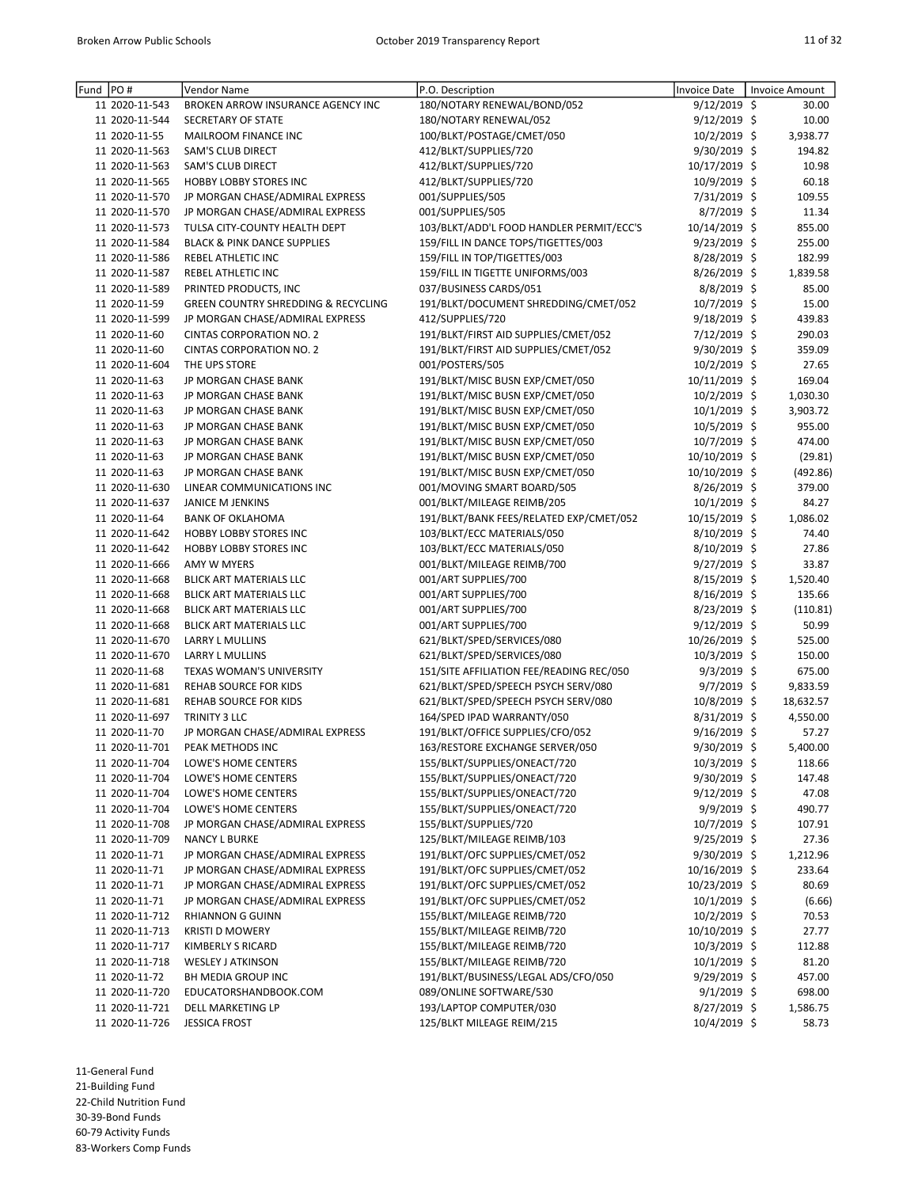| Fund | PO # | Vendor Name | P.O. Description | Invoice Date | Invoice Amount |
|---|---|---|---|---|---|
| 11 | 2020-11-543 | BROKEN ARROW INSURANCE AGENCY INC | 180/NOTARY RENEWAL/BOND/052 | 9/12/2019 | $ 30.00 |
| 11 | 2020-11-544 | SECRETARY OF STATE | 180/NOTARY RENEWAL/052 | 9/12/2019 | $ 10.00 |
| 11 | 2020-11-55 | MAILROOM FINANCE INC | 100/BLKT/POSTAGE/CMET/050 | 10/2/2019 | $ 3,938.77 |
| 11 | 2020-11-563 | SAM'S CLUB DIRECT | 412/BLKT/SUPPLIES/720 | 9/30/2019 | $ 194.82 |
| 11 | 2020-11-563 | SAM'S CLUB DIRECT | 412/BLKT/SUPPLIES/720 | 10/17/2019 | $ 10.98 |
| 11 | 2020-11-565 | HOBBY LOBBY STORES INC | 412/BLKT/SUPPLIES/720 | 10/9/2019 | $ 60.18 |
| 11 | 2020-11-570 | JP MORGAN CHASE/ADMIRAL EXPRESS | 001/SUPPLIES/505 | 7/31/2019 | $ 109.55 |
| 11 | 2020-11-570 | JP MORGAN CHASE/ADMIRAL EXPRESS | 001/SUPPLIES/505 | 8/7/2019 | $ 11.34 |
| 11 | 2020-11-573 | TULSA CITY-COUNTY HEALTH DEPT | 103/BLKT/ADD'L FOOD HANDLER PERMIT/ECC'S | 10/14/2019 | $ 855.00 |
| 11 | 2020-11-584 | BLACK & PINK DANCE SUPPLIES | 159/FILL IN DANCE TOPS/TIGETTES/003 | 9/23/2019 | $ 255.00 |
| 11 | 2020-11-586 | REBEL ATHLETIC INC | 159/FILL IN TOP/TIGETTES/003 | 8/28/2019 | $ 182.99 |
| 11 | 2020-11-587 | REBEL ATHLETIC INC | 159/FILL IN TIGETTE UNIFORMS/003 | 8/26/2019 | $ 1,839.58 |
| 11 | 2020-11-589 | PRINTED PRODUCTS, INC | 037/BUSINESS CARDS/051 | 8/8/2019 | $ 85.00 |
| 11 | 2020-11-59 | GREEN COUNTRY SHREDDING & RECYCLING | 191/BLKT/DOCUMENT SHREDDING/CMET/052 | 10/7/2019 | $ 15.00 |
| 11 | 2020-11-599 | JP MORGAN CHASE/ADMIRAL EXPRESS | 412/SUPPLIES/720 | 9/18/2019 | $ 439.83 |
| 11 | 2020-11-60 | CINTAS CORPORATION NO. 2 | 191/BLKT/FIRST AID SUPPLIES/CMET/052 | 7/12/2019 | $ 290.03 |
| 11 | 2020-11-60 | CINTAS CORPORATION NO. 2 | 191/BLKT/FIRST AID SUPPLIES/CMET/052 | 9/30/2019 | $ 359.09 |
| 11 | 2020-11-604 | THE UPS STORE | 001/POSTERS/505 | 10/2/2019 | $ 27.65 |
| 11 | 2020-11-63 | JP MORGAN CHASE BANK | 191/BLKT/MISC BUSN EXP/CMET/050 | 10/11/2019 | $ 169.04 |
| 11 | 2020-11-63 | JP MORGAN CHASE BANK | 191/BLKT/MISC BUSN EXP/CMET/050 | 10/2/2019 | $ 1,030.30 |
| 11 | 2020-11-63 | JP MORGAN CHASE BANK | 191/BLKT/MISC BUSN EXP/CMET/050 | 10/1/2019 | $ 3,903.72 |
| 11 | 2020-11-63 | JP MORGAN CHASE BANK | 191/BLKT/MISC BUSN EXP/CMET/050 | 10/5/2019 | $ 955.00 |
| 11 | 2020-11-63 | JP MORGAN CHASE BANK | 191/BLKT/MISC BUSN EXP/CMET/050 | 10/7/2019 | $ 474.00 |
| 11 | 2020-11-63 | JP MORGAN CHASE BANK | 191/BLKT/MISC BUSN EXP/CMET/050 | 10/10/2019 | $ (29.81) |
| 11 | 2020-11-63 | JP MORGAN CHASE BANK | 191/BLKT/MISC BUSN EXP/CMET/050 | 10/10/2019 | $ (492.86) |
| 11 | 2020-11-630 | LINEAR COMMUNICATIONS INC | 001/MOVING SMART BOARD/505 | 8/26/2019 | $ 379.00 |
| 11 | 2020-11-637 | JANICE M JENKINS | 001/BLKT/MILEAGE REIMB/205 | 10/1/2019 | $ 84.27 |
| 11 | 2020-11-64 | BANK OF OKLAHOMA | 191/BLKT/BANK FEES/RELATED EXP/CMET/052 | 10/15/2019 | $ 1,086.02 |
| 11 | 2020-11-642 | HOBBY LOBBY STORES INC | 103/BLKT/ECC MATERIALS/050 | 8/10/2019 | $ 74.40 |
| 11 | 2020-11-642 | HOBBY LOBBY STORES INC | 103/BLKT/ECC MATERIALS/050 | 8/10/2019 | $ 27.86 |
| 11 | 2020-11-666 | AMY W MYERS | 001/BLKT/MILEAGE REIMB/700 | 9/27/2019 | $ 33.87 |
| 11 | 2020-11-668 | BLICK ART MATERIALS LLC | 001/ART SUPPLIES/700 | 8/15/2019 | $ 1,520.40 |
| 11 | 2020-11-668 | BLICK ART MATERIALS LLC | 001/ART SUPPLIES/700 | 8/16/2019 | $ 135.66 |
| 11 | 2020-11-668 | BLICK ART MATERIALS LLC | 001/ART SUPPLIES/700 | 8/23/2019 | $ (110.81) |
| 11 | 2020-11-668 | BLICK ART MATERIALS LLC | 001/ART SUPPLIES/700 | 9/12/2019 | $ 50.99 |
| 11 | 2020-11-670 | LARRY L MULLINS | 621/BLKT/SPED/SERVICES/080 | 10/26/2019 | $ 525.00 |
| 11 | 2020-11-670 | LARRY L MULLINS | 621/BLKT/SPED/SERVICES/080 | 10/3/2019 | $ 150.00 |
| 11 | 2020-11-68 | TEXAS WOMAN'S UNIVERSITY | 151/SITE AFFILIATION FEE/READING REC/050 | 9/3/2019 | $ 675.00 |
| 11 | 2020-11-681 | REHAB SOURCE FOR KIDS | 621/BLKT/SPED/SPEECH PSYCH SERV/080 | 9/7/2019 | $ 9,833.59 |
| 11 | 2020-11-681 | REHAB SOURCE FOR KIDS | 621/BLKT/SPED/SPEECH PSYCH SERV/080 | 10/8/2019 | $ 18,632.57 |
| 11 | 2020-11-697 | TRINITY 3 LLC | 164/SPED IPAD WARRANTY/050 | 8/31/2019 | $ 4,550.00 |
| 11 | 2020-11-70 | JP MORGAN CHASE/ADMIRAL EXPRESS | 191/BLKT/OFFICE SUPPLIES/CFO/052 | 9/16/2019 | $ 57.27 |
| 11 | 2020-11-701 | PEAK METHODS INC | 163/RESTORE EXCHANGE SERVER/050 | 9/30/2019 | $ 5,400.00 |
| 11 | 2020-11-704 | LOWE'S HOME CENTERS | 155/BLKT/SUPPLIES/ONEACT/720 | 10/3/2019 | $ 118.66 |
| 11 | 2020-11-704 | LOWE'S HOME CENTERS | 155/BLKT/SUPPLIES/ONEACT/720 | 9/30/2019 | $ 147.48 |
| 11 | 2020-11-704 | LOWE'S HOME CENTERS | 155/BLKT/SUPPLIES/ONEACT/720 | 9/12/2019 | $ 47.08 |
| 11 | 2020-11-704 | LOWE'S HOME CENTERS | 155/BLKT/SUPPLIES/ONEACT/720 | 9/9/2019 | $ 490.77 |
| 11 | 2020-11-708 | JP MORGAN CHASE/ADMIRAL EXPRESS | 155/BLKT/SUPPLIES/720 | 10/7/2019 | $ 107.91 |
| 11 | 2020-11-709 | NANCY L BURKE | 125/BLKT/MILEAGE REIMB/103 | 9/25/2019 | $ 27.36 |
| 11 | 2020-11-71 | JP MORGAN CHASE/ADMIRAL EXPRESS | 191/BLKT/OFC SUPPLIES/CMET/052 | 9/30/2019 | $ 1,212.96 |
| 11 | 2020-11-71 | JP MORGAN CHASE/ADMIRAL EXPRESS | 191/BLKT/OFC SUPPLIES/CMET/052 | 10/16/2019 | $ 233.64 |
| 11 | 2020-11-71 | JP MORGAN CHASE/ADMIRAL EXPRESS | 191/BLKT/OFC SUPPLIES/CMET/052 | 10/23/2019 | $ 80.69 |
| 11 | 2020-11-71 | JP MORGAN CHASE/ADMIRAL EXPRESS | 191/BLKT/OFC SUPPLIES/CMET/052 | 10/1/2019 | $ (6.66) |
| 11 | 2020-11-712 | RHIANNON G GUINN | 155/BLKT/MILEAGE REIMB/720 | 10/2/2019 | $ 70.53 |
| 11 | 2020-11-713 | KRISTI D MOWERY | 155/BLKT/MILEAGE REIMB/720 | 10/10/2019 | $ 27.77 |
| 11 | 2020-11-717 | KIMBERLY S RICARD | 155/BLKT/MILEAGE REIMB/720 | 10/3/2019 | $ 112.88 |
| 11 | 2020-11-718 | WESLEY J ATKINSON | 155/BLKT/MILEAGE REIMB/720 | 10/1/2019 | $ 81.20 |
| 11 | 2020-11-72 | BH MEDIA GROUP INC | 191/BLKT/BUSINESS/LEGAL ADS/CFO/050 | 9/29/2019 | $ 457.00 |
| 11 | 2020-11-720 | EDUCATORSHANDBOOK.COM | 089/ONLINE SOFTWARE/530 | 9/1/2019 | $ 698.00 |
| 11 | 2020-11-721 | DELL MARKETING LP | 193/LAPTOP COMPUTER/030 | 8/27/2019 | $ 1,586.75 |
| 11 | 2020-11-726 | JESSICA FROST | 125/BLKT MILEAGE REIM/215 | 10/4/2019 | $ 58.73 |

11-General Fund
21-Building Fund
22-Child Nutrition Fund
30-39-Bond Funds
60-79 Activity Funds
83-Workers Comp Funds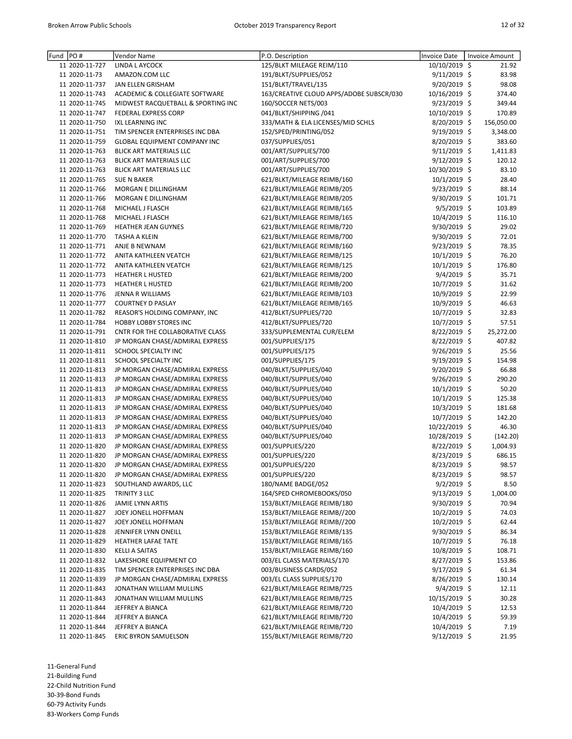| Fund | PO # | Vendor Name | P.O. Description | Invoice Date | Invoice Amount |
|---|---|---|---|---|---|
| 11 | 2020-11-727 | LINDA L AYCOCK | 125/BLKT MILEAGE REIM/110 | 10/10/2019 | $ 21.92 |
| 11 | 2020-11-73 | AMAZON.COM LLC | 191/BLKT/SUPPLIES/052 | 9/11/2019 | $ 83.98 |
| 11 | 2020-11-737 | JAN ELLEN GRISHAM | 151/BLKT/TRAVEL/135 | 9/20/2019 | $ 98.08 |
| 11 | 2020-11-743 | ACADEMIC & COLLEGIATE SOFTWARE | 163/CREATIVE CLOUD APPS/ADOBE SUBSCR/030 | 10/16/2019 | $ 374.40 |
| 11 | 2020-11-745 | MIDWEST RACQUETBALL & SPORTING INC | 160/SOCCER NETS/003 | 9/23/2019 | $ 349.44 |
| 11 | 2020-11-747 | FEDERAL EXPRESS CORP | 041/BLKT/SHIPPING /041 | 10/10/2019 | $ 170.89 |
| 11 | 2020-11-750 | IXL LEARNING INC | 333/MATH & ELA LICENSES/MID SCHLS | 8/20/2019 | $ 156,050.00 |
| 11 | 2020-11-751 | TIM SPENCER ENTERPRISES INC DBA | 152/SPED/PRINTING/052 | 9/19/2019 | $ 3,348.00 |
| 11 | 2020-11-759 | GLOBAL EQUIPMENT COMPANY INC | 037/SUPPLIES/051 | 8/20/2019 | $ 383.60 |
| 11 | 2020-11-763 | BLICK ART MATERIALS LLC | 001/ART/SUPPLIES/700 | 9/11/2019 | $ 1,411.83 |
| 11 | 2020-11-763 | BLICK ART MATERIALS LLC | 001/ART/SUPPLIES/700 | 9/12/2019 | $ 120.12 |
| 11 | 2020-11-763 | BLICK ART MATERIALS LLC | 001/ART/SUPPLIES/700 | 10/30/2019 | $ 83.10 |
| 11 | 2020-11-765 | SUE N BAKER | 621/BLKT/MILEAGE REIMB/160 | 10/1/2019 | $ 28.40 |
| 11 | 2020-11-766 | MORGAN E DILLINGHAM | 621/BLKT/MILEAGE REIMB/205 | 9/23/2019 | $ 88.14 |
| 11 | 2020-11-766 | MORGAN E DILLINGHAM | 621/BLKT/MILEAGE REIMB/205 | 9/30/2019 | $ 101.71 |
| 11 | 2020-11-768 | MICHAEL J FLASCH | 621/BLKT/MILEAGE REIMB/165 | 9/5/2019 | $ 103.89 |
| 11 | 2020-11-768 | MICHAEL J FLASCH | 621/BLKT/MILEAGE REIMB/165 | 10/4/2019 | $ 116.10 |
| 11 | 2020-11-769 | HEATHER JEAN GUYNES | 621/BLKT/MILEAGE REIMB/720 | 9/30/2019 | $ 29.02 |
| 11 | 2020-11-770 | TASHA A KLEIN | 621/BLKT/MILEAGE REIMB/700 | 9/30/2019 | $ 72.01 |
| 11 | 2020-11-771 | ANJE B NEWNAM | 621/BLKT/MILEAGE REIMB/160 | 9/23/2019 | $ 78.35 |
| 11 | 2020-11-772 | ANITA KATHLEEN VEATCH | 621/BLKT/MILEAGE REIMB/125 | 10/1/2019 | $ 76.20 |
| 11 | 2020-11-772 | ANITA KATHLEEN VEATCH | 621/BLKT/MILEAGE REIMB/125 | 10/1/2019 | $ 176.80 |
| 11 | 2020-11-773 | HEATHER L HUSTED | 621/BLKT/MILEAGE REIMB/200 | 9/4/2019 | $ 35.71 |
| 11 | 2020-11-773 | HEATHER L HUSTED | 621/BLKT/MILEAGE REIMB/200 | 10/7/2019 | $ 31.62 |
| 11 | 2020-11-776 | JENNA R WILLIAMS | 621/BLKT/MILEAGE REIMB/103 | 10/9/2019 | $ 22.99 |
| 11 | 2020-11-777 | COURTNEY D PASLAY | 621/BLKT/MILEAGE REIMB/165 | 10/9/2019 | $ 46.63 |
| 11 | 2020-11-782 | REASOR'S HOLDING COMPANY, INC | 412/BLKT/SUPPLIES/720 | 10/7/2019 | $ 32.83 |
| 11 | 2020-11-784 | HOBBY LOBBY STORES INC | 412/BLKT/SUPPLIES/720 | 10/7/2019 | $ 57.51 |
| 11 | 2020-11-791 | CNTR FOR THE COLLABORATIVE CLASS | 333/SUPPLEMENTAL CUR/ELEM | 8/22/2019 | $ 25,272.00 |
| 11 | 2020-11-810 | JP MORGAN CHASE/ADMIRAL EXPRESS | 001/SUPPLIES/175 | 8/22/2019 | $ 407.82 |
| 11 | 2020-11-811 | SCHOOL SPECIALTY INC | 001/SUPPLIES/175 | 9/26/2019 | $ 25.56 |
| 11 | 2020-11-811 | SCHOOL SPECIALTY INC | 001/SUPPLIES/175 | 9/19/2019 | $ 154.98 |
| 11 | 2020-11-813 | JP MORGAN CHASE/ADMIRAL EXPRESS | 040/BLKT/SUPPLIES/040 | 9/20/2019 | $ 66.88 |
| 11 | 2020-11-813 | JP MORGAN CHASE/ADMIRAL EXPRESS | 040/BLKT/SUPPLIES/040 | 9/26/2019 | $ 290.20 |
| 11 | 2020-11-813 | JP MORGAN CHASE/ADMIRAL EXPRESS | 040/BLKT/SUPPLIES/040 | 10/1/2019 | $ 50.20 |
| 11 | 2020-11-813 | JP MORGAN CHASE/ADMIRAL EXPRESS | 040/BLKT/SUPPLIES/040 | 10/1/2019 | $ 125.38 |
| 11 | 2020-11-813 | JP MORGAN CHASE/ADMIRAL EXPRESS | 040/BLKT/SUPPLIES/040 | 10/3/2019 | $ 181.68 |
| 11 | 2020-11-813 | JP MORGAN CHASE/ADMIRAL EXPRESS | 040/BLKT/SUPPLIES/040 | 10/7/2019 | $ 142.20 |
| 11 | 2020-11-813 | JP MORGAN CHASE/ADMIRAL EXPRESS | 040/BLKT/SUPPLIES/040 | 10/22/2019 | $ 46.30 |
| 11 | 2020-11-813 | JP MORGAN CHASE/ADMIRAL EXPRESS | 040/BLKT/SUPPLIES/040 | 10/28/2019 | $ (142.20) |
| 11 | 2020-11-820 | JP MORGAN CHASE/ADMIRAL EXPRESS | 001/SUPPLIES/220 | 8/22/2019 | $ 1,004.93 |
| 11 | 2020-11-820 | JP MORGAN CHASE/ADMIRAL EXPRESS | 001/SUPPLIES/220 | 8/23/2019 | $ 686.15 |
| 11 | 2020-11-820 | JP MORGAN CHASE/ADMIRAL EXPRESS | 001/SUPPLIES/220 | 8/23/2019 | $ 98.57 |
| 11 | 2020-11-820 | JP MORGAN CHASE/ADMIRAL EXPRESS | 001/SUPPLIES/220 | 8/23/2019 | $ 98.57 |
| 11 | 2020-11-823 | SOUTHLAND AWARDS, LLC | 180/NAME BADGE/052 | 9/2/2019 | $ 8.50 |
| 11 | 2020-11-825 | TRINITY 3 LLC | 164/SPED CHROMEBOOKS/050 | 9/13/2019 | $ 1,004.00 |
| 11 | 2020-11-826 | JAMIE LYNN ARTIS | 153/BLKT/MILEAGE REIMB/180 | 9/30/2019 | $ 70.94 |
| 11 | 2020-11-827 | JOEY JONELL HOFFMAN | 153/BLKT/MILEAGE REIMB//200 | 10/2/2019 | $ 74.03 |
| 11 | 2020-11-827 | JOEY JONELL HOFFMAN | 153/BLKT/MILEAGE REIMB//200 | 10/2/2019 | $ 62.44 |
| 11 | 2020-11-828 | JENNIFER LYNN ONEILL | 153/BLKT/MILEAGE REIMB/135 | 9/30/2019 | $ 86.34 |
| 11 | 2020-11-829 | HEATHER LAFAE TATE | 153/BLKT/MILEAGE REIMB/165 | 10/7/2019 | $ 76.18 |
| 11 | 2020-11-830 | KELLI A SAITAS | 153/BLKT/MILEAGE REIMB/160 | 10/8/2019 | $ 108.71 |
| 11 | 2020-11-832 | LAKESHORE EQUIPMENT CO | 003/EL CLASS MATERIALS/170 | 8/27/2019 | $ 153.86 |
| 11 | 2020-11-835 | TIM SPENCER ENTERPRISES INC DBA | 003/BUSINESS CARDS/052 | 9/17/2019 | $ 61.34 |
| 11 | 2020-11-839 | JP MORGAN CHASE/ADMIRAL EXPRESS | 003/EL CLASS SUPPLIES/170 | 8/26/2019 | $ 130.14 |
| 11 | 2020-11-843 | JONATHAN WILLIAM MULLINS | 621/BLKT/MILEAGE REIMB/725 | 9/4/2019 | $ 12.11 |
| 11 | 2020-11-843 | JONATHAN WILLIAM MULLINS | 621/BLKT/MILEAGE REIMB/725 | 10/15/2019 | $ 30.28 |
| 11 | 2020-11-844 | JEFFREY A BIANCA | 621/BLKT/MILEAGE REIMB/720 | 10/4/2019 | $ 12.53 |
| 11 | 2020-11-844 | JEFFREY A BIANCA | 621/BLKT/MILEAGE REIMB/720 | 10/4/2019 | $ 59.39 |
| 11 | 2020-11-844 | JEFFREY A BIANCA | 621/BLKT/MILEAGE REIMB/720 | 10/4/2019 | $ 7.19 |
| 11 | 2020-11-845 | ERIC BYRON SAMUELSON | 155/BLKT/MILEAGE REIMB/720 | 9/12/2019 | $ 21.95 |

11-General Fund
21-Building Fund
22-Child Nutrition Fund
30-39-Bond Funds
60-79 Activity Funds
83-Workers Comp Funds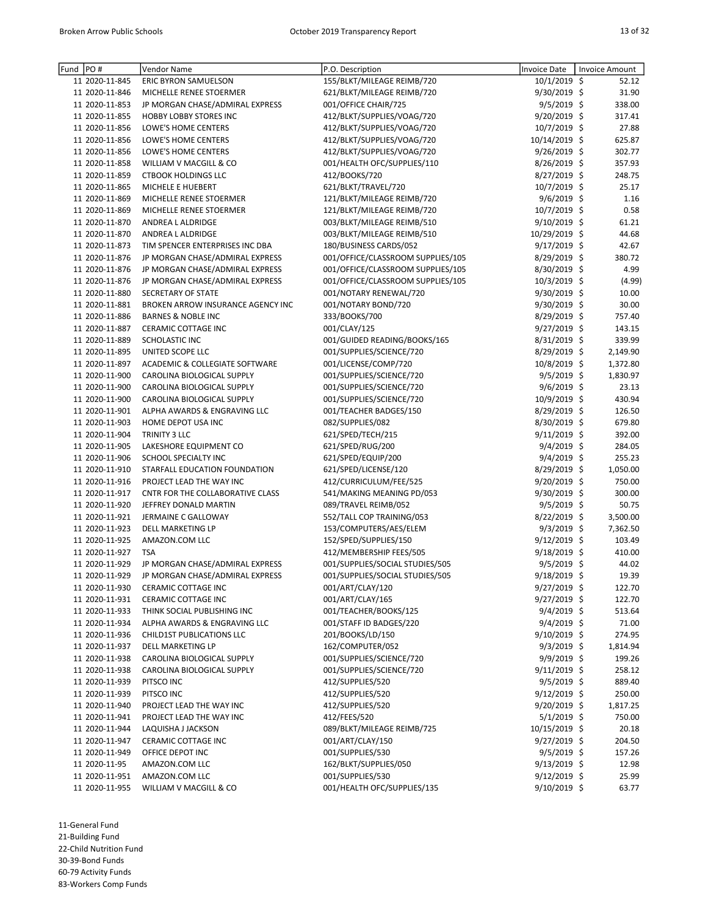| Fund | PO # | Vendor Name | P.O. Description | Invoice Date | Invoice Amount |
|---|---|---|---|---|---|
| 11 | 2020-11-845 | ERIC BYRON SAMUELSON | 155/BLKT/MILEAGE REIMB/720 | 10/1/2019 | $ 52.12 |
| 11 | 2020-11-846 | MICHELLE RENEE STOERMER | 621/BLKT/MILEAGE REIMB/720 | 9/30/2019 | $ 31.90 |
| 11 | 2020-11-853 | JP MORGAN CHASE/ADMIRAL EXPRESS | 001/OFFICE CHAIR/725 | 9/5/2019 | $ 338.00 |
| 11 | 2020-11-855 | HOBBY LOBBY STORES INC | 412/BLKT/SUPPLIES/VOAG/720 | 9/20/2019 | $ 317.41 |
| 11 | 2020-11-856 | LOWE'S HOME CENTERS | 412/BLKT/SUPPLIES/VOAG/720 | 10/7/2019 | $ 27.88 |
| 11 | 2020-11-856 | LOWE'S HOME CENTERS | 412/BLKT/SUPPLIES/VOAG/720 | 10/14/2019 | $ 625.87 |
| 11 | 2020-11-856 | LOWE'S HOME CENTERS | 412/BLKT/SUPPLIES/VOAG/720 | 9/26/2019 | $ 302.77 |
| 11 | 2020-11-858 | WILLIAM V MACGILL & CO | 001/HEALTH OFC/SUPPLIES/110 | 8/26/2019 | $ 357.93 |
| 11 | 2020-11-859 | CTBOOK HOLDINGS LLC | 412/BOOKS/720 | 8/27/2019 | $ 248.75 |
| 11 | 2020-11-865 | MICHELE E HUEBERT | 621/BLKT/TRAVEL/720 | 10/7/2019 | $ 25.17 |
| 11 | 2020-11-869 | MICHELLE RENEE STOERMER | 121/BLKT/MILEAGE REIMB/720 | 9/6/2019 | $ 1.16 |
| 11 | 2020-11-869 | MICHELLE RENEE STOERMER | 121/BLKT/MILEAGE REIMB/720 | 10/7/2019 | $ 0.58 |
| 11 | 2020-11-870 | ANDREA L ALDRIDGE | 003/BLKT/MILEAGE REIMB/510 | 9/10/2019 | $ 61.21 |
| 11 | 2020-11-870 | ANDREA L ALDRIDGE | 003/BLKT/MILEAGE REIMB/510 | 10/29/2019 | $ 44.68 |
| 11 | 2020-11-873 | TIM SPENCER ENTERPRISES INC DBA | 180/BUSINESS CARDS/052 | 9/17/2019 | $ 42.67 |
| 11 | 2020-11-876 | JP MORGAN CHASE/ADMIRAL EXPRESS | 001/OFFICE/CLASSROOM SUPPLIES/105 | 8/29/2019 | $ 380.72 |
| 11 | 2020-11-876 | JP MORGAN CHASE/ADMIRAL EXPRESS | 001/OFFICE/CLASSROOM SUPPLIES/105 | 8/30/2019 | $ 4.99 |
| 11 | 2020-11-876 | JP MORGAN CHASE/ADMIRAL EXPRESS | 001/OFFICE/CLASSROOM SUPPLIES/105 | 10/3/2019 | $ (4.99) |
| 11 | 2020-11-880 | SECRETARY OF STATE | 001/NOTARY RENEWAL/720 | 9/30/2019 | $ 10.00 |
| 11 | 2020-11-881 | BROKEN ARROW INSURANCE AGENCY INC | 001/NOTARY BOND/720 | 9/30/2019 | $ 30.00 |
| 11 | 2020-11-886 | BARNES & NOBLE INC | 333/BOOKS/700 | 8/29/2019 | $ 757.40 |
| 11 | 2020-11-887 | CERAMIC COTTAGE INC | 001/CLAY/125 | 9/27/2019 | $ 143.15 |
| 11 | 2020-11-889 | SCHOLASTIC INC | 001/GUIDED READING/BOOKS/165 | 8/31/2019 | $ 339.99 |
| 11 | 2020-11-895 | UNITED SCOPE LLC | 001/SUPPLIES/SCIENCE/720 | 8/29/2019 | $ 2,149.90 |
| 11 | 2020-11-897 | ACADEMIC & COLLEGIATE SOFTWARE | 001/LICENSE/COMP/720 | 10/8/2019 | $ 1,372.80 |
| 11 | 2020-11-900 | CAROLINA BIOLOGICAL SUPPLY | 001/SUPPLIES/SCIENCE/720 | 9/5/2019 | $ 1,830.97 |
| 11 | 2020-11-900 | CAROLINA BIOLOGICAL SUPPLY | 001/SUPPLIES/SCIENCE/720 | 9/6/2019 | $ 23.13 |
| 11 | 2020-11-900 | CAROLINA BIOLOGICAL SUPPLY | 001/SUPPLIES/SCIENCE/720 | 10/9/2019 | $ 430.94 |
| 11 | 2020-11-901 | ALPHA AWARDS & ENGRAVING LLC | 001/TEACHER BADGES/150 | 8/29/2019 | $ 126.50 |
| 11 | 2020-11-903 | HOME DEPOT USA INC | 082/SUPPLIES/082 | 8/30/2019 | $ 679.80 |
| 11 | 2020-11-904 | TRINITY 3 LLC | 621/SPED/TECH/215 | 9/11/2019 | $ 392.00 |
| 11 | 2020-11-905 | LAKESHORE EQUIPMENT CO | 621/SPED/RUG/200 | 9/4/2019 | $ 284.05 |
| 11 | 2020-11-906 | SCHOOL SPECIALTY INC | 621/SPED/EQUIP/200 | 9/4/2019 | $ 255.23 |
| 11 | 2020-11-910 | STARFALL EDUCATION FOUNDATION | 621/SPED/LICENSE/120 | 8/29/2019 | $ 1,050.00 |
| 11 | 2020-11-916 | PROJECT LEAD THE WAY INC | 412/CURRICULUM/FEE/525 | 9/20/2019 | $ 750.00 |
| 11 | 2020-11-917 | CNTR FOR THE COLLABORATIVE CLASS | 541/MAKING MEANING PD/053 | 9/30/2019 | $ 300.00 |
| 11 | 2020-11-920 | JEFFREY DONALD MARTIN | 089/TRAVEL REIMB/052 | 9/5/2019 | $ 50.75 |
| 11 | 2020-11-921 | JERMAINE C GALLOWAY | 552/TALL COP TRAINING/053 | 8/22/2019 | $ 3,500.00 |
| 11 | 2020-11-923 | DELL MARKETING LP | 153/COMPUTERS/AES/ELEM | 9/3/2019 | $ 7,362.50 |
| 11 | 2020-11-925 | AMAZON.COM LLC | 152/SPED/SUPPLIES/150 | 9/12/2019 | $ 103.49 |
| 11 | 2020-11-927 | TSA | 412/MEMBERSHIP FEES/505 | 9/18/2019 | $ 410.00 |
| 11 | 2020-11-929 | JP MORGAN CHASE/ADMIRAL EXPRESS | 001/SUPPLIES/SOCIAL STUDIES/505 | 9/5/2019 | $ 44.02 |
| 11 | 2020-11-929 | JP MORGAN CHASE/ADMIRAL EXPRESS | 001/SUPPLIES/SOCIAL STUDIES/505 | 9/18/2019 | $ 19.39 |
| 11 | 2020-11-930 | CERAMIC COTTAGE INC | 001/ART/CLAY/120 | 9/27/2019 | $ 122.70 |
| 11 | 2020-11-931 | CERAMIC COTTAGE INC | 001/ART/CLAY/165 | 9/27/2019 | $ 122.70 |
| 11 | 2020-11-933 | THINK SOCIAL PUBLISHING INC | 001/TEACHER/BOOKS/125 | 9/4/2019 | $ 513.64 |
| 11 | 2020-11-934 | ALPHA AWARDS & ENGRAVING LLC | 001/STAFF ID BADGES/220 | 9/4/2019 | $ 71.00 |
| 11 | 2020-11-936 | CHILD1ST PUBLICATIONS LLC | 201/BOOKS/LD/150 | 9/10/2019 | $ 274.95 |
| 11 | 2020-11-937 | DELL MARKETING LP | 162/COMPUTER/052 | 9/3/2019 | $ 1,814.94 |
| 11 | 2020-11-938 | CAROLINA BIOLOGICAL SUPPLY | 001/SUPPLIES/SCIENCE/720 | 9/9/2019 | $ 199.26 |
| 11 | 2020-11-938 | CAROLINA BIOLOGICAL SUPPLY | 001/SUPPLIES/SCIENCE/720 | 9/11/2019 | $ 258.12 |
| 11 | 2020-11-939 | PITSCO INC | 412/SUPPLIES/520 | 9/5/2019 | $ 889.40 |
| 11 | 2020-11-939 | PITSCO INC | 412/SUPPLIES/520 | 9/12/2019 | $ 250.00 |
| 11 | 2020-11-940 | PROJECT LEAD THE WAY INC | 412/SUPPLIES/520 | 9/20/2019 | $ 1,817.25 |
| 11 | 2020-11-941 | PROJECT LEAD THE WAY INC | 412/FEES/520 | 5/1/2019 | $ 750.00 |
| 11 | 2020-11-944 | LAQUISHA J JACKSON | 089/BLKT/MILEAGE REIMB/725 | 10/15/2019 | $ 20.18 |
| 11 | 2020-11-947 | CERAMIC COTTAGE INC | 001/ART/CLAY/150 | 9/27/2019 | $ 204.50 |
| 11 | 2020-11-949 | OFFICE DEPOT INC | 001/SUPPLIES/530 | 9/5/2019 | $ 157.26 |
| 11 | 2020-11-95 | AMAZON.COM LLC | 162/BLKT/SUPPLIES/050 | 9/13/2019 | $ 12.98 |
| 11 | 2020-11-951 | AMAZON.COM LLC | 001/SUPPLIES/530 | 9/12/2019 | $ 25.99 |
| 11 | 2020-11-955 | WILLIAM V MACGILL & CO | 001/HEALTH OFC/SUPPLIES/135 | 9/10/2019 | $ 63.77 |

11-General Fund
21-Building Fund
22-Child Nutrition Fund
30-39-Bond Funds
60-79 Activity Funds
83-Workers Comp Funds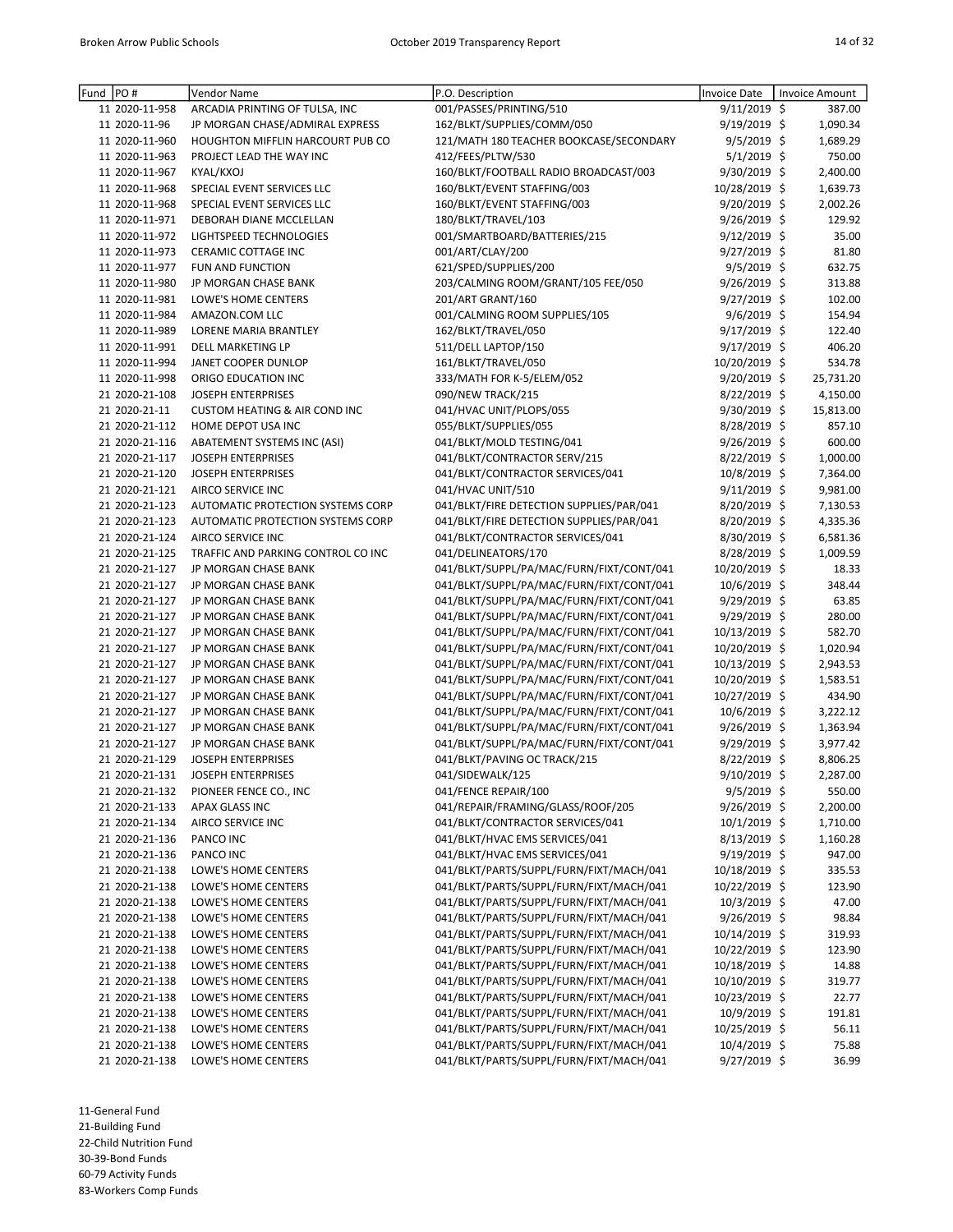| Fund | PO # | Vendor Name | P.O. Description | Invoice Date | Invoice Amount |
|---|---|---|---|---|---|
| 11 | 2020-11-958 | ARCADIA PRINTING OF TULSA, INC | 001/PASSES/PRINTING/510 | 9/11/2019 | $ 387.00 |
| 11 | 2020-11-96 | JP MORGAN CHASE/ADMIRAL EXPRESS | 162/BLKT/SUPPLIES/COMM/050 | 9/19/2019 | $ 1,090.34 |
| 11 | 2020-11-960 | HOUGHTON MIFFLIN HARCOURT PUB CO | 121/MATH 180 TEACHER BOOKCASE/SECONDARY | 9/5/2019 | $ 1,689.29 |
| 11 | 2020-11-963 | PROJECT LEAD THE WAY INC | 412/FEES/PLTW/530 | 5/1/2019 | $ 750.00 |
| 11 | 2020-11-967 | KYAL/KXOJ | 160/BLKT/FOOTBALL RADIO BROADCAST/003 | 9/30/2019 | $ 2,400.00 |
| 11 | 2020-11-968 | SPECIAL EVENT SERVICES LLC | 160/BLKT/EVENT STAFFING/003 | 10/28/2019 | $ 1,639.73 |
| 11 | 2020-11-968 | SPECIAL EVENT SERVICES LLC | 160/BLKT/EVENT STAFFING/003 | 9/20/2019 | $ 2,002.26 |
| 11 | 2020-11-971 | DEBORAH DIANE MCCLELLAN | 180/BLKT/TRAVEL/103 | 9/26/2019 | $ 129.92 |
| 11 | 2020-11-972 | LIGHTSPEED TECHNOLOGIES | 001/SMARTBOARD/BATTERIES/215 | 9/12/2019 | $ 35.00 |
| 11 | 2020-11-973 | CERAMIC COTTAGE INC | 001/ART/CLAY/200 | 9/27/2019 | $ 81.80 |
| 11 | 2020-11-977 | FUN AND FUNCTION | 621/SPED/SUPPLIES/200 | 9/5/2019 | $ 632.75 |
| 11 | 2020-11-980 | JP MORGAN CHASE BANK | 203/CALMING ROOM/GRANT/105 FEE/050 | 9/26/2019 | $ 313.88 |
| 11 | 2020-11-981 | LOWE'S HOME CENTERS | 201/ART GRANT/160 | 9/27/2019 | $ 102.00 |
| 11 | 2020-11-984 | AMAZON.COM LLC | 001/CALMING ROOM SUPPLIES/105 | 9/6/2019 | $ 154.94 |
| 11 | 2020-11-989 | LORENE MARIA BRANTLEY | 162/BLKT/TRAVEL/050 | 9/17/2019 | $ 122.40 |
| 11 | 2020-11-991 | DELL MARKETING LP | 511/DELL LAPTOP/150 | 9/17/2019 | $ 406.20 |
| 11 | 2020-11-994 | JANET COOPER DUNLOP | 161/BLKT/TRAVEL/050 | 10/20/2019 | $ 534.78 |
| 11 | 2020-11-998 | ORIGO EDUCATION INC | 333/MATH FOR K-5/ELEM/052 | 9/20/2019 | $ 25,731.20 |
| 21 | 2020-21-108 | JOSEPH ENTERPRISES | 090/NEW TRACK/215 | 8/22/2019 | $ 4,150.00 |
| 21 | 2020-21-11 | CUSTOM HEATING & AIR COND INC | 041/HVAC UNIT/PLOPS/055 | 9/30/2019 | $ 15,813.00 |
| 21 | 2020-21-112 | HOME DEPOT USA INC | 055/BLKT/SUPPLIES/055 | 8/28/2019 | $ 857.10 |
| 21 | 2020-21-116 | ABATEMENT SYSTEMS INC (ASI) | 041/BLKT/MOLD TESTING/041 | 9/26/2019 | $ 600.00 |
| 21 | 2020-21-117 | JOSEPH ENTERPRISES | 041/BLKT/CONTRACTOR SERV/215 | 8/22/2019 | $ 1,000.00 |
| 21 | 2020-21-120 | JOSEPH ENTERPRISES | 041/BLKT/CONTRACTOR SERVICES/041 | 10/8/2019 | $ 7,364.00 |
| 21 | 2020-21-121 | AIRCO SERVICE INC | 041/HVAC UNIT/510 | 9/11/2019 | $ 9,981.00 |
| 21 | 2020-21-123 | AUTOMATIC PROTECTION SYSTEMS CORP | 041/BLKT/FIRE DETECTION SUPPLIES/PAR/041 | 8/20/2019 | $ 7,130.53 |
| 21 | 2020-21-123 | AUTOMATIC PROTECTION SYSTEMS CORP | 041/BLKT/FIRE DETECTION SUPPLIES/PAR/041 | 8/20/2019 | $ 4,335.36 |
| 21 | 2020-21-124 | AIRCO SERVICE INC | 041/BLKT/CONTRACTOR SERVICES/041 | 8/30/2019 | $ 6,581.36 |
| 21 | 2020-21-125 | TRAFFIC AND PARKING CONTROL CO INC | 041/DELINEATORS/170 | 8/28/2019 | $ 1,009.59 |
| 21 | 2020-21-127 | JP MORGAN CHASE BANK | 041/BLKT/SUPPL/PA/MAC/FURN/FIXT/CONT/041 | 10/20/2019 | $ 18.33 |
| 21 | 2020-21-127 | JP MORGAN CHASE BANK | 041/BLKT/SUPPL/PA/MAC/FURN/FIXT/CONT/041 | 10/6/2019 | $ 348.44 |
| 21 | 2020-21-127 | JP MORGAN CHASE BANK | 041/BLKT/SUPPL/PA/MAC/FURN/FIXT/CONT/041 | 9/29/2019 | $ 63.85 |
| 21 | 2020-21-127 | JP MORGAN CHASE BANK | 041/BLKT/SUPPL/PA/MAC/FURN/FIXT/CONT/041 | 9/29/2019 | $ 280.00 |
| 21 | 2020-21-127 | JP MORGAN CHASE BANK | 041/BLKT/SUPPL/PA/MAC/FURN/FIXT/CONT/041 | 10/13/2019 | $ 582.70 |
| 21 | 2020-21-127 | JP MORGAN CHASE BANK | 041/BLKT/SUPPL/PA/MAC/FURN/FIXT/CONT/041 | 10/20/2019 | $ 1,020.94 |
| 21 | 2020-21-127 | JP MORGAN CHASE BANK | 041/BLKT/SUPPL/PA/MAC/FURN/FIXT/CONT/041 | 10/13/2019 | $ 2,943.53 |
| 21 | 2020-21-127 | JP MORGAN CHASE BANK | 041/BLKT/SUPPL/PA/MAC/FURN/FIXT/CONT/041 | 10/20/2019 | $ 1,583.51 |
| 21 | 2020-21-127 | JP MORGAN CHASE BANK | 041/BLKT/SUPPL/PA/MAC/FURN/FIXT/CONT/041 | 10/27/2019 | $ 434.90 |
| 21 | 2020-21-127 | JP MORGAN CHASE BANK | 041/BLKT/SUPPL/PA/MAC/FURN/FIXT/CONT/041 | 10/6/2019 | $ 3,222.12 |
| 21 | 2020-21-127 | JP MORGAN CHASE BANK | 041/BLKT/SUPPL/PA/MAC/FURN/FIXT/CONT/041 | 9/26/2019 | $ 1,363.94 |
| 21 | 2020-21-127 | JP MORGAN CHASE BANK | 041/BLKT/SUPPL/PA/MAC/FURN/FIXT/CONT/041 | 9/29/2019 | $ 3,977.42 |
| 21 | 2020-21-129 | JOSEPH ENTERPRISES | 041/BLKT/PAVING OC TRACK/215 | 8/22/2019 | $ 8,806.25 |
| 21 | 2020-21-131 | JOSEPH ENTERPRISES | 041/SIDEWALK/125 | 9/10/2019 | $ 2,287.00 |
| 21 | 2020-21-132 | PIONEER FENCE CO., INC | 041/FENCE REPAIR/100 | 9/5/2019 | $ 550.00 |
| 21 | 2020-21-133 | APAX GLASS INC | 041/REPAIR/FRAMING/GLASS/ROOF/205 | 9/26/2019 | $ 2,200.00 |
| 21 | 2020-21-134 | AIRCO SERVICE INC | 041/BLKT/CONTRACTOR SERVICES/041 | 10/1/2019 | $ 1,710.00 |
| 21 | 2020-21-136 | PANCO INC | 041/BLKT/HVAC EMS SERVICES/041 | 8/13/2019 | $ 1,160.28 |
| 21 | 2020-21-136 | PANCO INC | 041/BLKT/HVAC EMS SERVICES/041 | 9/19/2019 | $ 947.00 |
| 21 | 2020-21-138 | LOWE'S HOME CENTERS | 041/BLKT/PARTS/SUPPL/FURN/FIXT/MACH/041 | 10/18/2019 | $ 335.53 |
| 21 | 2020-21-138 | LOWE'S HOME CENTERS | 041/BLKT/PARTS/SUPPL/FURN/FIXT/MACH/041 | 10/22/2019 | $ 123.90 |
| 21 | 2020-21-138 | LOWE'S HOME CENTERS | 041/BLKT/PARTS/SUPPL/FURN/FIXT/MACH/041 | 10/3/2019 | $ 47.00 |
| 21 | 2020-21-138 | LOWE'S HOME CENTERS | 041/BLKT/PARTS/SUPPL/FURN/FIXT/MACH/041 | 9/26/2019 | $ 98.84 |
| 21 | 2020-21-138 | LOWE'S HOME CENTERS | 041/BLKT/PARTS/SUPPL/FURN/FIXT/MACH/041 | 10/14/2019 | $ 319.93 |
| 21 | 2020-21-138 | LOWE'S HOME CENTERS | 041/BLKT/PARTS/SUPPL/FURN/FIXT/MACH/041 | 10/22/2019 | $ 123.90 |
| 21 | 2020-21-138 | LOWE'S HOME CENTERS | 041/BLKT/PARTS/SUPPL/FURN/FIXT/MACH/041 | 10/18/2019 | $ 14.88 |
| 21 | 2020-21-138 | LOWE'S HOME CENTERS | 041/BLKT/PARTS/SUPPL/FURN/FIXT/MACH/041 | 10/10/2019 | $ 319.77 |
| 21 | 2020-21-138 | LOWE'S HOME CENTERS | 041/BLKT/PARTS/SUPPL/FURN/FIXT/MACH/041 | 10/23/2019 | $ 22.77 |
| 21 | 2020-21-138 | LOWE'S HOME CENTERS | 041/BLKT/PARTS/SUPPL/FURN/FIXT/MACH/041 | 10/9/2019 | $ 191.81 |
| 21 | 2020-21-138 | LOWE'S HOME CENTERS | 041/BLKT/PARTS/SUPPL/FURN/FIXT/MACH/041 | 10/25/2019 | $ 56.11 |
| 21 | 2020-21-138 | LOWE'S HOME CENTERS | 041/BLKT/PARTS/SUPPL/FURN/FIXT/MACH/041 | 10/4/2019 | $ 75.88 |
| 21 | 2020-21-138 | LOWE'S HOME CENTERS | 041/BLKT/PARTS/SUPPL/FURN/FIXT/MACH/041 | 9/27/2019 | $ 36.99 |

11-General Fund
21-Building Fund
22-Child Nutrition Fund
30-39-Bond Funds
60-79 Activity Funds
83-Workers Comp Funds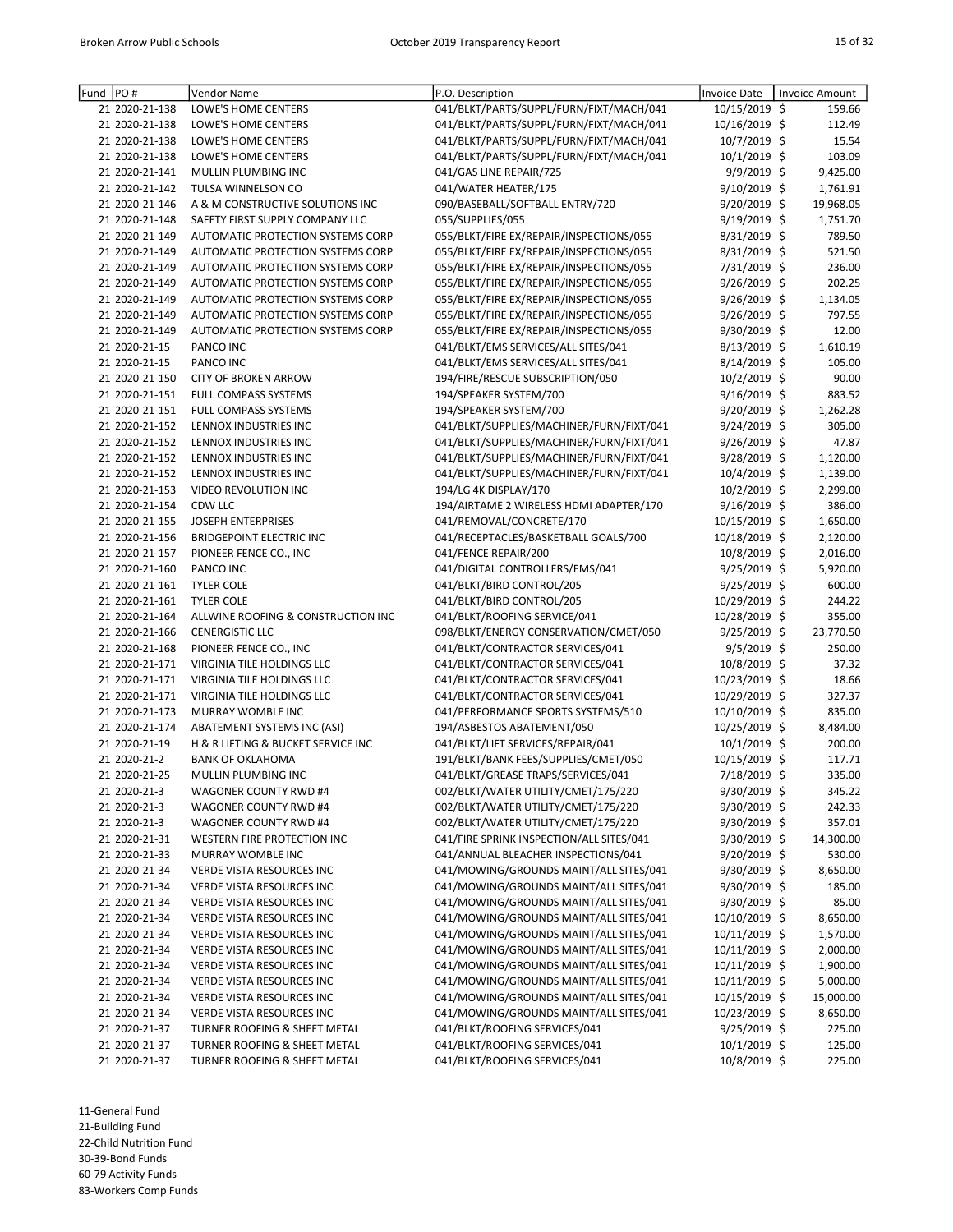| Fund | PO # | Vendor Name | P.O. Description | Invoice Date | Invoice Amount |
|---|---|---|---|---|---|
| 21 | 2020-21-138 | LOWE'S HOME CENTERS | 041/BLKT/PARTS/SUPPL/FURN/FIXT/MACH/041 | 10/15/2019 | $ 159.66 |
| 21 | 2020-21-138 | LOWE'S HOME CENTERS | 041/BLKT/PARTS/SUPPL/FURN/FIXT/MACH/041 | 10/16/2019 | $ 112.49 |
| 21 | 2020-21-138 | LOWE'S HOME CENTERS | 041/BLKT/PARTS/SUPPL/FURN/FIXT/MACH/041 | 10/7/2019 | $ 15.54 |
| 21 | 2020-21-138 | LOWE'S HOME CENTERS | 041/BLKT/PARTS/SUPPL/FURN/FIXT/MACH/041 | 10/1/2019 | $ 103.09 |
| 21 | 2020-21-141 | MULLIN PLUMBING INC | 041/GAS LINE REPAIR/725 | 9/9/2019 | $ 9,425.00 |
| 21 | 2020-21-142 | TULSA WINNELSON CO | 041/WATER HEATER/175 | 9/10/2019 | $ 1,761.91 |
| 21 | 2020-21-146 | A & M CONSTRUCTIVE SOLUTIONS INC | 090/BASEBALL/SOFTBALL ENTRY/720 | 9/20/2019 | $ 19,968.05 |
| 21 | 2020-21-148 | SAFETY FIRST SUPPLY COMPANY LLC | 055/SUPPLIES/055 | 9/19/2019 | $ 1,751.70 |
| 21 | 2020-21-149 | AUTOMATIC PROTECTION SYSTEMS CORP | 055/BLKT/FIRE EX/REPAIR/INSPECTIONS/055 | 8/31/2019 | $ 789.50 |
| 21 | 2020-21-149 | AUTOMATIC PROTECTION SYSTEMS CORP | 055/BLKT/FIRE EX/REPAIR/INSPECTIONS/055 | 8/31/2019 | $ 521.50 |
| 21 | 2020-21-149 | AUTOMATIC PROTECTION SYSTEMS CORP | 055/BLKT/FIRE EX/REPAIR/INSPECTIONS/055 | 7/31/2019 | $ 236.00 |
| 21 | 2020-21-149 | AUTOMATIC PROTECTION SYSTEMS CORP | 055/BLKT/FIRE EX/REPAIR/INSPECTIONS/055 | 9/26/2019 | $ 202.25 |
| 21 | 2020-21-149 | AUTOMATIC PROTECTION SYSTEMS CORP | 055/BLKT/FIRE EX/REPAIR/INSPECTIONS/055 | 9/26/2019 | $ 1,134.05 |
| 21 | 2020-21-149 | AUTOMATIC PROTECTION SYSTEMS CORP | 055/BLKT/FIRE EX/REPAIR/INSPECTIONS/055 | 9/26/2019 | $ 797.55 |
| 21 | 2020-21-149 | AUTOMATIC PROTECTION SYSTEMS CORP | 055/BLKT/FIRE EX/REPAIR/INSPECTIONS/055 | 9/30/2019 | $ 12.00 |
| 21 | 2020-21-15 | PANCO INC | 041/BLKT/EMS SERVICES/ALL SITES/041 | 8/13/2019 | $ 1,610.19 |
| 21 | 2020-21-15 | PANCO INC | 041/BLKT/EMS SERVICES/ALL SITES/041 | 8/14/2019 | $ 105.00 |
| 21 | 2020-21-150 | CITY OF BROKEN ARROW | 194/FIRE/RESCUE SUBSCRIPTION/050 | 10/2/2019 | $ 90.00 |
| 21 | 2020-21-151 | FULL COMPASS SYSTEMS | 194/SPEAKER SYSTEM/700 | 9/16/2019 | $ 883.52 |
| 21 | 2020-21-151 | FULL COMPASS SYSTEMS | 194/SPEAKER SYSTEM/700 | 9/20/2019 | $ 1,262.28 |
| 21 | 2020-21-152 | LENNOX INDUSTRIES INC | 041/BLKT/SUPPLIES/MACHINER/FURN/FIXT/041 | 9/24/2019 | $ 305.00 |
| 21 | 2020-21-152 | LENNOX INDUSTRIES INC | 041/BLKT/SUPPLIES/MACHINER/FURN/FIXT/041 | 9/26/2019 | $ 47.87 |
| 21 | 2020-21-152 | LENNOX INDUSTRIES INC | 041/BLKT/SUPPLIES/MACHINER/FURN/FIXT/041 | 9/28/2019 | $ 1,120.00 |
| 21 | 2020-21-152 | LENNOX INDUSTRIES INC | 041/BLKT/SUPPLIES/MACHINER/FURN/FIXT/041 | 10/4/2019 | $ 1,139.00 |
| 21 | 2020-21-153 | VIDEO REVOLUTION INC | 194/LG 4K DISPLAY/170 | 10/2/2019 | $ 2,299.00 |
| 21 | 2020-21-154 | CDW LLC | 194/AIRTAME 2 WIRELESS HDMI ADAPTER/170 | 9/16/2019 | $ 386.00 |
| 21 | 2020-21-155 | JOSEPH ENTERPRISES | 041/REMOVAL/CONCRETE/170 | 10/15/2019 | $ 1,650.00 |
| 21 | 2020-21-156 | BRIDGEPOINT ELECTRIC INC | 041/RECEPTACLES/BASKETBALL GOALS/700 | 10/18/2019 | $ 2,120.00 |
| 21 | 2020-21-157 | PIONEER FENCE CO., INC | 041/FENCE REPAIR/200 | 10/8/2019 | $ 2,016.00 |
| 21 | 2020-21-160 | PANCO INC | 041/DIGITAL CONTROLLERS/EMS/041 | 9/25/2019 | $ 5,920.00 |
| 21 | 2020-21-161 | TYLER COLE | 041/BLKT/BIRD CONTROL/205 | 9/25/2019 | $ 600.00 |
| 21 | 2020-21-161 | TYLER COLE | 041/BLKT/BIRD CONTROL/205 | 10/29/2019 | $ 244.22 |
| 21 | 2020-21-164 | ALLWINE ROOFING & CONSTRUCTION INC | 041/BLKT/ROOFING SERVICE/041 | 10/28/2019 | $ 355.00 |
| 21 | 2020-21-166 | CENERGISTIC LLC | 098/BLKT/ENERGY CONSERVATION/CMET/050 | 9/25/2019 | $ 23,770.50 |
| 21 | 2020-21-168 | PIONEER FENCE CO., INC | 041/BLKT/CONTRACTOR SERVICES/041 | 9/5/2019 | $ 250.00 |
| 21 | 2020-21-171 | VIRGINIA TILE HOLDINGS LLC | 041/BLKT/CONTRACTOR SERVICES/041 | 10/8/2019 | $ 37.32 |
| 21 | 2020-21-171 | VIRGINIA TILE HOLDINGS LLC | 041/BLKT/CONTRACTOR SERVICES/041 | 10/23/2019 | $ 18.66 |
| 21 | 2020-21-171 | VIRGINIA TILE HOLDINGS LLC | 041/BLKT/CONTRACTOR SERVICES/041 | 10/29/2019 | $ 327.37 |
| 21 | 2020-21-173 | MURRAY WOMBLE INC | 041/PERFORMANCE SPORTS SYSTEMS/510 | 10/10/2019 | $ 835.00 |
| 21 | 2020-21-174 | ABATEMENT SYSTEMS INC (ASI) | 194/ASBESTOS ABATEMENT/050 | 10/25/2019 | $ 8,484.00 |
| 21 | 2020-21-19 | H & R LIFTING & BUCKET SERVICE INC | 041/BLKT/LIFT SERVICES/REPAIR/041 | 10/1/2019 | $ 200.00 |
| 21 | 2020-21-2 | BANK OF OKLAHOMA | 191/BLKT/BANK FEES/SUPPLIES/CMET/050 | 10/15/2019 | $ 117.71 |
| 21 | 2020-21-25 | MULLIN PLUMBING INC | 041/BLKT/GREASE TRAPS/SERVICES/041 | 7/18/2019 | $ 335.00 |
| 21 | 2020-21-3 | WAGONER COUNTY RWD #4 | 002/BLKT/WATER UTILITY/CMET/175/220 | 9/30/2019 | $ 345.22 |
| 21 | 2020-21-3 | WAGONER COUNTY RWD #4 | 002/BLKT/WATER UTILITY/CMET/175/220 | 9/30/2019 | $ 242.33 |
| 21 | 2020-21-3 | WAGONER COUNTY RWD #4 | 002/BLKT/WATER UTILITY/CMET/175/220 | 9/30/2019 | $ 357.01 |
| 21 | 2020-21-31 | WESTERN FIRE PROTECTION INC | 041/FIRE SPRINK INSPECTION/ALL SITES/041 | 9/30/2019 | $ 14,300.00 |
| 21 | 2020-21-33 | MURRAY WOMBLE INC | 041/ANNUAL BLEACHER INSPECTIONS/041 | 9/20/2019 | $ 530.00 |
| 21 | 2020-21-34 | VERDE VISTA RESOURCES INC | 041/MOWING/GROUNDS MAINT/ALL SITES/041 | 9/30/2019 | $ 8,650.00 |
| 21 | 2020-21-34 | VERDE VISTA RESOURCES INC | 041/MOWING/GROUNDS MAINT/ALL SITES/041 | 9/30/2019 | $ 185.00 |
| 21 | 2020-21-34 | VERDE VISTA RESOURCES INC | 041/MOWING/GROUNDS MAINT/ALL SITES/041 | 9/30/2019 | $ 85.00 |
| 21 | 2020-21-34 | VERDE VISTA RESOURCES INC | 041/MOWING/GROUNDS MAINT/ALL SITES/041 | 10/10/2019 | $ 8,650.00 |
| 21 | 2020-21-34 | VERDE VISTA RESOURCES INC | 041/MOWING/GROUNDS MAINT/ALL SITES/041 | 10/11/2019 | $ 1,570.00 |
| 21 | 2020-21-34 | VERDE VISTA RESOURCES INC | 041/MOWING/GROUNDS MAINT/ALL SITES/041 | 10/11/2019 | $ 2,000.00 |
| 21 | 2020-21-34 | VERDE VISTA RESOURCES INC | 041/MOWING/GROUNDS MAINT/ALL SITES/041 | 10/11/2019 | $ 1,900.00 |
| 21 | 2020-21-34 | VERDE VISTA RESOURCES INC | 041/MOWING/GROUNDS MAINT/ALL SITES/041 | 10/11/2019 | $ 5,000.00 |
| 21 | 2020-21-34 | VERDE VISTA RESOURCES INC | 041/MOWING/GROUNDS MAINT/ALL SITES/041 | 10/15/2019 | $ 15,000.00 |
| 21 | 2020-21-34 | VERDE VISTA RESOURCES INC | 041/MOWING/GROUNDS MAINT/ALL SITES/041 | 10/23/2019 | $ 8,650.00 |
| 21 | 2020-21-37 | TURNER ROOFING & SHEET METAL | 041/BLKT/ROOFING SERVICES/041 | 9/25/2019 | $ 225.00 |
| 21 | 2020-21-37 | TURNER ROOFING & SHEET METAL | 041/BLKT/ROOFING SERVICES/041 | 10/1/2019 | $ 125.00 |
| 21 | 2020-21-37 | TURNER ROOFING & SHEET METAL | 041/BLKT/ROOFING SERVICES/041 | 10/8/2019 | $ 225.00 |

11-General Fund
21-Building Fund
22-Child Nutrition Fund
30-39-Bond Funds
60-79 Activity Funds
83-Workers Comp Funds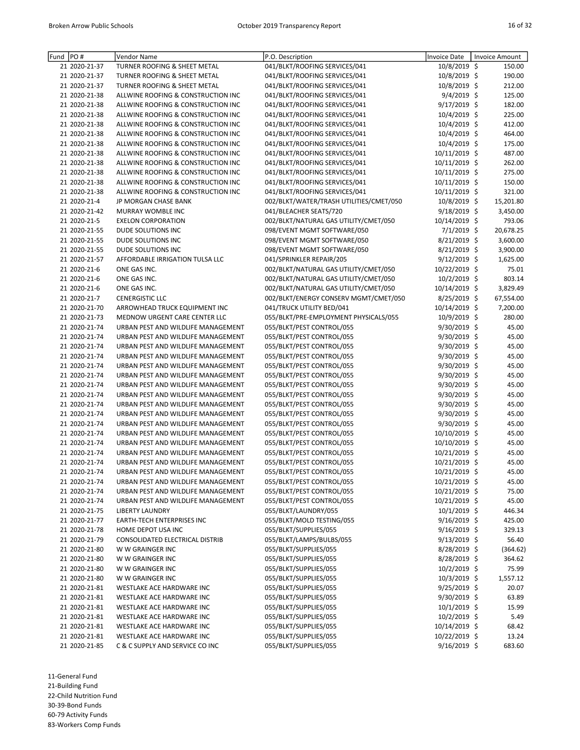| Fund | PO # | Vendor Name | P.O. Description | Invoice Date | Invoice Amount |
|---|---|---|---|---|---|
| 21 | 2020-21-37 | TURNER ROOFING & SHEET METAL | 041/BLKT/ROOFING SERVICES/041 | 10/8/2019 | $ 150.00 |
| 21 | 2020-21-37 | TURNER ROOFING & SHEET METAL | 041/BLKT/ROOFING SERVICES/041 | 10/8/2019 | $ 190.00 |
| 21 | 2020-21-37 | TURNER ROOFING & SHEET METAL | 041/BLKT/ROOFING SERVICES/041 | 10/8/2019 | $ 212.00 |
| 21 | 2020-21-38 | ALLWINE ROOFING & CONSTRUCTION INC | 041/BLKT/ROOFING SERVICES/041 | 9/4/2019 | $ 125.00 |
| 21 | 2020-21-38 | ALLWINE ROOFING & CONSTRUCTION INC | 041/BLKT/ROOFING SERVICES/041 | 9/17/2019 | $ 182.00 |
| 21 | 2020-21-38 | ALLWINE ROOFING & CONSTRUCTION INC | 041/BLKT/ROOFING SERVICES/041 | 10/4/2019 | $ 225.00 |
| 21 | 2020-21-38 | ALLWINE ROOFING & CONSTRUCTION INC | 041/BLKT/ROOFING SERVICES/041 | 10/4/2019 | $ 412.00 |
| 21 | 2020-21-38 | ALLWINE ROOFING & CONSTRUCTION INC | 041/BLKT/ROOFING SERVICES/041 | 10/4/2019 | $ 464.00 |
| 21 | 2020-21-38 | ALLWINE ROOFING & CONSTRUCTION INC | 041/BLKT/ROOFING SERVICES/041 | 10/4/2019 | $ 175.00 |
| 21 | 2020-21-38 | ALLWINE ROOFING & CONSTRUCTION INC | 041/BLKT/ROOFING SERVICES/041 | 10/11/2019 | $ 487.00 |
| 21 | 2020-21-38 | ALLWINE ROOFING & CONSTRUCTION INC | 041/BLKT/ROOFING SERVICES/041 | 10/11/2019 | $ 262.00 |
| 21 | 2020-21-38 | ALLWINE ROOFING & CONSTRUCTION INC | 041/BLKT/ROOFING SERVICES/041 | 10/11/2019 | $ 275.00 |
| 21 | 2020-21-38 | ALLWINE ROOFING & CONSTRUCTION INC | 041/BLKT/ROOFING SERVICES/041 | 10/11/2019 | $ 150.00 |
| 21 | 2020-21-38 | ALLWINE ROOFING & CONSTRUCTION INC | 041/BLKT/ROOFING SERVICES/041 | 10/11/2019 | $ 321.00 |
| 21 | 2020-21-4 | JP MORGAN CHASE BANK | 002/BLKT/WATER/TRASH UTILITIES/CMET/050 | 10/8/2019 | $ 15,201.80 |
| 21 | 2020-21-42 | MURRAY WOMBLE INC | 041/BLEACHER SEATS/720 | 9/18/2019 | $ 3,450.00 |
| 21 | 2020-21-5 | EXELON CORPORATION | 002/BLKT/NATURAL GAS UTILITY/CMET/050 | 10/14/2019 | $ 793.06 |
| 21 | 2020-21-55 | DUDE SOLUTIONS INC | 098/EVENT MGMT SOFTWARE/050 | 7/1/2019 | $ 20,678.25 |
| 21 | 2020-21-55 | DUDE SOLUTIONS INC | 098/EVENT MGMT SOFTWARE/050 | 8/21/2019 | $ 3,600.00 |
| 21 | 2020-21-55 | DUDE SOLUTIONS INC | 098/EVENT MGMT SOFTWARE/050 | 8/21/2019 | $ 3,900.00 |
| 21 | 2020-21-57 | AFFORDABLE IRRIGATION TULSA LLC | 041/SPRINKLER REPAIR/205 | 9/12/2019 | $ 1,625.00 |
| 21 | 2020-21-6 | ONE GAS INC. | 002/BLKT/NATURAL GAS UTILITY/CMET/050 | 10/22/2019 | $ 75.01 |
| 21 | 2020-21-6 | ONE GAS INC. | 002/BLKT/NATURAL GAS UTILITY/CMET/050 | 10/2/2019 | $ 803.14 |
| 21 | 2020-21-6 | ONE GAS INC. | 002/BLKT/NATURAL GAS UTILITY/CMET/050 | 10/14/2019 | $ 3,829.49 |
| 21 | 2020-21-7 | CENERGISTIC LLC | 002/BLKT/ENERGY CONSERV MGMT/CMET/050 | 8/25/2019 | $ 67,554.00 |
| 21 | 2020-21-70 | ARROWHEAD TRUCK EQUIPMENT INC | 041/TRUCK UTILITY BED/041 | 10/14/2019 | $ 7,200.00 |
| 21 | 2020-21-73 | MEDNOW URGENT CARE CENTER LLC | 055/BLKT/PRE-EMPLOYMENT PHYSICALS/055 | 10/9/2019 | $ 280.00 |
| 21 | 2020-21-74 | URBAN PEST AND WILDLIFE MANAGEMENT | 055/BLKT/PEST CONTROL/055 | 9/30/2019 | $ 45.00 |
| 21 | 2020-21-74 | URBAN PEST AND WILDLIFE MANAGEMENT | 055/BLKT/PEST CONTROL/055 | 9/30/2019 | $ 45.00 |
| 21 | 2020-21-74 | URBAN PEST AND WILDLIFE MANAGEMENT | 055/BLKT/PEST CONTROL/055 | 9/30/2019 | $ 45.00 |
| 21 | 2020-21-74 | URBAN PEST AND WILDLIFE MANAGEMENT | 055/BLKT/PEST CONTROL/055 | 9/30/2019 | $ 45.00 |
| 21 | 2020-21-74 | URBAN PEST AND WILDLIFE MANAGEMENT | 055/BLKT/PEST CONTROL/055 | 9/30/2019 | $ 45.00 |
| 21 | 2020-21-74 | URBAN PEST AND WILDLIFE MANAGEMENT | 055/BLKT/PEST CONTROL/055 | 9/30/2019 | $ 45.00 |
| 21 | 2020-21-74 | URBAN PEST AND WILDLIFE MANAGEMENT | 055/BLKT/PEST CONTROL/055 | 9/30/2019 | $ 45.00 |
| 21 | 2020-21-74 | URBAN PEST AND WILDLIFE MANAGEMENT | 055/BLKT/PEST CONTROL/055 | 9/30/2019 | $ 45.00 |
| 21 | 2020-21-74 | URBAN PEST AND WILDLIFE MANAGEMENT | 055/BLKT/PEST CONTROL/055 | 9/30/2019 | $ 45.00 |
| 21 | 2020-21-74 | URBAN PEST AND WILDLIFE MANAGEMENT | 055/BLKT/PEST CONTROL/055 | 9/30/2019 | $ 45.00 |
| 21 | 2020-21-74 | URBAN PEST AND WILDLIFE MANAGEMENT | 055/BLKT/PEST CONTROL/055 | 9/30/2019 | $ 45.00 |
| 21 | 2020-21-74 | URBAN PEST AND WILDLIFE MANAGEMENT | 055/BLKT/PEST CONTROL/055 | 10/10/2019 | $ 45.00 |
| 21 | 2020-21-74 | URBAN PEST AND WILDLIFE MANAGEMENT | 055/BLKT/PEST CONTROL/055 | 10/10/2019 | $ 45.00 |
| 21 | 2020-21-74 | URBAN PEST AND WILDLIFE MANAGEMENT | 055/BLKT/PEST CONTROL/055 | 10/21/2019 | $ 45.00 |
| 21 | 2020-21-74 | URBAN PEST AND WILDLIFE MANAGEMENT | 055/BLKT/PEST CONTROL/055 | 10/21/2019 | $ 45.00 |
| 21 | 2020-21-74 | URBAN PEST AND WILDLIFE MANAGEMENT | 055/BLKT/PEST CONTROL/055 | 10/21/2019 | $ 45.00 |
| 21 | 2020-21-74 | URBAN PEST AND WILDLIFE MANAGEMENT | 055/BLKT/PEST CONTROL/055 | 10/21/2019 | $ 45.00 |
| 21 | 2020-21-74 | URBAN PEST AND WILDLIFE MANAGEMENT | 055/BLKT/PEST CONTROL/055 | 10/21/2019 | $ 75.00 |
| 21 | 2020-21-74 | URBAN PEST AND WILDLIFE MANAGEMENT | 055/BLKT/PEST CONTROL/055 | 10/21/2019 | $ 45.00 |
| 21 | 2020-21-75 | LIBERTY LAUNDRY | 055/BLKT/LAUNDRY/055 | 10/1/2019 | $ 446.34 |
| 21 | 2020-21-77 | EARTH-TECH ENTERPRISES INC | 055/BLKT/MOLD TESTING/055 | 9/16/2019 | $ 425.00 |
| 21 | 2020-21-78 | HOME DEPOT USA INC | 055/BLKT/SUPPLIES/055 | 9/16/2019 | $ 329.13 |
| 21 | 2020-21-79 | CONSOLIDATED ELECTRICAL DISTRIB | 055/BLKT/LAMPS/BULBS/055 | 9/13/2019 | $ 56.40 |
| 21 | 2020-21-80 | W W GRAINGER INC | 055/BLKT/SUPPLIES/055 | 8/28/2019 | $ (364.62) |
| 21 | 2020-21-80 | W W GRAINGER INC | 055/BLKT/SUPPLIES/055 | 8/28/2019 | $ 364.62 |
| 21 | 2020-21-80 | W W GRAINGER INC | 055/BLKT/SUPPLIES/055 | 10/2/2019 | $ 75.99 |
| 21 | 2020-21-80 | W W GRAINGER INC | 055/BLKT/SUPPLIES/055 | 10/3/2019 | $ 1,557.12 |
| 21 | 2020-21-81 | WESTLAKE ACE HARDWARE INC | 055/BLKT/SUPPLIES/055 | 9/25/2019 | $ 20.07 |
| 21 | 2020-21-81 | WESTLAKE ACE HARDWARE INC | 055/BLKT/SUPPLIES/055 | 9/30/2019 | $ 63.89 |
| 21 | 2020-21-81 | WESTLAKE ACE HARDWARE INC | 055/BLKT/SUPPLIES/055 | 10/1/2019 | $ 15.99 |
| 21 | 2020-21-81 | WESTLAKE ACE HARDWARE INC | 055/BLKT/SUPPLIES/055 | 10/2/2019 | $ 5.49 |
| 21 | 2020-21-81 | WESTLAKE ACE HARDWARE INC | 055/BLKT/SUPPLIES/055 | 10/14/2019 | $ 68.42 |
| 21 | 2020-21-81 | WESTLAKE ACE HARDWARE INC | 055/BLKT/SUPPLIES/055 | 10/22/2019 | $ 13.24 |
| 21 | 2020-21-85 | C & C SUPPLY AND SERVICE CO INC | 055/BLKT/SUPPLIES/055 | 9/16/2019 | $ 683.60 |

11-General Fund
21-Building Fund
22-Child Nutrition Fund
30-39-Bond Funds
60-79 Activity Funds
83-Workers Comp Funds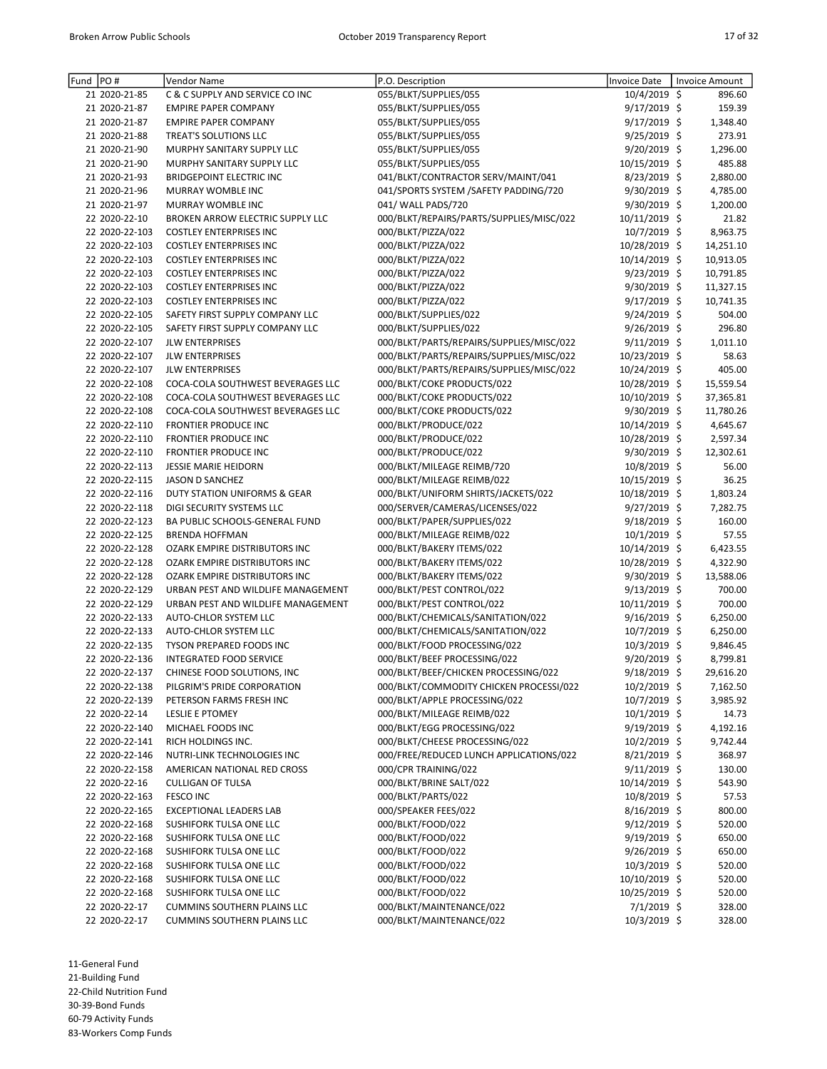| Fund | PO # | Vendor Name | P.O. Description | Invoice Date | Invoice Amount |
|---|---|---|---|---|---|
| 21 | 2020-21-85 | C & C SUPPLY AND SERVICE CO INC | 055/BLKT/SUPPLIES/055 | 10/4/2019 | $ 896.60 |
| 21 | 2020-21-87 | EMPIRE PAPER COMPANY | 055/BLKT/SUPPLIES/055 | 9/17/2019 | $ 159.39 |
| 21 | 2020-21-87 | EMPIRE PAPER COMPANY | 055/BLKT/SUPPLIES/055 | 9/17/2019 | $ 1,348.40 |
| 21 | 2020-21-88 | TREAT'S SOLUTIONS LLC | 055/BLKT/SUPPLIES/055 | 9/25/2019 | $ 273.91 |
| 21 | 2020-21-90 | MURPHY SANITARY SUPPLY LLC | 055/BLKT/SUPPLIES/055 | 9/20/2019 | $ 1,296.00 |
| 21 | 2020-21-90 | MURPHY SANITARY SUPPLY LLC | 055/BLKT/SUPPLIES/055 | 10/15/2019 | $ 485.88 |
| 21 | 2020-21-93 | BRIDGEPOINT ELECTRIC INC | 041/BLKT/CONTRACTOR SERV/MAINT/041 | 8/23/2019 | $ 2,880.00 |
| 21 | 2020-21-96 | MURRAY WOMBLE INC | 041/SPORTS SYSTEM /SAFETY PADDING/720 | 9/30/2019 | $ 4,785.00 |
| 21 | 2020-21-97 | MURRAY WOMBLE INC | 041/ WALL PADS/720 | 9/30/2019 | $ 1,200.00 |
| 22 | 2020-22-10 | BROKEN ARROW ELECTRIC SUPPLY LLC | 000/BLKT/REPAIRS/PARTS/SUPPLIES/MISC/022 | 10/11/2019 | $ 21.82 |
| 22 | 2020-22-103 | COSTLEY ENTERPRISES INC | 000/BLKT/PIZZA/022 | 10/7/2019 | $ 8,963.75 |
| 22 | 2020-22-103 | COSTLEY ENTERPRISES INC | 000/BLKT/PIZZA/022 | 10/28/2019 | $ 14,251.10 |
| 22 | 2020-22-103 | COSTLEY ENTERPRISES INC | 000/BLKT/PIZZA/022 | 10/14/2019 | $ 10,913.05 |
| 22 | 2020-22-103 | COSTLEY ENTERPRISES INC | 000/BLKT/PIZZA/022 | 9/23/2019 | $ 10,791.85 |
| 22 | 2020-22-103 | COSTLEY ENTERPRISES INC | 000/BLKT/PIZZA/022 | 9/30/2019 | $ 11,327.15 |
| 22 | 2020-22-103 | COSTLEY ENTERPRISES INC | 000/BLKT/PIZZA/022 | 9/17/2019 | $ 10,741.35 |
| 22 | 2020-22-105 | SAFETY FIRST SUPPLY COMPANY LLC | 000/BLKT/SUPPLIES/022 | 9/24/2019 | $ 504.00 |
| 22 | 2020-22-105 | SAFETY FIRST SUPPLY COMPANY LLC | 000/BLKT/SUPPLIES/022 | 9/26/2019 | $ 296.80 |
| 22 | 2020-22-107 | JLW ENTERPRISES | 000/BLKT/PARTS/REPAIRS/SUPPLIES/MISC/022 | 9/11/2019 | $ 1,011.10 |
| 22 | 2020-22-107 | JLW ENTERPRISES | 000/BLKT/PARTS/REPAIRS/SUPPLIES/MISC/022 | 10/23/2019 | $ 58.63 |
| 22 | 2020-22-107 | JLW ENTERPRISES | 000/BLKT/PARTS/REPAIRS/SUPPLIES/MISC/022 | 10/24/2019 | $ 405.00 |
| 22 | 2020-22-108 | COCA-COLA SOUTHWEST BEVERAGES LLC | 000/BLKT/COKE PRODUCTS/022 | 10/28/2019 | $ 15,559.54 |
| 22 | 2020-22-108 | COCA-COLA SOUTHWEST BEVERAGES LLC | 000/BLKT/COKE PRODUCTS/022 | 10/10/2019 | $ 37,365.81 |
| 22 | 2020-22-108 | COCA-COLA SOUTHWEST BEVERAGES LLC | 000/BLKT/COKE PRODUCTS/022 | 9/30/2019 | $ 11,780.26 |
| 22 | 2020-22-110 | FRONTIER PRODUCE INC | 000/BLKT/PRODUCE/022 | 10/14/2019 | $ 4,645.67 |
| 22 | 2020-22-110 | FRONTIER PRODUCE INC | 000/BLKT/PRODUCE/022 | 10/28/2019 | $ 2,597.34 |
| 22 | 2020-22-110 | FRONTIER PRODUCE INC | 000/BLKT/PRODUCE/022 | 9/30/2019 | $ 12,302.61 |
| 22 | 2020-22-113 | JESSIE MARIE HEIDORN | 000/BLKT/MILEAGE REIMB/720 | 10/8/2019 | $ 56.00 |
| 22 | 2020-22-115 | JASON D SANCHEZ | 000/BLKT/MILEAGE REIMB/022 | 10/15/2019 | $ 36.25 |
| 22 | 2020-22-116 | DUTY STATION UNIFORMS & GEAR | 000/BLKT/UNIFORM SHIRTS/JACKETS/022 | 10/18/2019 | $ 1,803.24 |
| 22 | 2020-22-118 | DIGI SECURITY SYSTEMS LLC | 000/SERVER/CAMERAS/LICENSES/022 | 9/27/2019 | $ 7,282.75 |
| 22 | 2020-22-123 | BA PUBLIC SCHOOLS-GENERAL FUND | 000/BLKT/PAPER/SUPPLIES/022 | 9/18/2019 | $ 160.00 |
| 22 | 2020-22-125 | BRENDA HOFFMAN | 000/BLKT/MILEAGE REIMB/022 | 10/1/2019 | $ 57.55 |
| 22 | 2020-22-128 | OZARK EMPIRE DISTRIBUTORS INC | 000/BLKT/BAKERY ITEMS/022 | 10/14/2019 | $ 6,423.55 |
| 22 | 2020-22-128 | OZARK EMPIRE DISTRIBUTORS INC | 000/BLKT/BAKERY ITEMS/022 | 10/28/2019 | $ 4,322.90 |
| 22 | 2020-22-128 | OZARK EMPIRE DISTRIBUTORS INC | 000/BLKT/BAKERY ITEMS/022 | 9/30/2019 | $ 13,588.06 |
| 22 | 2020-22-129 | URBAN PEST AND WILDLIFE MANAGEMENT | 000/BLKT/PEST CONTROL/022 | 9/13/2019 | $ 700.00 |
| 22 | 2020-22-129 | URBAN PEST AND WILDLIFE MANAGEMENT | 000/BLKT/PEST CONTROL/022 | 10/11/2019 | $ 700.00 |
| 22 | 2020-22-133 | AUTO-CHLOR SYSTEM LLC | 000/BLKT/CHEMICALS/SANITATION/022 | 9/16/2019 | $ 6,250.00 |
| 22 | 2020-22-133 | AUTO-CHLOR SYSTEM LLC | 000/BLKT/CHEMICALS/SANITATION/022 | 10/7/2019 | $ 6,250.00 |
| 22 | 2020-22-135 | TYSON PREPARED FOODS INC | 000/BLKT/FOOD PROCESSING/022 | 10/3/2019 | $ 9,846.45 |
| 22 | 2020-22-136 | INTEGRATED FOOD SERVICE | 000/BLKT/BEEF PROCESSING/022 | 9/20/2019 | $ 8,799.81 |
| 22 | 2020-22-137 | CHINESE FOOD SOLUTIONS, INC | 000/BLKT/BEEF/CHICKEN PROCESSING/022 | 9/18/2019 | $ 29,616.20 |
| 22 | 2020-22-138 | PILGRIM'S PRIDE CORPORATION | 000/BLKT/COMMODITY CHICKEN PROCESSI/022 | 10/2/2019 | $ 7,162.50 |
| 22 | 2020-22-139 | PETERSON FARMS FRESH INC | 000/BLKT/APPLE PROCESSING/022 | 10/7/2019 | $ 3,985.92 |
| 22 | 2020-22-14 | LESLIE E PTOMEY | 000/BLKT/MILEAGE REIMB/022 | 10/1/2019 | $ 14.73 |
| 22 | 2020-22-140 | MICHAEL FOODS INC | 000/BLKT/EGG PROCESSING/022 | 9/19/2019 | $ 4,192.16 |
| 22 | 2020-22-141 | RICH HOLDINGS INC. | 000/BLKT/CHEESE PROCESSING/022 | 10/2/2019 | $ 9,742.44 |
| 22 | 2020-22-146 | NUTRI-LINK TECHNOLOGIES INC | 000/FREE/REDUCED LUNCH APPLICATIONS/022 | 8/21/2019 | $ 368.97 |
| 22 | 2020-22-158 | AMERICAN NATIONAL RED CROSS | 000/CPR TRAINING/022 | 9/11/2019 | $ 130.00 |
| 22 | 2020-22-16 | CULLIGAN OF TULSA | 000/BLKT/BRINE SALT/022 | 10/14/2019 | $ 543.90 |
| 22 | 2020-22-163 | FESCO INC | 000/BLKT/PARTS/022 | 10/8/2019 | $ 57.53 |
| 22 | 2020-22-165 | EXCEPTIONAL LEADERS LAB | 000/SPEAKER FEES/022 | 8/16/2019 | $ 800.00 |
| 22 | 2020-22-168 | SUSHIFORK TULSA ONE LLC | 000/BLKT/FOOD/022 | 9/12/2019 | $ 520.00 |
| 22 | 2020-22-168 | SUSHIFORK TULSA ONE LLC | 000/BLKT/FOOD/022 | 9/19/2019 | $ 650.00 |
| 22 | 2020-22-168 | SUSHIFORK TULSA ONE LLC | 000/BLKT/FOOD/022 | 9/26/2019 | $ 650.00 |
| 22 | 2020-22-168 | SUSHIFORK TULSA ONE LLC | 000/BLKT/FOOD/022 | 10/3/2019 | $ 520.00 |
| 22 | 2020-22-168 | SUSHIFORK TULSA ONE LLC | 000/BLKT/FOOD/022 | 10/10/2019 | $ 520.00 |
| 22 | 2020-22-168 | SUSHIFORK TULSA ONE LLC | 000/BLKT/FOOD/022 | 10/25/2019 | $ 520.00 |
| 22 | 2020-22-17 | CUMMINS SOUTHERN PLAINS LLC | 000/BLKT/MAINTENANCE/022 | 7/1/2019 | $ 328.00 |
| 22 | 2020-22-17 | CUMMINS SOUTHERN PLAINS LLC | 000/BLKT/MAINTENANCE/022 | 10/3/2019 | $ 328.00 |

11-General Fund
21-Building Fund
22-Child Nutrition Fund
30-39-Bond Funds
60-79 Activity Funds
83-Workers Comp Funds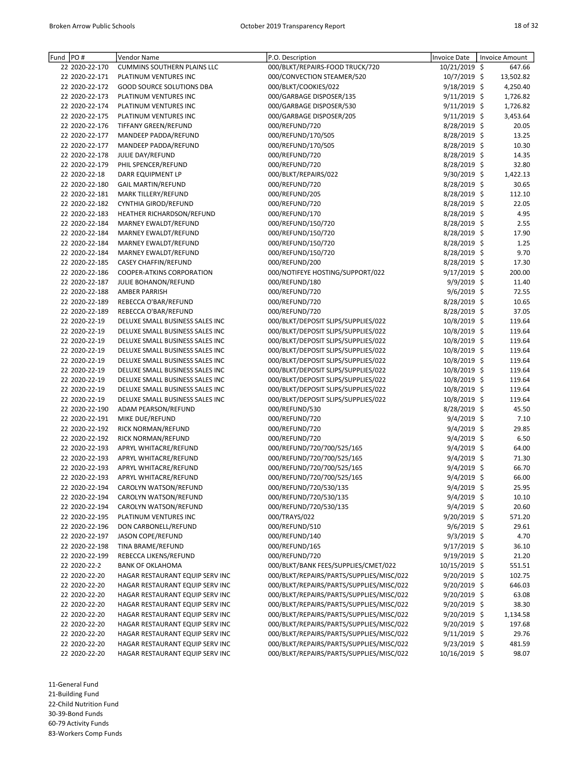| Fund | PO # | Vendor Name | P.O. Description | Invoice Date | Invoice Amount |
|---|---|---|---|---|---|
| 22 | 2020-22-170 | CUMMINS SOUTHERN PLAINS LLC | 000/BLKT/REPAIRS-FOOD TRUCK/720 | 10/21/2019 | $ 647.66 |
| 22 | 2020-22-171 | PLATINUM VENTURES INC | 000/CONVECTION STEAMER/520 | 10/7/2019 | $ 13,502.82 |
| 22 | 2020-22-172 | GOOD SOURCE SOLUTIONS DBA | 000/BLKT/COOKIES/022 | 9/18/2019 | $ 4,250.40 |
| 22 | 2020-22-173 | PLATINUM VENTURES INC | 000/GARBAGE DISPOSER/135 | 9/11/2019 | $ 1,726.82 |
| 22 | 2020-22-174 | PLATINUM VENTURES INC | 000/GARBAGE DISPOSER/530 | 9/11/2019 | $ 1,726.82 |
| 22 | 2020-22-175 | PLATINUM VENTURES INC | 000/GARBAGE DISPOSER/205 | 9/11/2019 | $ 3,453.64 |
| 22 | 2020-22-176 | TIFFANY GREEN/REFUND | 000/REFUND/720 | 8/28/2019 | $ 20.05 |
| 22 | 2020-22-177 | MANDEEP PADDA/REFUND | 000/REFUND/170/505 | 8/28/2019 | $ 13.25 |
| 22 | 2020-22-177 | MANDEEP PADDA/REFUND | 000/REFUND/170/505 | 8/28/2019 | $ 10.30 |
| 22 | 2020-22-178 | JULIE DAY/REFUND | 000/REFUND/720 | 8/28/2019 | $ 14.35 |
| 22 | 2020-22-179 | PHIL SPENCER/REFUND | 000/REFUND/720 | 8/28/2019 | $ 32.80 |
| 22 | 2020-22-18 | DARR EQUIPMENT LP | 000/BLKT/REPAIRS/022 | 9/30/2019 | $ 1,422.13 |
| 22 | 2020-22-180 | GAIL MARTIN/REFUND | 000/REFUND/720 | 8/28/2019 | $ 30.65 |
| 22 | 2020-22-181 | MARK TILLERY/REFUND | 000/REFUND/205 | 8/28/2019 | $ 112.10 |
| 22 | 2020-22-182 | CYNTHIA GIROD/REFUND | 000/REFUND/720 | 8/28/2019 | $ 22.05 |
| 22 | 2020-22-183 | HEATHER RICHARDSON/REFUND | 000/REFUND/170 | 8/28/2019 | $ 4.95 |
| 22 | 2020-22-184 | MARNEY EWALDT/REFUND | 000/REFUND/150/720 | 8/28/2019 | $ 2.55 |
| 22 | 2020-22-184 | MARNEY EWALDT/REFUND | 000/REFUND/150/720 | 8/28/2019 | $ 17.90 |
| 22 | 2020-22-184 | MARNEY EWALDT/REFUND | 000/REFUND/150/720 | 8/28/2019 | $ 1.25 |
| 22 | 2020-22-184 | MARNEY EWALDT/REFUND | 000/REFUND/150/720 | 8/28/2019 | $ 9.70 |
| 22 | 2020-22-185 | CASEY CHAFFIN/REFUND | 000/REFUND/200 | 8/28/2019 | $ 17.30 |
| 22 | 2020-22-186 | COOPER-ATKINS CORPORATION | 000/NOTIFEYE HOSTING/SUPPORT/022 | 9/17/2019 | $ 200.00 |
| 22 | 2020-22-187 | JULIE BOHANON/REFUND | 000/REFUND/180 | 9/9/2019 | $ 11.40 |
| 22 | 2020-22-188 | AMBER PARRISH | 000/REFUND/720 | 9/6/2019 | $ 72.55 |
| 22 | 2020-22-189 | REBECCA O'BAR/REFUND | 000/REFUND/720 | 8/28/2019 | $ 10.65 |
| 22 | 2020-22-189 | REBECCA O'BAR/REFUND | 000/REFUND/720 | 8/28/2019 | $ 37.05 |
| 22 | 2020-22-19 | DELUXE SMALL BUSINESS SALES INC | 000/BLKT/DEPOSIT SLIPS/SUPPLIES/022 | 10/8/2019 | $ 119.64 |
| 22 | 2020-22-19 | DELUXE SMALL BUSINESS SALES INC | 000/BLKT/DEPOSIT SLIPS/SUPPLIES/022 | 10/8/2019 | $ 119.64 |
| 22 | 2020-22-19 | DELUXE SMALL BUSINESS SALES INC | 000/BLKT/DEPOSIT SLIPS/SUPPLIES/022 | 10/8/2019 | $ 119.64 |
| 22 | 2020-22-19 | DELUXE SMALL BUSINESS SALES INC | 000/BLKT/DEPOSIT SLIPS/SUPPLIES/022 | 10/8/2019 | $ 119.64 |
| 22 | 2020-22-19 | DELUXE SMALL BUSINESS SALES INC | 000/BLKT/DEPOSIT SLIPS/SUPPLIES/022 | 10/8/2019 | $ 119.64 |
| 22 | 2020-22-19 | DELUXE SMALL BUSINESS SALES INC | 000/BLKT/DEPOSIT SLIPS/SUPPLIES/022 | 10/8/2019 | $ 119.64 |
| 22 | 2020-22-19 | DELUXE SMALL BUSINESS SALES INC | 000/BLKT/DEPOSIT SLIPS/SUPPLIES/022 | 10/8/2019 | $ 119.64 |
| 22 | 2020-22-19 | DELUXE SMALL BUSINESS SALES INC | 000/BLKT/DEPOSIT SLIPS/SUPPLIES/022 | 10/8/2019 | $ 119.64 |
| 22 | 2020-22-19 | DELUXE SMALL BUSINESS SALES INC | 000/BLKT/DEPOSIT SLIPS/SUPPLIES/022 | 10/8/2019 | $ 119.64 |
| 22 | 2020-22-190 | ADAM PEARSON/REFUND | 000/REFUND/530 | 8/28/2019 | $ 45.50 |
| 22 | 2020-22-191 | MIKE DUE/REFUND | 000/REFUND/720 | 9/4/2019 | $ 7.10 |
| 22 | 2020-22-192 | RICK NORMAN/REFUND | 000/REFUND/720 | 9/4/2019 | $ 29.85 |
| 22 | 2020-22-192 | RICK NORMAN/REFUND | 000/REFUND/720 | 9/4/2019 | $ 6.50 |
| 22 | 2020-22-193 | APRYL WHITACRE/REFUND | 000/REFUND/720/700/525/165 | 9/4/2019 | $ 64.00 |
| 22 | 2020-22-193 | APRYL WHITACRE/REFUND | 000/REFUND/720/700/525/165 | 9/4/2019 | $ 71.30 |
| 22 | 2020-22-193 | APRYL WHITACRE/REFUND | 000/REFUND/720/700/525/165 | 9/4/2019 | $ 66.70 |
| 22 | 2020-22-193 | APRYL WHITACRE/REFUND | 000/REFUND/720/700/525/165 | 9/4/2019 | $ 66.00 |
| 22 | 2020-22-194 | CAROLYN WATSON/REFUND | 000/REFUND/720/530/135 | 9/4/2019 | $ 25.95 |
| 22 | 2020-22-194 | CAROLYN WATSON/REFUND | 000/REFUND/720/530/135 | 9/4/2019 | $ 10.10 |
| 22 | 2020-22-194 | CAROLYN WATSON/REFUND | 000/REFUND/720/530/135 | 9/4/2019 | $ 20.60 |
| 22 | 2020-22-195 | PLATINUM VENTURES INC | 000/TRAYS/022 | 9/20/2019 | $ 571.20 |
| 22 | 2020-22-196 | DON CARBONELL/REFUND | 000/REFUND/510 | 9/6/2019 | $ 29.61 |
| 22 | 2020-22-197 | JASON COPE/REFUND | 000/REFUND/140 | 9/3/2019 | $ 4.70 |
| 22 | 2020-22-198 | TINA BRAME/REFUND | 000/REFUND/165 | 9/17/2019 | $ 36.10 |
| 22 | 2020-22-199 | REBECCA LIKENS/REFUND | 000/REFUND/720 | 9/19/2019 | $ 21.20 |
| 22 | 2020-22-2 | BANK OF OKLAHOMA | 000/BLKT/BANK FEES/SUPPLIES/CMET/022 | 10/15/2019 | $ 551.51 |
| 22 | 2020-22-20 | HAGAR RESTAURANT EQUIP SERV INC | 000/BLKT/REPAIRS/PARTS/SUPPLIES/MISC/022 | 9/20/2019 | $ 102.75 |
| 22 | 2020-22-20 | HAGAR RESTAURANT EQUIP SERV INC | 000/BLKT/REPAIRS/PARTS/SUPPLIES/MISC/022 | 9/20/2019 | $ 646.03 |
| 22 | 2020-22-20 | HAGAR RESTAURANT EQUIP SERV INC | 000/BLKT/REPAIRS/PARTS/SUPPLIES/MISC/022 | 9/20/2019 | $ 63.08 |
| 22 | 2020-22-20 | HAGAR RESTAURANT EQUIP SERV INC | 000/BLKT/REPAIRS/PARTS/SUPPLIES/MISC/022 | 9/20/2019 | $ 38.30 |
| 22 | 2020-22-20 | HAGAR RESTAURANT EQUIP SERV INC | 000/BLKT/REPAIRS/PARTS/SUPPLIES/MISC/022 | 9/20/2019 | $ 1,134.58 |
| 22 | 2020-22-20 | HAGAR RESTAURANT EQUIP SERV INC | 000/BLKT/REPAIRS/PARTS/SUPPLIES/MISC/022 | 9/20/2019 | $ 197.68 |
| 22 | 2020-22-20 | HAGAR RESTAURANT EQUIP SERV INC | 000/BLKT/REPAIRS/PARTS/SUPPLIES/MISC/022 | 9/11/2019 | $ 29.76 |
| 22 | 2020-22-20 | HAGAR RESTAURANT EQUIP SERV INC | 000/BLKT/REPAIRS/PARTS/SUPPLIES/MISC/022 | 9/23/2019 | $ 481.59 |
| 22 | 2020-22-20 | HAGAR RESTAURANT EQUIP SERV INC | 000/BLKT/REPAIRS/PARTS/SUPPLIES/MISC/022 | 10/16/2019 | $ 98.07 |

11-General Fund
21-Building Fund
22-Child Nutrition Fund
30-39-Bond Funds
60-79 Activity Funds
83-Workers Comp Funds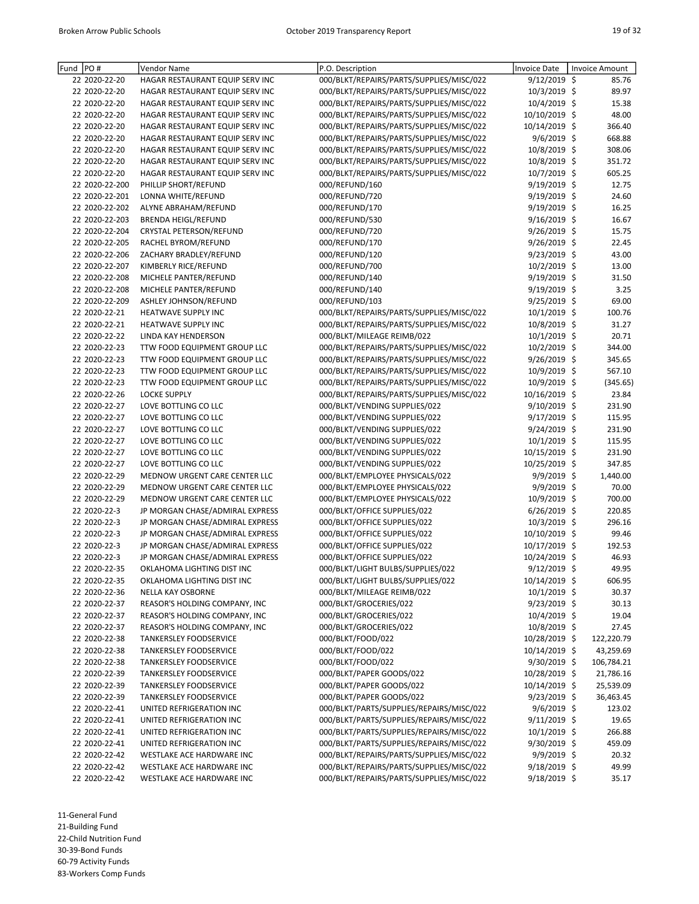| Fund | PO # | Vendor Name | P.O. Description | Invoice Date | Invoice Amount |
|---|---|---|---|---|---|
| 22 | 2020-22-20 | HAGAR RESTAURANT EQUIP SERV INC | 000/BLKT/REPAIRS/PARTS/SUPPLIES/MISC/022 | 9/12/2019 | $ 85.76 |
| 22 | 2020-22-20 | HAGAR RESTAURANT EQUIP SERV INC | 000/BLKT/REPAIRS/PARTS/SUPPLIES/MISC/022 | 10/3/2019 | $ 89.97 |
| 22 | 2020-22-20 | HAGAR RESTAURANT EQUIP SERV INC | 000/BLKT/REPAIRS/PARTS/SUPPLIES/MISC/022 | 10/4/2019 | $ 15.38 |
| 22 | 2020-22-20 | HAGAR RESTAURANT EQUIP SERV INC | 000/BLKT/REPAIRS/PARTS/SUPPLIES/MISC/022 | 10/10/2019 | $ 48.00 |
| 22 | 2020-22-20 | HAGAR RESTAURANT EQUIP SERV INC | 000/BLKT/REPAIRS/PARTS/SUPPLIES/MISC/022 | 10/14/2019 | $ 366.40 |
| 22 | 2020-22-20 | HAGAR RESTAURANT EQUIP SERV INC | 000/BLKT/REPAIRS/PARTS/SUPPLIES/MISC/022 | 9/6/2019 | $ 668.88 |
| 22 | 2020-22-20 | HAGAR RESTAURANT EQUIP SERV INC | 000/BLKT/REPAIRS/PARTS/SUPPLIES/MISC/022 | 10/8/2019 | $ 308.06 |
| 22 | 2020-22-20 | HAGAR RESTAURANT EQUIP SERV INC | 000/BLKT/REPAIRS/PARTS/SUPPLIES/MISC/022 | 10/8/2019 | $ 351.72 |
| 22 | 2020-22-20 | HAGAR RESTAURANT EQUIP SERV INC | 000/BLKT/REPAIRS/PARTS/SUPPLIES/MISC/022 | 10/7/2019 | $ 605.25 |
| 22 | 2020-22-200 | PHILLIP SHORT/REFUND | 000/REFUND/160 | 9/19/2019 | $ 12.75 |
| 22 | 2020-22-201 | LONNA WHITE/REFUND | 000/REFUND/720 | 9/19/2019 | $ 24.60 |
| 22 | 2020-22-202 | ALYNE ABRAHAM/REFUND | 000/REFUND/170 | 9/19/2019 | $ 16.25 |
| 22 | 2020-22-203 | BRENDA HEIGL/REFUND | 000/REFUND/530 | 9/16/2019 | $ 16.67 |
| 22 | 2020-22-204 | CRYSTAL PETERSON/REFUND | 000/REFUND/720 | 9/26/2019 | $ 15.75 |
| 22 | 2020-22-205 | RACHEL BYROM/REFUND | 000/REFUND/170 | 9/26/2019 | $ 22.45 |
| 22 | 2020-22-206 | ZACHARY BRADLEY/REFUND | 000/REFUND/120 | 9/23/2019 | $ 43.00 |
| 22 | 2020-22-207 | KIMBERLY RICE/REFUND | 000/REFUND/700 | 10/2/2019 | $ 13.00 |
| 22 | 2020-22-208 | MICHELE PANTER/REFUND | 000/REFUND/140 | 9/19/2019 | $ 31.50 |
| 22 | 2020-22-208 | MICHELE PANTER/REFUND | 000/REFUND/140 | 9/19/2019 | $ 3.25 |
| 22 | 2020-22-209 | ASHLEY JOHNSON/REFUND | 000/REFUND/103 | 9/25/2019 | $ 69.00 |
| 22 | 2020-22-21 | HEATWAVE SUPPLY INC | 000/BLKT/REPAIRS/PARTS/SUPPLIES/MISC/022 | 10/1/2019 | $ 100.76 |
| 22 | 2020-22-21 | HEATWAVE SUPPLY INC | 000/BLKT/REPAIRS/PARTS/SUPPLIES/MISC/022 | 10/8/2019 | $ 31.27 |
| 22 | 2020-22-22 | LINDA KAY HENDERSON | 000/BLKT/MILEAGE REIMB/022 | 10/1/2019 | $ 20.71 |
| 22 | 2020-22-23 | TTW FOOD EQUIPMENT GROUP LLC | 000/BLKT/REPAIRS/PARTS/SUPPLIES/MISC/022 | 10/2/2019 | $ 344.00 |
| 22 | 2020-22-23 | TTW FOOD EQUIPMENT GROUP LLC | 000/BLKT/REPAIRS/PARTS/SUPPLIES/MISC/022 | 9/26/2019 | $ 345.65 |
| 22 | 2020-22-23 | TTW FOOD EQUIPMENT GROUP LLC | 000/BLKT/REPAIRS/PARTS/SUPPLIES/MISC/022 | 10/9/2019 | $ 567.10 |
| 22 | 2020-22-23 | TTW FOOD EQUIPMENT GROUP LLC | 000/BLKT/REPAIRS/PARTS/SUPPLIES/MISC/022 | 10/9/2019 | $ (345.65) |
| 22 | 2020-22-26 | LOCKE SUPPLY | 000/BLKT/REPAIRS/PARTS/SUPPLIES/MISC/022 | 10/16/2019 | $ 23.84 |
| 22 | 2020-22-27 | LOVE BOTTLING CO LLC | 000/BLKT/VENDING SUPPLIES/022 | 9/10/2019 | $ 231.90 |
| 22 | 2020-22-27 | LOVE BOTTLING CO LLC | 000/BLKT/VENDING SUPPLIES/022 | 9/17/2019 | $ 115.95 |
| 22 | 2020-22-27 | LOVE BOTTLING CO LLC | 000/BLKT/VENDING SUPPLIES/022 | 9/24/2019 | $ 231.90 |
| 22 | 2020-22-27 | LOVE BOTTLING CO LLC | 000/BLKT/VENDING SUPPLIES/022 | 10/1/2019 | $ 115.95 |
| 22 | 2020-22-27 | LOVE BOTTLING CO LLC | 000/BLKT/VENDING SUPPLIES/022 | 10/15/2019 | $ 231.90 |
| 22 | 2020-22-27 | LOVE BOTTLING CO LLC | 000/BLKT/VENDING SUPPLIES/022 | 10/25/2019 | $ 347.85 |
| 22 | 2020-22-29 | MEDNOW URGENT CARE CENTER LLC | 000/BLKT/EMPLOYEE PHYSICALS/022 | 9/9/2019 | $ 1,440.00 |
| 22 | 2020-22-29 | MEDNOW URGENT CARE CENTER LLC | 000/BLKT/EMPLOYEE PHYSICALS/022 | 9/9/2019 | $ 70.00 |
| 22 | 2020-22-29 | MEDNOW URGENT CARE CENTER LLC | 000/BLKT/EMPLOYEE PHYSICALS/022 | 10/9/2019 | $ 700.00 |
| 22 | 2020-22-3 | JP MORGAN CHASE/ADMIRAL EXPRESS | 000/BLKT/OFFICE SUPPLIES/022 | 6/26/2019 | $ 220.85 |
| 22 | 2020-22-3 | JP MORGAN CHASE/ADMIRAL EXPRESS | 000/BLKT/OFFICE SUPPLIES/022 | 10/3/2019 | $ 296.16 |
| 22 | 2020-22-3 | JP MORGAN CHASE/ADMIRAL EXPRESS | 000/BLKT/OFFICE SUPPLIES/022 | 10/10/2019 | $ 99.46 |
| 22 | 2020-22-3 | JP MORGAN CHASE/ADMIRAL EXPRESS | 000/BLKT/OFFICE SUPPLIES/022 | 10/17/2019 | $ 192.53 |
| 22 | 2020-22-3 | JP MORGAN CHASE/ADMIRAL EXPRESS | 000/BLKT/OFFICE SUPPLIES/022 | 10/24/2019 | $ 46.93 |
| 22 | 2020-22-35 | OKLAHOMA LIGHTING DIST INC | 000/BLKT/LIGHT BULBS/SUPPLIES/022 | 9/12/2019 | $ 49.95 |
| 22 | 2020-22-35 | OKLAHOMA LIGHTING DIST INC | 000/BLKT/LIGHT BULBS/SUPPLIES/022 | 10/14/2019 | $ 606.95 |
| 22 | 2020-22-36 | NELLA KAY OSBORNE | 000/BLKT/MILEAGE REIMB/022 | 10/1/2019 | $ 30.37 |
| 22 | 2020-22-37 | REASOR'S HOLDING COMPANY, INC | 000/BLKT/GROCERIES/022 | 9/23/2019 | $ 30.13 |
| 22 | 2020-22-37 | REASOR'S HOLDING COMPANY, INC | 000/BLKT/GROCERIES/022 | 10/4/2019 | $ 19.04 |
| 22 | 2020-22-37 | REASOR'S HOLDING COMPANY, INC | 000/BLKT/GROCERIES/022 | 10/8/2019 | $ 27.45 |
| 22 | 2020-22-38 | TANKERSLEY FOODSERVICE | 000/BLKT/FOOD/022 | 10/28/2019 | $ 122,220.79 |
| 22 | 2020-22-38 | TANKERSLEY FOODSERVICE | 000/BLKT/FOOD/022 | 10/14/2019 | $ 43,259.69 |
| 22 | 2020-22-38 | TANKERSLEY FOODSERVICE | 000/BLKT/FOOD/022 | 9/30/2019 | $ 106,784.21 |
| 22 | 2020-22-39 | TANKERSLEY FOODSERVICE | 000/BLKT/PAPER GOODS/022 | 10/28/2019 | $ 21,786.16 |
| 22 | 2020-22-39 | TANKERSLEY FOODSERVICE | 000/BLKT/PAPER GOODS/022 | 10/14/2019 | $ 25,539.09 |
| 22 | 2020-22-39 | TANKERSLEY FOODSERVICE | 000/BLKT/PAPER GOODS/022 | 9/23/2019 | $ 36,463.45 |
| 22 | 2020-22-41 | UNITED REFRIGERATION INC | 000/BLKT/PARTS/SUPPLIES/REPAIRS/MISC/022 | 9/6/2019 | $ 123.02 |
| 22 | 2020-22-41 | UNITED REFRIGERATION INC | 000/BLKT/PARTS/SUPPLIES/REPAIRS/MISC/022 | 9/11/2019 | $ 19.65 |
| 22 | 2020-22-41 | UNITED REFRIGERATION INC | 000/BLKT/PARTS/SUPPLIES/REPAIRS/MISC/022 | 10/1/2019 | $ 266.88 |
| 22 | 2020-22-41 | UNITED REFRIGERATION INC | 000/BLKT/PARTS/SUPPLIES/REPAIRS/MISC/022 | 9/30/2019 | $ 459.09 |
| 22 | 2020-22-42 | WESTLAKE ACE HARDWARE INC | 000/BLKT/REPAIRS/PARTS/SUPPLIES/MISC/022 | 9/9/2019 | $ 20.32 |
| 22 | 2020-22-42 | WESTLAKE ACE HARDWARE INC | 000/BLKT/REPAIRS/PARTS/SUPPLIES/MISC/022 | 9/18/2019 | $ 49.99 |
| 22 | 2020-22-42 | WESTLAKE ACE HARDWARE INC | 000/BLKT/REPAIRS/PARTS/SUPPLIES/MISC/022 | 9/18/2019 | $ 35.17 |

11-General Fund
21-Building Fund
22-Child Nutrition Fund
30-39-Bond Funds
60-79 Activity Funds
83-Workers Comp Funds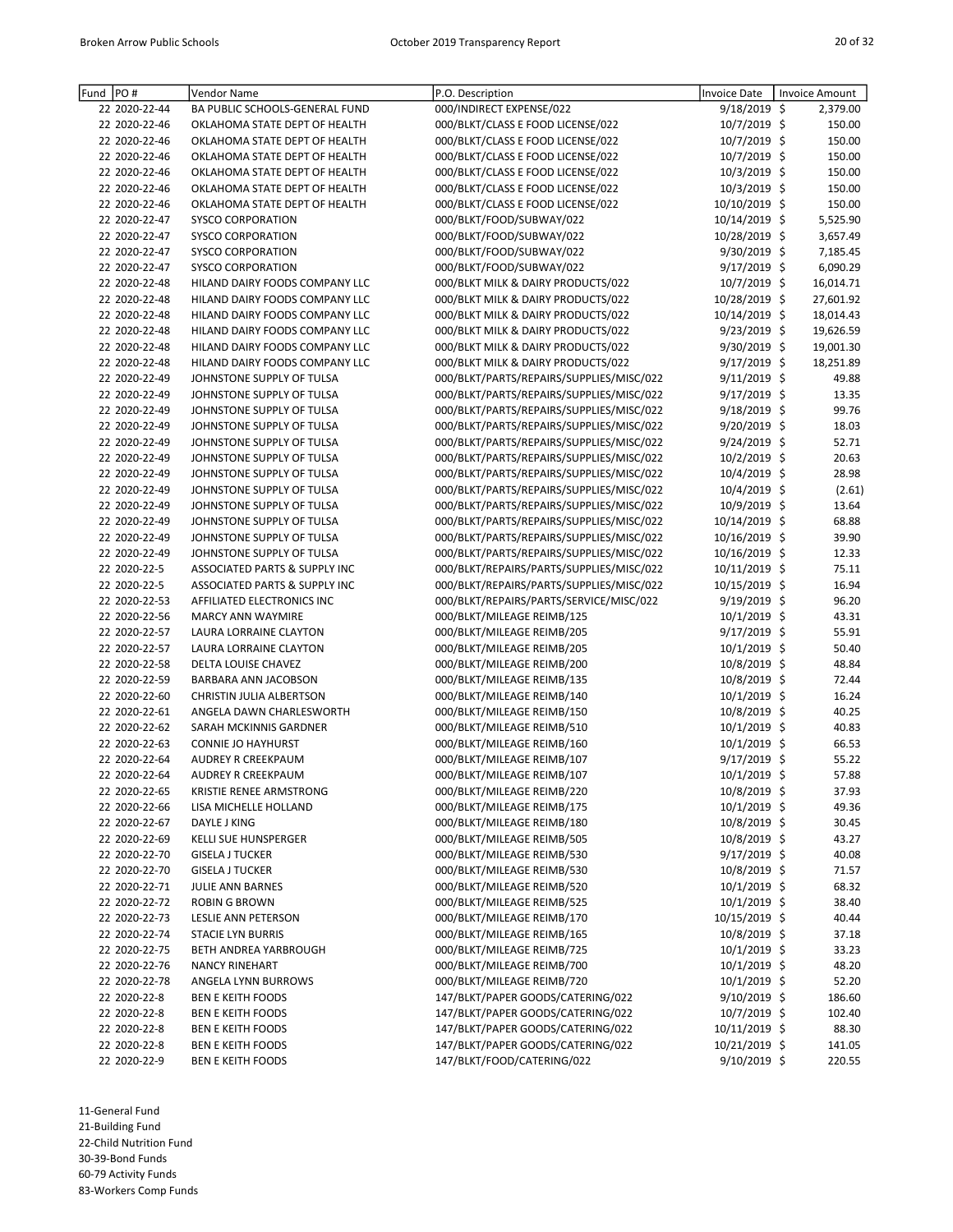| Fund | PO # | Vendor Name | P.O. Description | Invoice Date | Invoice Amount |
|---|---|---|---|---|---|
| 22 | 2020-22-44 | BA PUBLIC SCHOOLS-GENERAL FUND | 000/INDIRECT EXPENSE/022 | 9/18/2019 | $ 2,379.00 |
| 22 | 2020-22-46 | OKLAHOMA STATE DEPT OF HEALTH | 000/BLKT/CLASS E FOOD LICENSE/022 | 10/7/2019 | $ 150.00 |
| 22 | 2020-22-46 | OKLAHOMA STATE DEPT OF HEALTH | 000/BLKT/CLASS E FOOD LICENSE/022 | 10/7/2019 | $ 150.00 |
| 22 | 2020-22-46 | OKLAHOMA STATE DEPT OF HEALTH | 000/BLKT/CLASS E FOOD LICENSE/022 | 10/7/2019 | $ 150.00 |
| 22 | 2020-22-46 | OKLAHOMA STATE DEPT OF HEALTH | 000/BLKT/CLASS E FOOD LICENSE/022 | 10/3/2019 | $ 150.00 |
| 22 | 2020-22-46 | OKLAHOMA STATE DEPT OF HEALTH | 000/BLKT/CLASS E FOOD LICENSE/022 | 10/3/2019 | $ 150.00 |
| 22 | 2020-22-46 | OKLAHOMA STATE DEPT OF HEALTH | 000/BLKT/CLASS E FOOD LICENSE/022 | 10/10/2019 | $ 150.00 |
| 22 | 2020-22-47 | SYSCO CORPORATION | 000/BLKT/FOOD/SUBWAY/022 | 10/14/2019 | $ 5,525.90 |
| 22 | 2020-22-47 | SYSCO CORPORATION | 000/BLKT/FOOD/SUBWAY/022 | 10/28/2019 | $ 3,657.49 |
| 22 | 2020-22-47 | SYSCO CORPORATION | 000/BLKT/FOOD/SUBWAY/022 | 9/30/2019 | $ 7,185.45 |
| 22 | 2020-22-47 | SYSCO CORPORATION | 000/BLKT/FOOD/SUBWAY/022 | 9/17/2019 | $ 6,090.29 |
| 22 | 2020-22-48 | HILAND DAIRY FOODS COMPANY LLC | 000/BLKT MILK & DAIRY PRODUCTS/022 | 10/7/2019 | $ 16,014.71 |
| 22 | 2020-22-48 | HILAND DAIRY FOODS COMPANY LLC | 000/BLKT MILK & DAIRY PRODUCTS/022 | 10/28/2019 | $ 27,601.92 |
| 22 | 2020-22-48 | HILAND DAIRY FOODS COMPANY LLC | 000/BLKT MILK & DAIRY PRODUCTS/022 | 10/14/2019 | $ 18,014.43 |
| 22 | 2020-22-48 | HILAND DAIRY FOODS COMPANY LLC | 000/BLKT MILK & DAIRY PRODUCTS/022 | 9/23/2019 | $ 19,626.59 |
| 22 | 2020-22-48 | HILAND DAIRY FOODS COMPANY LLC | 000/BLKT MILK & DAIRY PRODUCTS/022 | 9/30/2019 | $ 19,001.30 |
| 22 | 2020-22-48 | HILAND DAIRY FOODS COMPANY LLC | 000/BLKT MILK & DAIRY PRODUCTS/022 | 9/17/2019 | $ 18,251.89 |
| 22 | 2020-22-49 | JOHNSTONE SUPPLY OF TULSA | 000/BLKT/PARTS/REPAIRS/SUPPLIES/MISC/022 | 9/11/2019 | $ 49.88 |
| 22 | 2020-22-49 | JOHNSTONE SUPPLY OF TULSA | 000/BLKT/PARTS/REPAIRS/SUPPLIES/MISC/022 | 9/17/2019 | $ 13.35 |
| 22 | 2020-22-49 | JOHNSTONE SUPPLY OF TULSA | 000/BLKT/PARTS/REPAIRS/SUPPLIES/MISC/022 | 9/18/2019 | $ 99.76 |
| 22 | 2020-22-49 | JOHNSTONE SUPPLY OF TULSA | 000/BLKT/PARTS/REPAIRS/SUPPLIES/MISC/022 | 9/20/2019 | $ 18.03 |
| 22 | 2020-22-49 | JOHNSTONE SUPPLY OF TULSA | 000/BLKT/PARTS/REPAIRS/SUPPLIES/MISC/022 | 9/24/2019 | $ 52.71 |
| 22 | 2020-22-49 | JOHNSTONE SUPPLY OF TULSA | 000/BLKT/PARTS/REPAIRS/SUPPLIES/MISC/022 | 10/2/2019 | $ 20.63 |
| 22 | 2020-22-49 | JOHNSTONE SUPPLY OF TULSA | 000/BLKT/PARTS/REPAIRS/SUPPLIES/MISC/022 | 10/4/2019 | $ 28.98 |
| 22 | 2020-22-49 | JOHNSTONE SUPPLY OF TULSA | 000/BLKT/PARTS/REPAIRS/SUPPLIES/MISC/022 | 10/4/2019 | $ (2.61) |
| 22 | 2020-22-49 | JOHNSTONE SUPPLY OF TULSA | 000/BLKT/PARTS/REPAIRS/SUPPLIES/MISC/022 | 10/9/2019 | $ 13.64 |
| 22 | 2020-22-49 | JOHNSTONE SUPPLY OF TULSA | 000/BLKT/PARTS/REPAIRS/SUPPLIES/MISC/022 | 10/14/2019 | $ 68.88 |
| 22 | 2020-22-49 | JOHNSTONE SUPPLY OF TULSA | 000/BLKT/PARTS/REPAIRS/SUPPLIES/MISC/022 | 10/16/2019 | $ 39.90 |
| 22 | 2020-22-49 | JOHNSTONE SUPPLY OF TULSA | 000/BLKT/PARTS/REPAIRS/SUPPLIES/MISC/022 | 10/16/2019 | $ 12.33 |
| 22 | 2020-22-5 | ASSOCIATED PARTS & SUPPLY INC | 000/BLKT/REPAIRS/PARTS/SUPPLIES/MISC/022 | 10/11/2019 | $ 75.11 |
| 22 | 2020-22-5 | ASSOCIATED PARTS & SUPPLY INC | 000/BLKT/REPAIRS/PARTS/SUPPLIES/MISC/022 | 10/15/2019 | $ 16.94 |
| 22 | 2020-22-53 | AFFILIATED ELECTRONICS INC | 000/BLKT/REPAIRS/PARTS/SERVICE/MISC/022 | 9/19/2019 | $ 96.20 |
| 22 | 2020-22-56 | MARCY ANN WAYMIRE | 000/BLKT/MILEAGE REIMB/125 | 10/1/2019 | $ 43.31 |
| 22 | 2020-22-57 | LAURA LORRAINE CLAYTON | 000/BLKT/MILEAGE REIMB/205 | 9/17/2019 | $ 55.91 |
| 22 | 2020-22-57 | LAURA LORRAINE CLAYTON | 000/BLKT/MILEAGE REIMB/205 | 10/1/2019 | $ 50.40 |
| 22 | 2020-22-58 | DELTA LOUISE CHAVEZ | 000/BLKT/MILEAGE REIMB/200 | 10/8/2019 | $ 48.84 |
| 22 | 2020-22-59 | BARBARA ANN JACOBSON | 000/BLKT/MILEAGE REIMB/135 | 10/8/2019 | $ 72.44 |
| 22 | 2020-22-60 | CHRISTIN JULIA ALBERTSON | 000/BLKT/MILEAGE REIMB/140 | 10/1/2019 | $ 16.24 |
| 22 | 2020-22-61 | ANGELA DAWN CHARLESWORTH | 000/BLKT/MILEAGE REIMB/150 | 10/8/2019 | $ 40.25 |
| 22 | 2020-22-62 | SARAH MCKINNIS GARDNER | 000/BLKT/MILEAGE REIMB/510 | 10/1/2019 | $ 40.83 |
| 22 | 2020-22-63 | CONNIE JO HAYHURST | 000/BLKT/MILEAGE REIMB/160 | 10/1/2019 | $ 66.53 |
| 22 | 2020-22-64 | AUDREY R CREEKPAUM | 000/BLKT/MILEAGE REIMB/107 | 9/17/2019 | $ 55.22 |
| 22 | 2020-22-64 | AUDREY R CREEKPAUM | 000/BLKT/MILEAGE REIMB/107 | 10/1/2019 | $ 57.88 |
| 22 | 2020-22-65 | KRISTIE RENEE ARMSTRONG | 000/BLKT/MILEAGE REIMB/220 | 10/8/2019 | $ 37.93 |
| 22 | 2020-22-66 | LISA MICHELLE HOLLAND | 000/BLKT/MILEAGE REIMB/175 | 10/1/2019 | $ 49.36 |
| 22 | 2020-22-67 | DAYLE J KING | 000/BLKT/MILEAGE REIMB/180 | 10/8/2019 | $ 30.45 |
| 22 | 2020-22-69 | KELLI SUE HUNSPERGER | 000/BLKT/MILEAGE REIMB/505 | 10/8/2019 | $ 43.27 |
| 22 | 2020-22-70 | GISELA J TUCKER | 000/BLKT/MILEAGE REIMB/530 | 9/17/2019 | $ 40.08 |
| 22 | 2020-22-70 | GISELA J TUCKER | 000/BLKT/MILEAGE REIMB/530 | 10/8/2019 | $ 71.57 |
| 22 | 2020-22-71 | JULIE ANN BARNES | 000/BLKT/MILEAGE REIMB/520 | 10/1/2019 | $ 68.32 |
| 22 | 2020-22-72 | ROBIN G BROWN | 000/BLKT/MILEAGE REIMB/525 | 10/1/2019 | $ 38.40 |
| 22 | 2020-22-73 | LESLIE ANN PETERSON | 000/BLKT/MILEAGE REIMB/170 | 10/15/2019 | $ 40.44 |
| 22 | 2020-22-74 | STACIE LYN BURRIS | 000/BLKT/MILEAGE REIMB/165 | 10/8/2019 | $ 37.18 |
| 22 | 2020-22-75 | BETH ANDREA YARBROUGH | 000/BLKT/MILEAGE REIMB/725 | 10/1/2019 | $ 33.23 |
| 22 | 2020-22-76 | NANCY RINEHART | 000/BLKT/MILEAGE REIMB/700 | 10/1/2019 | $ 48.20 |
| 22 | 2020-22-78 | ANGELA LYNN BURROWS | 000/BLKT/MILEAGE REIMB/720 | 10/1/2019 | $ 52.20 |
| 22 | 2020-22-8 | BEN E KEITH FOODS | 147/BLKT/PAPER GOODS/CATERING/022 | 9/10/2019 | $ 186.60 |
| 22 | 2020-22-8 | BEN E KEITH FOODS | 147/BLKT/PAPER GOODS/CATERING/022 | 10/7/2019 | $ 102.40 |
| 22 | 2020-22-8 | BEN E KEITH FOODS | 147/BLKT/PAPER GOODS/CATERING/022 | 10/11/2019 | $ 88.30 |
| 22 | 2020-22-8 | BEN E KEITH FOODS | 147/BLKT/PAPER GOODS/CATERING/022 | 10/21/2019 | $ 141.05 |
| 22 | 2020-22-9 | BEN E KEITH FOODS | 147/BLKT/FOOD/CATERING/022 | 9/10/2019 | $ 220.55 |

11-General Fund
21-Building Fund
22-Child Nutrition Fund
30-39-Bond Funds
60-79 Activity Funds
83-Workers Comp Funds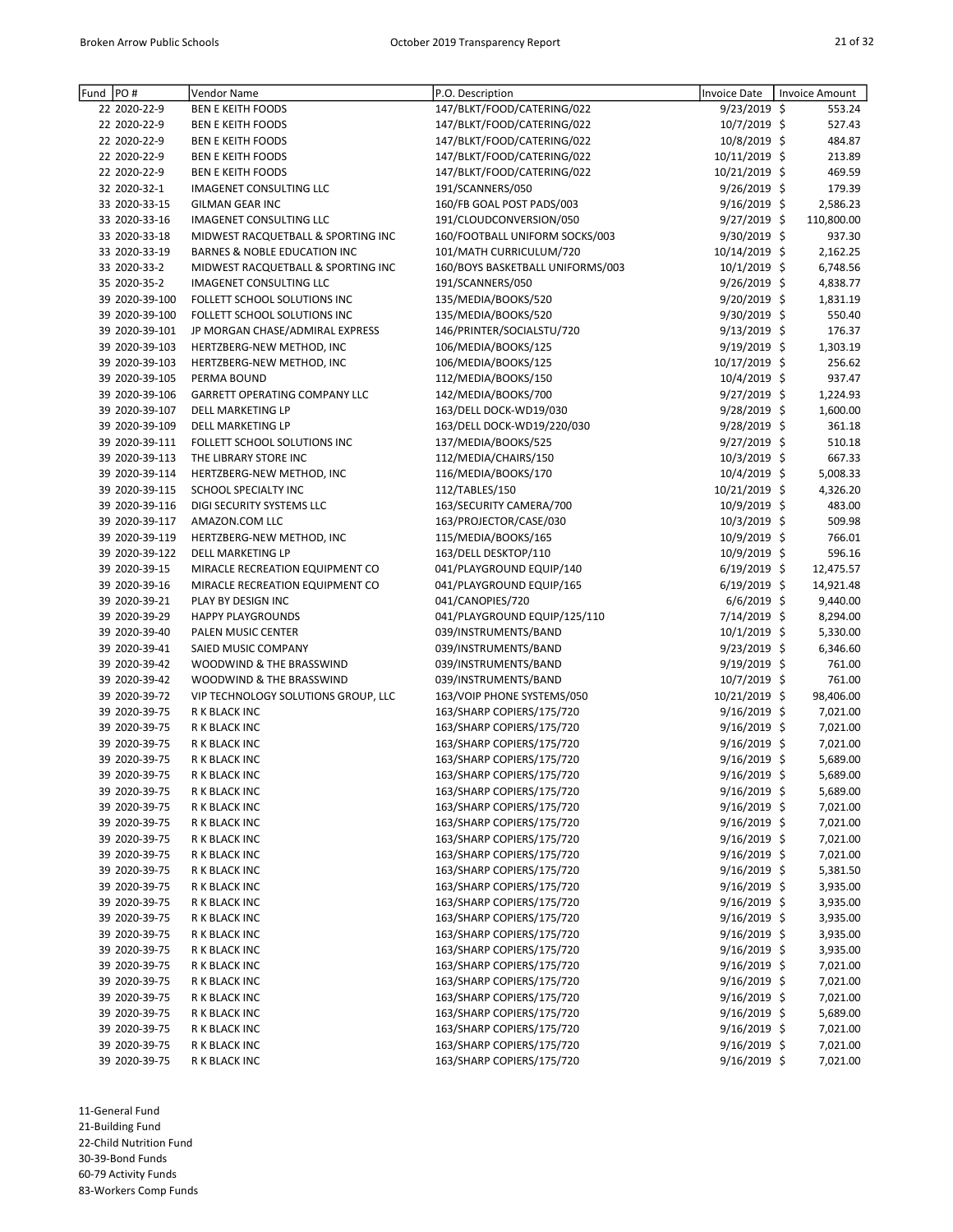| Fund | PO # | Vendor Name | P.O. Description | Invoice Date | Invoice Amount |
|---|---|---|---|---|---|
| 22 | 2020-22-9 | BEN E KEITH FOODS | 147/BLKT/FOOD/CATERING/022 | 9/23/2019 | $ 553.24 |
| 22 | 2020-22-9 | BEN E KEITH FOODS | 147/BLKT/FOOD/CATERING/022 | 10/7/2019 | $ 527.43 |
| 22 | 2020-22-9 | BEN E KEITH FOODS | 147/BLKT/FOOD/CATERING/022 | 10/8/2019 | $ 484.87 |
| 22 | 2020-22-9 | BEN E KEITH FOODS | 147/BLKT/FOOD/CATERING/022 | 10/11/2019 | $ 213.89 |
| 22 | 2020-22-9 | BEN E KEITH FOODS | 147/BLKT/FOOD/CATERING/022 | 10/21/2019 | $ 469.59 |
| 32 | 2020-32-1 | IMAGENET CONSULTING LLC | 191/SCANNERS/050 | 9/26/2019 | $ 179.39 |
| 33 | 2020-33-15 | GILMAN GEAR INC | 160/FB GOAL POST PADS/003 | 9/16/2019 | $ 2,586.23 |
| 33 | 2020-33-16 | IMAGENET CONSULTING LLC | 191/CLOUDCONVERSION/050 | 9/27/2019 | $ 110,800.00 |
| 33 | 2020-33-18 | MIDWEST RACQUETBALL & SPORTING INC | 160/FOOTBALL UNIFORM SOCKS/003 | 9/30/2019 | $ 937.30 |
| 33 | 2020-33-19 | BARNES & NOBLE EDUCATION INC | 101/MATH CURRICULUM/720 | 10/14/2019 | $ 2,162.25 |
| 33 | 2020-33-2 | MIDWEST RACQUETBALL & SPORTING INC | 160/BOYS BASKETBALL UNIFORMS/003 | 10/1/2019 | $ 6,748.56 |
| 35 | 2020-35-2 | IMAGENET CONSULTING LLC | 191/SCANNERS/050 | 9/26/2019 | $ 4,838.77 |
| 39 | 2020-39-100 | FOLLETT SCHOOL SOLUTIONS INC | 135/MEDIA/BOOKS/520 | 9/20/2019 | $ 1,831.19 |
| 39 | 2020-39-100 | FOLLETT SCHOOL SOLUTIONS INC | 135/MEDIA/BOOKS/520 | 9/30/2019 | $ 550.40 |
| 39 | 2020-39-101 | JP MORGAN CHASE/ADMIRAL EXPRESS | 146/PRINTER/SOCIALSTU/720 | 9/13/2019 | $ 176.37 |
| 39 | 2020-39-103 | HERTZBERG-NEW METHOD, INC | 106/MEDIA/BOOKS/125 | 9/19/2019 | $ 1,303.19 |
| 39 | 2020-39-103 | HERTZBERG-NEW METHOD, INC | 106/MEDIA/BOOKS/125 | 10/17/2019 | $ 256.62 |
| 39 | 2020-39-105 | PERMA BOUND | 112/MEDIA/BOOKS/150 | 10/4/2019 | $ 937.47 |
| 39 | 2020-39-106 | GARRETT OPERATING COMPANY LLC | 142/MEDIA/BOOKS/700 | 9/27/2019 | $ 1,224.93 |
| 39 | 2020-39-107 | DELL MARKETING LP | 163/DELL DOCK-WD19/030 | 9/28/2019 | $ 1,600.00 |
| 39 | 2020-39-109 | DELL MARKETING LP | 163/DELL DOCK-WD19/220/030 | 9/28/2019 | $ 361.18 |
| 39 | 2020-39-111 | FOLLETT SCHOOL SOLUTIONS INC | 137/MEDIA/BOOKS/525 | 9/27/2019 | $ 510.18 |
| 39 | 2020-39-113 | THE LIBRARY STORE INC | 112/MEDIA/CHAIRS/150 | 10/3/2019 | $ 667.33 |
| 39 | 2020-39-114 | HERTZBERG-NEW METHOD, INC | 116/MEDIA/BOOKS/170 | 10/4/2019 | $ 5,008.33 |
| 39 | 2020-39-115 | SCHOOL SPECIALTY INC | 112/TABLES/150 | 10/21/2019 | $ 4,326.20 |
| 39 | 2020-39-116 | DIGI SECURITY SYSTEMS LLC | 163/SECURITY CAMERA/700 | 10/9/2019 | $ 483.00 |
| 39 | 2020-39-117 | AMAZON.COM LLC | 163/PROJECTOR/CASE/030 | 10/3/2019 | $ 509.98 |
| 39 | 2020-39-119 | HERTZBERG-NEW METHOD, INC | 115/MEDIA/BOOKS/165 | 10/9/2019 | $ 766.01 |
| 39 | 2020-39-122 | DELL MARKETING LP | 163/DELL DESKTOP/110 | 10/9/2019 | $ 596.16 |
| 39 | 2020-39-15 | MIRACLE RECREATION EQUIPMENT CO | 041/PLAYGROUND EQUIP/140 | 6/19/2019 | $ 12,475.57 |
| 39 | 2020-39-16 | MIRACLE RECREATION EQUIPMENT CO | 041/PLAYGROUND EQUIP/165 | 6/19/2019 | $ 14,921.48 |
| 39 | 2020-39-21 | PLAY BY DESIGN INC | 041/CANOPIES/720 | 6/6/2019 | $ 9,440.00 |
| 39 | 2020-39-29 | HAPPY PLAYGROUNDS | 041/PLAYGROUND EQUIP/125/110 | 7/14/2019 | $ 8,294.00 |
| 39 | 2020-39-40 | PALEN MUSIC CENTER | 039/INSTRUMENTS/BAND | 10/1/2019 | $ 5,330.00 |
| 39 | 2020-39-41 | SAIED MUSIC COMPANY | 039/INSTRUMENTS/BAND | 9/23/2019 | $ 6,346.60 |
| 39 | 2020-39-42 | WOODWIND & THE BRASSWIND | 039/INSTRUMENTS/BAND | 9/19/2019 | $ 761.00 |
| 39 | 2020-39-42 | WOODWIND & THE BRASSWIND | 039/INSTRUMENTS/BAND | 10/7/2019 | $ 761.00 |
| 39 | 2020-39-72 | VIP TECHNOLOGY SOLUTIONS GROUP, LLC | 163/VOIP PHONE SYSTEMS/050 | 10/21/2019 | $ 98,406.00 |
| 39 | 2020-39-75 | R K BLACK INC | 163/SHARP COPIERS/175/720 | 9/16/2019 | $ 7,021.00 |
| 39 | 2020-39-75 | R K BLACK INC | 163/SHARP COPIERS/175/720 | 9/16/2019 | $ 7,021.00 |
| 39 | 2020-39-75 | R K BLACK INC | 163/SHARP COPIERS/175/720 | 9/16/2019 | $ 7,021.00 |
| 39 | 2020-39-75 | R K BLACK INC | 163/SHARP COPIERS/175/720 | 9/16/2019 | $ 5,689.00 |
| 39 | 2020-39-75 | R K BLACK INC | 163/SHARP COPIERS/175/720 | 9/16/2019 | $ 5,689.00 |
| 39 | 2020-39-75 | R K BLACK INC | 163/SHARP COPIERS/175/720 | 9/16/2019 | $ 5,689.00 |
| 39 | 2020-39-75 | R K BLACK INC | 163/SHARP COPIERS/175/720 | 9/16/2019 | $ 7,021.00 |
| 39 | 2020-39-75 | R K BLACK INC | 163/SHARP COPIERS/175/720 | 9/16/2019 | $ 7,021.00 |
| 39 | 2020-39-75 | R K BLACK INC | 163/SHARP COPIERS/175/720 | 9/16/2019 | $ 7,021.00 |
| 39 | 2020-39-75 | R K BLACK INC | 163/SHARP COPIERS/175/720 | 9/16/2019 | $ 7,021.00 |
| 39 | 2020-39-75 | R K BLACK INC | 163/SHARP COPIERS/175/720 | 9/16/2019 | $ 5,381.50 |
| 39 | 2020-39-75 | R K BLACK INC | 163/SHARP COPIERS/175/720 | 9/16/2019 | $ 3,935.00 |
| 39 | 2020-39-75 | R K BLACK INC | 163/SHARP COPIERS/175/720 | 9/16/2019 | $ 3,935.00 |
| 39 | 2020-39-75 | R K BLACK INC | 163/SHARP COPIERS/175/720 | 9/16/2019 | $ 3,935.00 |
| 39 | 2020-39-75 | R K BLACK INC | 163/SHARP COPIERS/175/720 | 9/16/2019 | $ 3,935.00 |
| 39 | 2020-39-75 | R K BLACK INC | 163/SHARP COPIERS/175/720 | 9/16/2019 | $ 3,935.00 |
| 39 | 2020-39-75 | R K BLACK INC | 163/SHARP COPIERS/175/720 | 9/16/2019 | $ 7,021.00 |
| 39 | 2020-39-75 | R K BLACK INC | 163/SHARP COPIERS/175/720 | 9/16/2019 | $ 7,021.00 |
| 39 | 2020-39-75 | R K BLACK INC | 163/SHARP COPIERS/175/720 | 9/16/2019 | $ 7,021.00 |
| 39 | 2020-39-75 | R K BLACK INC | 163/SHARP COPIERS/175/720 | 9/16/2019 | $ 5,689.00 |
| 39 | 2020-39-75 | R K BLACK INC | 163/SHARP COPIERS/175/720 | 9/16/2019 | $ 7,021.00 |
| 39 | 2020-39-75 | R K BLACK INC | 163/SHARP COPIERS/175/720 | 9/16/2019 | $ 7,021.00 |
| 39 | 2020-39-75 | R K BLACK INC | 163/SHARP COPIERS/175/720 | 9/16/2019 | $ 7,021.00 |

11-General Fund
21-Building Fund
22-Child Nutrition Fund
30-39-Bond Funds
60-79 Activity Funds
83-Workers Comp Funds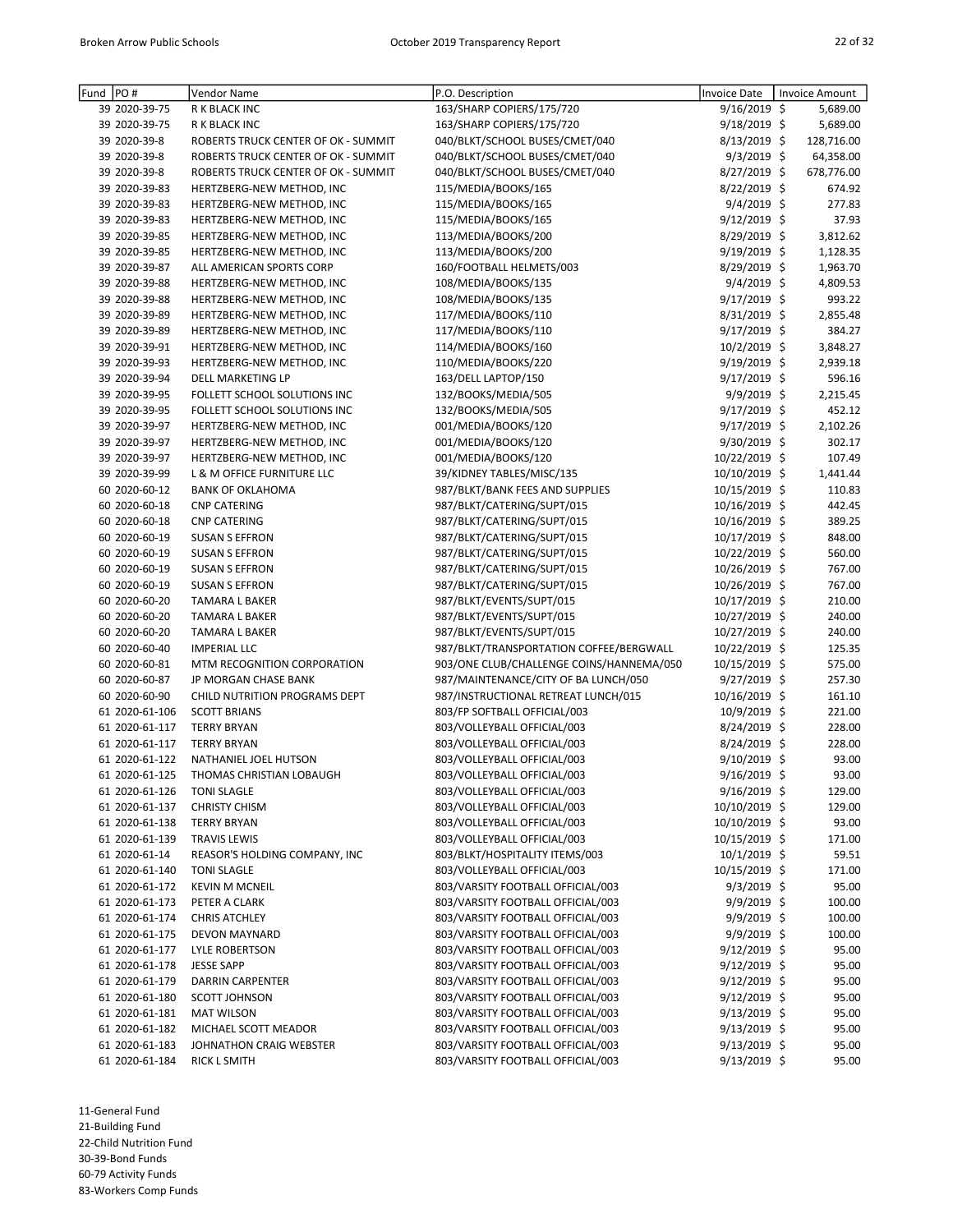| Fund | PO # | Vendor Name | P.O. Description | Invoice Date | Invoice Amount |
|---|---|---|---|---|---|
| 39 | 2020-39-75 | R K BLACK INC | 163/SHARP COPIERS/175/720 | 9/16/2019 | $ 5,689.00 |
| 39 | 2020-39-75 | R K BLACK INC | 163/SHARP COPIERS/175/720 | 9/18/2019 | $ 5,689.00 |
| 39 | 2020-39-8 | ROBERTS TRUCK CENTER OF OK - SUMMIT | 040/BLKT/SCHOOL BUSES/CMET/040 | 8/13/2019 | $ 128,716.00 |
| 39 | 2020-39-8 | ROBERTS TRUCK CENTER OF OK - SUMMIT | 040/BLKT/SCHOOL BUSES/CMET/040 | 9/3/2019 | $ 64,358.00 |
| 39 | 2020-39-8 | ROBERTS TRUCK CENTER OF OK - SUMMIT | 040/BLKT/SCHOOL BUSES/CMET/040 | 8/27/2019 | $ 678,776.00 |
| 39 | 2020-39-83 | HERTZBERG-NEW METHOD, INC | 115/MEDIA/BOOKS/165 | 8/22/2019 | $ 674.92 |
| 39 | 2020-39-83 | HERTZBERG-NEW METHOD, INC | 115/MEDIA/BOOKS/165 | 9/4/2019 | $ 277.83 |
| 39 | 2020-39-83 | HERTZBERG-NEW METHOD, INC | 115/MEDIA/BOOKS/165 | 9/12/2019 | $ 37.93 |
| 39 | 2020-39-85 | HERTZBERG-NEW METHOD, INC | 113/MEDIA/BOOKS/200 | 8/29/2019 | $ 3,812.62 |
| 39 | 2020-39-85 | HERTZBERG-NEW METHOD, INC | 113/MEDIA/BOOKS/200 | 9/19/2019 | $ 1,128.35 |
| 39 | 2020-39-87 | ALL AMERICAN SPORTS CORP | 160/FOOTBALL HELMETS/003 | 8/29/2019 | $ 1,963.70 |
| 39 | 2020-39-88 | HERTZBERG-NEW METHOD, INC | 108/MEDIA/BOOKS/135 | 9/4/2019 | $ 4,809.53 |
| 39 | 2020-39-88 | HERTZBERG-NEW METHOD, INC | 108/MEDIA/BOOKS/135 | 9/17/2019 | $ 993.22 |
| 39 | 2020-39-89 | HERTZBERG-NEW METHOD, INC | 117/MEDIA/BOOKS/110 | 8/31/2019 | $ 2,855.48 |
| 39 | 2020-39-89 | HERTZBERG-NEW METHOD, INC | 117/MEDIA/BOOKS/110 | 9/17/2019 | $ 384.27 |
| 39 | 2020-39-91 | HERTZBERG-NEW METHOD, INC | 114/MEDIA/BOOKS/160 | 10/2/2019 | $ 3,848.27 |
| 39 | 2020-39-93 | HERTZBERG-NEW METHOD, INC | 110/MEDIA/BOOKS/220 | 9/19/2019 | $ 2,939.18 |
| 39 | 2020-39-94 | DELL MARKETING LP | 163/DELL LAPTOP/150 | 9/17/2019 | $ 596.16 |
| 39 | 2020-39-95 | FOLLETT SCHOOL SOLUTIONS INC | 132/BOOKS/MEDIA/505 | 9/9/2019 | $ 2,215.45 |
| 39 | 2020-39-95 | FOLLETT SCHOOL SOLUTIONS INC | 132/BOOKS/MEDIA/505 | 9/17/2019 | $ 452.12 |
| 39 | 2020-39-97 | HERTZBERG-NEW METHOD, INC | 001/MEDIA/BOOKS/120 | 9/17/2019 | $ 2,102.26 |
| 39 | 2020-39-97 | HERTZBERG-NEW METHOD, INC | 001/MEDIA/BOOKS/120 | 9/30/2019 | $ 302.17 |
| 39 | 2020-39-97 | HERTZBERG-NEW METHOD, INC | 001/MEDIA/BOOKS/120 | 10/22/2019 | $ 107.49 |
| 39 | 2020-39-99 | L & M OFFICE FURNITURE LLC | 39/KIDNEY TABLES/MISC/135 | 10/10/2019 | $ 1,441.44 |
| 60 | 2020-60-12 | BANK OF OKLAHOMA | 987/BLKT/BANK FEES AND SUPPLIES | 10/15/2019 | $ 110.83 |
| 60 | 2020-60-18 | CNP CATERING | 987/BLKT/CATERING/SUPT/015 | 10/16/2019 | $ 442.45 |
| 60 | 2020-60-18 | CNP CATERING | 987/BLKT/CATERING/SUPT/015 | 10/16/2019 | $ 389.25 |
| 60 | 2020-60-19 | SUSAN S EFFRON | 987/BLKT/CATERING/SUPT/015 | 10/17/2019 | $ 848.00 |
| 60 | 2020-60-19 | SUSAN S EFFRON | 987/BLKT/CATERING/SUPT/015 | 10/22/2019 | $ 560.00 |
| 60 | 2020-60-19 | SUSAN S EFFRON | 987/BLKT/CATERING/SUPT/015 | 10/26/2019 | $ 767.00 |
| 60 | 2020-60-19 | SUSAN S EFFRON | 987/BLKT/CATERING/SUPT/015 | 10/26/2019 | $ 767.00 |
| 60 | 2020-60-20 | TAMARA L BAKER | 987/BLKT/EVENTS/SUPT/015 | 10/17/2019 | $ 210.00 |
| 60 | 2020-60-20 | TAMARA L BAKER | 987/BLKT/EVENTS/SUPT/015 | 10/27/2019 | $ 240.00 |
| 60 | 2020-60-20 | TAMARA L BAKER | 987/BLKT/EVENTS/SUPT/015 | 10/27/2019 | $ 240.00 |
| 60 | 2020-60-40 | IMPERIAL LLC | 987/BLKT/TRANSPORTATION COFFEE/BERGWALL | 10/22/2019 | $ 125.35 |
| 60 | 2020-60-81 | MTM RECOGNITION CORPORATION | 903/ONE CLUB/CHALLENGE COINS/HANNEMA/050 | 10/15/2019 | $ 575.00 |
| 60 | 2020-60-87 | JP MORGAN CHASE BANK | 987/MAINTENANCE/CITY OF BA LUNCH/050 | 9/27/2019 | $ 257.30 |
| 60 | 2020-60-90 | CHILD NUTRITION PROGRAMS DEPT | 987/INSTRUCTIONAL RETREAT LUNCH/015 | 10/16/2019 | $ 161.10 |
| 61 | 2020-61-106 | SCOTT BRIANS | 803/FP SOFTBALL OFFICIAL/003 | 10/9/2019 | $ 221.00 |
| 61 | 2020-61-117 | TERRY BRYAN | 803/VOLLEYBALL OFFICIAL/003 | 8/24/2019 | $ 228.00 |
| 61 | 2020-61-117 | TERRY BRYAN | 803/VOLLEYBALL OFFICIAL/003 | 8/24/2019 | $ 228.00 |
| 61 | 2020-61-122 | NATHANIEL JOEL HUTSON | 803/VOLLEYBALL OFFICIAL/003 | 9/10/2019 | $ 93.00 |
| 61 | 2020-61-125 | THOMAS CHRISTIAN LOBAUGH | 803/VOLLEYBALL OFFICIAL/003 | 9/16/2019 | $ 93.00 |
| 61 | 2020-61-126 | TONI SLAGLE | 803/VOLLEYBALL OFFICIAL/003 | 9/16/2019 | $ 129.00 |
| 61 | 2020-61-137 | CHRISTY CHISM | 803/VOLLEYBALL OFFICIAL/003 | 10/10/2019 | $ 129.00 |
| 61 | 2020-61-138 | TERRY BRYAN | 803/VOLLEYBALL OFFICIAL/003 | 10/10/2019 | $ 93.00 |
| 61 | 2020-61-139 | TRAVIS LEWIS | 803/VOLLEYBALL OFFICIAL/003 | 10/15/2019 | $ 171.00 |
| 61 | 2020-61-14 | REASOR'S HOLDING COMPANY, INC | 803/BLKT/HOSPITALITY ITEMS/003 | 10/1/2019 | $ 59.51 |
| 61 | 2020-61-140 | TONI SLAGLE | 803/VOLLEYBALL OFFICIAL/003 | 10/15/2019 | $ 171.00 |
| 61 | 2020-61-172 | KEVIN M MCNEIL | 803/VARSITY FOOTBALL OFFICIAL/003 | 9/3/2019 | $ 95.00 |
| 61 | 2020-61-173 | PETER A CLARK | 803/VARSITY FOOTBALL OFFICIAL/003 | 9/9/2019 | $ 100.00 |
| 61 | 2020-61-174 | CHRIS ATCHLEY | 803/VARSITY FOOTBALL OFFICIAL/003 | 9/9/2019 | $ 100.00 |
| 61 | 2020-61-175 | DEVON MAYNARD | 803/VARSITY FOOTBALL OFFICIAL/003 | 9/9/2019 | $ 100.00 |
| 61 | 2020-61-177 | LYLE ROBERTSON | 803/VARSITY FOOTBALL OFFICIAL/003 | 9/12/2019 | $ 95.00 |
| 61 | 2020-61-178 | JESSE SAPP | 803/VARSITY FOOTBALL OFFICIAL/003 | 9/12/2019 | $ 95.00 |
| 61 | 2020-61-179 | DARRIN CARPENTER | 803/VARSITY FOOTBALL OFFICIAL/003 | 9/12/2019 | $ 95.00 |
| 61 | 2020-61-180 | SCOTT JOHNSON | 803/VARSITY FOOTBALL OFFICIAL/003 | 9/12/2019 | $ 95.00 |
| 61 | 2020-61-181 | MAT WILSON | 803/VARSITY FOOTBALL OFFICIAL/003 | 9/13/2019 | $ 95.00 |
| 61 | 2020-61-182 | MICHAEL SCOTT MEADOR | 803/VARSITY FOOTBALL OFFICIAL/003 | 9/13/2019 | $ 95.00 |
| 61 | 2020-61-183 | JOHNATHON CRAIG WEBSTER | 803/VARSITY FOOTBALL OFFICIAL/003 | 9/13/2019 | $ 95.00 |
| 61 | 2020-61-184 | RICK L SMITH | 803/VARSITY FOOTBALL OFFICIAL/003 | 9/13/2019 | $ 95.00 |

11-General Fund
21-Building Fund
22-Child Nutrition Fund
30-39-Bond Funds
60-79 Activity Funds
83-Workers Comp Funds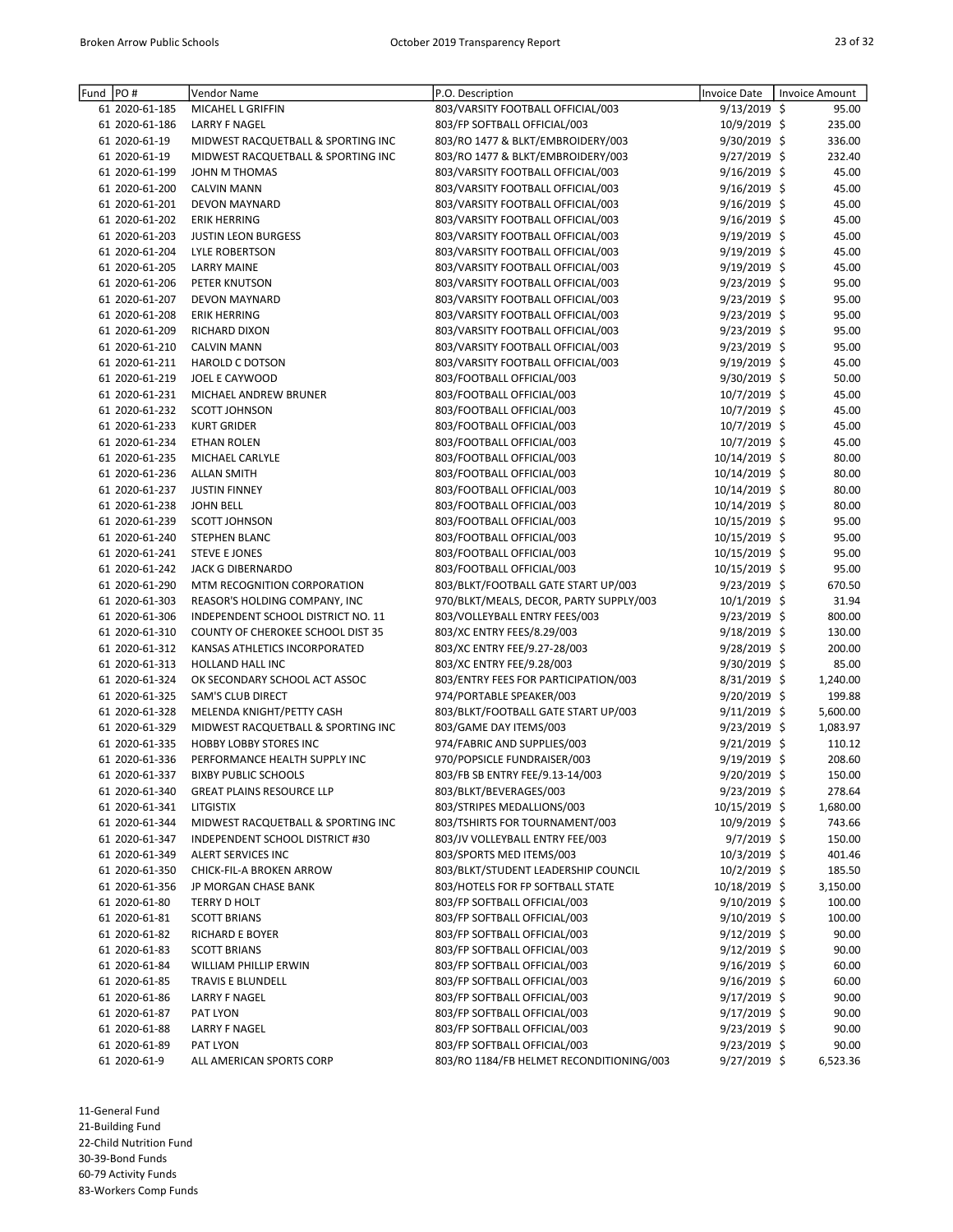| Fund | PO # | Vendor Name | P.O. Description | Invoice Date | Invoice Amount |
|---|---|---|---|---|---|
| 61 | 2020-61-185 | MICAHEL L GRIFFIN | 803/VARSITY FOOTBALL OFFICIAL/003 | 9/13/2019 | $ 95.00 |
| 61 | 2020-61-186 | LARRY F NAGEL | 803/FP SOFTBALL OFFICIAL/003 | 10/9/2019 | $ 235.00 |
| 61 | 2020-61-19 | MIDWEST RACQUETBALL & SPORTING INC | 803/RO 1477 & BLKT/EMBROIDERY/003 | 9/30/2019 | $ 336.00 |
| 61 | 2020-61-19 | MIDWEST RACQUETBALL & SPORTING INC | 803/RO 1477 & BLKT/EMBROIDERY/003 | 9/27/2019 | $ 232.40 |
| 61 | 2020-61-199 | JOHN M THOMAS | 803/VARSITY FOOTBALL OFFICIAL/003 | 9/16/2019 | $ 45.00 |
| 61 | 2020-61-200 | CALVIN MANN | 803/VARSITY FOOTBALL OFFICIAL/003 | 9/16/2019 | $ 45.00 |
| 61 | 2020-61-201 | DEVON MAYNARD | 803/VARSITY FOOTBALL OFFICIAL/003 | 9/16/2019 | $ 45.00 |
| 61 | 2020-61-202 | ERIK HERRING | 803/VARSITY FOOTBALL OFFICIAL/003 | 9/16/2019 | $ 45.00 |
| 61 | 2020-61-203 | JUSTIN LEON BURGESS | 803/VARSITY FOOTBALL OFFICIAL/003 | 9/19/2019 | $ 45.00 |
| 61 | 2020-61-204 | LYLE ROBERTSON | 803/VARSITY FOOTBALL OFFICIAL/003 | 9/19/2019 | $ 45.00 |
| 61 | 2020-61-205 | LARRY MAINE | 803/VARSITY FOOTBALL OFFICIAL/003 | 9/19/2019 | $ 45.00 |
| 61 | 2020-61-206 | PETER KNUTSON | 803/VARSITY FOOTBALL OFFICIAL/003 | 9/23/2019 | $ 95.00 |
| 61 | 2020-61-207 | DEVON MAYNARD | 803/VARSITY FOOTBALL OFFICIAL/003 | 9/23/2019 | $ 95.00 |
| 61 | 2020-61-208 | ERIK HERRING | 803/VARSITY FOOTBALL OFFICIAL/003 | 9/23/2019 | $ 95.00 |
| 61 | 2020-61-209 | RICHARD DIXON | 803/VARSITY FOOTBALL OFFICIAL/003 | 9/23/2019 | $ 95.00 |
| 61 | 2020-61-210 | CALVIN MANN | 803/VARSITY FOOTBALL OFFICIAL/003 | 9/23/2019 | $ 95.00 |
| 61 | 2020-61-211 | HAROLD C DOTSON | 803/VARSITY FOOTBALL OFFICIAL/003 | 9/19/2019 | $ 45.00 |
| 61 | 2020-61-219 | JOEL E CAYWOOD | 803/FOOTBALL OFFICIAL/003 | 9/30/2019 | $ 50.00 |
| 61 | 2020-61-231 | MICHAEL ANDREW BRUNER | 803/FOOTBALL OFFICIAL/003 | 10/7/2019 | $ 45.00 |
| 61 | 2020-61-232 | SCOTT JOHNSON | 803/FOOTBALL OFFICIAL/003 | 10/7/2019 | $ 45.00 |
| 61 | 2020-61-233 | KURT GRIDER | 803/FOOTBALL OFFICIAL/003 | 10/7/2019 | $ 45.00 |
| 61 | 2020-61-234 | ETHAN ROLEN | 803/FOOTBALL OFFICIAL/003 | 10/7/2019 | $ 45.00 |
| 61 | 2020-61-235 | MICHAEL CARLYLE | 803/FOOTBALL OFFICIAL/003 | 10/14/2019 | $ 80.00 |
| 61 | 2020-61-236 | ALLAN SMITH | 803/FOOTBALL OFFICIAL/003 | 10/14/2019 | $ 80.00 |
| 61 | 2020-61-237 | JUSTIN FINNEY | 803/FOOTBALL OFFICIAL/003 | 10/14/2019 | $ 80.00 |
| 61 | 2020-61-238 | JOHN BELL | 803/FOOTBALL OFFICIAL/003 | 10/14/2019 | $ 80.00 |
| 61 | 2020-61-239 | SCOTT JOHNSON | 803/FOOTBALL OFFICIAL/003 | 10/15/2019 | $ 95.00 |
| 61 | 2020-61-240 | STEPHEN BLANC | 803/FOOTBALL OFFICIAL/003 | 10/15/2019 | $ 95.00 |
| 61 | 2020-61-241 | STEVE E JONES | 803/FOOTBALL OFFICIAL/003 | 10/15/2019 | $ 95.00 |
| 61 | 2020-61-242 | JACK G DIBERNARDO | 803/FOOTBALL OFFICIAL/003 | 10/15/2019 | $ 95.00 |
| 61 | 2020-61-290 | MTM RECOGNITION CORPORATION | 803/BLKT/FOOTBALL GATE START UP/003 | 9/23/2019 | $ 670.50 |
| 61 | 2020-61-303 | REASOR'S HOLDING COMPANY, INC | 970/BLKT/MEALS, DECOR, PARTY SUPPLY/003 | 10/1/2019 | $ 31.94 |
| 61 | 2020-61-306 | INDEPENDENT SCHOOL DISTRICT NO. 11 | 803/VOLLEYBALL ENTRY FEES/003 | 9/23/2019 | $ 800.00 |
| 61 | 2020-61-310 | COUNTY OF CHEROKEE SCHOOL DIST 35 | 803/XC ENTRY FEES/8.29/003 | 9/18/2019 | $ 130.00 |
| 61 | 2020-61-312 | KANSAS ATHLETICS INCORPORATED | 803/XC ENTRY FEE/9.27-28/003 | 9/28/2019 | $ 200.00 |
| 61 | 2020-61-313 | HOLLAND HALL INC | 803/XC ENTRY FEE/9.28/003 | 9/30/2019 | $ 85.00 |
| 61 | 2020-61-324 | OK SECONDARY SCHOOL ACT ASSOC | 803/ENTRY FEES FOR PARTICIPATION/003 | 8/31/2019 | $ 1,240.00 |
| 61 | 2020-61-325 | SAM'S CLUB DIRECT | 974/PORTABLE SPEAKER/003 | 9/20/2019 | $ 199.88 |
| 61 | 2020-61-328 | MELENDA KNIGHT/PETTY CASH | 803/BLKT/FOOTBALL GATE START UP/003 | 9/11/2019 | $ 5,600.00 |
| 61 | 2020-61-329 | MIDWEST RACQUETBALL & SPORTING INC | 803/GAME DAY ITEMS/003 | 9/23/2019 | $ 1,083.97 |
| 61 | 2020-61-335 | HOBBY LOBBY STORES INC | 974/FABRIC AND SUPPLIES/003 | 9/21/2019 | $ 110.12 |
| 61 | 2020-61-336 | PERFORMANCE HEALTH SUPPLY INC | 970/POPSICLE FUNDRAISER/003 | 9/19/2019 | $ 208.60 |
| 61 | 2020-61-337 | BIXBY PUBLIC SCHOOLS | 803/FB SB ENTRY FEE/9.13-14/003 | 9/20/2019 | $ 150.00 |
| 61 | 2020-61-340 | GREAT PLAINS RESOURCE LLP | 803/BLKT/BEVERAGES/003 | 9/23/2019 | $ 278.64 |
| 61 | 2020-61-341 | LITGISTIX | 803/STRIPES MEDALLIONS/003 | 10/15/2019 | $ 1,680.00 |
| 61 | 2020-61-344 | MIDWEST RACQUETBALL & SPORTING INC | 803/TSHIRTS FOR TOURNAMENT/003 | 10/9/2019 | $ 743.66 |
| 61 | 2020-61-347 | INDEPENDENT SCHOOL DISTRICT #30 | 803/JV VOLLEYBALL ENTRY FEE/003 | 9/7/2019 | $ 150.00 |
| 61 | 2020-61-349 | ALERT SERVICES INC | 803/SPORTS MED ITEMS/003 | 10/3/2019 | $ 401.46 |
| 61 | 2020-61-350 | CHICK-FIL-A BROKEN ARROW | 803/BLKT/STUDENT LEADERSHIP COUNCIL | 10/2/2019 | $ 185.50 |
| 61 | 2020-61-356 | JP MORGAN CHASE BANK | 803/HOTELS FOR FP SOFTBALL STATE | 10/18/2019 | $ 3,150.00 |
| 61 | 2020-61-80 | TERRY D HOLT | 803/FP SOFTBALL OFFICIAL/003 | 9/10/2019 | $ 100.00 |
| 61 | 2020-61-81 | SCOTT BRIANS | 803/FP SOFTBALL OFFICIAL/003 | 9/10/2019 | $ 100.00 |
| 61 | 2020-61-82 | RICHARD E BOYER | 803/FP SOFTBALL OFFICIAL/003 | 9/12/2019 | $ 90.00 |
| 61 | 2020-61-83 | SCOTT BRIANS | 803/FP SOFTBALL OFFICIAL/003 | 9/12/2019 | $ 90.00 |
| 61 | 2020-61-84 | WILLIAM PHILLIP ERWIN | 803/FP SOFTBALL OFFICIAL/003 | 9/16/2019 | $ 60.00 |
| 61 | 2020-61-85 | TRAVIS E BLUNDELL | 803/FP SOFTBALL OFFICIAL/003 | 9/16/2019 | $ 60.00 |
| 61 | 2020-61-86 | LARRY F NAGEL | 803/FP SOFTBALL OFFICIAL/003 | 9/17/2019 | $ 90.00 |
| 61 | 2020-61-87 | PAT LYON | 803/FP SOFTBALL OFFICIAL/003 | 9/17/2019 | $ 90.00 |
| 61 | 2020-61-88 | LARRY F NAGEL | 803/FP SOFTBALL OFFICIAL/003 | 9/23/2019 | $ 90.00 |
| 61 | 2020-61-89 | PAT LYON | 803/FP SOFTBALL OFFICIAL/003 | 9/23/2019 | $ 90.00 |
| 61 | 2020-61-9 | ALL AMERICAN SPORTS CORP | 803/RO 1184/FB HELMET RECONDITIONING/003 | 9/27/2019 | $ 6,523.36 |

11-General Fund
21-Building Fund
22-Child Nutrition Fund
30-39-Bond Funds
60-79 Activity Funds
83-Workers Comp Funds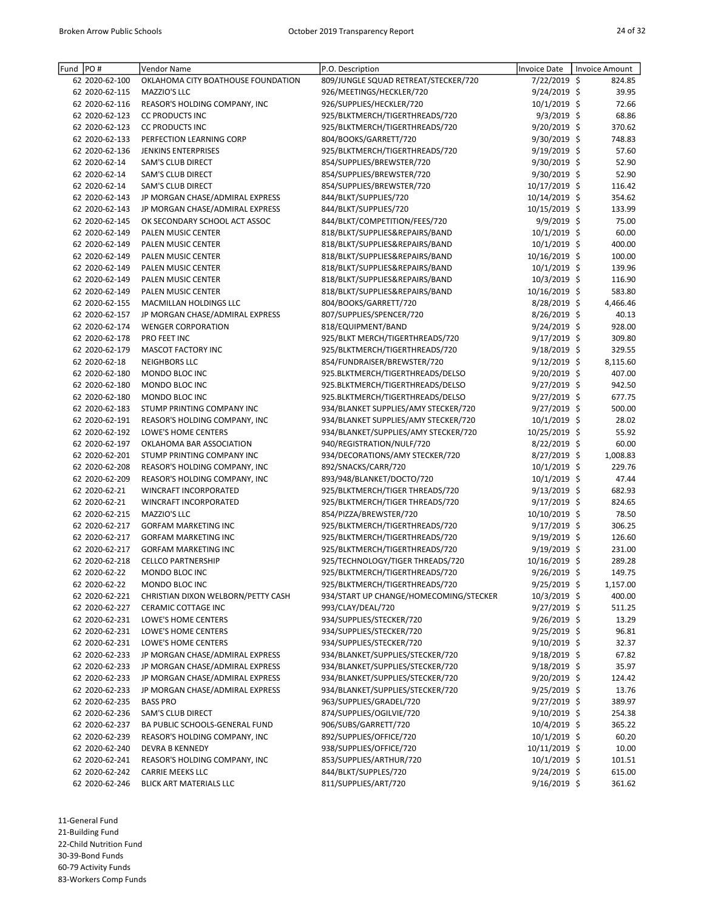| Fund | PO # | Vendor Name | P.O. Description | Invoice Date | Invoice Amount |
|---|---|---|---|---|---|
| 62 | 2020-62-100 | OKLAHOMA CITY BOATHOUSE FOUNDATION | 809/JUNGLE SQUAD RETREAT/STECKER/720 | 7/22/2019 | $ 824.85 |
| 62 | 2020-62-115 | MAZZIO'S LLC | 926/MEETINGS/HECKLER/720 | 9/24/2019 | $ 39.95 |
| 62 | 2020-62-116 | REASOR'S HOLDING COMPANY, INC | 926/SUPPLIES/HECKLER/720 | 10/1/2019 | $ 72.66 |
| 62 | 2020-62-123 | CC PRODUCTS INC | 925/BLKTMERCH/TIGERTHREADS/720 | 9/3/2019 | $ 68.86 |
| 62 | 2020-62-123 | CC PRODUCTS INC | 925/BLKTMERCH/TIGERTHREADS/720 | 9/20/2019 | $ 370.62 |
| 62 | 2020-62-133 | PERFECTION LEARNING CORP | 804/BOOKS/GARRETT/720 | 9/30/2019 | $ 748.83 |
| 62 | 2020-62-136 | JENKINS ENTERPRISES | 925/BLKTMERCH/TIGERTHREADS/720 | 9/19/2019 | $ 57.60 |
| 62 | 2020-62-14 | SAM'S CLUB DIRECT | 854/SUPPLIES/BREWSTER/720 | 9/30/2019 | $ 52.90 |
| 62 | 2020-62-14 | SAM'S CLUB DIRECT | 854/SUPPLIES/BREWSTER/720 | 9/30/2019 | $ 52.90 |
| 62 | 2020-62-14 | SAM'S CLUB DIRECT | 854/SUPPLIES/BREWSTER/720 | 10/17/2019 | $ 116.42 |
| 62 | 2020-62-143 | JP MORGAN CHASE/ADMIRAL EXPRESS | 844/BLKT/SUPPLIES/720 | 10/14/2019 | $ 354.62 |
| 62 | 2020-62-143 | JP MORGAN CHASE/ADMIRAL EXPRESS | 844/BLKT/SUPPLIES/720 | 10/15/2019 | $ 133.99 |
| 62 | 2020-62-145 | OK SECONDARY SCHOOL ACT ASSOC | 844/BLKT/COMPETITION/FEES/720 | 9/9/2019 | $ 75.00 |
| 62 | 2020-62-149 | PALEN MUSIC CENTER | 818/BLKT/SUPPLIES&REPAIRS/BAND | 10/1/2019 | $ 60.00 |
| 62 | 2020-62-149 | PALEN MUSIC CENTER | 818/BLKT/SUPPLIES&REPAIRS/BAND | 10/1/2019 | $ 400.00 |
| 62 | 2020-62-149 | PALEN MUSIC CENTER | 818/BLKT/SUPPLIES&REPAIRS/BAND | 10/16/2019 | $ 100.00 |
| 62 | 2020-62-149 | PALEN MUSIC CENTER | 818/BLKT/SUPPLIES&REPAIRS/BAND | 10/1/2019 | $ 139.96 |
| 62 | 2020-62-149 | PALEN MUSIC CENTER | 818/BLKT/SUPPLIES&REPAIRS/BAND | 10/3/2019 | $ 116.90 |
| 62 | 2020-62-149 | PALEN MUSIC CENTER | 818/BLKT/SUPPLIES&REPAIRS/BAND | 10/16/2019 | $ 583.80 |
| 62 | 2020-62-155 | MACMILLAN HOLDINGS LLC | 804/BOOKS/GARRETT/720 | 8/28/2019 | $ 4,466.46 |
| 62 | 2020-62-157 | JP MORGAN CHASE/ADMIRAL EXPRESS | 807/SUPPLIES/SPENCER/720 | 8/26/2019 | $ 40.13 |
| 62 | 2020-62-174 | WENGER CORPORATION | 818/EQUIPMENT/BAND | 9/24/2019 | $ 928.00 |
| 62 | 2020-62-178 | PRO FEET INC | 925/BLKT MERCH/TIGERTHREADS/720 | 9/17/2019 | $ 309.80 |
| 62 | 2020-62-179 | MASCOT FACTORY INC | 925/BLKTMERCH/TIGERTHREADS/720 | 9/18/2019 | $ 329.55 |
| 62 | 2020-62-18 | NEIGHBORS LLC | 854/FUNDRAISER/BREWSTER/720 | 9/12/2019 | $ 8,115.60 |
| 62 | 2020-62-180 | MONDO BLOC INC | 925.BLKTMERCH/TIGERTHREADS/DELSO | 9/20/2019 | $ 407.00 |
| 62 | 2020-62-180 | MONDO BLOC INC | 925.BLKTMERCH/TIGERTHREADS/DELSO | 9/27/2019 | $ 942.50 |
| 62 | 2020-62-180 | MONDO BLOC INC | 925.BLKTMERCH/TIGERTHREADS/DELSO | 9/27/2019 | $ 677.75 |
| 62 | 2020-62-183 | STUMP PRINTING COMPANY INC | 934/BLANKET SUPPLIES/AMY STECKER/720 | 9/27/2019 | $ 500.00 |
| 62 | 2020-62-191 | REASOR'S HOLDING COMPANY, INC | 934/BLANKET SUPPLIES/AMY STECKER/720 | 10/1/2019 | $ 28.02 |
| 62 | 2020-62-192 | LOWE'S HOME CENTERS | 934/BLANKET/SUPPLIES/AMY STECKER/720 | 10/25/2019 | $ 55.92 |
| 62 | 2020-62-197 | OKLAHOMA BAR ASSOCIATION | 940/REGISTRATION/NULF/720 | 8/22/2019 | $ 60.00 |
| 62 | 2020-62-201 | STUMP PRINTING COMPANY INC | 934/DECORATIONS/AMY STECKER/720 | 8/27/2019 | $ 1,008.83 |
| 62 | 2020-62-208 | REASOR'S HOLDING COMPANY, INC | 892/SNACKS/CARR/720 | 10/1/2019 | $ 229.76 |
| 62 | 2020-62-209 | REASOR'S HOLDING COMPANY, INC | 893/948/BLANKET/DOCTO/720 | 10/1/2019 | $ 47.44 |
| 62 | 2020-62-21 | WINCRAFT INCORPORATED | 925/BLKTMERCH/TIGER THREADS/720 | 9/13/2019 | $ 682.93 |
| 62 | 2020-62-21 | WINCRAFT INCORPORATED | 925/BLKTMERCH/TIGER THREADS/720 | 9/17/2019 | $ 824.65 |
| 62 | 2020-62-215 | MAZZIO'S LLC | 854/PIZZA/BREWSTER/720 | 10/10/2019 | $ 78.50 |
| 62 | 2020-62-217 | GORFAM MARKETING INC | 925/BLKTMERCH/TIGERTHREADS/720 | 9/17/2019 | $ 306.25 |
| 62 | 2020-62-217 | GORFAM MARKETING INC | 925/BLKTMERCH/TIGERTHREADS/720 | 9/19/2019 | $ 126.60 |
| 62 | 2020-62-217 | GORFAM MARKETING INC | 925/BLKTMERCH/TIGERTHREADS/720 | 9/19/2019 | $ 231.00 |
| 62 | 2020-62-218 | CELLCO PARTNERSHIP | 925/TECHNOLOGY/TIGER THREADS/720 | 10/16/2019 | $ 289.28 |
| 62 | 2020-62-22 | MONDO BLOC INC | 925/BLKTMERCH/TIGERTHREADS/720 | 9/26/2019 | $ 149.75 |
| 62 | 2020-62-22 | MONDO BLOC INC | 925/BLKTMERCH/TIGERTHREADS/720 | 9/25/2019 | $ 1,157.00 |
| 62 | 2020-62-221 | CHRISTIAN DIXON WELBORN/PETTY CASH | 934/START UP CHANGE/HOMECOMING/STECKER | 10/3/2019 | $ 400.00 |
| 62 | 2020-62-227 | CERAMIC COTTAGE INC | 993/CLAY/DEAL/720 | 9/27/2019 | $ 511.25 |
| 62 | 2020-62-231 | LOWE'S HOME CENTERS | 934/SUPPLIES/STECKER/720 | 9/26/2019 | $ 13.29 |
| 62 | 2020-62-231 | LOWE'S HOME CENTERS | 934/SUPPLIES/STECKER/720 | 9/25/2019 | $ 96.81 |
| 62 | 2020-62-231 | LOWE'S HOME CENTERS | 934/SUPPLIES/STECKER/720 | 9/10/2019 | $ 32.37 |
| 62 | 2020-62-233 | JP MORGAN CHASE/ADMIRAL EXPRESS | 934/BLANKET/SUPPLIES/STECKER/720 | 9/18/2019 | $ 67.82 |
| 62 | 2020-62-233 | JP MORGAN CHASE/ADMIRAL EXPRESS | 934/BLANKET/SUPPLIES/STECKER/720 | 9/18/2019 | $ 35.97 |
| 62 | 2020-62-233 | JP MORGAN CHASE/ADMIRAL EXPRESS | 934/BLANKET/SUPPLIES/STECKER/720 | 9/20/2019 | $ 124.42 |
| 62 | 2020-62-233 | JP MORGAN CHASE/ADMIRAL EXPRESS | 934/BLANKET/SUPPLIES/STECKER/720 | 9/25/2019 | $ 13.76 |
| 62 | 2020-62-235 | BASS PRO | 963/SUPPLIES/GRADEL/720 | 9/27/2019 | $ 389.97 |
| 62 | 2020-62-236 | SAM'S CLUB DIRECT | 874/SUPPLIES/OGILVIE/720 | 9/10/2019 | $ 254.38 |
| 62 | 2020-62-237 | BA PUBLIC SCHOOLS-GENERAL FUND | 906/SUBS/GARRETT/720 | 10/4/2019 | $ 365.22 |
| 62 | 2020-62-239 | REASOR'S HOLDING COMPANY, INC | 892/SUPPLIES/OFFICE/720 | 10/1/2019 | $ 60.20 |
| 62 | 2020-62-240 | DEVRA B KENNEDY | 938/SUPPLIES/OFFICE/720 | 10/11/2019 | $ 10.00 |
| 62 | 2020-62-241 | REASOR'S HOLDING COMPANY, INC | 853/SUPPLIES/ARTHUR/720 | 10/1/2019 | $ 101.51 |
| 62 | 2020-62-242 | CARRIE MEEKS LLC | 844/BLKT/SUPPLES/720 | 9/24/2019 | $ 615.00 |
| 62 | 2020-62-246 | BLICK ART MATERIALS LLC | 811/SUPPLIES/ART/720 | 9/16/2019 | $ 361.62 |

11-General Fund
21-Building Fund
22-Child Nutrition Fund
30-39-Bond Funds
60-79 Activity Funds
83-Workers Comp Funds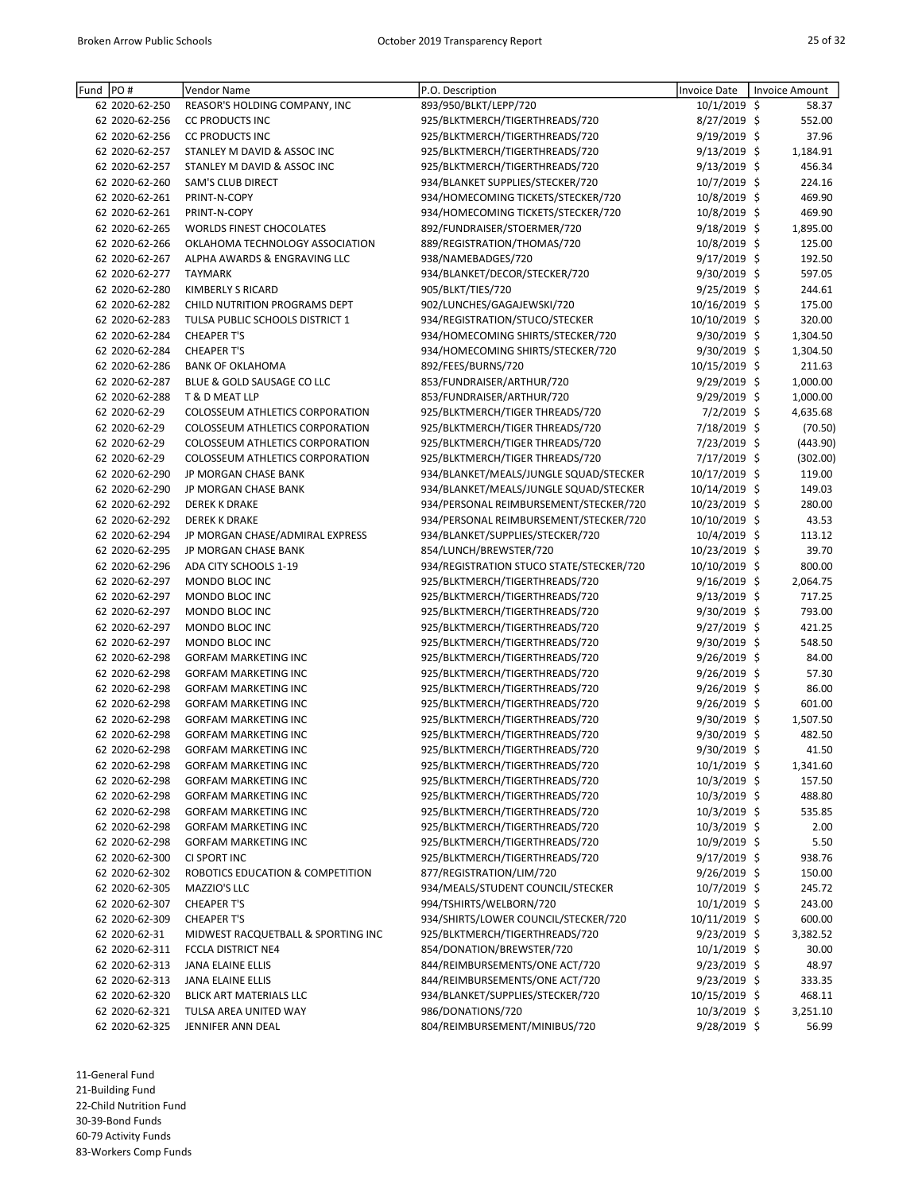| Fund | PO # | Vendor Name | P.O. Description | Invoice Date | Invoice Amount |
|---|---|---|---|---|---|
| 62 | 2020-62-250 | REASOR'S HOLDING COMPANY, INC | 893/950/BLKT/LEPP/720 | 10/1/2019 | $ 58.37 |
| 62 | 2020-62-256 | CC PRODUCTS INC | 925/BLKTMERCH/TIGERTHREADS/720 | 8/27/2019 | $ 552.00 |
| 62 | 2020-62-256 | CC PRODUCTS INC | 925/BLKTMERCH/TIGERTHREADS/720 | 9/19/2019 | $ 37.96 |
| 62 | 2020-62-257 | STANLEY M DAVID & ASSOC INC | 925/BLKTMERCH/TIGERTHREADS/720 | 9/13/2019 | $ 1,184.91 |
| 62 | 2020-62-257 | STANLEY M DAVID & ASSOC INC | 925/BLKTMERCH/TIGERTHREADS/720 | 9/13/2019 | $ 456.34 |
| 62 | 2020-62-260 | SAM'S CLUB DIRECT | 934/BLANKET SUPPLIES/STECKER/720 | 10/7/2019 | $ 224.16 |
| 62 | 2020-62-261 | PRINT-N-COPY | 934/HOMECOMING TICKETS/STECKER/720 | 10/8/2019 | $ 469.90 |
| 62 | 2020-62-261 | PRINT-N-COPY | 934/HOMECOMING TICKETS/STECKER/720 | 10/8/2019 | $ 469.90 |
| 62 | 2020-62-265 | WORLDS FINEST CHOCOLATES | 892/FUNDRAISER/STOERMER/720 | 9/18/2019 | $ 1,895.00 |
| 62 | 2020-62-266 | OKLAHOMA TECHNOLOGY ASSOCIATION | 889/REGISTRATION/THOMAS/720 | 10/8/2019 | $ 125.00 |
| 62 | 2020-62-267 | ALPHA AWARDS & ENGRAVING LLC | 938/NAMEBADGES/720 | 9/17/2019 | $ 192.50 |
| 62 | 2020-62-277 | TAYMARK | 934/BLANKET/DECOR/STECKER/720 | 9/30/2019 | $ 597.05 |
| 62 | 2020-62-280 | KIMBERLY S RICARD | 905/BLKT/TIES/720 | 9/25/2019 | $ 244.61 |
| 62 | 2020-62-282 | CHILD NUTRITION PROGRAMS DEPT | 902/LUNCHES/GAGAJEWSKI/720 | 10/16/2019 | $ 175.00 |
| 62 | 2020-62-283 | TULSA PUBLIC SCHOOLS DISTRICT 1 | 934/REGISTRATION/STUCO/STECKER | 10/10/2019 | $ 320.00 |
| 62 | 2020-62-284 | CHEAPER T'S | 934/HOMECOMING SHIRTS/STECKER/720 | 9/30/2019 | $ 1,304.50 |
| 62 | 2020-62-284 | CHEAPER T'S | 934/HOMECOMING SHIRTS/STECKER/720 | 9/30/2019 | $ 1,304.50 |
| 62 | 2020-62-286 | BANK OF OKLAHOMA | 892/FEES/BURNS/720 | 10/15/2019 | $ 211.63 |
| 62 | 2020-62-287 | BLUE & GOLD SAUSAGE CO LLC | 853/FUNDRAISER/ARTHUR/720 | 9/29/2019 | $ 1,000.00 |
| 62 | 2020-62-288 | T & D MEAT LLP | 853/FUNDRAISER/ARTHUR/720 | 9/29/2019 | $ 1,000.00 |
| 62 | 2020-62-29 | COLOSSEUM ATHLETICS CORPORATION | 925/BLKTMERCH/TIGER THREADS/720 | 7/2/2019 | $ 4,635.68 |
| 62 | 2020-62-29 | COLOSSEUM ATHLETICS CORPORATION | 925/BLKTMERCH/TIGER THREADS/720 | 7/18/2019 | $ (70.50) |
| 62 | 2020-62-29 | COLOSSEUM ATHLETICS CORPORATION | 925/BLKTMERCH/TIGER THREADS/720 | 7/23/2019 | $ (443.90) |
| 62 | 2020-62-29 | COLOSSEUM ATHLETICS CORPORATION | 925/BLKTMERCH/TIGER THREADS/720 | 7/17/2019 | $ (302.00) |
| 62 | 2020-62-290 | JP MORGAN CHASE BANK | 934/BLANKET/MEALS/JUNGLE SQUAD/STECKER | 10/17/2019 | $ 119.00 |
| 62 | 2020-62-290 | JP MORGAN CHASE BANK | 934/BLANKET/MEALS/JUNGLE SQUAD/STECKER | 10/14/2019 | $ 149.03 |
| 62 | 2020-62-292 | DEREK K DRAKE | 934/PERSONAL REIMBURSEMENT/STECKER/720 | 10/23/2019 | $ 280.00 |
| 62 | 2020-62-292 | DEREK K DRAKE | 934/PERSONAL REIMBURSEMENT/STECKER/720 | 10/10/2019 | $ 43.53 |
| 62 | 2020-62-294 | JP MORGAN CHASE/ADMIRAL EXPRESS | 934/BLANKET/SUPPLIES/STECKER/720 | 10/4/2019 | $ 113.12 |
| 62 | 2020-62-295 | JP MORGAN CHASE BANK | 854/LUNCH/BREWSTER/720 | 10/23/2019 | $ 39.70 |
| 62 | 2020-62-296 | ADA CITY SCHOOLS 1-19 | 934/REGISTRATION STUCO STATE/STECKER/720 | 10/10/2019 | $ 800.00 |
| 62 | 2020-62-297 | MONDO BLOC INC | 925/BLKTMERCH/TIGERTHREADS/720 | 9/16/2019 | $ 2,064.75 |
| 62 | 2020-62-297 | MONDO BLOC INC | 925/BLKTMERCH/TIGERTHREADS/720 | 9/13/2019 | $ 717.25 |
| 62 | 2020-62-297 | MONDO BLOC INC | 925/BLKTMERCH/TIGERTHREADS/720 | 9/30/2019 | $ 793.00 |
| 62 | 2020-62-297 | MONDO BLOC INC | 925/BLKTMERCH/TIGERTHREADS/720 | 9/27/2019 | $ 421.25 |
| 62 | 2020-62-297 | MONDO BLOC INC | 925/BLKTMERCH/TIGERTHREADS/720 | 9/30/2019 | $ 548.50 |
| 62 | 2020-62-298 | GORFAM MARKETING INC | 925/BLKTMERCH/TIGERTHREADS/720 | 9/26/2019 | $ 84.00 |
| 62 | 2020-62-298 | GORFAM MARKETING INC | 925/BLKTMERCH/TIGERTHREADS/720 | 9/26/2019 | $ 57.30 |
| 62 | 2020-62-298 | GORFAM MARKETING INC | 925/BLKTMERCH/TIGERTHREADS/720 | 9/26/2019 | $ 86.00 |
| 62 | 2020-62-298 | GORFAM MARKETING INC | 925/BLKTMERCH/TIGERTHREADS/720 | 9/26/2019 | $ 601.00 |
| 62 | 2020-62-298 | GORFAM MARKETING INC | 925/BLKTMERCH/TIGERTHREADS/720 | 9/30/2019 | $ 1,507.50 |
| 62 | 2020-62-298 | GORFAM MARKETING INC | 925/BLKTMERCH/TIGERTHREADS/720 | 9/30/2019 | $ 482.50 |
| 62 | 2020-62-298 | GORFAM MARKETING INC | 925/BLKTMERCH/TIGERTHREADS/720 | 9/30/2019 | $ 41.50 |
| 62 | 2020-62-298 | GORFAM MARKETING INC | 925/BLKTMERCH/TIGERTHREADS/720 | 10/1/2019 | $ 1,341.60 |
| 62 | 2020-62-298 | GORFAM MARKETING INC | 925/BLKTMERCH/TIGERTHREADS/720 | 10/3/2019 | $ 157.50 |
| 62 | 2020-62-298 | GORFAM MARKETING INC | 925/BLKTMERCH/TIGERTHREADS/720 | 10/3/2019 | $ 488.80 |
| 62 | 2020-62-298 | GORFAM MARKETING INC | 925/BLKTMERCH/TIGERTHREADS/720 | 10/3/2019 | $ 535.85 |
| 62 | 2020-62-298 | GORFAM MARKETING INC | 925/BLKTMERCH/TIGERTHREADS/720 | 10/3/2019 | $ 2.00 |
| 62 | 2020-62-298 | GORFAM MARKETING INC | 925/BLKTMERCH/TIGERTHREADS/720 | 10/9/2019 | $ 5.50 |
| 62 | 2020-62-300 | CI SPORT INC | 925/BLKTMERCH/TIGERTHREADS/720 | 9/17/2019 | $ 938.76 |
| 62 | 2020-62-302 | ROBOTICS EDUCATION & COMPETITION | 877/REGISTRATION/LIM/720 | 9/26/2019 | $ 150.00 |
| 62 | 2020-62-305 | MAZZIO'S LLC | 934/MEALS/STUDENT COUNCIL/STECKER | 10/7/2019 | $ 245.72 |
| 62 | 2020-62-307 | CHEAPER T'S | 994/TSHIRTS/WELBORN/720 | 10/1/2019 | $ 243.00 |
| 62 | 2020-62-309 | CHEAPER T'S | 934/SHIRTS/LOWER COUNCIL/STECKER/720 | 10/11/2019 | $ 600.00 |
| 62 | 2020-62-31 | MIDWEST RACQUETBALL & SPORTING INC | 925/BLKTMERCH/TIGERTHREADS/720 | 9/23/2019 | $ 3,382.52 |
| 62 | 2020-62-311 | FCCLA DISTRICT NE4 | 854/DONATION/BREWSTER/720 | 10/1/2019 | $ 30.00 |
| 62 | 2020-62-313 | JANA ELAINE ELLIS | 844/REIMBURSEMENTS/ONE ACT/720 | 9/23/2019 | $ 48.97 |
| 62 | 2020-62-313 | JANA ELAINE ELLIS | 844/REIMBURSEMENTS/ONE ACT/720 | 9/23/2019 | $ 333.35 |
| 62 | 2020-62-320 | BLICK ART MATERIALS LLC | 934/BLANKET/SUPPLIES/STECKER/720 | 10/15/2019 | $ 468.11 |
| 62 | 2020-62-321 | TULSA AREA UNITED WAY | 986/DONATIONS/720 | 10/3/2019 | $ 3,251.10 |
| 62 | 2020-62-325 | JENNIFER ANN DEAL | 804/REIMBURSEMENT/MINIBUS/720 | 9/28/2019 | $ 56.99 |

11-General Fund
21-Building Fund
22-Child Nutrition Fund
30-39-Bond Funds
60-79 Activity Funds
83-Workers Comp Funds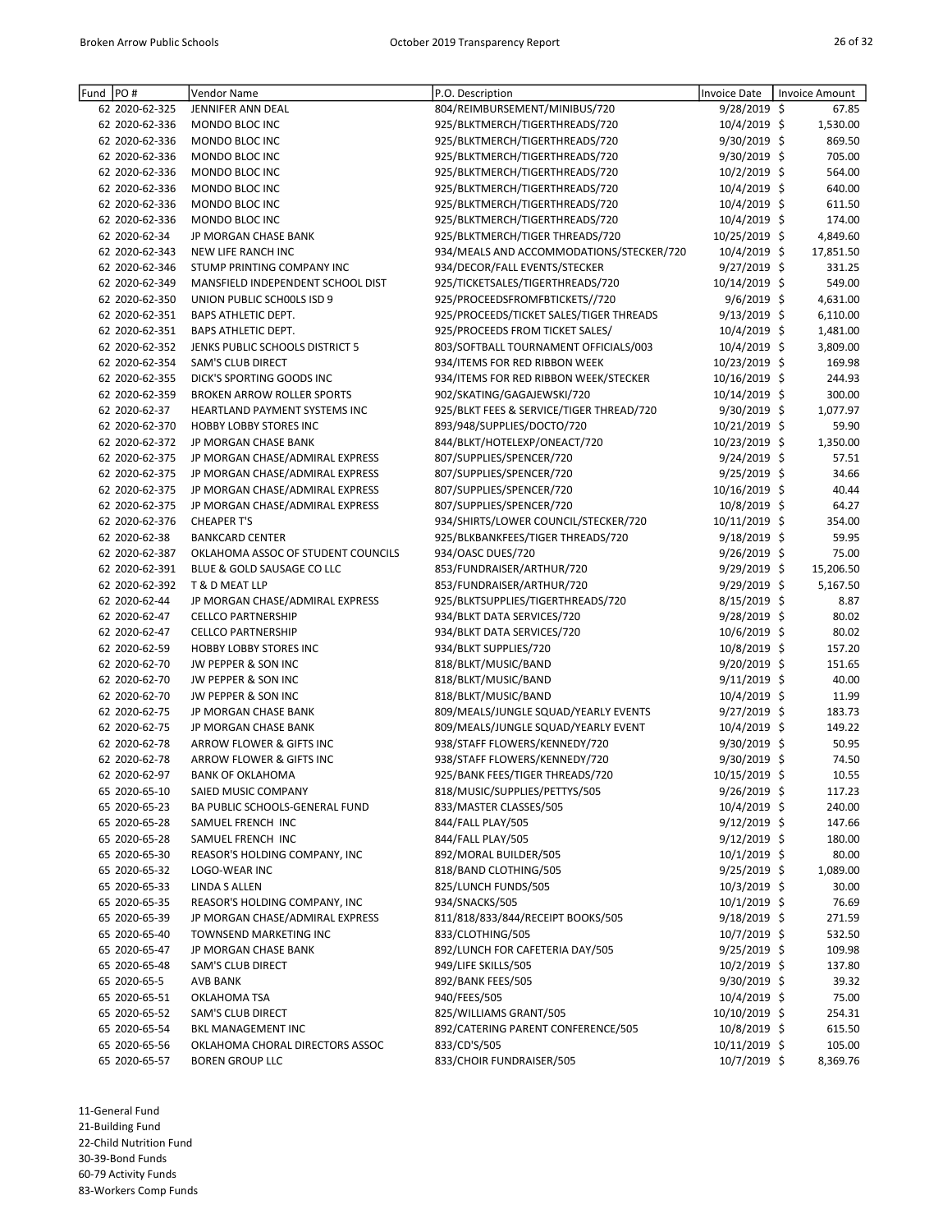| Fund | PO # | Vendor Name | P.O. Description | Invoice Date | Invoice Amount |
|---|---|---|---|---|---|
| 62 | 2020-62-325 | JENNIFER ANN DEAL | 804/REIMBURSEMENT/MINIBUS/720 | 9/28/2019 | $ 67.85 |
| 62 | 2020-62-336 | MONDO BLOC INC | 925/BLKTMERCH/TIGERTHREADS/720 | 10/4/2019 | $ 1,530.00 |
| 62 | 2020-62-336 | MONDO BLOC INC | 925/BLKTMERCH/TIGERTHREADS/720 | 9/30/2019 | $ 869.50 |
| 62 | 2020-62-336 | MONDO BLOC INC | 925/BLKTMERCH/TIGERTHREADS/720 | 9/30/2019 | $ 705.00 |
| 62 | 2020-62-336 | MONDO BLOC INC | 925/BLKTMERCH/TIGERTHREADS/720 | 10/2/2019 | $ 564.00 |
| 62 | 2020-62-336 | MONDO BLOC INC | 925/BLKTMERCH/TIGERTHREADS/720 | 10/4/2019 | $ 640.00 |
| 62 | 2020-62-336 | MONDO BLOC INC | 925/BLKTMERCH/TIGERTHREADS/720 | 10/4/2019 | $ 611.50 |
| 62 | 2020-62-336 | MONDO BLOC INC | 925/BLKTMERCH/TIGERTHREADS/720 | 10/4/2019 | $ 174.00 |
| 62 | 2020-62-34 | JP MORGAN CHASE BANK | 925/BLKTMERCH/TIGER THREADS/720 | 10/25/2019 | $ 4,849.60 |
| 62 | 2020-62-343 | NEW LIFE RANCH INC | 934/MEALS AND ACCOMMODATIONS/STECKER/720 | 10/4/2019 | $ 17,851.50 |
| 62 | 2020-62-346 | STUMP PRINTING COMPANY INC | 934/DECOR/FALL EVENTS/STECKER | 9/27/2019 | $ 331.25 |
| 62 | 2020-62-349 | MANSFIELD INDEPENDENT SCHOOL DIST | 925/TICKETSALES/TIGERTHREADS/720 | 10/14/2019 | $ 549.00 |
| 62 | 2020-62-350 | UNION PUBLIC SCH00LS ISD 9 | 925/PROCEEDSFROMFBTICKETS//720 | 9/6/2019 | $ 4,631.00 |
| 62 | 2020-62-351 | BAPS ATHLETIC DEPT. | 925/PROCEEDS/TICKET SALES/TIGER THREADS | 9/13/2019 | $ 6,110.00 |
| 62 | 2020-62-351 | BAPS ATHLETIC DEPT. | 925/PROCEEDS FROM TICKET SALES/ | 10/4/2019 | $ 1,481.00 |
| 62 | 2020-62-352 | JENKS PUBLIC SCHOOLS DISTRICT 5 | 803/SOFTBALL TOURNAMENT OFFICIALS/003 | 10/4/2019 | $ 3,809.00 |
| 62 | 2020-62-354 | SAM'S CLUB DIRECT | 934/ITEMS FOR RED RIBBON WEEK | 10/23/2019 | $ 169.98 |
| 62 | 2020-62-355 | DICK'S SPORTING GOODS INC | 934/ITEMS FOR RED RIBBON WEEK/STECKER | 10/16/2019 | $ 244.93 |
| 62 | 2020-62-359 | BROKEN ARROW ROLLER SPORTS | 902/SKATING/GAGAJEWSKI/720 | 10/14/2019 | $ 300.00 |
| 62 | 2020-62-37 | HEARTLAND PAYMENT SYSTEMS INC | 925/BLKT FEES & SERVICE/TIGER THREAD/720 | 9/30/2019 | $ 1,077.97 |
| 62 | 2020-62-370 | HOBBY LOBBY STORES INC | 893/948/SUPPLIES/DOCTO/720 | 10/21/2019 | $ 59.90 |
| 62 | 2020-62-372 | JP MORGAN CHASE BANK | 844/BLKT/HOTELEXP/ONEACT/720 | 10/23/2019 | $ 1,350.00 |
| 62 | 2020-62-375 | JP MORGAN CHASE/ADMIRAL EXPRESS | 807/SUPPLIES/SPENCER/720 | 9/24/2019 | $ 57.51 |
| 62 | 2020-62-375 | JP MORGAN CHASE/ADMIRAL EXPRESS | 807/SUPPLIES/SPENCER/720 | 9/25/2019 | $ 34.66 |
| 62 | 2020-62-375 | JP MORGAN CHASE/ADMIRAL EXPRESS | 807/SUPPLIES/SPENCER/720 | 10/16/2019 | $ 40.44 |
| 62 | 2020-62-375 | JP MORGAN CHASE/ADMIRAL EXPRESS | 807/SUPPLIES/SPENCER/720 | 10/8/2019 | $ 64.27 |
| 62 | 2020-62-376 | CHEAPER T'S | 934/SHIRTS/LOWER COUNCIL/STECKER/720 | 10/11/2019 | $ 354.00 |
| 62 | 2020-62-38 | BANKCARD CENTER | 925/BLKBANKFEES/TIGER THREADS/720 | 9/18/2019 | $ 59.95 |
| 62 | 2020-62-387 | OKLAHOMA ASSOC OF STUDENT COUNCILS | 934/OASC DUES/720 | 9/26/2019 | $ 75.00 |
| 62 | 2020-62-391 | BLUE & GOLD SAUSAGE CO LLC | 853/FUNDRAISER/ARTHUR/720 | 9/29/2019 | $ 15,206.50 |
| 62 | 2020-62-392 | T & D MEAT LLP | 853/FUNDRAISER/ARTHUR/720 | 9/29/2019 | $ 5,167.50 |
| 62 | 2020-62-44 | JP MORGAN CHASE/ADMIRAL EXPRESS | 925/BLKTSUPPLIES/TIGERTHREADS/720 | 8/15/2019 | $ 8.87 |
| 62 | 2020-62-47 | CELLCO PARTNERSHIP | 934/BLKT DATA SERVICES/720 | 9/28/2019 | $ 80.02 |
| 62 | 2020-62-47 | CELLCO PARTNERSHIP | 934/BLKT DATA SERVICES/720 | 10/6/2019 | $ 80.02 |
| 62 | 2020-62-59 | HOBBY LOBBY STORES INC | 934/BLKT SUPPLIES/720 | 10/8/2019 | $ 157.20 |
| 62 | 2020-62-70 | JW PEPPER & SON INC | 818/BLKT/MUSIC/BAND | 9/20/2019 | $ 151.65 |
| 62 | 2020-62-70 | JW PEPPER & SON INC | 818/BLKT/MUSIC/BAND | 9/11/2019 | $ 40.00 |
| 62 | 2020-62-70 | JW PEPPER & SON INC | 818/BLKT/MUSIC/BAND | 10/4/2019 | $ 11.99 |
| 62 | 2020-62-75 | JP MORGAN CHASE BANK | 809/MEALS/JUNGLE SQUAD/YEARLY EVENTS | 9/27/2019 | $ 183.73 |
| 62 | 2020-62-75 | JP MORGAN CHASE BANK | 809/MEALS/JUNGLE SQUAD/YEARLY EVENT | 10/4/2019 | $ 149.22 |
| 62 | 2020-62-78 | ARROW FLOWER & GIFTS INC | 938/STAFF FLOWERS/KENNEDY/720 | 9/30/2019 | $ 50.95 |
| 62 | 2020-62-78 | ARROW FLOWER & GIFTS INC | 938/STAFF FLOWERS/KENNEDY/720 | 9/30/2019 | $ 74.50 |
| 62 | 2020-62-97 | BANK OF OKLAHOMA | 925/BANK FEES/TIGER THREADS/720 | 10/15/2019 | $ 10.55 |
| 65 | 2020-65-10 | SAIED MUSIC COMPANY | 818/MUSIC/SUPPLIES/PETTYS/505 | 9/26/2019 | $ 117.23 |
| 65 | 2020-65-23 | BA PUBLIC SCHOOLS-GENERAL FUND | 833/MASTER CLASSES/505 | 10/4/2019 | $ 240.00 |
| 65 | 2020-65-28 | SAMUEL FRENCH INC | 844/FALL PLAY/505 | 9/12/2019 | $ 147.66 |
| 65 | 2020-65-28 | SAMUEL FRENCH INC | 844/FALL PLAY/505 | 9/12/2019 | $ 180.00 |
| 65 | 2020-65-30 | REASOR'S HOLDING COMPANY, INC | 892/MORAL BUILDER/505 | 10/1/2019 | $ 80.00 |
| 65 | 2020-65-32 | LOGO-WEAR INC | 818/BAND CLOTHING/505 | 9/25/2019 | $ 1,089.00 |
| 65 | 2020-65-33 | LINDA S ALLEN | 825/LUNCH FUNDS/505 | 10/3/2019 | $ 30.00 |
| 65 | 2020-65-35 | REASOR'S HOLDING COMPANY, INC | 934/SNACKS/505 | 10/1/2019 | $ 76.69 |
| 65 | 2020-65-39 | JP MORGAN CHASE/ADMIRAL EXPRESS | 811/818/833/844/RECEIPT BOOKS/505 | 9/18/2019 | $ 271.59 |
| 65 | 2020-65-40 | TOWNSEND MARKETING INC | 833/CLOTHING/505 | 10/7/2019 | $ 532.50 |
| 65 | 2020-65-47 | JP MORGAN CHASE BANK | 892/LUNCH FOR CAFETERIA DAY/505 | 9/25/2019 | $ 109.98 |
| 65 | 2020-65-48 | SAM'S CLUB DIRECT | 949/LIFE SKILLS/505 | 10/2/2019 | $ 137.80 |
| 65 | 2020-65-5 | AVB BANK | 892/BANK FEES/505 | 9/30/2019 | $ 39.32 |
| 65 | 2020-65-51 | OKLAHOMA TSA | 940/FEES/505 | 10/4/2019 | $ 75.00 |
| 65 | 2020-65-52 | SAM'S CLUB DIRECT | 825/WILLIAMS GRANT/505 | 10/10/2019 | $ 254.31 |
| 65 | 2020-65-54 | BKL MANAGEMENT INC | 892/CATERING PARENT CONFERENCE/505 | 10/8/2019 | $ 615.50 |
| 65 | 2020-65-56 | OKLAHOMA CHORAL DIRECTORS ASSOC | 833/CD'S/505 | 10/11/2019 | $ 105.00 |
| 65 | 2020-65-57 | BOREN GROUP LLC | 833/CHOIR FUNDRAISER/505 | 10/7/2019 | $ 8,369.76 |

11-General Fund
21-Building Fund
22-Child Nutrition Fund
30-39-Bond Funds
60-79 Activity Funds
83-Workers Comp Funds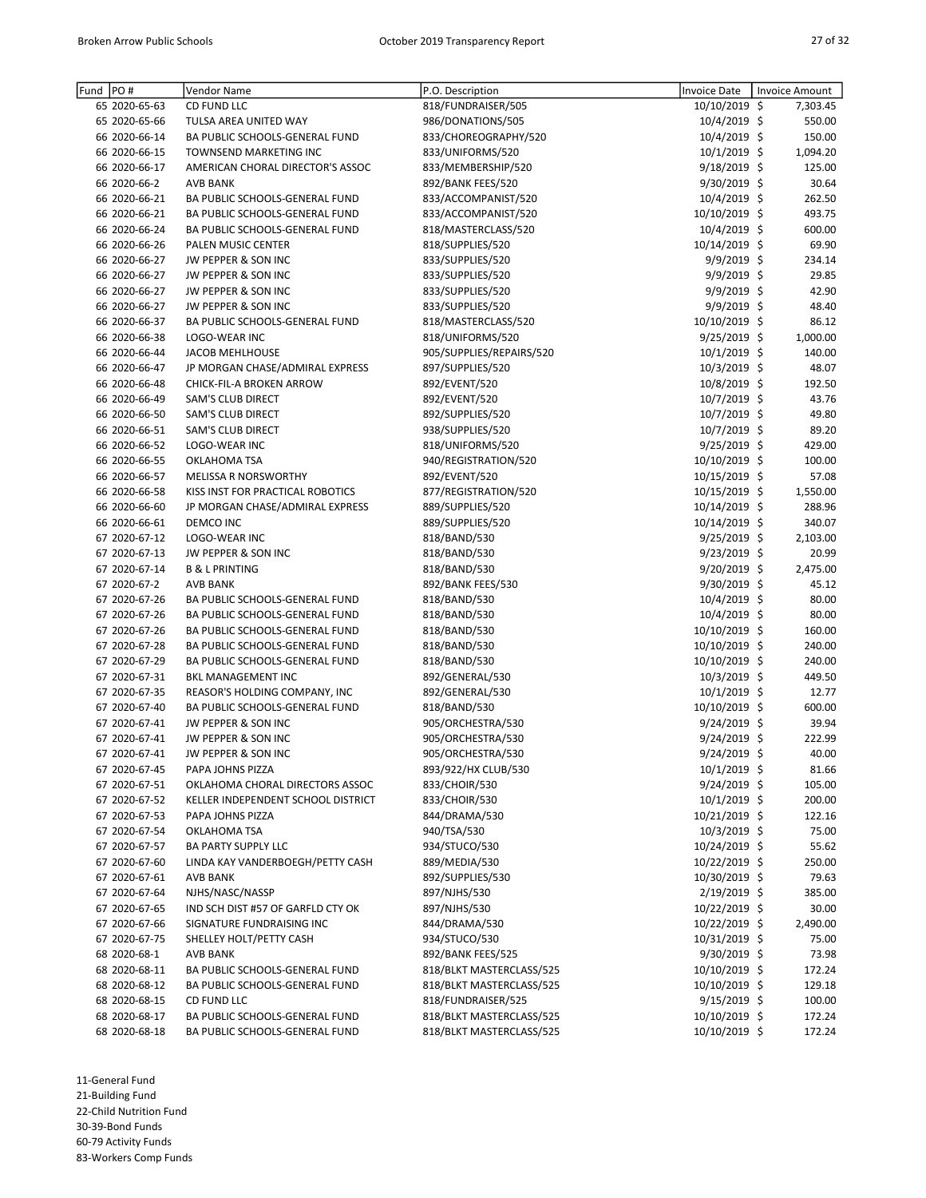| Fund | PO # | Vendor Name | P.O. Description | Invoice Date | Invoice Amount |
|---|---|---|---|---|---|
| 65 | 2020-65-63 | CD FUND LLC | 818/FUNDRAISER/505 | 10/10/2019 | $ 7,303.45 |
| 65 | 2020-65-66 | TULSA AREA UNITED WAY | 986/DONATIONS/505 | 10/4/2019 | $ 550.00 |
| 66 | 2020-66-14 | BA PUBLIC SCHOOLS-GENERAL FUND | 833/CHOREOGRAPHY/520 | 10/4/2019 | $ 150.00 |
| 66 | 2020-66-15 | TOWNSEND MARKETING INC | 833/UNIFORMS/520 | 10/1/2019 | $ 1,094.20 |
| 66 | 2020-66-17 | AMERICAN CHORAL DIRECTOR'S ASSOC | 833/MEMBERSHIP/520 | 9/18/2019 | $ 125.00 |
| 66 | 2020-66-2 | AVB BANK | 892/BANK FEES/520 | 9/30/2019 | $ 30.64 |
| 66 | 2020-66-21 | BA PUBLIC SCHOOLS-GENERAL FUND | 833/ACCOMPANIST/520 | 10/4/2019 | $ 262.50 |
| 66 | 2020-66-21 | BA PUBLIC SCHOOLS-GENERAL FUND | 833/ACCOMPANIST/520 | 10/10/2019 | $ 493.75 |
| 66 | 2020-66-24 | BA PUBLIC SCHOOLS-GENERAL FUND | 818/MASTERCLASS/520 | 10/4/2019 | $ 600.00 |
| 66 | 2020-66-26 | PALEN MUSIC CENTER | 818/SUPPLIES/520 | 10/14/2019 | $ 69.90 |
| 66 | 2020-66-27 | JW PEPPER & SON INC | 833/SUPPLIES/520 | 9/9/2019 | $ 234.14 |
| 66 | 2020-66-27 | JW PEPPER & SON INC | 833/SUPPLIES/520 | 9/9/2019 | $ 29.85 |
| 66 | 2020-66-27 | JW PEPPER & SON INC | 833/SUPPLIES/520 | 9/9/2019 | $ 42.90 |
| 66 | 2020-66-27 | JW PEPPER & SON INC | 833/SUPPLIES/520 | 9/9/2019 | $ 48.40 |
| 66 | 2020-66-37 | BA PUBLIC SCHOOLS-GENERAL FUND | 818/MASTERCLASS/520 | 10/10/2019 | $ 86.12 |
| 66 | 2020-66-38 | LOGO-WEAR INC | 818/UNIFORMS/520 | 9/25/2019 | $ 1,000.00 |
| 66 | 2020-66-44 | JACOB MEHLHOUSE | 905/SUPPLIES/REPAIRS/520 | 10/1/2019 | $ 140.00 |
| 66 | 2020-66-47 | JP MORGAN CHASE/ADMIRAL EXPRESS | 897/SUPPLIES/520 | 10/3/2019 | $ 48.07 |
| 66 | 2020-66-48 | CHICK-FIL-A BROKEN ARROW | 892/EVENT/520 | 10/8/2019 | $ 192.50 |
| 66 | 2020-66-49 | SAM'S CLUB DIRECT | 892/EVENT/520 | 10/7/2019 | $ 43.76 |
| 66 | 2020-66-50 | SAM'S CLUB DIRECT | 892/SUPPLIES/520 | 10/7/2019 | $ 49.80 |
| 66 | 2020-66-51 | SAM'S CLUB DIRECT | 938/SUPPLIES/520 | 10/7/2019 | $ 89.20 |
| 66 | 2020-66-52 | LOGO-WEAR INC | 818/UNIFORMS/520 | 9/25/2019 | $ 429.00 |
| 66 | 2020-66-55 | OKLAHOMA TSA | 940/REGISTRATION/520 | 10/10/2019 | $ 100.00 |
| 66 | 2020-66-57 | MELISSA R NORSWORTHY | 892/EVENT/520 | 10/15/2019 | $ 57.08 |
| 66 | 2020-66-58 | KISS INST FOR PRACTICAL ROBOTICS | 877/REGISTRATION/520 | 10/15/2019 | $ 1,550.00 |
| 66 | 2020-66-60 | JP MORGAN CHASE/ADMIRAL EXPRESS | 889/SUPPLIES/520 | 10/14/2019 | $ 288.96 |
| 66 | 2020-66-61 | DEMCO INC | 889/SUPPLIES/520 | 10/14/2019 | $ 340.07 |
| 67 | 2020-67-12 | LOGO-WEAR INC | 818/BAND/530 | 9/25/2019 | $ 2,103.00 |
| 67 | 2020-67-13 | JW PEPPER & SON INC | 818/BAND/530 | 9/23/2019 | $ 20.99 |
| 67 | 2020-67-14 | B & L PRINTING | 818/BAND/530 | 9/20/2019 | $ 2,475.00 |
| 67 | 2020-67-2 | AVB BANK | 892/BANK FEES/530 | 9/30/2019 | $ 45.12 |
| 67 | 2020-67-26 | BA PUBLIC SCHOOLS-GENERAL FUND | 818/BAND/530 | 10/4/2019 | $ 80.00 |
| 67 | 2020-67-26 | BA PUBLIC SCHOOLS-GENERAL FUND | 818/BAND/530 | 10/4/2019 | $ 80.00 |
| 67 | 2020-67-26 | BA PUBLIC SCHOOLS-GENERAL FUND | 818/BAND/530 | 10/10/2019 | $ 160.00 |
| 67 | 2020-67-28 | BA PUBLIC SCHOOLS-GENERAL FUND | 818/BAND/530 | 10/10/2019 | $ 240.00 |
| 67 | 2020-67-29 | BA PUBLIC SCHOOLS-GENERAL FUND | 818/BAND/530 | 10/10/2019 | $ 240.00 |
| 67 | 2020-67-31 | BKL MANAGEMENT INC | 892/GENERAL/530 | 10/3/2019 | $ 449.50 |
| 67 | 2020-67-35 | REASOR'S HOLDING COMPANY, INC | 892/GENERAL/530 | 10/1/2019 | $ 12.77 |
| 67 | 2020-67-40 | BA PUBLIC SCHOOLS-GENERAL FUND | 818/BAND/530 | 10/10/2019 | $ 600.00 |
| 67 | 2020-67-41 | JW PEPPER & SON INC | 905/ORCHESTRA/530 | 9/24/2019 | $ 39.94 |
| 67 | 2020-67-41 | JW PEPPER & SON INC | 905/ORCHESTRA/530 | 9/24/2019 | $ 222.99 |
| 67 | 2020-67-41 | JW PEPPER & SON INC | 905/ORCHESTRA/530 | 9/24/2019 | $ 40.00 |
| 67 | 2020-67-45 | PAPA JOHNS PIZZA | 893/922/HX CLUB/530 | 10/1/2019 | $ 81.66 |
| 67 | 2020-67-51 | OKLAHOMA CHORAL DIRECTORS ASSOC | 833/CHOIR/530 | 9/24/2019 | $ 105.00 |
| 67 | 2020-67-52 | KELLER INDEPENDENT SCHOOL DISTRICT | 833/CHOIR/530 | 10/1/2019 | $ 200.00 |
| 67 | 2020-67-53 | PAPA JOHNS PIZZA | 844/DRAMA/530 | 10/21/2019 | $ 122.16 |
| 67 | 2020-67-54 | OKLAHOMA TSA | 940/TSA/530 | 10/3/2019 | $ 75.00 |
| 67 | 2020-67-57 | BA PARTY SUPPLY LLC | 934/STUCO/530 | 10/24/2019 | $ 55.62 |
| 67 | 2020-67-60 | LINDA KAY VANDERBOEGH/PETTY CASH | 889/MEDIA/530 | 10/22/2019 | $ 250.00 |
| 67 | 2020-67-61 | AVB BANK | 892/SUPPLIES/530 | 10/30/2019 | $ 79.63 |
| 67 | 2020-67-64 | NJHS/NASC/NASSP | 897/NJHS/530 | 2/19/2019 | $ 385.00 |
| 67 | 2020-67-65 | IND SCH DIST #57 OF GARFLD CTY OK | 897/NJHS/530 | 10/22/2019 | $ 30.00 |
| 67 | 2020-67-66 | SIGNATURE FUNDRAISING INC | 844/DRAMA/530 | 10/22/2019 | $ 2,490.00 |
| 67 | 2020-67-75 | SHELLEY HOLT/PETTY CASH | 934/STUCO/530 | 10/31/2019 | $ 75.00 |
| 68 | 2020-68-1 | AVB BANK | 892/BANK FEES/525 | 9/30/2019 | $ 73.98 |
| 68 | 2020-68-11 | BA PUBLIC SCHOOLS-GENERAL FUND | 818/BLKT MASTERCLASS/525 | 10/10/2019 | $ 172.24 |
| 68 | 2020-68-12 | BA PUBLIC SCHOOLS-GENERAL FUND | 818/BLKT MASTERCLASS/525 | 10/10/2019 | $ 129.18 |
| 68 | 2020-68-15 | CD FUND LLC | 818/FUNDRAISER/525 | 9/15/2019 | $ 100.00 |
| 68 | 2020-68-17 | BA PUBLIC SCHOOLS-GENERAL FUND | 818/BLKT MASTERCLASS/525 | 10/10/2019 | $ 172.24 |
| 68 | 2020-68-18 | BA PUBLIC SCHOOLS-GENERAL FUND | 818/BLKT MASTERCLASS/525 | 10/10/2019 | $ 172.24 |

11-General Fund
21-Building Fund
22-Child Nutrition Fund
30-39-Bond Funds
60-79 Activity Funds
83-Workers Comp Funds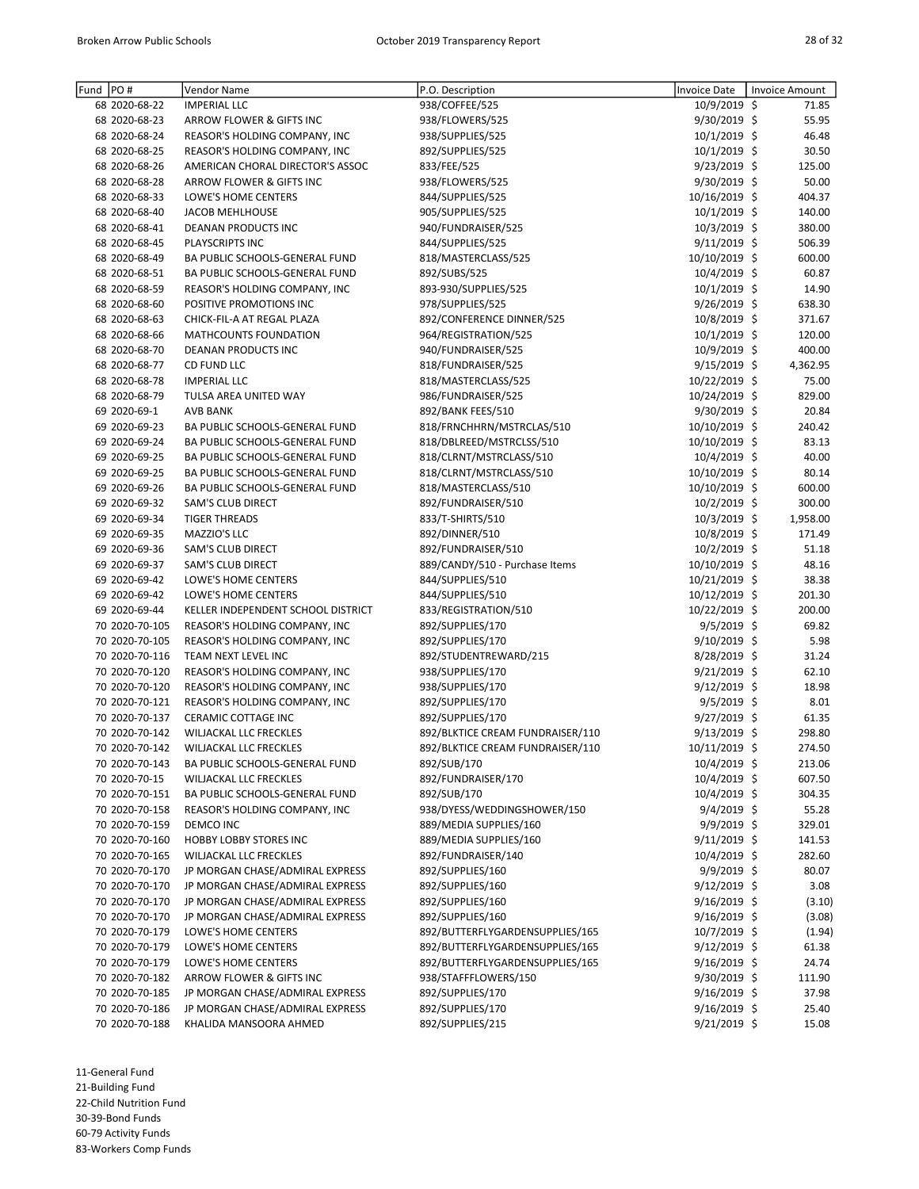| Fund | PO # | Vendor Name | P.O. Description | Invoice Date | Invoice Amount |
|---|---|---|---|---|---|
| 68 | 2020-68-22 | IMPERIAL LLC | 938/COFFEE/525 | 10/9/2019 | $ 71.85 |
| 68 | 2020-68-23 | ARROW FLOWER & GIFTS INC | 938/FLOWERS/525 | 9/30/2019 | $ 55.95 |
| 68 | 2020-68-24 | REASOR'S HOLDING COMPANY, INC | 938/SUPPLIES/525 | 10/1/2019 | $ 46.48 |
| 68 | 2020-68-25 | REASOR'S HOLDING COMPANY, INC | 892/SUPPLIES/525 | 10/1/2019 | $ 30.50 |
| 68 | 2020-68-26 | AMERICAN CHORAL DIRECTOR'S ASSOC | 833/FEE/525 | 9/23/2019 | $ 125.00 |
| 68 | 2020-68-28 | ARROW FLOWER & GIFTS INC | 938/FLOWERS/525 | 9/30/2019 | $ 50.00 |
| 68 | 2020-68-33 | LOWE'S HOME CENTERS | 844/SUPPLIES/525 | 10/16/2019 | $ 404.37 |
| 68 | 2020-68-40 | JACOB MEHLHOUSE | 905/SUPPLIES/525 | 10/1/2019 | $ 140.00 |
| 68 | 2020-68-41 | DEANAN PRODUCTS INC | 940/FUNDRAISER/525 | 10/3/2019 | $ 380.00 |
| 68 | 2020-68-45 | PLAYSCRIPTS INC | 844/SUPPLIES/525 | 9/11/2019 | $ 506.39 |
| 68 | 2020-68-49 | BA PUBLIC SCHOOLS-GENERAL FUND | 818/MASTERCLASS/525 | 10/10/2019 | $ 600.00 |
| 68 | 2020-68-51 | BA PUBLIC SCHOOLS-GENERAL FUND | 892/SUBS/525 | 10/4/2019 | $ 60.87 |
| 68 | 2020-68-59 | REASOR'S HOLDING COMPANY, INC | 893-930/SUPPLIES/525 | 10/1/2019 | $ 14.90 |
| 68 | 2020-68-60 | POSITIVE PROMOTIONS INC | 978/SUPPLIES/525 | 9/26/2019 | $ 638.30 |
| 68 | 2020-68-63 | CHICK-FIL-A AT REGAL PLAZA | 892/CONFERENCE DINNER/525 | 10/8/2019 | $ 371.67 |
| 68 | 2020-68-66 | MATHCOUNTS FOUNDATION | 964/REGISTRATION/525 | 10/1/2019 | $ 120.00 |
| 68 | 2020-68-70 | DEANAN PRODUCTS INC | 940/FUNDRAISER/525 | 10/9/2019 | $ 400.00 |
| 68 | 2020-68-77 | CD FUND LLC | 818/FUNDRAISER/525 | 9/15/2019 | $ 4,362.95 |
| 68 | 2020-68-78 | IMPERIAL LLC | 818/MASTERCLASS/525 | 10/22/2019 | $ 75.00 |
| 68 | 2020-68-79 | TULSA AREA UNITED WAY | 986/FUNDRAISER/525 | 10/24/2019 | $ 829.00 |
| 69 | 2020-69-1 | AVB BANK | 892/BANK FEES/510 | 9/30/2019 | $ 20.84 |
| 69 | 2020-69-23 | BA PUBLIC SCHOOLS-GENERAL FUND | 818/FRNCHHRN/MSTRCLAS/510 | 10/10/2019 | $ 240.42 |
| 69 | 2020-69-24 | BA PUBLIC SCHOOLS-GENERAL FUND | 818/DBLREED/MSTRCLSS/510 | 10/10/2019 | $ 83.13 |
| 69 | 2020-69-25 | BA PUBLIC SCHOOLS-GENERAL FUND | 818/CLRNT/MSTRCLASS/510 | 10/4/2019 | $ 40.00 |
| 69 | 2020-69-25 | BA PUBLIC SCHOOLS-GENERAL FUND | 818/CLRNT/MSTRCLASS/510 | 10/10/2019 | $ 80.14 |
| 69 | 2020-69-26 | BA PUBLIC SCHOOLS-GENERAL FUND | 818/MASTERCLASS/510 | 10/10/2019 | $ 600.00 |
| 69 | 2020-69-32 | SAM'S CLUB DIRECT | 892/FUNDRAISER/510 | 10/2/2019 | $ 300.00 |
| 69 | 2020-69-34 | TIGER THREADS | 833/T-SHIRTS/510 | 10/3/2019 | $ 1,958.00 |
| 69 | 2020-69-35 | MAZZIO'S LLC | 892/DINNER/510 | 10/8/2019 | $ 171.49 |
| 69 | 2020-69-36 | SAM'S CLUB DIRECT | 892/FUNDRAISER/510 | 10/2/2019 | $ 51.18 |
| 69 | 2020-69-37 | SAM'S CLUB DIRECT | 889/CANDY/510 - Purchase Items | 10/10/2019 | $ 48.16 |
| 69 | 2020-69-42 | LOWE'S HOME CENTERS | 844/SUPPLIES/510 | 10/21/2019 | $ 38.38 |
| 69 | 2020-69-42 | LOWE'S HOME CENTERS | 844/SUPPLIES/510 | 10/12/2019 | $ 201.30 |
| 69 | 2020-69-44 | KELLER INDEPENDENT SCHOOL DISTRICT | 833/REGISTRATION/510 | 10/22/2019 | $ 200.00 |
| 70 | 2020-70-105 | REASOR'S HOLDING COMPANY, INC | 892/SUPPLIES/170 | 9/5/2019 | $ 69.82 |
| 70 | 2020-70-105 | REASOR'S HOLDING COMPANY, INC | 892/SUPPLIES/170 | 9/10/2019 | $ 5.98 |
| 70 | 2020-70-116 | TEAM NEXT LEVEL INC | 892/STUDENTREWARD/215 | 8/28/2019 | $ 31.24 |
| 70 | 2020-70-120 | REASOR'S HOLDING COMPANY, INC | 938/SUPPLIES/170 | 9/21/2019 | $ 62.10 |
| 70 | 2020-70-120 | REASOR'S HOLDING COMPANY, INC | 938/SUPPLIES/170 | 9/12/2019 | $ 18.98 |
| 70 | 2020-70-121 | REASOR'S HOLDING COMPANY, INC | 892/SUPPLIES/170 | 9/5/2019 | $ 8.01 |
| 70 | 2020-70-137 | CERAMIC COTTAGE INC | 892/SUPPLIES/170 | 9/27/2019 | $ 61.35 |
| 70 | 2020-70-142 | WILJACKAL LLC FRECKLES | 892/BLKTICE CREAM FUNDRAISER/110 | 9/13/2019 | $ 298.80 |
| 70 | 2020-70-142 | WILJACKAL LLC FRECKLES | 892/BLKTICE CREAM FUNDRAISER/110 | 10/11/2019 | $ 274.50 |
| 70 | 2020-70-143 | BA PUBLIC SCHOOLS-GENERAL FUND | 892/SUB/170 | 10/4/2019 | $ 213.06 |
| 70 | 2020-70-15 | WILJACKAL LLC FRECKLES | 892/FUNDRAISER/170 | 10/4/2019 | $ 607.50 |
| 70 | 2020-70-151 | BA PUBLIC SCHOOLS-GENERAL FUND | 892/SUB/170 | 10/4/2019 | $ 304.35 |
| 70 | 2020-70-158 | REASOR'S HOLDING COMPANY, INC | 938/DYESS/WEDDINGSHOWER/150 | 9/4/2019 | $ 55.28 |
| 70 | 2020-70-159 | DEMCO INC | 889/MEDIA SUPPLIES/160 | 9/9/2019 | $ 329.01 |
| 70 | 2020-70-160 | HOBBY LOBBY STORES INC | 889/MEDIA SUPPLIES/160 | 9/11/2019 | $ 141.53 |
| 70 | 2020-70-165 | WILJACKAL LLC FRECKLES | 892/FUNDRAISER/140 | 10/4/2019 | $ 282.60 |
| 70 | 2020-70-170 | JP MORGAN CHASE/ADMIRAL EXPRESS | 892/SUPPLIES/160 | 9/9/2019 | $ 80.07 |
| 70 | 2020-70-170 | JP MORGAN CHASE/ADMIRAL EXPRESS | 892/SUPPLIES/160 | 9/12/2019 | $ 3.08 |
| 70 | 2020-70-170 | JP MORGAN CHASE/ADMIRAL EXPRESS | 892/SUPPLIES/160 | 9/16/2019 | $ (3.10) |
| 70 | 2020-70-170 | JP MORGAN CHASE/ADMIRAL EXPRESS | 892/SUPPLIES/160 | 9/16/2019 | $ (3.08) |
| 70 | 2020-70-179 | LOWE'S HOME CENTERS | 892/BUTTERFLYGARDENSUPPLIES/165 | 10/7/2019 | $ (1.94) |
| 70 | 2020-70-179 | LOWE'S HOME CENTERS | 892/BUTTERFLYGARDENSUPPLIES/165 | 9/12/2019 | $ 61.38 |
| 70 | 2020-70-179 | LOWE'S HOME CENTERS | 892/BUTTERFLYGARDENSUPPLIES/165 | 9/16/2019 | $ 24.74 |
| 70 | 2020-70-182 | ARROW FLOWER & GIFTS INC | 938/STAFFFLOWERS/150 | 9/30/2019 | $ 111.90 |
| 70 | 2020-70-185 | JP MORGAN CHASE/ADMIRAL EXPRESS | 892/SUPPLIES/170 | 9/16/2019 | $ 37.98 |
| 70 | 2020-70-186 | JP MORGAN CHASE/ADMIRAL EXPRESS | 892/SUPPLIES/170 | 9/16/2019 | $ 25.40 |
| 70 | 2020-70-188 | KHALIDA MANSOORA AHMED | 892/SUPPLIES/215 | 9/21/2019 | $ 15.08 |

11-General Fund
21-Building Fund
22-Child Nutrition Fund
30-39-Bond Funds
60-79 Activity Funds
83-Workers Comp Funds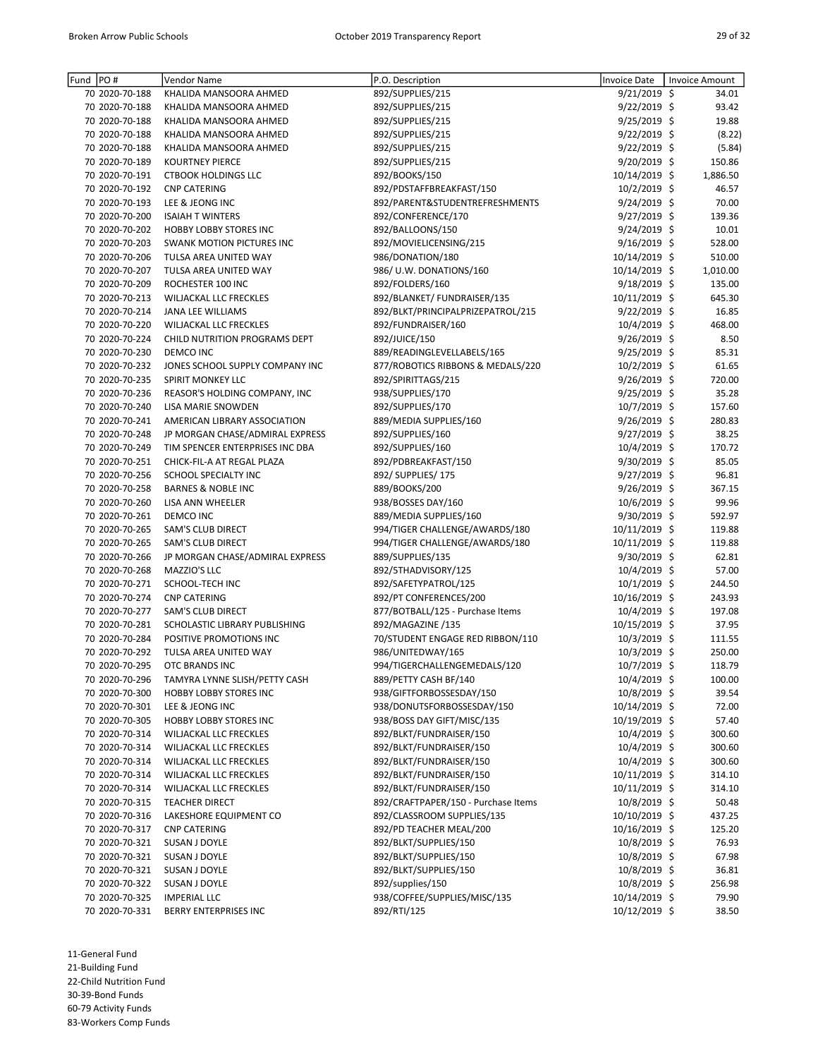| Fund | PO # | Vendor Name | P.O. Description | Invoice Date | Invoice Amount |
|---|---|---|---|---|---|
| 70 | 2020-70-188 | KHALIDA MANSOORA AHMED | 892/SUPPLIES/215 | 9/21/2019 | $ 34.01 |
| 70 | 2020-70-188 | KHALIDA MANSOORA AHMED | 892/SUPPLIES/215 | 9/22/2019 | $ 93.42 |
| 70 | 2020-70-188 | KHALIDA MANSOORA AHMED | 892/SUPPLIES/215 | 9/25/2019 | $ 19.88 |
| 70 | 2020-70-188 | KHALIDA MANSOORA AHMED | 892/SUPPLIES/215 | 9/22/2019 | $ (8.22) |
| 70 | 2020-70-188 | KHALIDA MANSOORA AHMED | 892/SUPPLIES/215 | 9/22/2019 | $ (5.84) |
| 70 | 2020-70-189 | KOURTNEY PIERCE | 892/SUPPLIES/215 | 9/20/2019 | $ 150.86 |
| 70 | 2020-70-191 | CTBOOK HOLDINGS LLC | 892/BOOKS/150 | 10/14/2019 | $ 1,886.50 |
| 70 | 2020-70-192 | CNP CATERING | 892/PDSTAFFBREAKFAST/150 | 10/2/2019 | $ 46.57 |
| 70 | 2020-70-193 | LEE & JEONG INC | 892/PARENT&STUDENTREFRESHMENTS | 9/24/2019 | $ 70.00 |
| 70 | 2020-70-200 | ISAIAH T WINTERS | 892/CONFERENCE/170 | 9/27/2019 | $ 139.36 |
| 70 | 2020-70-202 | HOBBY LOBBY STORES INC | 892/BALLOONS/150 | 9/24/2019 | $ 10.01 |
| 70 | 2020-70-203 | SWANK MOTION PICTURES INC | 892/MOVIELICENSING/215 | 9/16/2019 | $ 528.00 |
| 70 | 2020-70-206 | TULSA AREA UNITED WAY | 986/DONATION/180 | 10/14/2019 | $ 510.00 |
| 70 | 2020-70-207 | TULSA AREA UNITED WAY | 986/ U.W. DONATIONS/160 | 10/14/2019 | $ 1,010.00 |
| 70 | 2020-70-209 | ROCHESTER 100 INC | 892/FOLDERS/160 | 9/18/2019 | $ 135.00 |
| 70 | 2020-70-213 | WILJACKAL LLC FRECKLES | 892/BLANKET/ FUNDRAISER/135 | 10/11/2019 | $ 645.30 |
| 70 | 2020-70-214 | JANA LEE WILLIAMS | 892/BLKT/PRINCIPALPRIZEPATROL/215 | 9/22/2019 | $ 16.85 |
| 70 | 2020-70-220 | WILJACKAL LLC FRECKLES | 892/FUNDRAISER/160 | 10/4/2019 | $ 468.00 |
| 70 | 2020-70-224 | CHILD NUTRITION PROGRAMS DEPT | 892/JUICE/150 | 9/26/2019 | $ 8.50 |
| 70 | 2020-70-230 | DEMCO INC | 889/READINGLEVELLABELS/165 | 9/25/2019 | $ 85.31 |
| 70 | 2020-70-232 | JONES SCHOOL SUPPLY COMPANY INC | 877/ROBOTICS RIBBONS & MEDALS/220 | 10/2/2019 | $ 61.65 |
| 70 | 2020-70-235 | SPIRIT MONKEY LLC | 892/SPIRITTAGS/215 | 9/26/2019 | $ 720.00 |
| 70 | 2020-70-236 | REASOR'S HOLDING COMPANY, INC | 938/SUPPLIES/170 | 9/25/2019 | $ 35.28 |
| 70 | 2020-70-240 | LISA MARIE SNOWDEN | 892/SUPPLIES/170 | 10/7/2019 | $ 157.60 |
| 70 | 2020-70-241 | AMERICAN LIBRARY ASSOCIATION | 889/MEDIA SUPPLIES/160 | 9/26/2019 | $ 280.83 |
| 70 | 2020-70-248 | JP MORGAN CHASE/ADMIRAL EXPRESS | 892/SUPPLIES/160 | 9/27/2019 | $ 38.25 |
| 70 | 2020-70-249 | TIM SPENCER ENTERPRISES INC DBA | 892/SUPPLIES/160 | 10/4/2019 | $ 170.72 |
| 70 | 2020-70-251 | CHICK-FIL-A AT REGAL PLAZA | 892/PDBREAKFAST/150 | 9/30/2019 | $ 85.05 |
| 70 | 2020-70-256 | SCHOOL SPECIALTY INC | 892/ SUPPLIES/ 175 | 9/27/2019 | $ 96.81 |
| 70 | 2020-70-258 | BARNES & NOBLE INC | 889/BOOKS/200 | 9/26/2019 | $ 367.15 |
| 70 | 2020-70-260 | LISA ANN WHEELER | 938/BOSSES DAY/160 | 10/6/2019 | $ 99.96 |
| 70 | 2020-70-261 | DEMCO INC | 889/MEDIA SUPPLIES/160 | 9/30/2019 | $ 592.97 |
| 70 | 2020-70-265 | SAM'S CLUB DIRECT | 994/TIGER CHALLENGE/AWARDS/180 | 10/11/2019 | $ 119.88 |
| 70 | 2020-70-265 | SAM'S CLUB DIRECT | 994/TIGER CHALLENGE/AWARDS/180 | 10/11/2019 | $ 119.88 |
| 70 | 2020-70-266 | JP MORGAN CHASE/ADMIRAL EXPRESS | 889/SUPPLIES/135 | 9/30/2019 | $ 62.81 |
| 70 | 2020-70-268 | MAZZIO'S LLC | 892/5THADVISORY/125 | 10/4/2019 | $ 57.00 |
| 70 | 2020-70-271 | SCHOOL-TECH INC | 892/SAFETYPATROL/125 | 10/1/2019 | $ 244.50 |
| 70 | 2020-70-274 | CNP CATERING | 892/PT CONFERENCES/200 | 10/16/2019 | $ 243.93 |
| 70 | 2020-70-277 | SAM'S CLUB DIRECT | 877/BOTBALL/125 - Purchase Items | 10/4/2019 | $ 197.08 |
| 70 | 2020-70-281 | SCHOLASTIC LIBRARY PUBLISHING | 892/MAGAZINE /135 | 10/15/2019 | $ 37.95 |
| 70 | 2020-70-284 | POSITIVE PROMOTIONS INC | 70/STUDENT ENGAGE RED RIBBON/110 | 10/3/2019 | $ 111.55 |
| 70 | 2020-70-292 | TULSA AREA UNITED WAY | 986/UNITEDWAY/165 | 10/3/2019 | $ 250.00 |
| 70 | 2020-70-295 | OTC BRANDS INC | 994/TIGERCHALLENGEMEDALS/120 | 10/7/2019 | $ 118.79 |
| 70 | 2020-70-296 | TAMYRA LYNNE SLISH/PETTY CASH | 889/PETTY CASH BF/140 | 10/4/2019 | $ 100.00 |
| 70 | 2020-70-300 | HOBBY LOBBY STORES INC | 938/GIFTFORBOSSESDAY/150 | 10/8/2019 | $ 39.54 |
| 70 | 2020-70-301 | LEE & JEONG INC | 938/DONUTSFORBOSSESDAY/150 | 10/14/2019 | $ 72.00 |
| 70 | 2020-70-305 | HOBBY LOBBY STORES INC | 938/BOSS DAY GIFT/MISC/135 | 10/19/2019 | $ 57.40 |
| 70 | 2020-70-314 | WILJACKAL LLC FRECKLES | 892/BLKT/FUNDRAISER/150 | 10/4/2019 | $ 300.60 |
| 70 | 2020-70-314 | WILJACKAL LLC FRECKLES | 892/BLKT/FUNDRAISER/150 | 10/4/2019 | $ 300.60 |
| 70 | 2020-70-314 | WILJACKAL LLC FRECKLES | 892/BLKT/FUNDRAISER/150 | 10/4/2019 | $ 300.60 |
| 70 | 2020-70-314 | WILJACKAL LLC FRECKLES | 892/BLKT/FUNDRAISER/150 | 10/11/2019 | $ 314.10 |
| 70 | 2020-70-314 | WILJACKAL LLC FRECKLES | 892/BLKT/FUNDRAISER/150 | 10/11/2019 | $ 314.10 |
| 70 | 2020-70-315 | TEACHER DIRECT | 892/CRAFTPAPER/150 - Purchase Items | 10/8/2019 | $ 50.48 |
| 70 | 2020-70-316 | LAKESHORE EQUIPMENT CO | 892/CLASSROOM SUPPLIES/135 | 10/10/2019 | $ 437.25 |
| 70 | 2020-70-317 | CNP CATERING | 892/PD TEACHER MEAL/200 | 10/16/2019 | $ 125.20 |
| 70 | 2020-70-321 | SUSAN J DOYLE | 892/BLKT/SUPPLIES/150 | 10/8/2019 | $ 76.93 |
| 70 | 2020-70-321 | SUSAN J DOYLE | 892/BLKT/SUPPLIES/150 | 10/8/2019 | $ 67.98 |
| 70 | 2020-70-321 | SUSAN J DOYLE | 892/BLKT/SUPPLIES/150 | 10/8/2019 | $ 36.81 |
| 70 | 2020-70-322 | SUSAN J DOYLE | 892/supplies/150 | 10/8/2019 | $ 256.98 |
| 70 | 2020-70-325 | IMPERIAL LLC | 938/COFFEE/SUPPLIES/MISC/135 | 10/14/2019 | $ 79.90 |
| 70 | 2020-70-331 | BERRY ENTERPRISES INC | 892/RTI/125 | 10/12/2019 | $ 38.50 |

11-General Fund
21-Building Fund
22-Child Nutrition Fund
30-39-Bond Funds
60-79 Activity Funds
83-Workers Comp Funds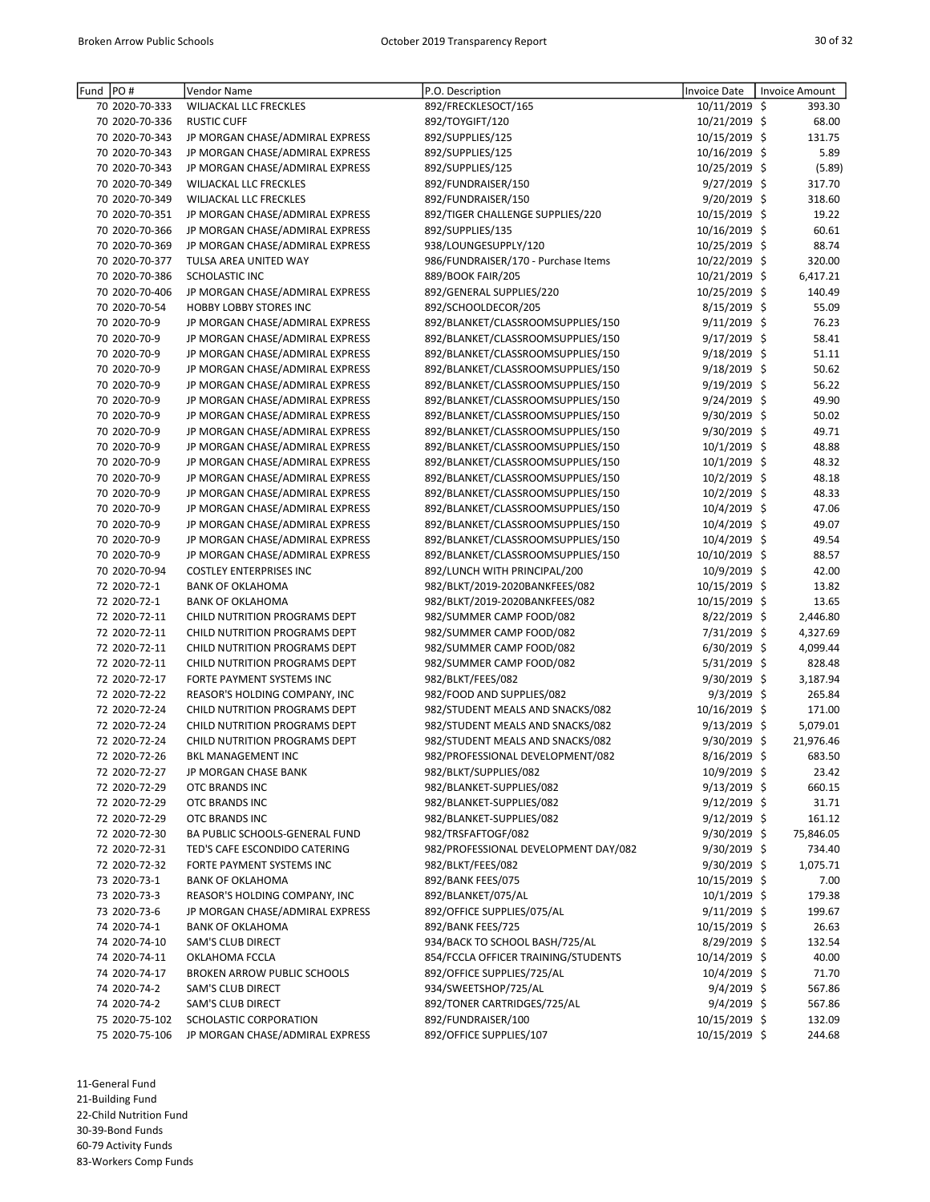| Fund | PO # | Vendor Name | P.O. Description | Invoice Date | Invoice Amount |
|---|---|---|---|---|---|
| 70 | 2020-70-333 | WILJACKAL LLC FRECKLES | 892/FRECKLESOCT/165 | 10/11/2019 | $ 393.30 |
| 70 | 2020-70-336 | RUSTIC CUFF | 892/TOYGIFT/120 | 10/21/2019 | $ 68.00 |
| 70 | 2020-70-343 | JP MORGAN CHASE/ADMIRAL EXPRESS | 892/SUPPLIES/125 | 10/15/2019 | $ 131.75 |
| 70 | 2020-70-343 | JP MORGAN CHASE/ADMIRAL EXPRESS | 892/SUPPLIES/125 | 10/16/2019 | $ 5.89 |
| 70 | 2020-70-343 | JP MORGAN CHASE/ADMIRAL EXPRESS | 892/SUPPLIES/125 | 10/25/2019 | $ (5.89) |
| 70 | 2020-70-349 | WILJACKAL LLC FRECKLES | 892/FUNDRAISER/150 | 9/27/2019 | $ 317.70 |
| 70 | 2020-70-349 | WILJACKAL LLC FRECKLES | 892/FUNDRAISER/150 | 9/20/2019 | $ 318.60 |
| 70 | 2020-70-351 | JP MORGAN CHASE/ADMIRAL EXPRESS | 892/TIGER CHALLENGE SUPPLIES/220 | 10/15/2019 | $ 19.22 |
| 70 | 2020-70-366 | JP MORGAN CHASE/ADMIRAL EXPRESS | 892/SUPPLIES/135 | 10/16/2019 | $ 60.61 |
| 70 | 2020-70-369 | JP MORGAN CHASE/ADMIRAL EXPRESS | 938/LOUNGESUPPLY/120 | 10/25/2019 | $ 88.74 |
| 70 | 2020-70-377 | TULSA AREA UNITED WAY | 986/FUNDRAISER/170 - Purchase Items | 10/22/2019 | $ 320.00 |
| 70 | 2020-70-386 | SCHOLASTIC INC | 889/BOOK FAIR/205 | 10/21/2019 | $ 6,417.21 |
| 70 | 2020-70-406 | JP MORGAN CHASE/ADMIRAL EXPRESS | 892/GENERAL SUPPLIES/220 | 10/25/2019 | $ 140.49 |
| 70 | 2020-70-54 | HOBBY LOBBY STORES INC | 892/SCHOOLDECOR/205 | 8/15/2019 | $ 55.09 |
| 70 | 2020-70-9 | JP MORGAN CHASE/ADMIRAL EXPRESS | 892/BLANKET/CLASSROOMSUPPLIES/150 | 9/11/2019 | $ 76.23 |
| 70 | 2020-70-9 | JP MORGAN CHASE/ADMIRAL EXPRESS | 892/BLANKET/CLASSROOMSUPPLIES/150 | 9/17/2019 | $ 58.41 |
| 70 | 2020-70-9 | JP MORGAN CHASE/ADMIRAL EXPRESS | 892/BLANKET/CLASSROOMSUPPLIES/150 | 9/18/2019 | $ 51.11 |
| 70 | 2020-70-9 | JP MORGAN CHASE/ADMIRAL EXPRESS | 892/BLANKET/CLASSROOMSUPPLIES/150 | 9/18/2019 | $ 50.62 |
| 70 | 2020-70-9 | JP MORGAN CHASE/ADMIRAL EXPRESS | 892/BLANKET/CLASSROOMSUPPLIES/150 | 9/19/2019 | $ 56.22 |
| 70 | 2020-70-9 | JP MORGAN CHASE/ADMIRAL EXPRESS | 892/BLANKET/CLASSROOMSUPPLIES/150 | 9/24/2019 | $ 49.90 |
| 70 | 2020-70-9 | JP MORGAN CHASE/ADMIRAL EXPRESS | 892/BLANKET/CLASSROOMSUPPLIES/150 | 9/30/2019 | $ 50.02 |
| 70 | 2020-70-9 | JP MORGAN CHASE/ADMIRAL EXPRESS | 892/BLANKET/CLASSROOMSUPPLIES/150 | 9/30/2019 | $ 49.71 |
| 70 | 2020-70-9 | JP MORGAN CHASE/ADMIRAL EXPRESS | 892/BLANKET/CLASSROOMSUPPLIES/150 | 10/1/2019 | $ 48.88 |
| 70 | 2020-70-9 | JP MORGAN CHASE/ADMIRAL EXPRESS | 892/BLANKET/CLASSROOMSUPPLIES/150 | 10/1/2019 | $ 48.32 |
| 70 | 2020-70-9 | JP MORGAN CHASE/ADMIRAL EXPRESS | 892/BLANKET/CLASSROOMSUPPLIES/150 | 10/2/2019 | $ 48.18 |
| 70 | 2020-70-9 | JP MORGAN CHASE/ADMIRAL EXPRESS | 892/BLANKET/CLASSROOMSUPPLIES/150 | 10/2/2019 | $ 48.33 |
| 70 | 2020-70-9 | JP MORGAN CHASE/ADMIRAL EXPRESS | 892/BLANKET/CLASSROOMSUPPLIES/150 | 10/4/2019 | $ 47.06 |
| 70 | 2020-70-9 | JP MORGAN CHASE/ADMIRAL EXPRESS | 892/BLANKET/CLASSROOMSUPPLIES/150 | 10/4/2019 | $ 49.07 |
| 70 | 2020-70-9 | JP MORGAN CHASE/ADMIRAL EXPRESS | 892/BLANKET/CLASSROOMSUPPLIES/150 | 10/4/2019 | $ 49.54 |
| 70 | 2020-70-9 | JP MORGAN CHASE/ADMIRAL EXPRESS | 892/BLANKET/CLASSROOMSUPPLIES/150 | 10/10/2019 | $ 88.57 |
| 70 | 2020-70-94 | COSTLEY ENTERPRISES INC | 892/LUNCH WITH PRINCIPAL/200 | 10/9/2019 | $ 42.00 |
| 72 | 2020-72-1 | BANK OF OKLAHOMA | 982/BLKT/2019-2020BANKFEES/082 | 10/15/2019 | $ 13.82 |
| 72 | 2020-72-1 | BANK OF OKLAHOMA | 982/BLKT/2019-2020BANKFEES/082 | 10/15/2019 | $ 13.65 |
| 72 | 2020-72-11 | CHILD NUTRITION PROGRAMS DEPT | 982/SUMMER CAMP FOOD/082 | 8/22/2019 | $ 2,446.80 |
| 72 | 2020-72-11 | CHILD NUTRITION PROGRAMS DEPT | 982/SUMMER CAMP FOOD/082 | 7/31/2019 | $ 4,327.69 |
| 72 | 2020-72-11 | CHILD NUTRITION PROGRAMS DEPT | 982/SUMMER CAMP FOOD/082 | 6/30/2019 | $ 4,099.44 |
| 72 | 2020-72-11 | CHILD NUTRITION PROGRAMS DEPT | 982/SUMMER CAMP FOOD/082 | 5/31/2019 | $ 828.48 |
| 72 | 2020-72-17 | FORTE PAYMENT SYSTEMS INC | 982/BLKT/FEES/082 | 9/30/2019 | $ 3,187.94 |
| 72 | 2020-72-22 | REASOR'S HOLDING COMPANY, INC | 982/FOOD AND SUPPLIES/082 | 9/3/2019 | $ 265.84 |
| 72 | 2020-72-24 | CHILD NUTRITION PROGRAMS DEPT | 982/STUDENT MEALS AND SNACKS/082 | 10/16/2019 | $ 171.00 |
| 72 | 2020-72-24 | CHILD NUTRITION PROGRAMS DEPT | 982/STUDENT MEALS AND SNACKS/082 | 9/13/2019 | $ 5,079.01 |
| 72 | 2020-72-24 | CHILD NUTRITION PROGRAMS DEPT | 982/STUDENT MEALS AND SNACKS/082 | 9/30/2019 | $ 21,976.46 |
| 72 | 2020-72-26 | BKL MANAGEMENT INC | 982/PROFESSIONAL DEVELOPMENT/082 | 8/16/2019 | $ 683.50 |
| 72 | 2020-72-27 | JP MORGAN CHASE BANK | 982/BLKT/SUPPLIES/082 | 10/9/2019 | $ 23.42 |
| 72 | 2020-72-29 | OTC BRANDS INC | 982/BLANKET-SUPPLIES/082 | 9/13/2019 | $ 660.15 |
| 72 | 2020-72-29 | OTC BRANDS INC | 982/BLANKET-SUPPLIES/082 | 9/12/2019 | $ 31.71 |
| 72 | 2020-72-29 | OTC BRANDS INC | 982/BLANKET-SUPPLIES/082 | 9/12/2019 | $ 161.12 |
| 72 | 2020-72-30 | BA PUBLIC SCHOOLS-GENERAL FUND | 982/TRSFAFTOGF/082 | 9/30/2019 | $ 75,846.05 |
| 72 | 2020-72-31 | TED'S CAFE ESCONDIDO CATERING | 982/PROFESSIONAL DEVELOPMENT DAY/082 | 9/30/2019 | $ 734.40 |
| 72 | 2020-72-32 | FORTE PAYMENT SYSTEMS INC | 982/BLKT/FEES/082 | 9/30/2019 | $ 1,075.71 |
| 73 | 2020-73-1 | BANK OF OKLAHOMA | 892/BANK FEES/075 | 10/15/2019 | $ 7.00 |
| 73 | 2020-73-3 | REASOR'S HOLDING COMPANY, INC | 892/BLANKET/075/AL | 10/1/2019 | $ 179.38 |
| 73 | 2020-73-6 | JP MORGAN CHASE/ADMIRAL EXPRESS | 892/OFFICE SUPPLIES/075/AL | 9/11/2019 | $ 199.67 |
| 74 | 2020-74-1 | BANK OF OKLAHOMA | 892/BANK FEES/725 | 10/15/2019 | $ 26.63 |
| 74 | 2020-74-10 | SAM'S CLUB DIRECT | 934/BACK TO SCHOOL BASH/725/AL | 8/29/2019 | $ 132.54 |
| 74 | 2020-74-11 | OKLAHOMA FCCLA | 854/FCCLA OFFICER TRAINING/STUDENTS | 10/14/2019 | $ 40.00 |
| 74 | 2020-74-17 | BROKEN ARROW PUBLIC SCHOOLS | 892/OFFICE SUPPLIES/725/AL | 10/4/2019 | $ 71.70 |
| 74 | 2020-74-2 | SAM'S CLUB DIRECT | 934/SWEETSHOP/725/AL | 9/4/2019 | $ 567.86 |
| 74 | 2020-74-2 | SAM'S CLUB DIRECT | 892/TONER CARTRIDGES/725/AL | 9/4/2019 | $ 567.86 |
| 75 | 2020-75-102 | SCHOLASTIC CORPORATION | 892/FUNDRAISER/100 | 10/15/2019 | $ 132.09 |
| 75 | 2020-75-106 | JP MORGAN CHASE/ADMIRAL EXPRESS | 892/OFFICE SUPPLIES/107 | 10/15/2019 | $ 244.68 |

11-General Fund
21-Building Fund
22-Child Nutrition Fund
30-39-Bond Funds
60-79 Activity Funds
83-Workers Comp Funds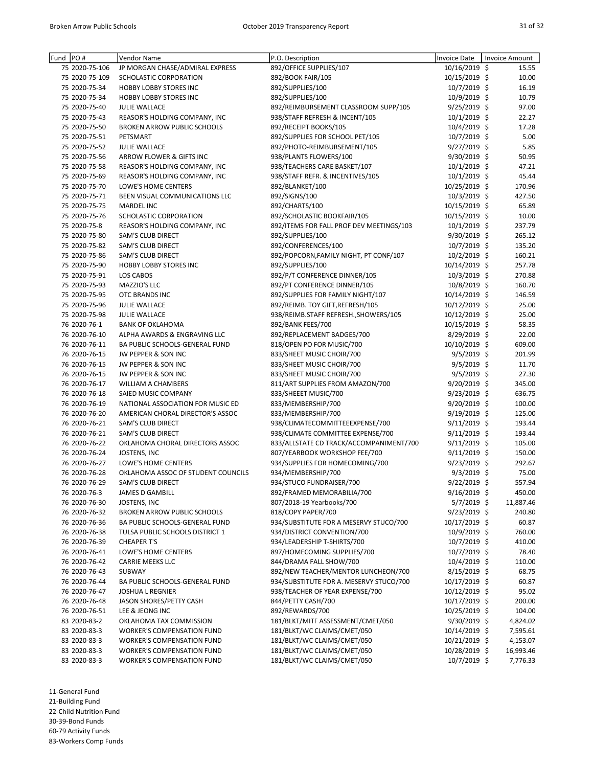| Fund | PO # | Vendor Name | P.O. Description | Invoice Date | Invoice Amount |
|---|---|---|---|---|---|
| 75 | 2020-75-106 | JP MORGAN CHASE/ADMIRAL EXPRESS | 892/OFFICE SUPPLIES/107 | 10/16/2019 | $ 15.55 |
| 75 | 2020-75-109 | SCHOLASTIC CORPORATION | 892/BOOK FAIR/105 | 10/15/2019 | $ 10.00 |
| 75 | 2020-75-34 | HOBBY LOBBY STORES INC | 892/SUPPLIES/100 | 10/7/2019 | $ 16.19 |
| 75 | 2020-75-34 | HOBBY LOBBY STORES INC | 892/SUPPLIES/100 | 10/9/2019 | $ 10.79 |
| 75 | 2020-75-40 | JULIE WALLACE | 892/REIMBURSEMENT CLASSROOM SUPP/105 | 9/25/2019 | $ 97.00 |
| 75 | 2020-75-43 | REASOR'S HOLDING COMPANY, INC | 938/STAFF REFRESH & INCENT/105 | 10/1/2019 | $ 22.27 |
| 75 | 2020-75-50 | BROKEN ARROW PUBLIC SCHOOLS | 892/RECEIPT BOOKS/105 | 10/4/2019 | $ 17.28 |
| 75 | 2020-75-51 | PETSMART | 892/SUPPLIES FOR SCHOOL PET/105 | 10/7/2019 | $ 5.00 |
| 75 | 2020-75-52 | JULIE WALLACE | 892/PHOTO-REIMBURSEMENT/105 | 9/27/2019 | $ 5.85 |
| 75 | 2020-75-56 | ARROW FLOWER & GIFTS INC | 938/PLANTS FLOWERS/100 | 9/30/2019 | $ 50.95 |
| 75 | 2020-75-58 | REASOR'S HOLDING COMPANY, INC | 938/TEACHERS CARE BASKET/107 | 10/1/2019 | $ 47.21 |
| 75 | 2020-75-69 | REASOR'S HOLDING COMPANY, INC | 938/STAFF REFR. & INCENTIVES/105 | 10/1/2019 | $ 45.44 |
| 75 | 2020-75-70 | LOWE'S HOME CENTERS | 892/BLANKET/100 | 10/25/2019 | $ 170.96 |
| 75 | 2020-75-71 | BEEN VISUAL COMMUNICATIONS LLC | 892/SIGNS/100 | 10/3/2019 | $ 427.50 |
| 75 | 2020-75-75 | MARDEL INC | 892/CHARTS/100 | 10/15/2019 | $ 65.89 |
| 75 | 2020-75-76 | SCHOLASTIC CORPORATION | 892/SCHOLASTIC BOOKFAIR/105 | 10/15/2019 | $ 10.00 |
| 75 | 2020-75-8 | REASOR'S HOLDING COMPANY, INC | 892/ITEMS FOR FALL PROF DEV MEETINGS/103 | 10/1/2019 | $ 237.79 |
| 75 | 2020-75-80 | SAM'S CLUB DIRECT | 892/SUPPLIES/100 | 9/30/2019 | $ 265.12 |
| 75 | 2020-75-82 | SAM'S CLUB DIRECT | 892/CONFERENCES/100 | 10/7/2019 | $ 135.20 |
| 75 | 2020-75-86 | SAM'S CLUB DIRECT | 892/POPCORN,FAMILY NIGHT, PT CONF/107 | 10/2/2019 | $ 160.21 |
| 75 | 2020-75-90 | HOBBY LOBBY STORES INC | 892/SUPPLIES/100 | 10/14/2019 | $ 257.78 |
| 75 | 2020-75-91 | LOS CABOS | 892/P/T CONFERENCE DINNER/105 | 10/3/2019 | $ 270.88 |
| 75 | 2020-75-93 | MAZZIO'S LLC | 892/PT CONFERENCE DINNER/105 | 10/8/2019 | $ 160.70 |
| 75 | 2020-75-95 | OTC BRANDS INC | 892/SUPPLIES FOR FAMILY NIGHT/107 | 10/14/2019 | $ 146.59 |
| 75 | 2020-75-96 | JULIE WALLACE | 892/REIMB. TOY GIFT,REFRESH/105 | 10/12/2019 | $ 25.00 |
| 75 | 2020-75-98 | JULIE WALLACE | 938/REIMB.STAFF REFRESH.,SHOWERS/105 | 10/12/2019 | $ 25.00 |
| 76 | 2020-76-1 | BANK OF OKLAHOMA | 892/BANK FEES/700 | 10/15/2019 | $ 58.35 |
| 76 | 2020-76-10 | ALPHA AWARDS & ENGRAVING LLC | 892/REPLACEMENT BADGES/700 | 8/29/2019 | $ 22.00 |
| 76 | 2020-76-11 | BA PUBLIC SCHOOLS-GENERAL FUND | 818/OPEN PO FOR MUSIC/700 | 10/10/2019 | $ 609.00 |
| 76 | 2020-76-15 | JW PEPPER & SON INC | 833/SHEET MUSIC CHOIR/700 | 9/5/2019 | $ 201.99 |
| 76 | 2020-76-15 | JW PEPPER & SON INC | 833/SHEET MUSIC CHOIR/700 | 9/5/2019 | $ 11.70 |
| 76 | 2020-76-15 | JW PEPPER & SON INC | 833/SHEET MUSIC CHOIR/700 | 9/5/2019 | $ 27.30 |
| 76 | 2020-76-17 | WILLIAM A CHAMBERS | 811/ART SUPPLIES FROM AMAZON/700 | 9/20/2019 | $ 345.00 |
| 76 | 2020-76-18 | SAIED MUSIC COMPANY | 833/SHEEET MUSIC/700 | 9/23/2019 | $ 636.75 |
| 76 | 2020-76-19 | NATIONAL ASSOCIATION FOR MUSIC ED | 833/MEMBERSHIP/700 | 9/20/2019 | $ 100.00 |
| 76 | 2020-76-20 | AMERICAN CHORAL DIRECTOR'S ASSOC | 833/MEMBERSHIP/700 | 9/19/2019 | $ 125.00 |
| 76 | 2020-76-21 | SAM'S CLUB DIRECT | 938/CLIMATECOMMITTEEEXPENSE/700 | 9/11/2019 | $ 193.44 |
| 76 | 2020-76-21 | SAM'S CLUB DIRECT | 938/CLIMATE COMMITTEE EXPENSE/700 | 9/11/2019 | $ 193.44 |
| 76 | 2020-76-22 | OKLAHOMA CHORAL DIRECTORS ASSOC | 833/ALLSTATE CD TRACK/ACCOMPANIMENT/700 | 9/11/2019 | $ 105.00 |
| 76 | 2020-76-24 | JOSTENS, INC | 807/YEARBOOK WORKSHOP FEE/700 | 9/11/2019 | $ 150.00 |
| 76 | 2020-76-27 | LOWE'S HOME CENTERS | 934/SUPPLIES FOR HOMECOMING/700 | 9/23/2019 | $ 292.67 |
| 76 | 2020-76-28 | OKLAHOMA ASSOC OF STUDENT COUNCILS | 934/MEMBERSHIP/700 | 9/3/2019 | $ 75.00 |
| 76 | 2020-76-29 | SAM'S CLUB DIRECT | 934/STUCO FUNDRAISER/700 | 9/22/2019 | $ 557.94 |
| 76 | 2020-76-3 | JAMES D GAMBILL | 892/FRAMED MEMORABILIA/700 | 9/16/2019 | $ 450.00 |
| 76 | 2020-76-30 | JOSTENS, INC | 807/2018-19 Yearbooks/700 | 5/7/2019 | $ 11,887.46 |
| 76 | 2020-76-32 | BROKEN ARROW PUBLIC SCHOOLS | 818/COPY PAPER/700 | 9/23/2019 | $ 240.80 |
| 76 | 2020-76-36 | BA PUBLIC SCHOOLS-GENERAL FUND | 934/SUBSTITUTE FOR A MESERVY STUCO/700 | 10/17/2019 | $ 60.87 |
| 76 | 2020-76-38 | TULSA PUBLIC SCHOOLS DISTRICT 1 | 934/DISTRICT CONVENTION/700 | 10/9/2019 | $ 760.00 |
| 76 | 2020-76-39 | CHEAPER T'S | 934/LEADERSHIP T-SHIRTS/700 | 10/7/2019 | $ 410.00 |
| 76 | 2020-76-41 | LOWE'S HOME CENTERS | 897/HOMECOMING SUPPLIES/700 | 10/7/2019 | $ 78.40 |
| 76 | 2020-76-42 | CARRIE MEEKS LLC | 844/DRAMA FALL SHOW/700 | 10/4/2019 | $ 110.00 |
| 76 | 2020-76-43 | SUBWAY | 892/NEW TEACHER/MENTOR LUNCHEON/700 | 8/15/2019 | $ 68.75 |
| 76 | 2020-76-44 | BA PUBLIC SCHOOLS-GENERAL FUND | 934/SUBSTITUTE FOR A. MESERVY STUCO/700 | 10/17/2019 | $ 60.87 |
| 76 | 2020-76-47 | JOSHUA L REGNIER | 938/TEACHER OF YEAR EXPENSE/700 | 10/12/2019 | $ 95.02 |
| 76 | 2020-76-48 | JASON SHORES/PETTY CASH | 844/PETTY CASH/700 | 10/17/2019 | $ 200.00 |
| 76 | 2020-76-51 | LEE & JEONG INC | 892/REWARDS/700 | 10/25/2019 | $ 104.00 |
| 83 | 2020-83-2 | OKLAHOMA TAX COMMISSION | 181/BLKT/MITF ASSESSMENT/CMET/050 | 9/30/2019 | $ 4,824.02 |
| 83 | 2020-83-3 | WORKER'S COMPENSATION FUND | 181/BLKT/WC CLAIMS/CMET/050 | 10/14/2019 | $ 7,595.61 |
| 83 | 2020-83-3 | WORKER'S COMPENSATION FUND | 181/BLKT/WC CLAIMS/CMET/050 | 10/21/2019 | $ 4,153.07 |
| 83 | 2020-83-3 | WORKER'S COMPENSATION FUND | 181/BLKT/WC CLAIMS/CMET/050 | 10/28/2019 | $ 16,993.46 |
| 83 | 2020-83-3 | WORKER'S COMPENSATION FUND | 181/BLKT/WC CLAIMS/CMET/050 | 10/7/2019 | $ 7,776.33 |

11-General Fund
21-Building Fund
22-Child Nutrition Fund
30-39-Bond Funds
60-79 Activity Funds
83-Workers Comp Funds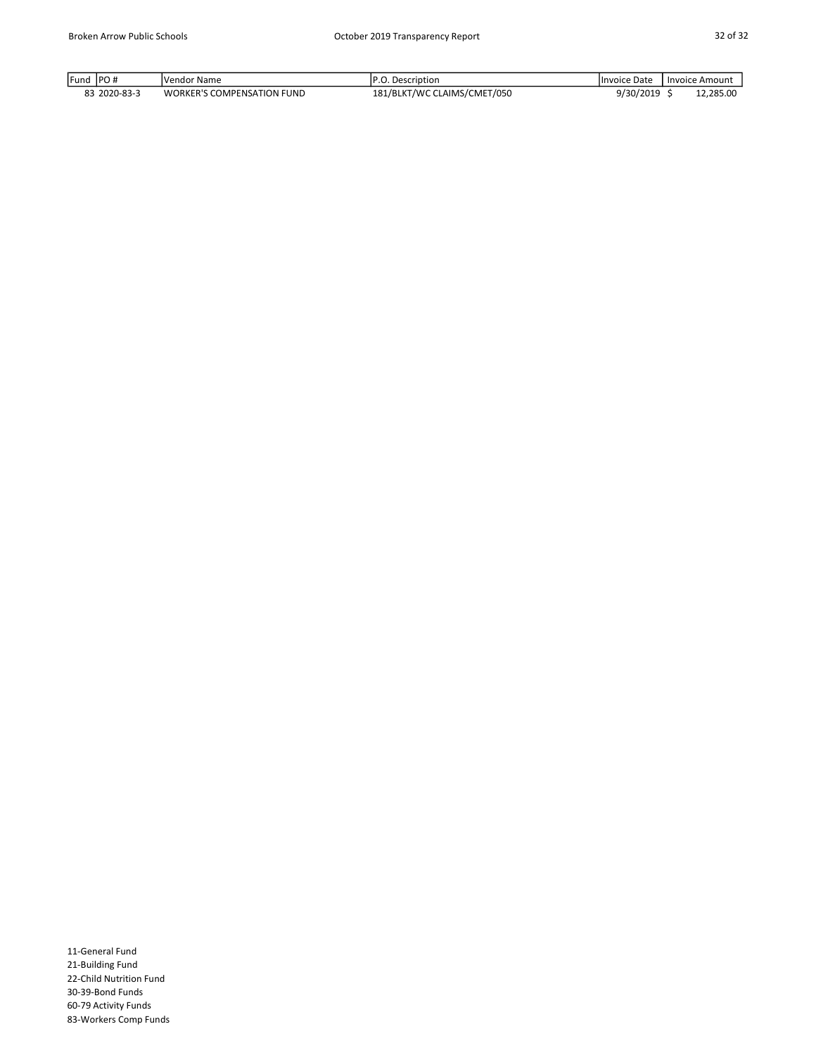| Fund | PO # | Vendor Name | P.O. Description | Invoice Date | Invoice Amount |
|---|---|---|---|---|---|
| 83 | 2020-83-3 | WORKER'S COMPENSATION FUND | 181/BLKT/WC CLAIMS/CMET/050 | 9/30/2019 | $ 12,285.00 |

11-General Fund
21-Building Fund
22-Child Nutrition Fund
30-39-Bond Funds
60-79 Activity Funds
83-Workers Comp Funds